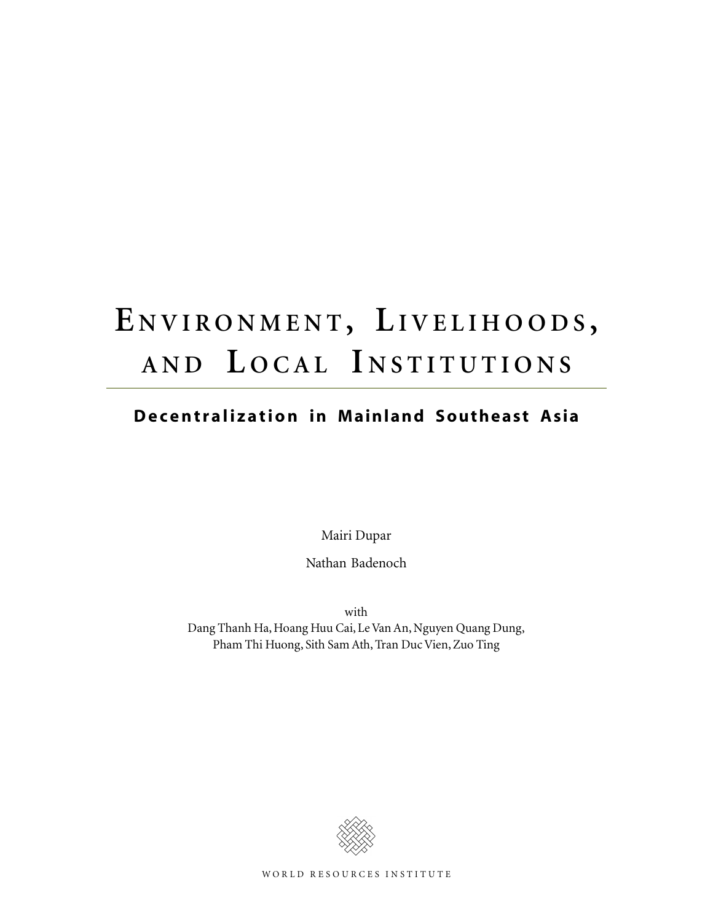# Environment, Livelihoods, and Local Institutions

## Decentralization in Mainland Southeast Asia

Mairi Dupar

Nathan Badenoch

with

Dang Thanh Ha, Hoang Huu Cai, Le Van An, Nguyen Quang Dung, Pham Thi Huong, Sith Sam Ath, Tran Duc Vien, Zuo Ting

WORLD RESOURCES INSTITUTE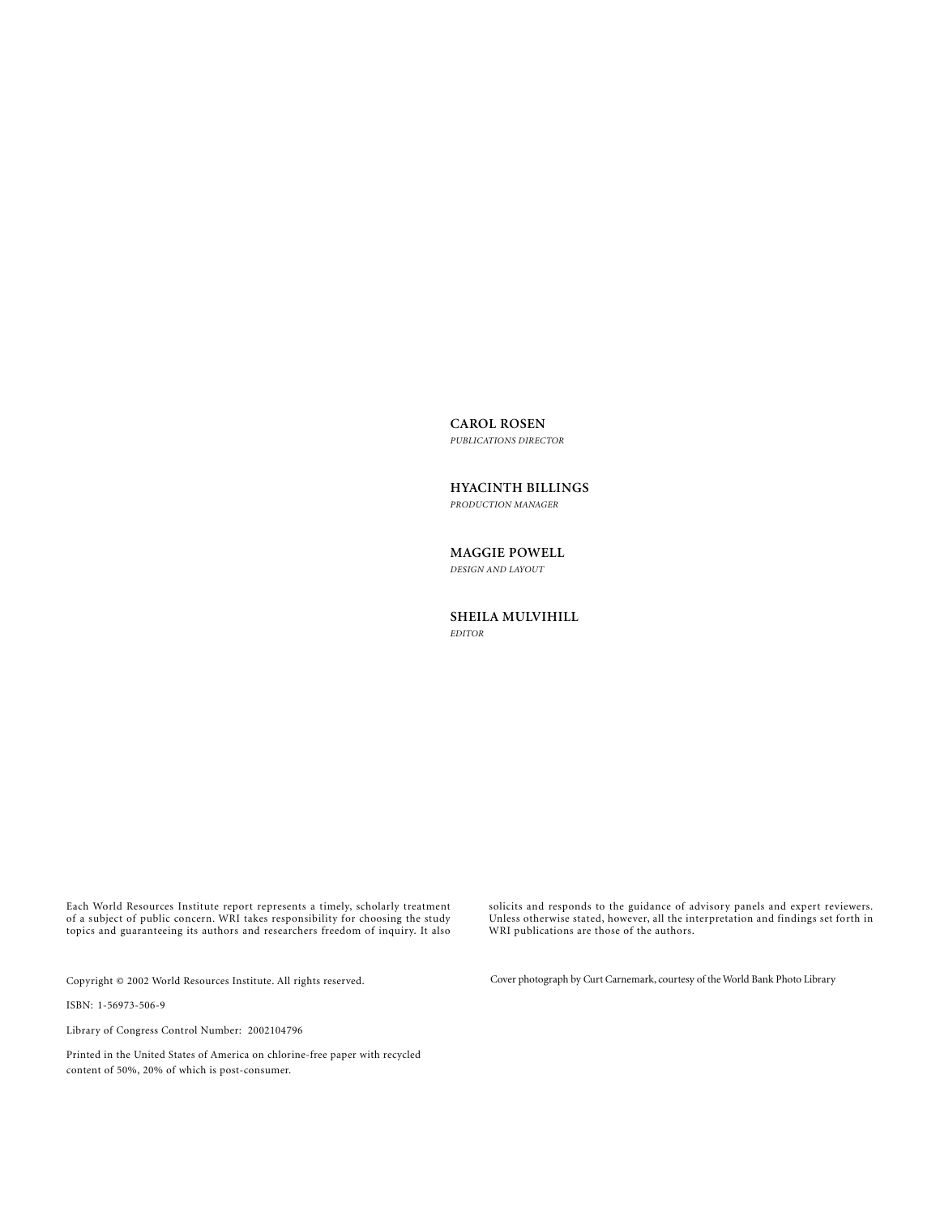**CAROL ROSEN**
*PUBLICATIONS DIRECTOR*

**HYACINTH BILLINGS**
*PRODUCTION MANAGER*

**MAGGIE POWELL**
*DESIGN AND LAYOUT*

**SHEILA MULVIHILL**
*EDITOR*

Each World Resources Institute report represents a timely, scholarly treatment of a subject of public concern. WRI takes responsibility for choosing the study topics and guaranteeing its authors and researchers freedom of inquiry. It also solicits and responds to the guidance of advisory panels and expert reviewers. Unless otherwise stated, however, all the interpretation and findings set forth in WRI publications are those of the authors.

Copyright © 2002 World Resources Institute. All rights reserved.

ISBN: 1-56973-506-9

Library of Congress Control Number: 2002104796

Printed in the United States of America on chlorine-free paper with recycled content of 50%, 20% of which is post-consumer.

Cover photograph by Curt Carnemark, courtesy of the World Bank Photo Library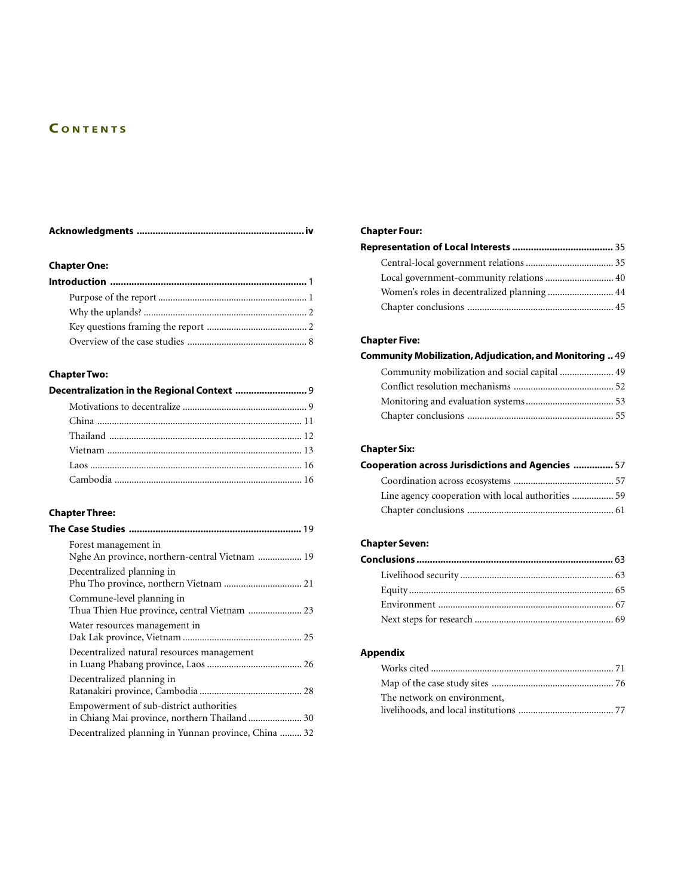# Contents

**Acknowledgments** .............................................................. iv

**Chapter One:**

**Introduction** ......................................................................... 1

- Purpose of the report ............................................................ 1
- Why the uplands? .................................................................. 2
- Key questions framing the report ......................................... 2
- Overview of the case studies ................................................. 8

**Chapter Two:**

**Decentralization in the Regional Context** ........................... 9

- Motivations to decentralize .................................................. 9
- China .................................................................................. 11
- Thailand .............................................................................. 12
- Vietnam ............................................................................... 13
- Laos ..................................................................................... 16
- Cambodia ............................................................................ 16

**Chapter Three:**

**The Case Studies** ................................................................ 19

- Forest management in Nghe An province, northern-central Vietnam .................. 19
- Decentralized planning in Phu Tho province, northern Vietnam ................................ 21
- Commune-level planning in Thua Thien Hue province, central Vietnam ...................... 23
- Water resources management in Dak Lak province, Vietnam ................................................ 25
- Decentralized natural resources management in Luang Phabang province, Laos ....................................... 26
- Decentralized planning in Ratanakiri province, Cambodia .......................................... 28
- Empowerment of sub-district authorities in Chiang Mai province, northern Thailand...................... 30
- Decentralized planning in Yunnan province, China ......... 32

**Chapter Four:**

**Representation of Local Interests** ...................................... 35

- Central-local government relations .................................... 35
- Local government-community relations ............................ 40
- Women's roles in decentralized planning ........................... 44
- Chapter conclusions ........................................................... 45

**Chapter Five:**

**Community Mobilization, Adjudication, and Monitoring** .. 49

- Community mobilization and social capital ...................... 49
- Conflict resolution mechanisms ......................................... 52
- Monitoring and evaluation systems.................................... 53
- Chapter conclusions ........................................................... 55

**Chapter Six:**

**Cooperation across Jurisdictions and Agencies** ............... 57

- Coordination across ecosystems ......................................... 57
- Line agency cooperation with local authorities ................. 59
- Chapter conclusions ........................................................... 61

**Chapter Seven:**

**Conclusions** ........................................................................ 63

- Livelihood security .............................................................. 63
- Equity ................................................................................... 65
- Environment ........................................................................ 67
- Next steps for research ........................................................ 69

**Appendix**

- Works cited .......................................................................... 71
- Map of the case study sites ................................................. 76
- The network on environment, livelihoods, and local institutions ....................................... 77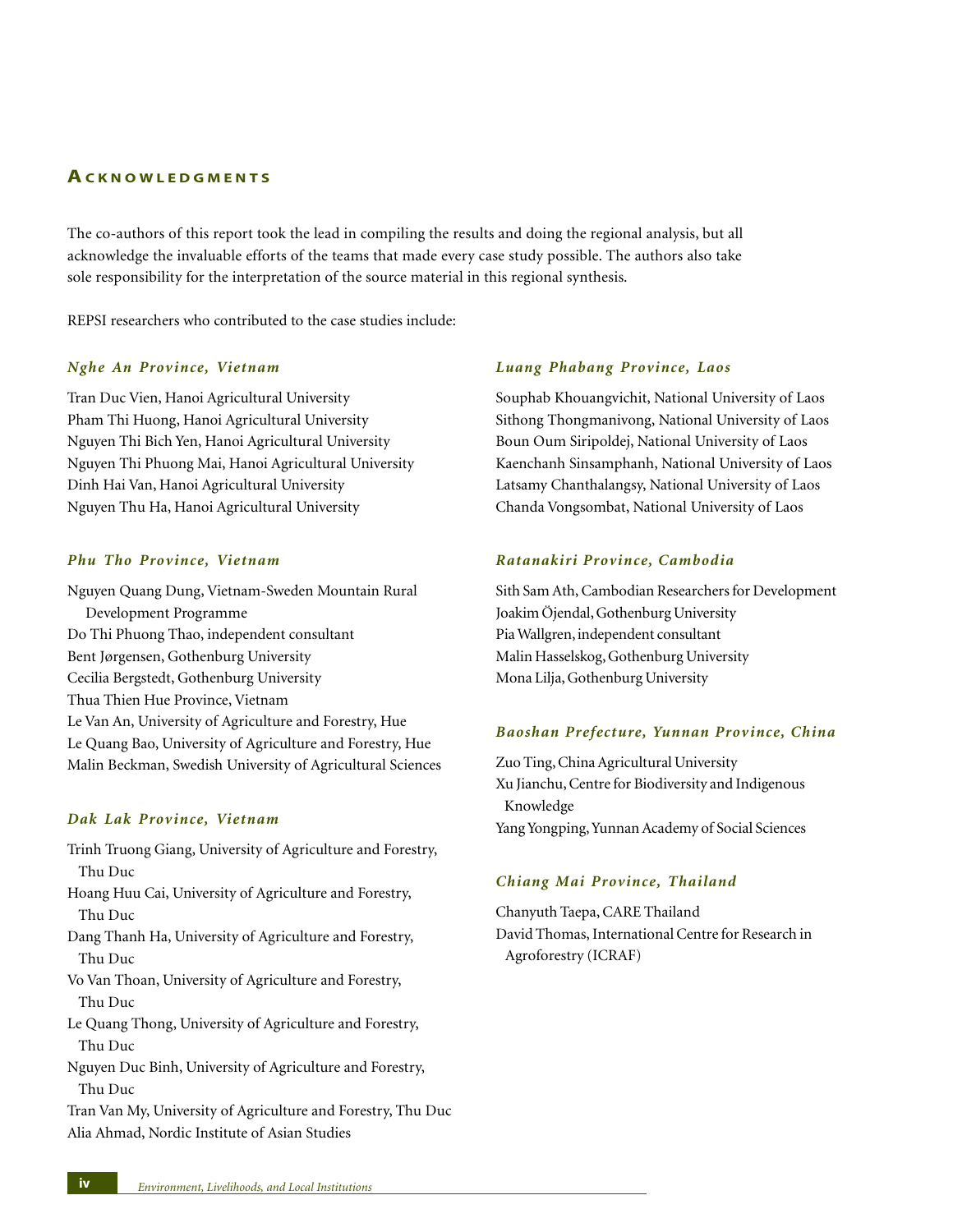## Acknowledgments

The co-authors of this report took the lead in compiling the results and doing the regional analysis, but all acknowledge the invaluable efforts of the teams that made every case study possible. The authors also take sole responsibility for the interpretation of the source material in this regional synthesis.

REPSI researchers who contributed to the case studies include:

### *Nghe An Province, Vietnam*

Tran Duc Vien, Hanoi Agricultural University
Pham Thi Huong, Hanoi Agricultural University
Nguyen Thi Bich Yen, Hanoi Agricultural University
Nguyen Thi Phuong Mai, Hanoi Agricultural University
Dinh Hai Van, Hanoi Agricultural University
Nguyen Thu Ha, Hanoi Agricultural University

### *Phu Tho Province, Vietnam*

Nguyen Quang Dung, Vietnam-Sweden Mountain Rural Development Programme
Do Thi Phuong Thao, independent consultant
Bent Jørgensen, Gothenburg University
Cecilia Bergstedt, Gothenburg University
Thua Thien Hue Province, Vietnam
Le Van An, University of Agriculture and Forestry, Hue
Le Quang Bao, University of Agriculture and Forestry, Hue
Malin Beckman, Swedish University of Agricultural Sciences

### *Dak Lak Province, Vietnam*

Trinh Truong Giang, University of Agriculture and Forestry, Thu Duc
Hoang Huu Cai, University of Agriculture and Forestry, Thu Duc
Dang Thanh Ha, University of Agriculture and Forestry, Thu Duc
Vo Van Thoan, University of Agriculture and Forestry, Thu Duc
Le Quang Thong, University of Agriculture and Forestry, Thu Duc
Nguyen Duc Binh, University of Agriculture and Forestry, Thu Duc
Tran Van My, University of Agriculture and Forestry, Thu Duc
Alia Ahmad, Nordic Institute of Asian Studies

### *Luang Phabang Province, Laos*

Souphab Khouangvichit, National University of Laos
Sithong Thongmanivong, National University of Laos
Boun Oum Siripoldej, National University of Laos
Kaenchanh Sinsamphanh, National University of Laos
Latsamy Chanthalangsy, National University of Laos
Chanda Vongsombat, National University of Laos

### *Ratanakiri Province, Cambodia*

Sith Sam Ath, Cambodian Researchers for Development
Joakim Öjendal, Gothenburg University
Pia Wallgren, independent consultant
Malin Hasselskog, Gothenburg University
Mona Lilja, Gothenburg University

### *Baoshan Prefecture, Yunnan Province, China*

Zuo Ting, China Agricultural University
Xu Jianchu, Centre for Biodiversity and Indigenous Knowledge
Yang Yongping, Yunnan Academy of Social Sciences

### *Chiang Mai Province, Thailand*

Chanyuth Taepa, CARE Thailand
David Thomas, International Centre for Research in Agroforestry (ICRAF)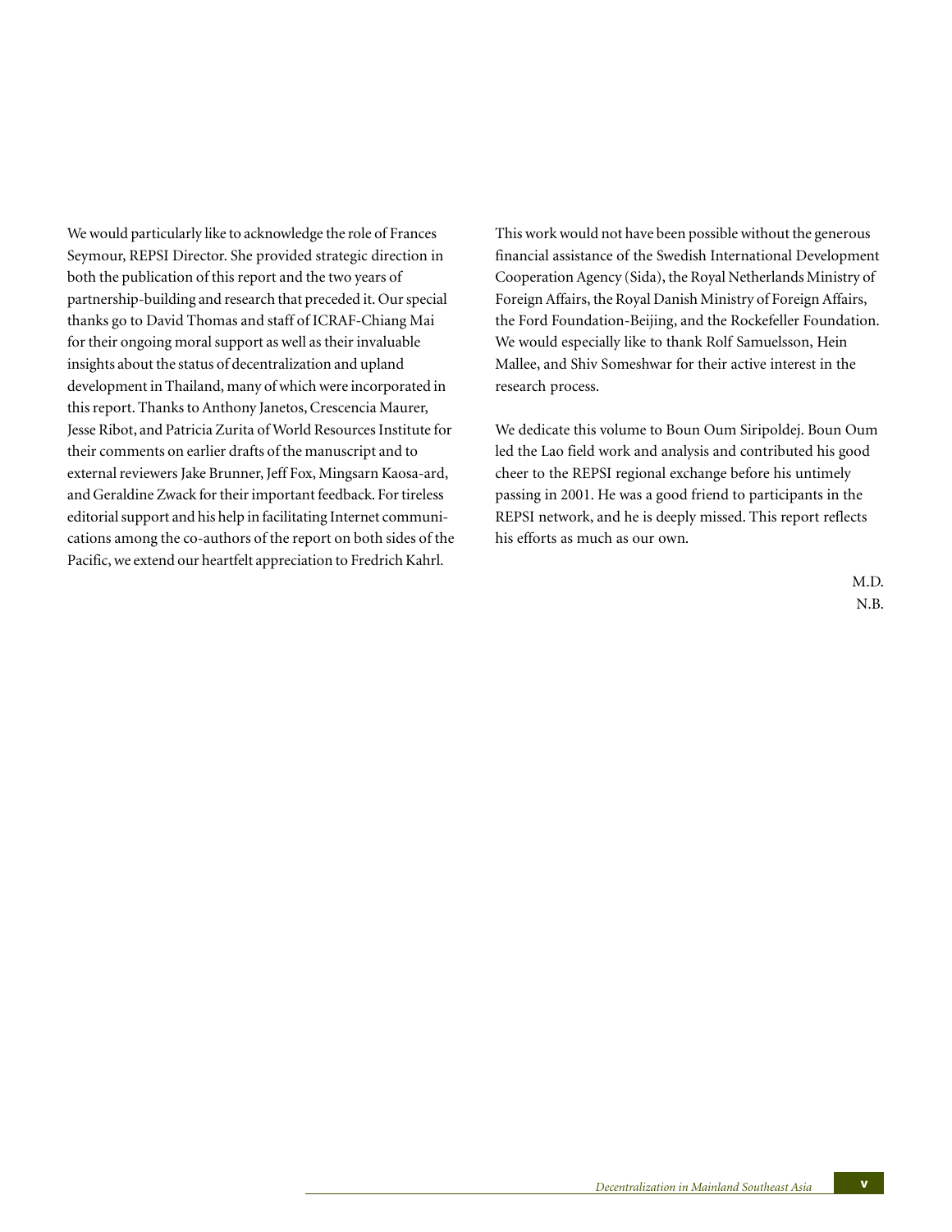We would particularly like to acknowledge the role of Frances Seymour, REPSI Director. She provided strategic direction in both the publication of this report and the two years of partnership-building and research that preceded it. Our special thanks go to David Thomas and staff of ICRAF-Chiang Mai for their ongoing moral support as well as their invaluable insights about the status of decentralization and upland development in Thailand, many of which were incorporated in this report. Thanks to Anthony Janetos, Crescencia Maurer, Jesse Ribot, and Patricia Zurita of World Resources Institute for their comments on earlier drafts of the manuscript and to external reviewers Jake Brunner, Jeff Fox, Mingsarn Kaosa-ard, and Geraldine Zwack for their important feedback. For tireless editorial support and his help in facilitating Internet communications among the co-authors of the report on both sides of the Pacific, we extend our heartfelt appreciation to Fredrich Kahrl.

This work would not have been possible without the generous financial assistance of the Swedish International Development Cooperation Agency (Sida), the Royal Netherlands Ministry of Foreign Affairs, the Royal Danish Ministry of Foreign Affairs, the Ford Foundation-Beijing, and the Rockefeller Foundation. We would especially like to thank Rolf Samuelsson, Hein Mallee, and Shiv Someshwar for their active interest in the research process.

We dedicate this volume to Boun Oum Siripoldej. Boun Oum led the Lao field work and analysis and contributed his good cheer to the REPSI regional exchange before his untimely passing in 2001. He was a good friend to participants in the REPSI network, and he is deeply missed. This report reflects his efforts as much as our own.

M.D.
N.B.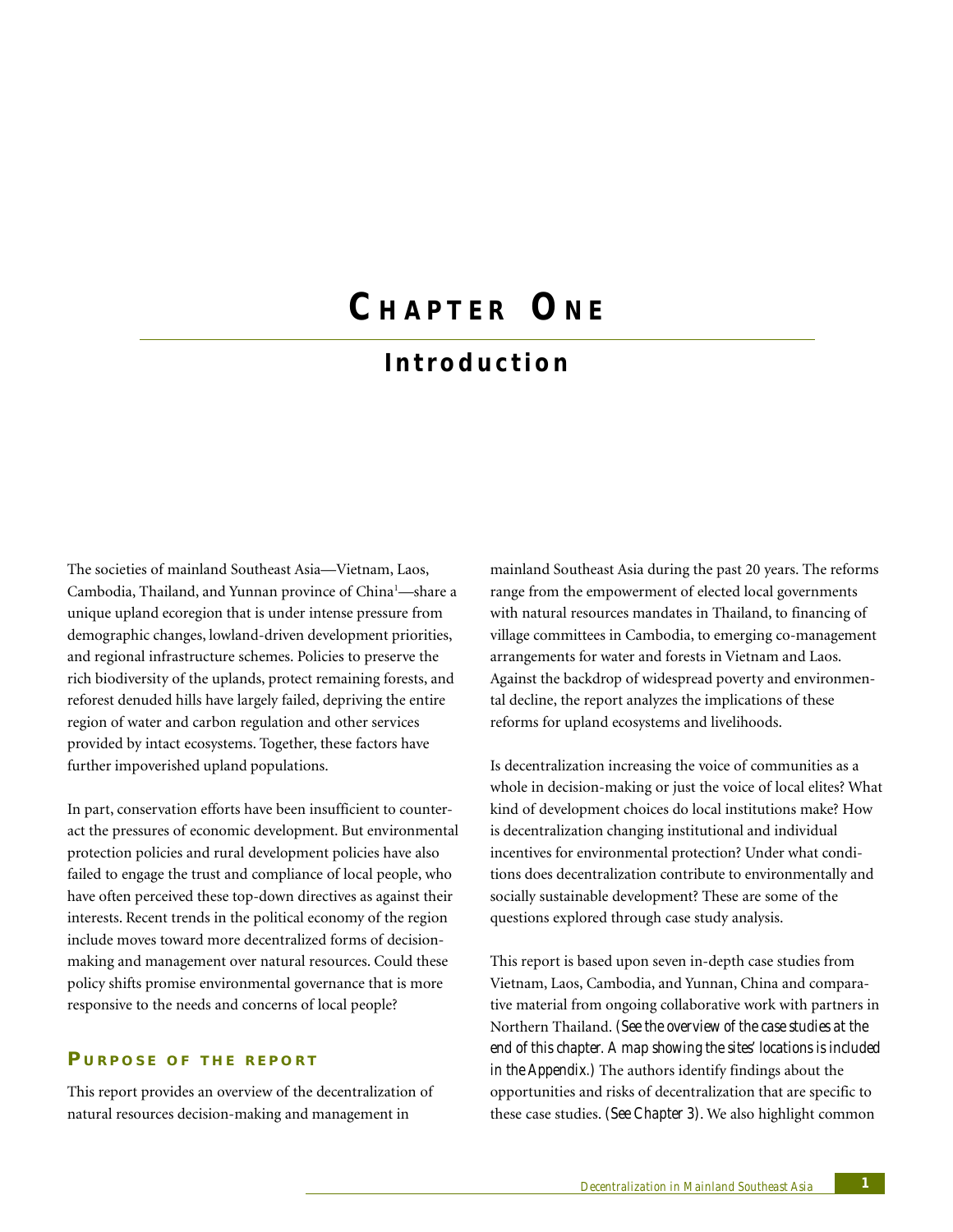# Chapter One

## Introduction

The societies of mainland Southeast Asia—Vietnam, Laos, Cambodia, Thailand, and Yunnan province of China[1]—share a unique upland ecoregion that is under intense pressure from demographic changes, lowland-driven development priorities, and regional infrastructure schemes. Policies to preserve the rich biodiversity of the uplands, protect remaining forests, and reforest denuded hills have largely failed, depriving the entire region of water and carbon regulation and other services provided by intact ecosystems. Together, these factors have further impoverished upland populations.

In part, conservation efforts have been insufficient to counteract the pressures of economic development. But environmental protection policies and rural development policies have also failed to engage the trust and compliance of local people, who have often perceived these top-down directives as against their interests. Recent trends in the political economy of the region include moves toward more decentralized forms of decision-making and management over natural resources. Could these policy shifts promise environmental governance that is more responsive to the needs and concerns of local people?

### Purpose of the report

This report provides an overview of the decentralization of natural resources decision-making and management in mainland Southeast Asia during the past 20 years. The reforms range from the empowerment of elected local governments with natural resources mandates in Thailand, to financing of village committees in Cambodia, to emerging co-management arrangements for water and forests in Vietnam and Laos. Against the backdrop of widespread poverty and environmental decline, the report analyzes the implications of these reforms for upland ecosystems and livelihoods.

Is decentralization increasing the voice of communities as a whole in decision-making or just the voice of local elites? What kind of development choices do local institutions make? How is decentralization changing institutional and individual incentives for environmental protection? Under what conditions does decentralization contribute to environmentally and socially sustainable development? These are some of the questions explored through case study analysis.

This report is based upon seven in-depth case studies from Vietnam, Laos, Cambodia, and Yunnan, China and comparative material from ongoing collaborative work with partners in Northern Thailand. *(See the overview of the case studies at the end of this chapter. A map showing the sites' locations is included in the Appendix.)* The authors identify findings about the opportunities and risks of decentralization that are specific to these case studies. *(See Chapter 3)*. We also highlight common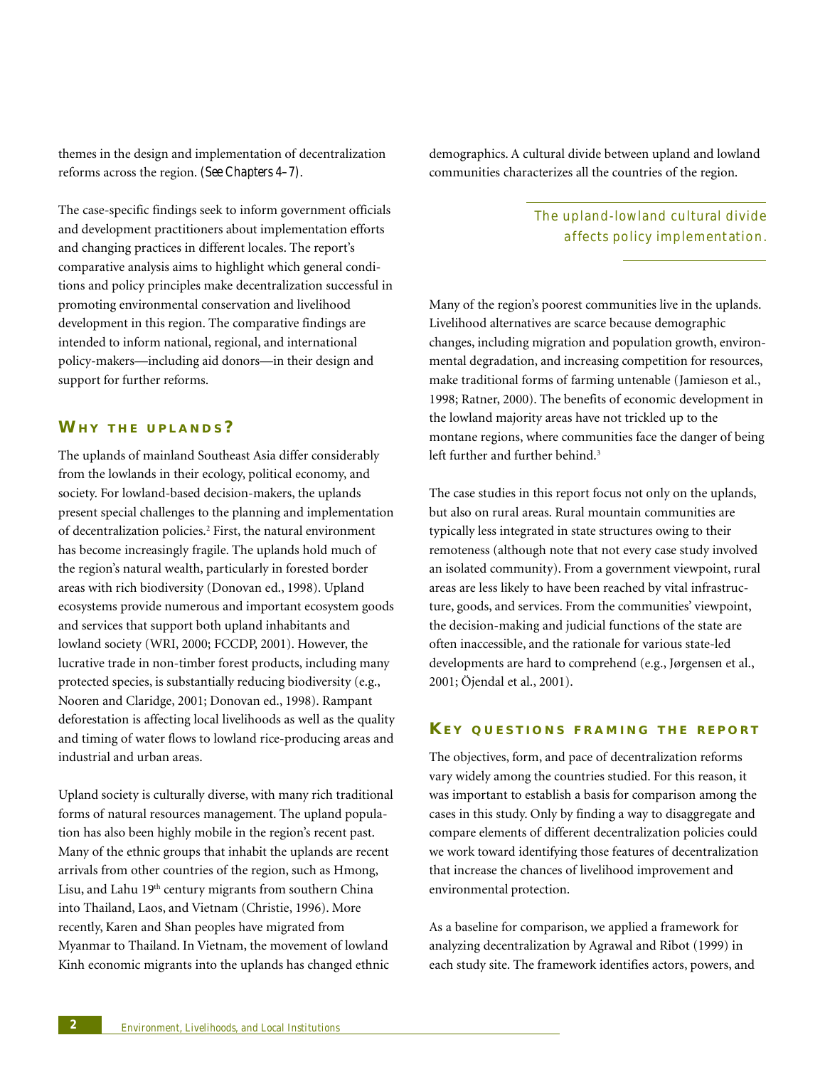themes in the design and implementation of decentralization reforms across the region. (*See Chapters 4–7*).

The case-specific findings seek to inform government officials and development practitioners about implementation efforts and changing practices in different locales. The report's comparative analysis aims to highlight which general conditions and policy principles make decentralization successful in promoting environmental conservation and livelihood development in this region. The comparative findings are intended to inform national, regional, and international policy-makers—including aid donors—in their design and support for further reforms.

## Why the Uplands?

The uplands of mainland Southeast Asia differ considerably from the lowlands in their ecology, political economy, and society. For lowland-based decision-makers, the uplands present special challenges to the planning and implementation of decentralization policies.[2] First, the natural environment has become increasingly fragile. The uplands hold much of the region's natural wealth, particularly in forested border areas with rich biodiversity (Donovan ed., 1998). Upland ecosystems provide numerous and important ecosystem goods and services that support both upland inhabitants and lowland society (WRI, 2000; FCCDP, 2001). However, the lucrative trade in non-timber forest products, including many protected species, is substantially reducing biodiversity (e.g., Nooren and Claridge, 2001; Donovan ed., 1998). Rampant deforestation is affecting local livelihoods as well as the quality and timing of water flows to lowland rice-producing areas and industrial and urban areas.

Upland society is culturally diverse, with many rich traditional forms of natural resources management. The upland population has also been highly mobile in the region's recent past. Many of the ethnic groups that inhabit the uplands are recent arrivals from other countries of the region, such as Hmong, Lisu, and Lahu 19th century migrants from southern China into Thailand, Laos, and Vietnam (Christie, 1996). More recently, Karen and Shan peoples have migrated from Myanmar to Thailand. In Vietnam, the movement of lowland Kinh economic migrants into the uplands has changed ethnic demographics. A cultural divide between upland and lowland communities characterizes all the countries of the region.

*The upland-lowland cultural divide affects policy implementation.*

Many of the region's poorest communities live in the uplands. Livelihood alternatives are scarce because demographic changes, including migration and population growth, environmental degradation, and increasing competition for resources, make traditional forms of farming untenable (Jamieson et al., 1998; Ratner, 2000). The benefits of economic development in the lowland majority areas have not trickled up to the montane regions, where communities face the danger of being left further and further behind.[3]

The case studies in this report focus not only on the uplands, but also on rural areas. Rural mountain communities are typically less integrated in state structures owing to their remoteness (although note that not every case study involved an isolated community). From a government viewpoint, rural areas are less likely to have been reached by vital infrastructure, goods, and services. From the communities' viewpoint, the decision-making and judicial functions of the state are often inaccessible, and the rationale for various state-led developments are hard to comprehend (e.g., Jørgensen et al., 2001; Öjendal et al., 2001).

## Key Questions Framing the Report

The objectives, form, and pace of decentralization reforms vary widely among the countries studied. For this reason, it was important to establish a basis for comparison among the cases in this study. Only by finding a way to disaggregate and compare elements of different decentralization policies could we work toward identifying those features of decentralization that increase the chances of livelihood improvement and environmental protection.

As a baseline for comparison, we applied a framework for analyzing decentralization by Agrawal and Ribot (1999) in each study site. The framework identifies actors, powers, and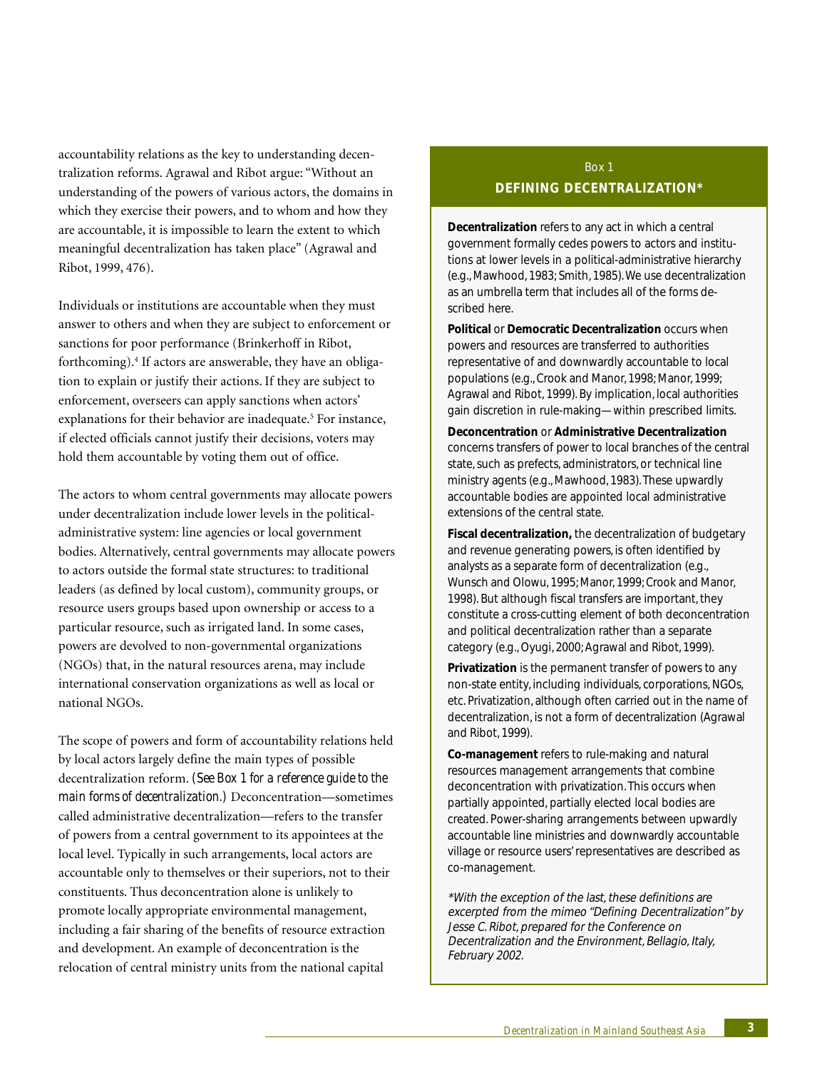accountability relations as the key to understanding decentralization reforms. Agrawal and Ribot argue: "Without an understanding of the powers of various actors, the domains in which they exercise their powers, and to whom and how they are accountable, it is impossible to learn the extent to which meaningful decentralization has taken place" (Agrawal and Ribot, 1999, 476).

Individuals or institutions are accountable when they must answer to others and when they are subject to enforcement or sanctions for poor performance (Brinkerhoff in Ribot, forthcoming).[4] If actors are answerable, they have an obligation to explain or justify their actions. If they are subject to enforcement, overseers can apply sanctions when actors' explanations for their behavior are inadequate.[5] For instance, if elected officials cannot justify their decisions, voters may hold them accountable by voting them out of office.

The actors to whom central governments may allocate powers under decentralization include lower levels in the political-administrative system: line agencies or local government bodies. Alternatively, central governments may allocate powers to actors outside the formal state structures: to traditional leaders (as defined by local custom), community groups, or resource users groups based upon ownership or access to a particular resource, such as irrigated land. In some cases, powers are devolved to non-governmental organizations (NGOs) that, in the natural resources arena, may include international conservation organizations as well as local or national NGOs.

The scope of powers and form of accountability relations held by local actors largely define the main types of possible decentralization reform. (*See Box 1 for a reference guide to the main forms of decentralization.*) Deconcentration—sometimes called administrative decentralization—refers to the transfer of powers from a central government to its appointees at the local level. Typically in such arrangements, local actors are accountable only to themselves or their superiors, not to their constituents. Thus deconcentration alone is unlikely to promote locally appropriate environmental management, including a fair sharing of the benefits of resource extraction and development. An example of deconcentration is the relocation of central ministry units from the national capital

> Box 1
>
> **DEFINING DECENTRALIZATION***
>
> **Decentralization** refers to any act in which a central government formally cedes powers to actors and institutions at lower levels in a political-administrative hierarchy (e.g., Mawhood, 1983; Smith, 1985). We use decentralization as an umbrella term that includes all of the forms described here.
>
> **Political** or **Democratic Decentralization** occurs when powers and resources are transferred to authorities representative of and downwardly accountable to local populations (e.g., Crook and Manor, 1998; Manor, 1999; Agrawal and Ribot, 1999). By implication, local authorities gain discretion in rule-making—within prescribed limits.
>
> **Deconcentration** or **Administrative Decentralization** concerns transfers of power to local branches of the central state, such as prefects, administrators, or technical line ministry agents (e.g., Mawhood, 1983). These upwardly accountable bodies are appointed local administrative extensions of the central state.
>
> **Fiscal decentralization,** the decentralization of budgetary and revenue generating powers, is often identified by analysts as a separate form of decentralization (e.g., Wunsch and Olowu, 1995; Manor, 1999; Crook and Manor, 1998). But although fiscal transfers are important, they constitute a cross-cutting element of both deconcentration and political decentralization rather than a separate category (e.g., Oyugi, 2000; Agrawal and Ribot, 1999).
>
> **Privatization** is the permanent transfer of powers to any non-state entity, including individuals, corporations, NGOs, etc. Privatization, although often carried out in the name of decentralization, is not a form of decentralization (Agrawal and Ribot, 1999).
>
> **Co-management** refers to rule-making and natural resources management arrangements that combine deconcentration with privatization. This occurs when partially appointed, partially elected local bodies are created. Power-sharing arrangements between upwardly accountable line ministries and downwardly accountable village or resource users' representatives are described as co-management.
>
> *\*With the exception of the last, these definitions are excerpted from the mimeo "Defining Decentralization" by Jesse C. Ribot, prepared for the Conference on Decentralization and the Environment, Bellagio, Italy, February 2002.*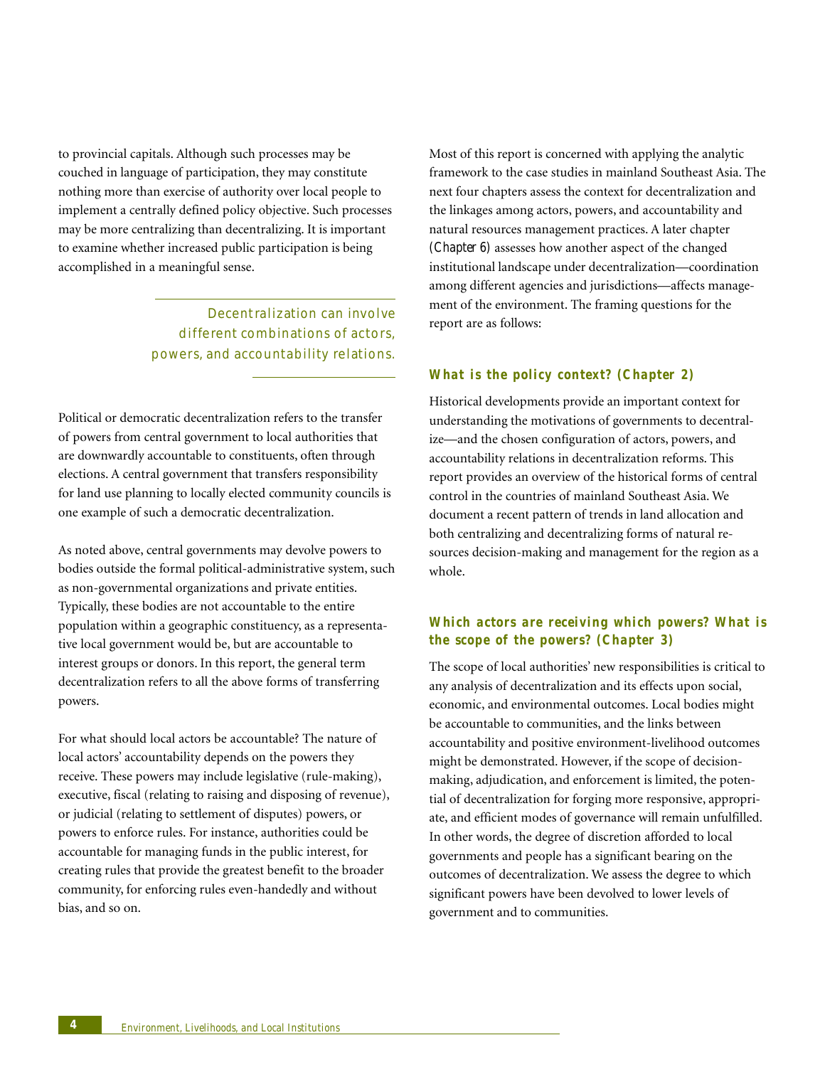to provincial capitals. Although such processes may be couched in language of participation, they may constitute nothing more than exercise of authority over local people to implement a centrally defined policy objective. Such processes may be more centralizing than decentralizing. It is important to examine whether increased public participation is being accomplished in a meaningful sense.

> *Decentralization can involve different combinations of actors, powers, and accountability relations.*

Political or democratic decentralization refers to the transfer of powers from central government to local authorities that are downwardly accountable to constituents, often through elections. A central government that transfers responsibility for land use planning to locally elected community councils is one example of such a democratic decentralization.

As noted above, central governments may devolve powers to bodies outside the formal political-administrative system, such as non-governmental organizations and private entities. Typically, these bodies are not accountable to the entire population within a geographic constituency, as a representative local government would be, but are accountable to interest groups or donors. In this report, the general term decentralization refers to all the above forms of transferring powers.

For what should local actors be accountable? The nature of local actors' accountability depends on the powers they receive. These powers may include legislative (rule-making), executive, fiscal (relating to raising and disposing of revenue), or judicial (relating to settlement of disputes) powers, or powers to enforce rules. For instance, authorities could be accountable for managing funds in the public interest, for creating rules that provide the greatest benefit to the broader community, for enforcing rules even-handedly and without bias, and so on.

Most of this report is concerned with applying the analytic framework to the case studies in mainland Southeast Asia. The next four chapters assess the context for decentralization and the linkages among actors, powers, and accountability and natural resources management practices. A later chapter (*Chapter 6*) assesses how another aspect of the changed institutional landscape under decentralization—coordination among different agencies and jurisdictions—affects management of the environment. The framing questions for the report are as follows:

### What is the policy context? (Chapter 2)

Historical developments provide an important context for understanding the motivations of governments to decentralize—and the chosen configuration of actors, powers, and accountability relations in decentralization reforms. This report provides an overview of the historical forms of central control in the countries of mainland Southeast Asia. We document a recent pattern of trends in land allocation and both centralizing and decentralizing forms of natural resources decision-making and management for the region as a whole.

### Which actors are receiving which powers? What is the scope of the powers? (Chapter 3)

The scope of local authorities' new responsibilities is critical to any analysis of decentralization and its effects upon social, economic, and environmental outcomes. Local bodies might be accountable to communities, and the links between accountability and positive environment-livelihood outcomes might be demonstrated. However, if the scope of decision-making, adjudication, and enforcement is limited, the potential of decentralization for forging more responsive, appropriate, and efficient modes of governance will remain unfulfilled. In other words, the degree of discretion afforded to local governments and people has a significant bearing on the outcomes of decentralization. We assess the degree to which significant powers have been devolved to lower levels of government and to communities.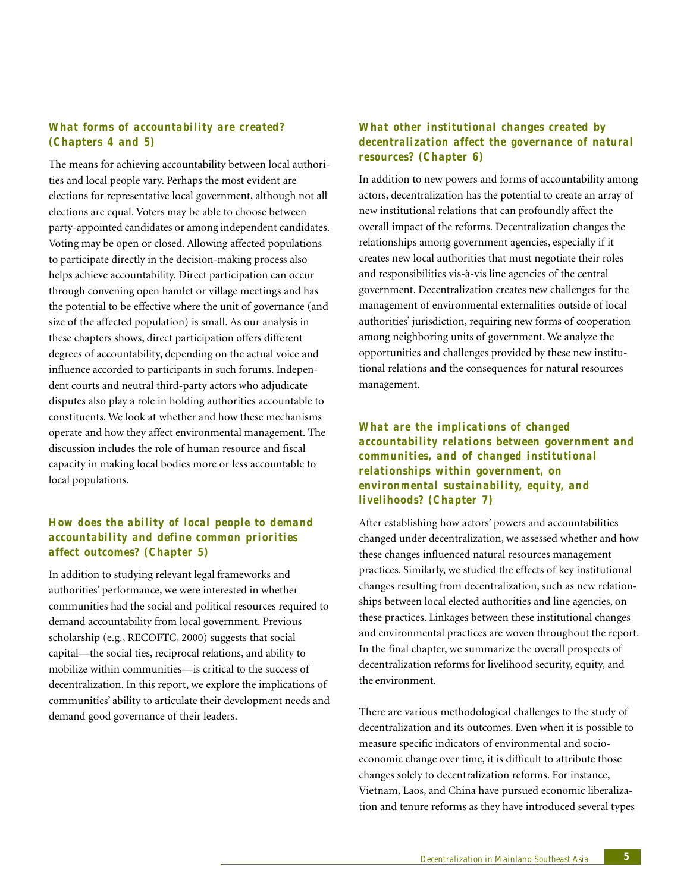### What forms of accountability are created? (Chapters 4 and 5)

The means for achieving accountability between local authorities and local people vary. Perhaps the most evident are elections for representative local government, although not all elections are equal. Voters may be able to choose between party-appointed candidates or among independent candidates. Voting may be open or closed. Allowing affected populations to participate directly in the decision-making process also helps achieve accountability. Direct participation can occur through convening open hamlet or village meetings and has the potential to be effective where the unit of governance (and size of the affected population) is small. As our analysis in these chapters shows, direct participation offers different degrees of accountability, depending on the actual voice and influence accorded to participants in such forums. Independent courts and neutral third-party actors who adjudicate disputes also play a role in holding authorities accountable to constituents. We look at whether and how these mechanisms operate and how they affect environmental management. The discussion includes the role of human resource and fiscal capacity in making local bodies more or less accountable to local populations.

### How does the ability of local people to demand accountability and define common priorities affect outcomes? (Chapter 5)

In addition to studying relevant legal frameworks and authorities' performance, we were interested in whether communities had the social and political resources required to demand accountability from local government. Previous scholarship (e.g., RECOFTC, 2000) suggests that social capital—the social ties, reciprocal relations, and ability to mobilize within communities—is critical to the success of decentralization. In this report, we explore the implications of communities' ability to articulate their development needs and demand good governance of their leaders.

### What other institutional changes created by decentralization affect the governance of natural resources? (Chapter 6)

In addition to new powers and forms of accountability among actors, decentralization has the potential to create an array of new institutional relations that can profoundly affect the overall impact of the reforms. Decentralization changes the relationships among government agencies, especially if it creates new local authorities that must negotiate their roles and responsibilities vis-à-vis line agencies of the central government. Decentralization creates new challenges for the management of environmental externalities outside of local authorities' jurisdiction, requiring new forms of cooperation among neighboring units of government. We analyze the opportunities and challenges provided by these new institutional relations and the consequences for natural resources management.

### What are the implications of changed accountability relations between government and communities, and of changed institutional relationships within government, on environmental sustainability, equity, and livelihoods? (Chapter 7)

After establishing how actors' powers and accountabilities changed under decentralization, we assessed whether and how these changes influenced natural resources management practices. Similarly, we studied the effects of key institutional changes resulting from decentralization, such as new relationships between local elected authorities and line agencies, on these practices. Linkages between these institutional changes and environmental practices are woven throughout the report. In the final chapter, we summarize the overall prospects of decentralization reforms for livelihood security, equity, and the environment.

There are various methodological challenges to the study of decentralization and its outcomes. Even when it is possible to measure specific indicators of environmental and socio-economic change over time, it is difficult to attribute those changes solely to decentralization reforms. For instance, Vietnam, Laos, and China have pursued economic liberalization and tenure reforms as they have introduced several types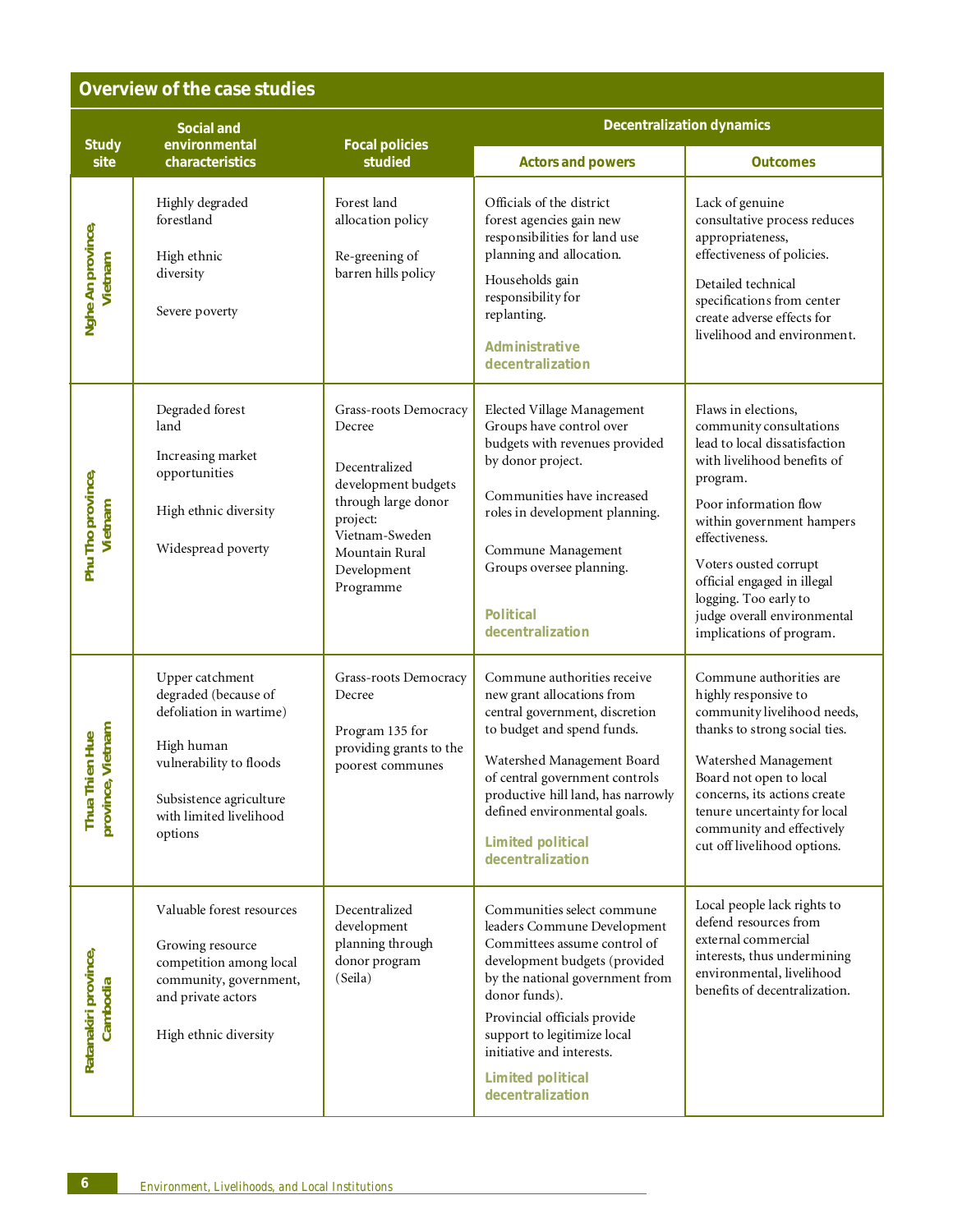## Overview of the case studies

| Study site | Social and environmental characteristics | Focal policies studied | Decentralization dynamics | |
|---|---|---|---|---|
| | | | Actors and powers | Outcomes |
| Nghe An province, Vietnam | Highly degraded forestland<br><br>High ethnic diversity<br><br>Severe poverty | Forest land allocation policy<br><br>Re-greening of barren hills policy | Officials of the district forest agencies gain new responsibilities for land use planning and allocation.<br><br>Households gain responsibility for replanting.<br><br>**Administrative decentralization** | Lack of genuine consultative process reduces appropriateness, effectiveness of policies.<br><br>Detailed technical specifications from center create adverse effects for livelihood and environment. |
| Phu Tho province, Vietnam | Degraded forest land<br><br>Increasing market opportunities<br><br>High ethnic diversity<br><br>Widespread poverty | Grass-roots Democracy Decree<br><br>Decentralized development budgets through large donor project: Vietnam-Sweden Mountain Rural Development Programme | Elected Village Management Groups have control over budgets with revenues provided by donor project.<br><br>Communities have increased roles in development planning.<br><br>Commune Management Groups oversee planning.<br><br>**Political decentralization** | Flaws in elections, community consultations lead to local dissatisfaction with livelihood benefits of program.<br><br>Poor information flow within government hampers effectiveness.<br><br>Voters ousted corrupt official engaged in illegal logging. Too early to judge overall environmental implications of program. |
| Thua Thien Hue province, Vietnam | Upper catchment degraded (because of defoliation in wartime)<br><br>High human vulnerability to floods<br><br>Subsistence agriculture with limited livelihood options | Grass-roots Democracy Decree<br><br>Program 135 for providing grants to the poorest communes | Commune authorities receive new grant allocations from central government, discretion to budget and spend funds.<br><br>Watershed Management Board of central government controls productive hill land, has narrowly defined environmental goals.<br><br>**Limited political decentralization** | Commune authorities are highly responsive to community livelihood needs, thanks to strong social ties.<br><br>Watershed Management Board not open to local concerns, its actions create tenure uncertainty for local community and effectively cut off livelihood options. |
| Ratanakiri province, Cambodia | Valuable forest resources<br><br>Growing resource competition among local community, government, and private actors<br><br>High ethnic diversity | Decentralized development planning through donor program (Seila) | Communities select commune leaders Commune Development Committees assume control of development budgets (provided by the national government from donor funds).<br><br>Provincial officials provide support to legitimize local initiative and interests.<br><br>**Limited political decentralization** | Local people lack rights to defend resources from external commercial interests, thus undermining environmental, livelihood benefits of decentralization. |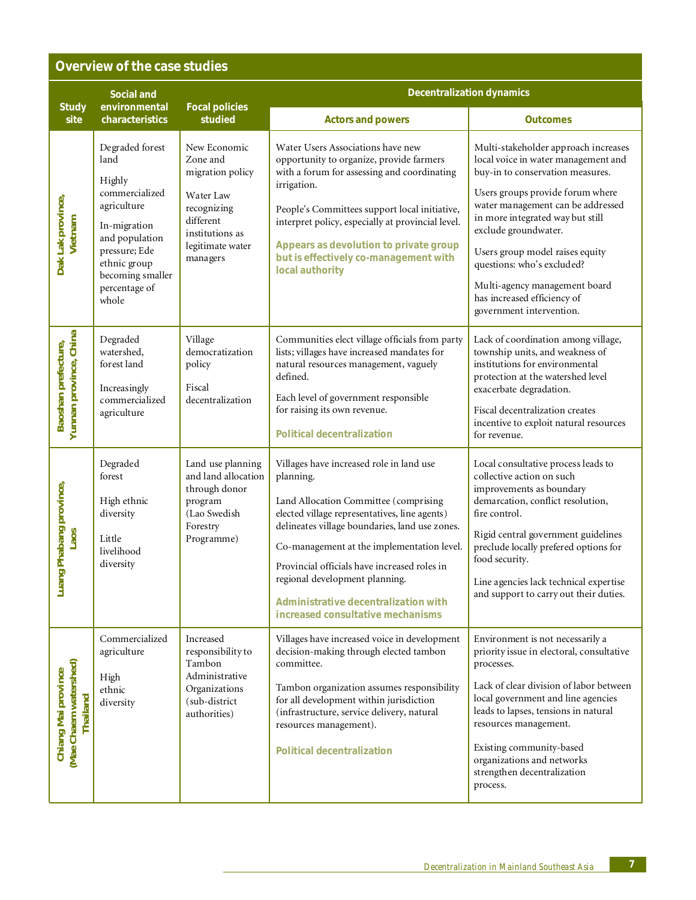## Overview of the case studies

| Study site | Social and environmental characteristics | Focal policies studied | Decentralization dynamics | |
|---|---|---|---|---|
| | | | **Actors and powers** | **Outcomes** |
| **Dak Lak province, Vietnam** | Degraded forest land<br><br>Highly commercialized agriculture<br><br>In-migration and population pressure; Ede ethnic group becoming smaller percentage of whole | New Economic Zone and migration policy<br><br>Water Law recognizing different institutions as legitimate water managers | Water Users Associations have new opportunity to organize, provide farmers with a forum for assessing and coordinating irrigation.<br><br>People's Committees support local initiative, interpret policy, especially at provincial level.<br><br>**Appears as devolution to private group but is effectively co-management with local authority** | Multi-stakeholder approach increases local voice in water management and buy-in to conservation measures.<br><br>Users groups provide forum where water management can be addressed in more integrated way but still exclude groundwater.<br><br>Users group model raises equity questions: who's excluded?<br><br>Multi-agency management board has increased efficiency of government intervention. |
| **Baoshan prefecture, Yunnan province, China** | Degraded watershed, forest land<br><br>Increasingly commercialized agriculture | Village democratization policy<br><br>Fiscal decentralization | Communities elect village officials from party lists; villages have increased mandates for natural resources management, vaguely defined.<br><br>Each level of government responsible for raising its own revenue.<br><br>**Political decentralization** | Lack of coordination among village, township units, and weakness of institutions for environmental protection at the watershed level exacerbate degradation.<br><br>Fiscal decentralization creates incentive to exploit natural resources for revenue. |
| **Luang Phabang province, Laos** | Degraded forest<br><br>High ethnic diversity<br><br>Little livelihood diversity | Land use planning and land allocation through donor program (Lao Swedish Forestry Programme) | Villages have increased role in land use planning.<br><br>Land Allocation Committee (comprising elected village representatives, line agents) delineates village boundaries, land use zones.<br><br>Co-management at the implementation level.<br><br>Provincial officials have increased roles in regional development planning.<br><br>**Administrative decentralization with increased consultative mechanisms** | Local consultative process leads to collective action on such improvements as boundary demarcation, conflict resolution, fire control.<br><br>Rigid central government guidelines preclude locally prefered options for food security.<br><br>Line agencies lack technical expertise and support to carry out their duties. |
| **Chiang Mai province (Mae Chaem watershed) Thailand** | Commercialized agriculture<br><br>High ethnic diversity | Increased responsibility to Tambon Administrative Organizations (sub-district authorities) | Villages have increased voice in development decision-making through elected tambon committee.<br><br>Tambon organization assumes responsibility for all development within jurisdiction (infrastructure, service delivery, natural resources management).<br><br>**Political decentralization** | Environment is not necessarily a priority issue in electoral, consultative processes.<br><br>Lack of clear division of labor between local government and line agencies leads to lapses, tensions in natural resources management.<br><br>Existing community-based organizations and networks strengthen decentralization process. |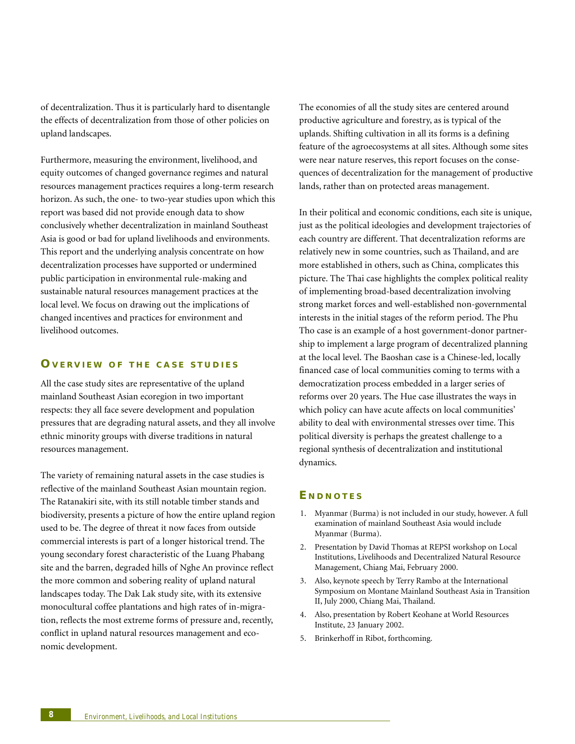of decentralization. Thus it is particularly hard to disentangle the effects of decentralization from those of other policies on upland landscapes.

Furthermore, measuring the environment, livelihood, and equity outcomes of changed governance regimes and natural resources management practices requires a long-term research horizon. As such, the one- to two-year studies upon which this report was based did not provide enough data to show conclusively whether decentralization in mainland Southeast Asia is good or bad for upland livelihoods and environments. This report and the underlying analysis concentrate on how decentralization processes have supported or undermined public participation in environmental rule-making and sustainable natural resources management practices at the local level. We focus on drawing out the implications of changed incentives and practices for environment and livelihood outcomes.

## Overview of the case studies

All the case study sites are representative of the upland mainland Southeast Asian ecoregion in two important respects: they all face severe development and population pressures that are degrading natural assets, and they all involve ethnic minority groups with diverse traditions in natural resources management.

The variety of remaining natural assets in the case studies is reflective of the mainland Southeast Asian mountain region. The Ratanakiri site, with its still notable timber stands and biodiversity, presents a picture of how the entire upland region used to be. The degree of threat it now faces from outside commercial interests is part of a longer historical trend. The young secondary forest characteristic of the Luang Phabang site and the barren, degraded hills of Nghe An province reflect the more common and sobering reality of upland natural landscapes today. The Dak Lak study site, with its extensive monocultural coffee plantations and high rates of in-migration, reflects the most extreme forms of pressure and, recently, conflict in upland natural resources management and economic development.

The economies of all the study sites are centered around productive agriculture and forestry, as is typical of the uplands. Shifting cultivation in all its forms is a defining feature of the agroecosystems at all sites. Although some sites were near nature reserves, this report focuses on the consequences of decentralization for the management of productive lands, rather than on protected areas management.

In their political and economic conditions, each site is unique, just as the political ideologies and development trajectories of each country are different. That decentralization reforms are relatively new in some countries, such as Thailand, and are more established in others, such as China, complicates this picture. The Thai case highlights the complex political reality of implementing broad-based decentralization involving strong market forces and well-established non-governmental interests in the initial stages of the reform period. The Phu Tho case is an example of a host government-donor partnership to implement a large program of decentralized planning at the local level. The Baoshan case is a Chinese-led, locally financed case of local communities coming to terms with a democratization process embedded in a larger series of reforms over 20 years. The Hue case illustrates the ways in which policy can have acute affects on local communities' ability to deal with environmental stresses over time. This political diversity is perhaps the greatest challenge to a regional synthesis of decentralization and institutional dynamics.

## Endnotes

1. Myanmar (Burma) is not included in our study, however. A full examination of mainland Southeast Asia would include Myanmar (Burma).
2. Presentation by David Thomas at REPSI workshop on Local Institutions, Livelihoods and Decentralized Natural Resource Management, Chiang Mai, February 2000.
3. Also, keynote speech by Terry Rambo at the International Symposium on Montane Mainland Southeast Asia in Transition II, July 2000, Chiang Mai, Thailand.
4. Also, presentation by Robert Keohane at World Resources Institute, 23 January 2002.
5. Brinkerhoff in Ribot, forthcoming.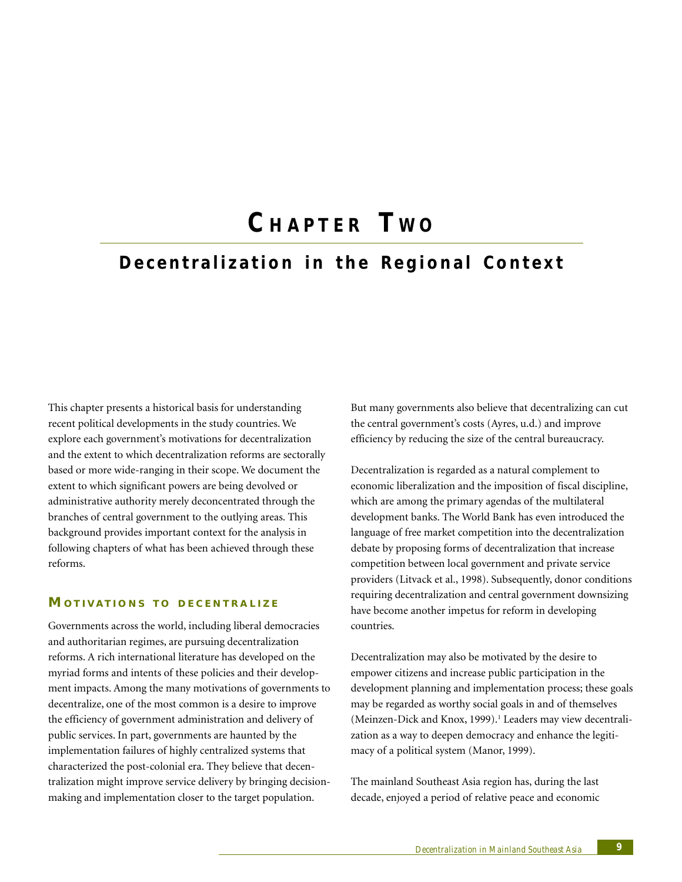# Chapter Two

## Decentralization in the Regional Context

This chapter presents a historical basis for understanding recent political developments in the study countries. We explore each government's motivations for decentralization and the extent to which decentralization reforms are sectorally based or more wide-ranging in their scope. We document the extent to which significant powers are being devolved or administrative authority merely deconcentrated through the branches of central government to the outlying areas. This background provides important context for the analysis in following chapters of what has been achieved through these reforms.

### Motivations to decentralize

Governments across the world, including liberal democracies and authoritarian regimes, are pursuing decentralization reforms. A rich international literature has developed on the myriad forms and intents of these policies and their development impacts. Among the many motivations of governments to decentralize, one of the most common is a desire to improve the efficiency of government administration and delivery of public services. In part, governments are haunted by the implementation failures of highly centralized systems that characterized the post-colonial era. They believe that decentralization might improve service delivery by bringing decision-making and implementation closer to the target population.

But many governments also believe that decentralizing can cut the central government's costs (Ayres, u.d.) and improve efficiency by reducing the size of the central bureaucracy.

Decentralization is regarded as a natural complement to economic liberalization and the imposition of fiscal discipline, which are among the primary agendas of the multilateral development banks. The World Bank has even introduced the language of free market competition into the decentralization debate by proposing forms of decentralization that increase competition between local government and private service providers (Litvack et al., 1998). Subsequently, donor conditions requiring decentralization and central government downsizing have become another impetus for reform in developing countries.

Decentralization may also be motivated by the desire to empower citizens and increase public participation in the development planning and implementation process; these goals may be regarded as worthy social goals in and of themselves (Meinzen-Dick and Knox, 1999).[1] Leaders may view decentralization as a way to deepen democracy and enhance the legitimacy of a political system (Manor, 1999).

The mainland Southeast Asia region has, during the last decade, enjoyed a period of relative peace and economic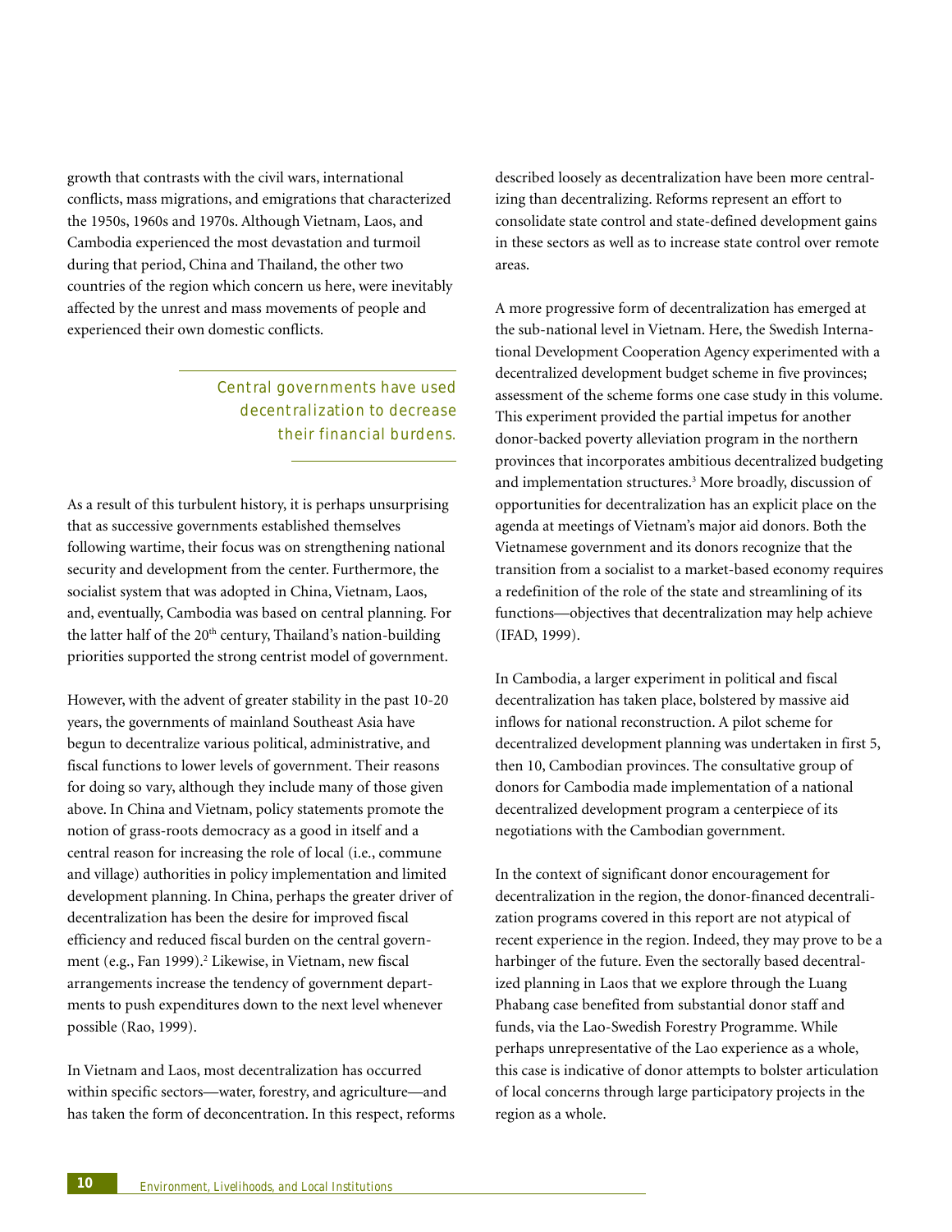growth that contrasts with the civil wars, international conflicts, mass migrations, and emigrations that characterized the 1950s, 1960s and 1970s. Although Vietnam, Laos, and Cambodia experienced the most devastation and turmoil during that period, China and Thailand, the other two countries of the region which concern us here, were inevitably affected by the unrest and mass movements of people and experienced their own domestic conflicts.

> Central governments have used decentralization to decrease their financial burdens.

As a result of this turbulent history, it is perhaps unsurprising that as successive governments established themselves following wartime, their focus was on strengthening national security and development from the center. Furthermore, the socialist system that was adopted in China, Vietnam, Laos, and, eventually, Cambodia was based on central planning. For the latter half of the 20th century, Thailand's nation-building priorities supported the strong centrist model of government.

However, with the advent of greater stability in the past 10-20 years, the governments of mainland Southeast Asia have begun to decentralize various political, administrative, and fiscal functions to lower levels of government. Their reasons for doing so vary, although they include many of those given above. In China and Vietnam, policy statements promote the notion of grass-roots democracy as a good in itself and a central reason for increasing the role of local (i.e., commune and village) authorities in policy implementation and limited development planning. In China, perhaps the greater driver of decentralization has been the desire for improved fiscal efficiency and reduced fiscal burden on the central government (e.g., Fan 1999).[2] Likewise, in Vietnam, new fiscal arrangements increase the tendency of government departments to push expenditures down to the next level whenever possible (Rao, 1999).

In Vietnam and Laos, most decentralization has occurred within specific sectors—water, forestry, and agriculture—and has taken the form of deconcentration. In this respect, reforms described loosely as decentralization have been more centralizing than decentralizing. Reforms represent an effort to consolidate state control and state-defined development gains in these sectors as well as to increase state control over remote areas.

A more progressive form of decentralization has emerged at the sub-national level in Vietnam. Here, the Swedish International Development Cooperation Agency experimented with a decentralized development budget scheme in five provinces; assessment of the scheme forms one case study in this volume. This experiment provided the partial impetus for another donor-backed poverty alleviation program in the northern provinces that incorporates ambitious decentralized budgeting and implementation structures.[3] More broadly, discussion of opportunities for decentralization has an explicit place on the agenda at meetings of Vietnam's major aid donors. Both the Vietnamese government and its donors recognize that the transition from a socialist to a market-based economy requires a redefinition of the role of the state and streamlining of its functions—objectives that decentralization may help achieve (IFAD, 1999).

In Cambodia, a larger experiment in political and fiscal decentralization has taken place, bolstered by massive aid inflows for national reconstruction. A pilot scheme for decentralized development planning was undertaken in first 5, then 10, Cambodian provinces. The consultative group of donors for Cambodia made implementation of a national decentralized development program a centerpiece of its negotiations with the Cambodian government.

In the context of significant donor encouragement for decentralization in the region, the donor-financed decentralization programs covered in this report are not atypical of recent experience in the region. Indeed, they may prove to be a harbinger of the future. Even the sectorally based decentralized planning in Laos that we explore through the Luang Phabang case benefited from substantial donor staff and funds, via the Lao-Swedish Forestry Programme. While perhaps unrepresentative of the Lao experience as a whole, this case is indicative of donor attempts to bolster articulation of local concerns through large participatory projects in the region as a whole.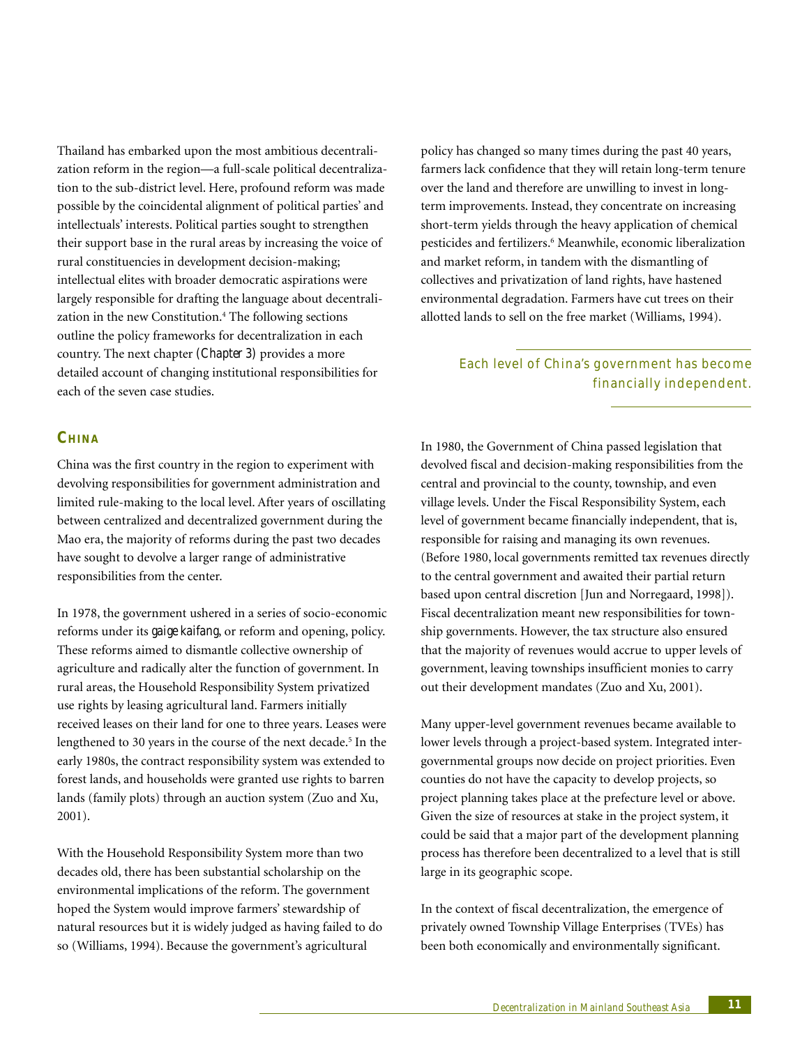Thailand has embarked upon the most ambitious decentralization reform in the region—a full-scale political decentralization to the sub-district level. Here, profound reform was made possible by the coincidental alignment of political parties' and intellectuals' interests. Political parties sought to strengthen their support base in the rural areas by increasing the voice of rural constituencies in development decision-making; intellectual elites with broader democratic aspirations were largely responsible for drafting the language about decentralization in the new Constitution.[4] The following sections outline the policy frameworks for decentralization in each country. The next chapter (*Chapter 3*) provides a more detailed account of changing institutional responsibilities for each of the seven case studies.

## CHINA

China was the first country in the region to experiment with devolving responsibilities for government administration and limited rule-making to the local level. After years of oscillating between centralized and decentralized government during the Mao era, the majority of reforms during the past two decades have sought to devolve a larger range of administrative responsibilities from the center.

In 1978, the government ushered in a series of socio-economic reforms under its *gaige kaifang*, or reform and opening, policy. These reforms aimed to dismantle collective ownership of agriculture and radically alter the function of government. In rural areas, the Household Responsibility System privatized use rights by leasing agricultural land. Farmers initially received leases on their land for one to three years. Leases were lengthened to 30 years in the course of the next decade.[5] In the early 1980s, the contract responsibility system was extended to forest lands, and households were granted use rights to barren lands (family plots) through an auction system (Zuo and Xu, 2001).

With the Household Responsibility System more than two decades old, there has been substantial scholarship on the environmental implications of the reform. The government hoped the System would improve farmers' stewardship of natural resources but it is widely judged as having failed to do so (Williams, 1994). Because the government's agricultural policy has changed so many times during the past 40 years, farmers lack confidence that they will retain long-term tenure over the land and therefore are unwilling to invest in long-term improvements. Instead, they concentrate on increasing short-term yields through the heavy application of chemical pesticides and fertilizers.[6] Meanwhile, economic liberalization and market reform, in tandem with the dismantling of collectives and privatization of land rights, have hastened environmental degradation. Farmers have cut trees on their allotted lands to sell on the free market (Williams, 1994).

*Each level of China's government has become financially independent.*

In 1980, the Government of China passed legislation that devolved fiscal and decision-making responsibilities from the central and provincial to the county, township, and even village levels. Under the Fiscal Responsibility System, each level of government became financially independent, that is, responsible for raising and managing its own revenues. (Before 1980, local governments remitted tax revenues directly to the central government and awaited their partial return based upon central discretion [Jun and Norregaard, 1998]). Fiscal decentralization meant new responsibilities for township governments. However, the tax structure also ensured that the majority of revenues would accrue to upper levels of government, leaving townships insufficient monies to carry out their development mandates (Zuo and Xu, 2001).

Many upper-level government revenues became available to lower levels through a project-based system. Integrated intergovernmental groups now decide on project priorities. Even counties do not have the capacity to develop projects, so project planning takes place at the prefecture level or above. Given the size of resources at stake in the project system, it could be said that a major part of the development planning process has therefore been decentralized to a level that is still large in its geographic scope.

In the context of fiscal decentralization, the emergence of privately owned Township Village Enterprises (TVEs) has been both economically and environmentally significant.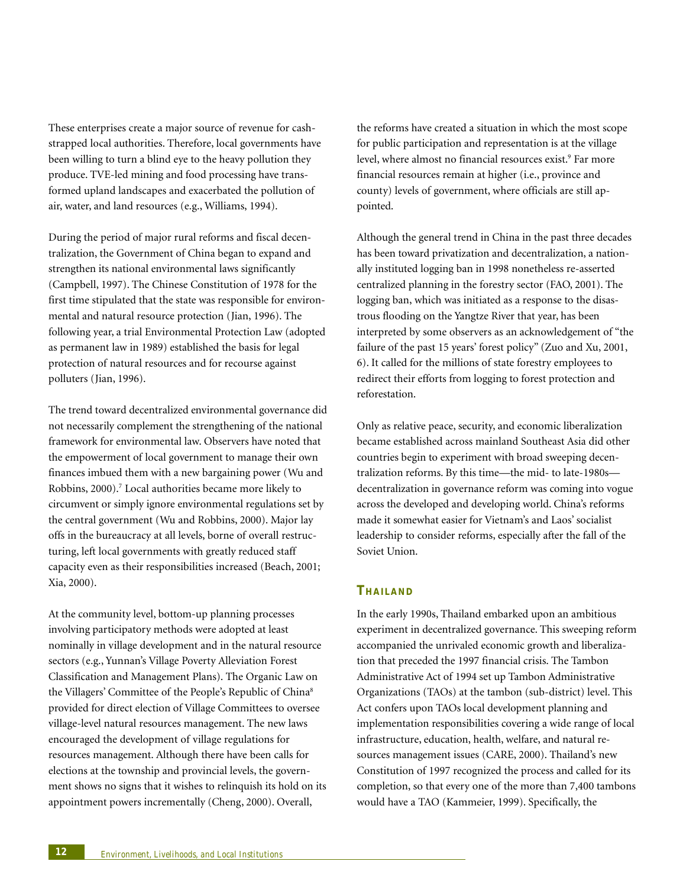These enterprises create a major source of revenue for cash-strapped local authorities. Therefore, local governments have been willing to turn a blind eye to the heavy pollution they produce. TVE-led mining and food processing have transformed upland landscapes and exacerbated the pollution of air, water, and land resources (e.g., Williams, 1994).

During the period of major rural reforms and fiscal decentralization, the Government of China began to expand and strengthen its national environmental laws significantly (Campbell, 1997). The Chinese Constitution of 1978 for the first time stipulated that the state was responsible for environmental and natural resource protection (Jian, 1996). The following year, a trial Environmental Protection Law (adopted as permanent law in 1989) established the basis for legal protection of natural resources and for recourse against polluters (Jian, 1996).

The trend toward decentralized environmental governance did not necessarily complement the strengthening of the national framework for environmental law. Observers have noted that the empowerment of local government to manage their own finances imbued them with a new bargaining power (Wu and Robbins, 2000).[7] Local authorities became more likely to circumvent or simply ignore environmental regulations set by the central government (Wu and Robbins, 2000). Major lay offs in the bureaucracy at all levels, borne of overall restructuring, left local governments with greatly reduced staff capacity even as their responsibilities increased (Beach, 2001; Xia, 2000).

At the community level, bottom-up planning processes involving participatory methods were adopted at least nominally in village development and in the natural resource sectors (e.g., Yunnan's Village Poverty Alleviation Forest Classification and Management Plans). The Organic Law on the Villagers' Committee of the People's Republic of China[8] provided for direct election of Village Committees to oversee village-level natural resources management. The new laws encouraged the development of village regulations for resources management. Although there have been calls for elections at the township and provincial levels, the government shows no signs that it wishes to relinquish its hold on its appointment powers incrementally (Cheng, 2000). Overall, the reforms have created a situation in which the most scope for public participation and representation is at the village level, where almost no financial resources exist.[9] Far more financial resources remain at higher (i.e., province and county) levels of government, where officials are still appointed.

Although the general trend in China in the past three decades has been toward privatization and decentralization, a nationally instituted logging ban in 1998 nonetheless re-asserted centralized planning in the forestry sector (FAO, 2001). The logging ban, which was initiated as a response to the disastrous flooding on the Yangtze River that year, has been interpreted by some observers as an acknowledgement of "the failure of the past 15 years' forest policy" (Zuo and Xu, 2001, 6). It called for the millions of state forestry employees to redirect their efforts from logging to forest protection and reforestation.

Only as relative peace, security, and economic liberalization became established across mainland Southeast Asia did other countries begin to experiment with broad sweeping decentralization reforms. By this time—the mid- to late-1980s—decentralization in governance reform was coming into vogue across the developed and developing world. China's reforms made it somewhat easier for Vietnam's and Laos' socialist leadership to consider reforms, especially after the fall of the Soviet Union.

## Thailand

In the early 1990s, Thailand embarked upon an ambitious experiment in decentralized governance. This sweeping reform accompanied the unrivaled economic growth and liberalization that preceded the 1997 financial crisis. The Tambon Administrative Act of 1994 set up Tambon Administrative Organizations (TAOs) at the tambon (sub-district) level. This Act confers upon TAOs local development planning and implementation responsibilities covering a wide range of local infrastructure, education, health, welfare, and natural resources management issues (CARE, 2000). Thailand's new Constitution of 1997 recognized the process and called for its completion, so that every one of the more than 7,400 tambons would have a TAO (Kammeier, 1999). Specifically, the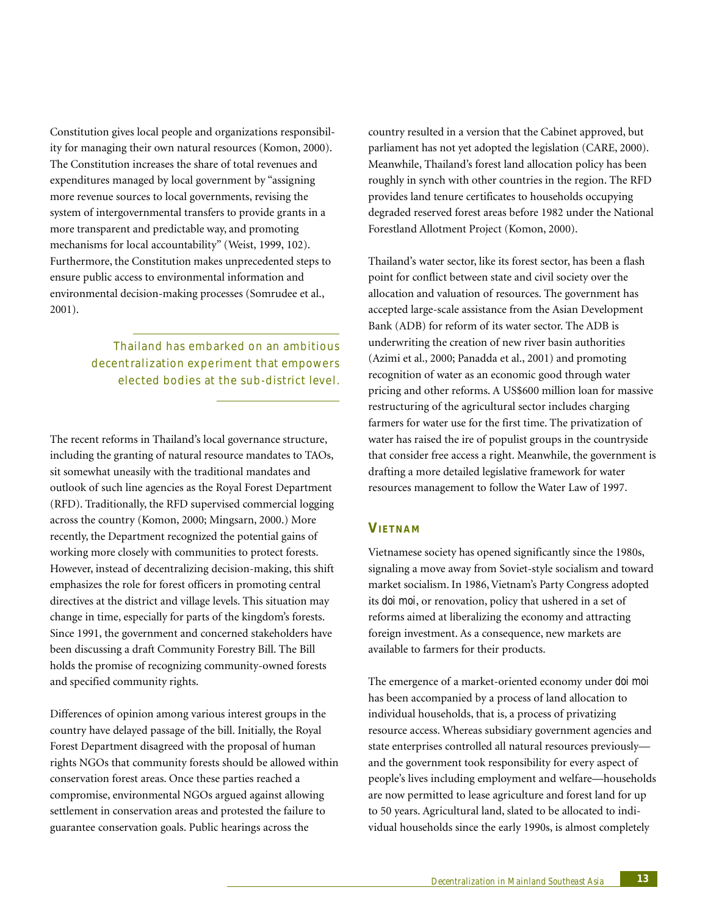Constitution gives local people and organizations responsibility for managing their own natural resources (Komon, 2000). The Constitution increases the share of total revenues and expenditures managed by local government by "assigning more revenue sources to local governments, revising the system of intergovernmental transfers to provide grants in a more transparent and predictable way, and promoting mechanisms for local accountability" (Weist, 1999, 102). Furthermore, the Constitution makes unprecedented steps to ensure public access to environmental information and environmental decision-making processes (Somrudee et al., 2001).

> *Thailand has embarked on an ambitious decentralization experiment that empowers elected bodies at the sub-district level.*

The recent reforms in Thailand's local governance structure, including the granting of natural resource mandates to TAOs, sit somewhat uneasily with the traditional mandates and outlook of such line agencies as the Royal Forest Department (RFD). Traditionally, the RFD supervised commercial logging across the country (Komon, 2000; Mingsarn, 2000.) More recently, the Department recognized the potential gains of working more closely with communities to protect forests. However, instead of decentralizing decision-making, this shift emphasizes the role for forest officers in promoting central directives at the district and village levels. This situation may change in time, especially for parts of the kingdom's forests. Since 1991, the government and concerned stakeholders have been discussing a draft Community Forestry Bill. The Bill holds the promise of recognizing community-owned forests and specified community rights.

Differences of opinion among various interest groups in the country have delayed passage of the bill. Initially, the Royal Forest Department disagreed with the proposal of human rights NGOs that community forests should be allowed within conservation forest areas. Once these parties reached a compromise, environmental NGOs argued against allowing settlement in conservation areas and protested the failure to guarantee conservation goals. Public hearings across the country resulted in a version that the Cabinet approved, but parliament has not yet adopted the legislation (CARE, 2000). Meanwhile, Thailand's forest land allocation policy has been roughly in synch with other countries in the region. The RFD provides land tenure certificates to households occupying degraded reserved forest areas before 1982 under the National Forestland Allotment Project (Komon, 2000).

Thailand's water sector, like its forest sector, has been a flash point for conflict between state and civil society over the allocation and valuation of resources. The government has accepted large-scale assistance from the Asian Development Bank (ADB) for reform of its water sector. The ADB is underwriting the creation of new river basin authorities (Azimi et al., 2000; Panadda et al., 2001) and promoting recognition of water as an economic good through water pricing and other reforms. A US$600 million loan for massive restructuring of the agricultural sector includes charging farmers for water use for the first time. The privatization of water has raised the ire of populist groups in the countryside that consider free access a right. Meanwhile, the government is drafting a more detailed legislative framework for water resources management to follow the Water Law of 1997.

## Vietnam

Vietnamese society has opened significantly since the 1980s, signaling a move away from Soviet-style socialism and toward market socialism. In 1986, Vietnam's Party Congress adopted its *doi moi*, or renovation, policy that ushered in a set of reforms aimed at liberalizing the economy and attracting foreign investment. As a consequence, new markets are available to farmers for their products.

The emergence of a market-oriented economy under *doi moi* has been accompanied by a process of land allocation to individual households, that is, a process of privatizing resource access. Whereas subsidiary government agencies and state enterprises controlled all natural resources previously—and the government took responsibility for every aspect of people's lives including employment and welfare—households are now permitted to lease agriculture and forest land for up to 50 years. Agricultural land, slated to be allocated to individual households since the early 1990s, is almost completely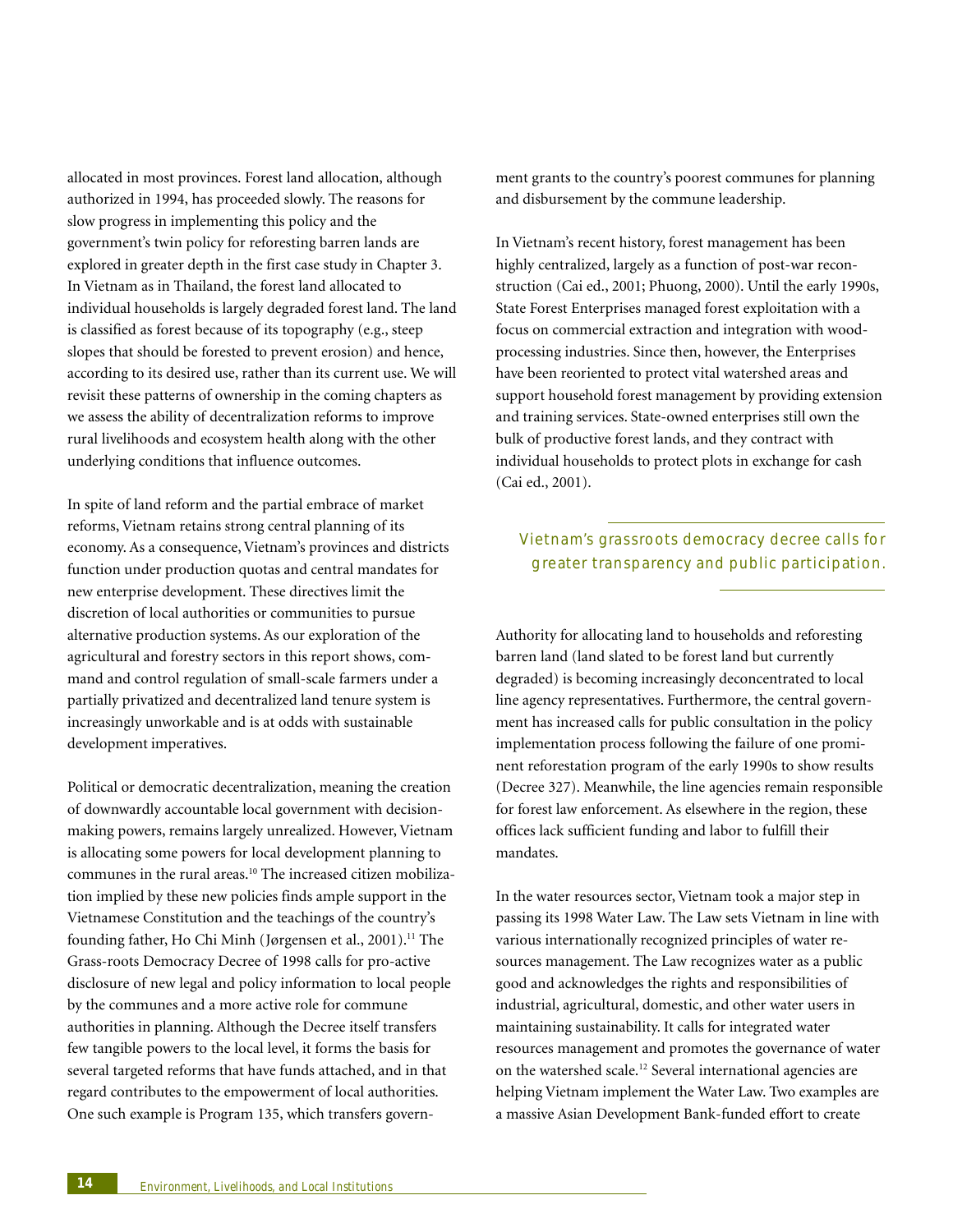allocated in most provinces. Forest land allocation, although authorized in 1994, has proceeded slowly. The reasons for slow progress in implementing this policy and the government's twin policy for reforesting barren lands are explored in greater depth in the first case study in Chapter 3. In Vietnam as in Thailand, the forest land allocated to individual households is largely degraded forest land. The land is classified as forest because of its topography (e.g., steep slopes that should be forested to prevent erosion) and hence, according to its desired use, rather than its current use. We will revisit these patterns of ownership in the coming chapters as we assess the ability of decentralization reforms to improve rural livelihoods and ecosystem health along with the other underlying conditions that influence outcomes.

In spite of land reform and the partial embrace of market reforms, Vietnam retains strong central planning of its economy. As a consequence, Vietnam's provinces and districts function under production quotas and central mandates for new enterprise development. These directives limit the discretion of local authorities or communities to pursue alternative production systems. As our exploration of the agricultural and forestry sectors in this report shows, command and control regulation of small-scale farmers under a partially privatized and decentralized land tenure system is increasingly unworkable and is at odds with sustainable development imperatives.

Political or democratic decentralization, meaning the creation of downwardly accountable local government with decision-making powers, remains largely unrealized. However, Vietnam is allocating some powers for local development planning to communes in the rural areas.[10] The increased citizen mobilization implied by these new policies finds ample support in the Vietnamese Constitution and the teachings of the country's founding father, Ho Chi Minh (Jørgensen et al., 2001).[11] The Grass-roots Democracy Decree of 1998 calls for pro-active disclosure of new legal and policy information to local people by the communes and a more active role for commune authorities in planning. Although the Decree itself transfers few tangible powers to the local level, it forms the basis for several targeted reforms that have funds attached, and in that regard contributes to the empowerment of local authorities. One such example is Program 135, which transfers government grants to the country's poorest communes for planning and disbursement by the commune leadership.

In Vietnam's recent history, forest management has been highly centralized, largely as a function of post-war reconstruction (Cai ed., 2001; Phuong, 2000). Until the early 1990s, State Forest Enterprises managed forest exploitation with a focus on commercial extraction and integration with wood-processing industries. Since then, however, the Enterprises have been reoriented to protect vital watershed areas and support household forest management by providing extension and training services. State-owned enterprises still own the bulk of productive forest lands, and they contract with individual households to protect plots in exchange for cash (Cai ed., 2001).

*Vietnam's grassroots democracy decree calls for greater transparency and public participation.*

Authority for allocating land to households and reforesting barren land (land slated to be forest land but currently degraded) is becoming increasingly deconcentrated to local line agency representatives. Furthermore, the central government has increased calls for public consultation in the policy implementation process following the failure of one prominent reforestation program of the early 1990s to show results (Decree 327). Meanwhile, the line agencies remain responsible for forest law enforcement. As elsewhere in the region, these offices lack sufficient funding and labor to fulfill their mandates.

In the water resources sector, Vietnam took a major step in passing its 1998 Water Law. The Law sets Vietnam in line with various internationally recognized principles of water resources management. The Law recognizes water as a public good and acknowledges the rights and responsibilities of industrial, agricultural, domestic, and other water users in maintaining sustainability. It calls for integrated water resources management and promotes the governance of water on the watershed scale.[12] Several international agencies are helping Vietnam implement the Water Law. Two examples are a massive Asian Development Bank-funded effort to create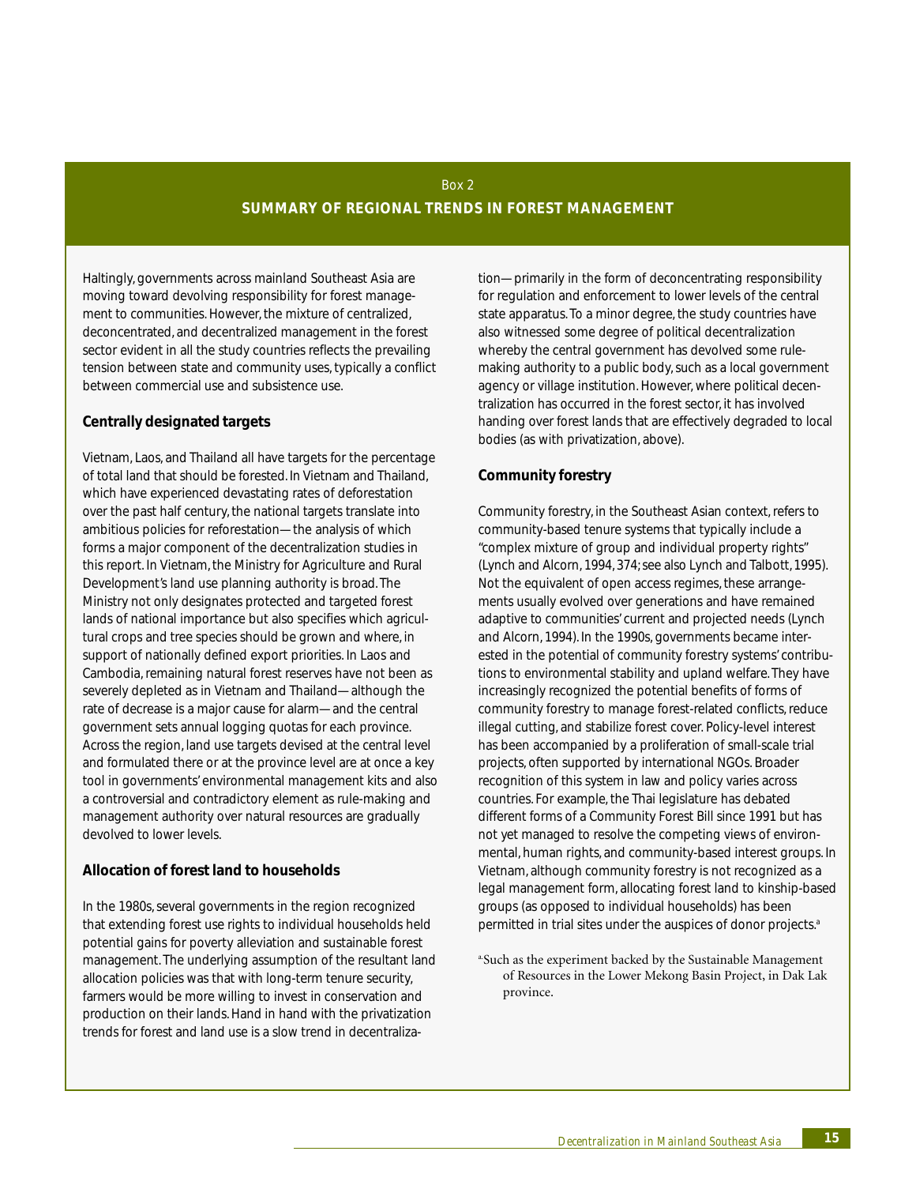Box 2

## SUMMARY OF REGIONAL TRENDS IN FOREST MANAGEMENT

Haltingly, governments across mainland Southeast Asia are moving toward devolving responsibility for forest management to communities. However, the mixture of centralized, deconcentrated, and decentralized management in the forest sector evident in all the study countries reflects the prevailing tension between state and community uses, typically a conflict between commercial use and subsistence use.

### Centrally designated targets

Vietnam, Laos, and Thailand all have targets for the percentage of total land that should be forested. In Vietnam and Thailand, which have experienced devastating rates of deforestation over the past half century, the national targets translate into ambitious policies for reforestation—the analysis of which forms a major component of the decentralization studies in this report. In Vietnam, the Ministry for Agriculture and Rural Development's land use planning authority is broad. The Ministry not only designates protected and targeted forest lands of national importance but also specifies which agricultural crops and tree species should be grown and where, in support of nationally defined export priorities. In Laos and Cambodia, remaining natural forest reserves have not been as severely depleted as in Vietnam and Thailand—although the rate of decrease is a major cause for alarm—and the central government sets annual logging quotas for each province. Across the region, land use targets devised at the central level and formulated there or at the province level are at once a key tool in governments' environmental management kits and also a controversial and contradictory element as rule-making and management authority over natural resources are gradually devolved to lower levels.

### Allocation of forest land to households

In the 1980s, several governments in the region recognized that extending forest use rights to individual households held potential gains for poverty alleviation and sustainable forest management. The underlying assumption of the resultant land allocation policies was that with long-term tenure security, farmers would be more willing to invest in conservation and production on their lands. Hand in hand with the privatization trends for forest and land use is a slow trend in decentralization—primarily in the form of deconcentrating responsibility for regulation and enforcement to lower levels of the central state apparatus. To a minor degree, the study countries have also witnessed some degree of political decentralization whereby the central government has devolved some rule-making authority to a public body, such as a local government agency or village institution. However, where political decentralization has occurred in the forest sector, it has involved handing over forest lands that are effectively degraded to local bodies (as with privatization, above).

### Community forestry

Community forestry, in the Southeast Asian context, refers to community-based tenure systems that typically include a "complex mixture of group and individual property rights" (Lynch and Alcorn, 1994, 374; see also Lynch and Talbott, 1995). Not the equivalent of open access regimes, these arrangements usually evolved over generations and have remained adaptive to communities' current and projected needs (Lynch and Alcorn, 1994). In the 1990s, governments became interested in the potential of community forestry systems' contributions to environmental stability and upland welfare. They have increasingly recognized the potential benefits of forms of community forestry to manage forest-related conflicts, reduce illegal cutting, and stabilize forest cover. Policy-level interest has been accompanied by a proliferation of small-scale trial projects, often supported by international NGOs. Broader recognition of this system in law and policy varies across countries. For example, the Thai legislature has debated different forms of a Community Forest Bill since 1991 but has not yet managed to resolve the competing views of environmental, human rights, and community-based interest groups. In Vietnam, although community forestry is not recognized as a legal management form, allocating forest land to kinship-based groups (as opposed to individual households) has been permitted in trial sites under the auspices of donor projects.[a]

[a] Such as the experiment backed by the Sustainable Management of Resources in the Lower Mekong Basin Project, in Dak Lak province.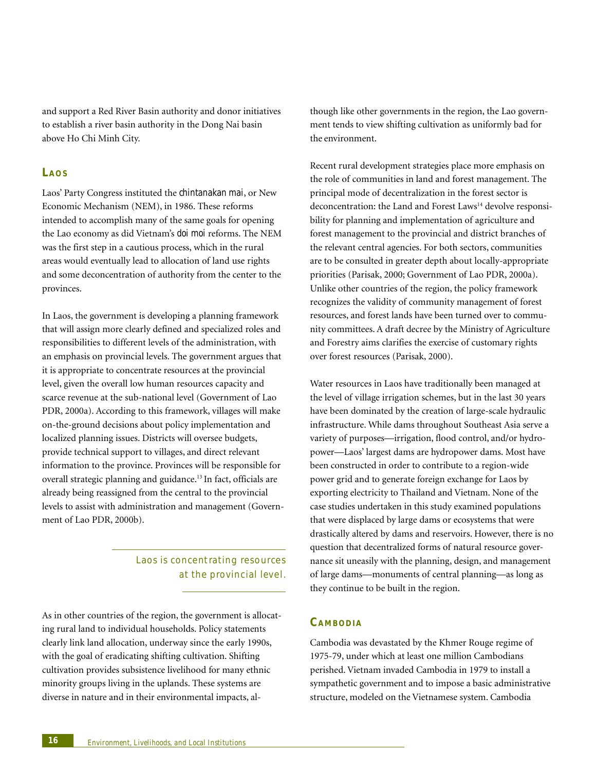and support a Red River Basin authority and donor initiatives to establish a river basin authority in the Dong Nai basin above Ho Chi Minh City.

## Laos

Laos' Party Congress instituted the *chintanakan mai*, or New Economic Mechanism (NEM), in 1986. These reforms intended to accomplish many of the same goals for opening the Lao economy as did Vietnam's *doi moi* reforms. The NEM was the first step in a cautious process, which in the rural areas would eventually lead to allocation of land use rights and some deconcentration of authority from the center to the provinces.

In Laos, the government is developing a planning framework that will assign more clearly defined and specialized roles and responsibilities to different levels of the administration, with an emphasis on provincial levels. The government argues that it is appropriate to concentrate resources at the provincial level, given the overall low human resources capacity and scarce revenue at the sub-national level (Government of Lao PDR, 2000a). According to this framework, villages will make on-the-ground decisions about policy implementation and localized planning issues. Districts will oversee budgets, provide technical support to villages, and direct relevant information to the province. Provinces will be responsible for overall strategic planning and guidance.[13] In fact, officials are already being reassigned from the central to the provincial levels to assist with administration and management (Government of Lao PDR, 2000b).

*Laos is concentrating resources at the provincial level.*

As in other countries of the region, the government is allocating rural land to individual households. Policy statements clearly link land allocation, underway since the early 1990s, with the goal of eradicating shifting cultivation. Shifting cultivation provides subsistence livelihood for many ethnic minority groups living in the uplands. These systems are diverse in nature and in their environmental impacts, although like other governments in the region, the Lao government tends to view shifting cultivation as uniformly bad for the environment.

Recent rural development strategies place more emphasis on the role of communities in land and forest management. The principal mode of decentralization in the forest sector is deconcentration: the Land and Forest Laws[14] devolve responsibility for planning and implementation of agriculture and forest management to the provincial and district branches of the relevant central agencies. For both sectors, communities are to be consulted in greater depth about locally-appropriate priorities (Parisak, 2000; Government of Lao PDR, 2000a). Unlike other countries of the region, the policy framework recognizes the validity of community management of forest resources, and forest lands have been turned over to community committees. A draft decree by the Ministry of Agriculture and Forestry aims clarifies the exercise of customary rights over forest resources (Parisak, 2000).

Water resources in Laos have traditionally been managed at the level of village irrigation schemes, but in the last 30 years have been dominated by the creation of large-scale hydraulic infrastructure. While dams throughout Southeast Asia serve a variety of purposes—irrigation, flood control, and/or hydropower—Laos' largest dams are hydropower dams. Most have been constructed in order to contribute to a region-wide power grid and to generate foreign exchange for Laos by exporting electricity to Thailand and Vietnam. None of the case studies undertaken in this study examined populations that were displaced by large dams or ecosystems that were drastically altered by dams and reservoirs. However, there is no question that decentralized forms of natural resource governance sit uneasily with the planning, design, and management of large dams—monuments of central planning—as long as they continue to be built in the region.

## Cambodia

Cambodia was devastated by the Khmer Rouge regime of 1975-79, under which at least one million Cambodians perished. Vietnam invaded Cambodia in 1979 to install a sympathetic government and to impose a basic administrative structure, modeled on the Vietnamese system. Cambodia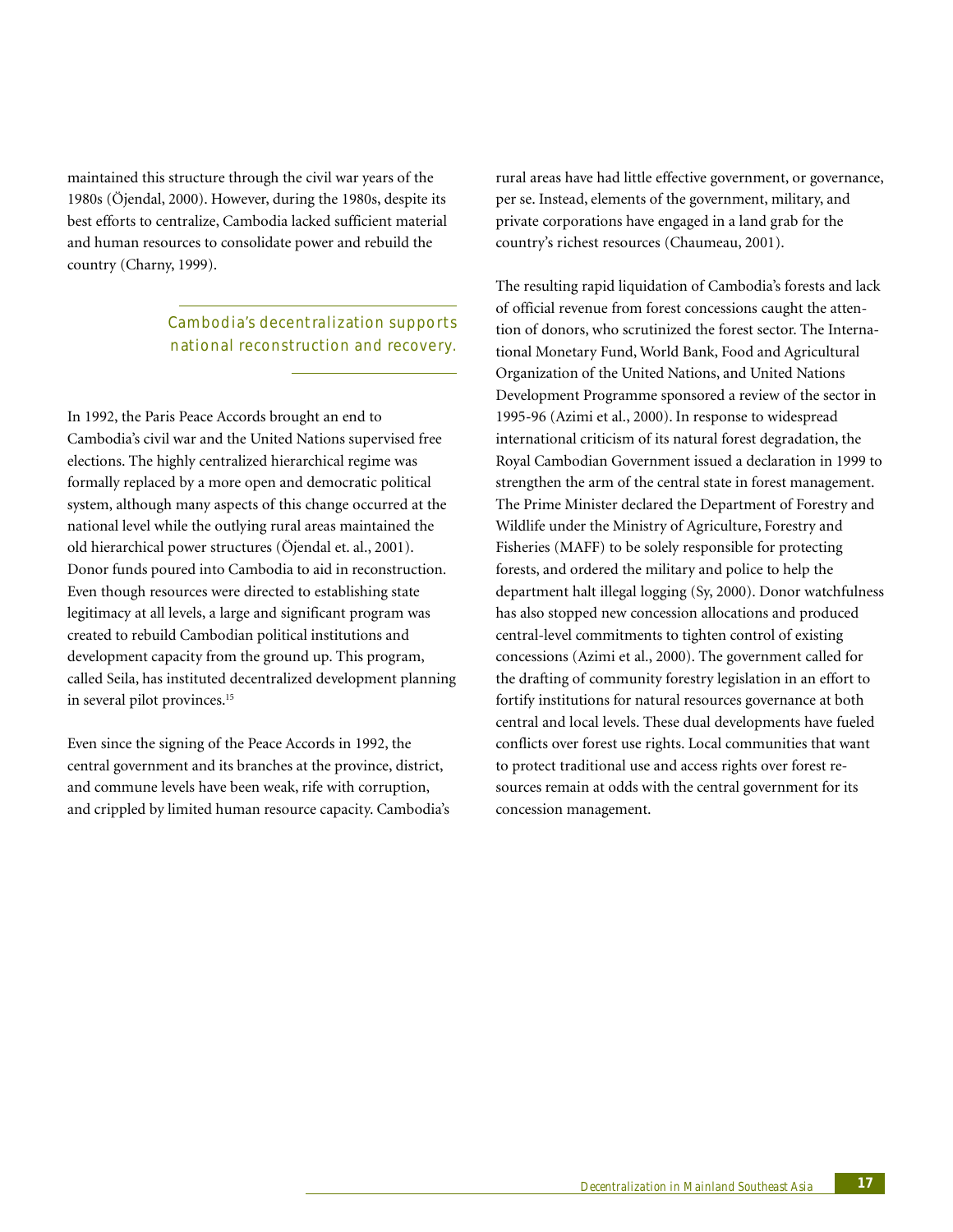maintained this structure through the civil war years of the 1980s (Öjendal, 2000). However, during the 1980s, despite its best efforts to centralize, Cambodia lacked sufficient material and human resources to consolidate power and rebuild the country (Charny, 1999).

> *Cambodia's decentralization supports national reconstruction and recovery.*

In 1992, the Paris Peace Accords brought an end to Cambodia's civil war and the United Nations supervised free elections. The highly centralized hierarchical regime was formally replaced by a more open and democratic political system, although many aspects of this change occurred at the national level while the outlying rural areas maintained the old hierarchical power structures (Öjendal et. al., 2001). Donor funds poured into Cambodia to aid in reconstruction. Even though resources were directed to establishing state legitimacy at all levels, a large and significant program was created to rebuild Cambodian political institutions and development capacity from the ground up. This program, called Seila, has instituted decentralized development planning in several pilot provinces.[15]

Even since the signing of the Peace Accords in 1992, the central government and its branches at the province, district, and commune levels have been weak, rife with corruption, and crippled by limited human resource capacity. Cambodia's rural areas have had little effective government, or governance, per se. Instead, elements of the government, military, and private corporations have engaged in a land grab for the country's richest resources (Chaumeau, 2001).

The resulting rapid liquidation of Cambodia's forests and lack of official revenue from forest concessions caught the attention of donors, who scrutinized the forest sector. The International Monetary Fund, World Bank, Food and Agricultural Organization of the United Nations, and United Nations Development Programme sponsored a review of the sector in 1995-96 (Azimi et al., 2000). In response to widespread international criticism of its natural forest degradation, the Royal Cambodian Government issued a declaration in 1999 to strengthen the arm of the central state in forest management. The Prime Minister declared the Department of Forestry and Wildlife under the Ministry of Agriculture, Forestry and Fisheries (MAFF) to be solely responsible for protecting forests, and ordered the military and police to help the department halt illegal logging (Sy, 2000). Donor watchfulness has also stopped new concession allocations and produced central-level commitments to tighten control of existing concessions (Azimi et al., 2000). The government called for the drafting of community forestry legislation in an effort to fortify institutions for natural resources governance at both central and local levels. These dual developments have fueled conflicts over forest use rights. Local communities that want to protect traditional use and access rights over forest resources remain at odds with the central government for its concession management.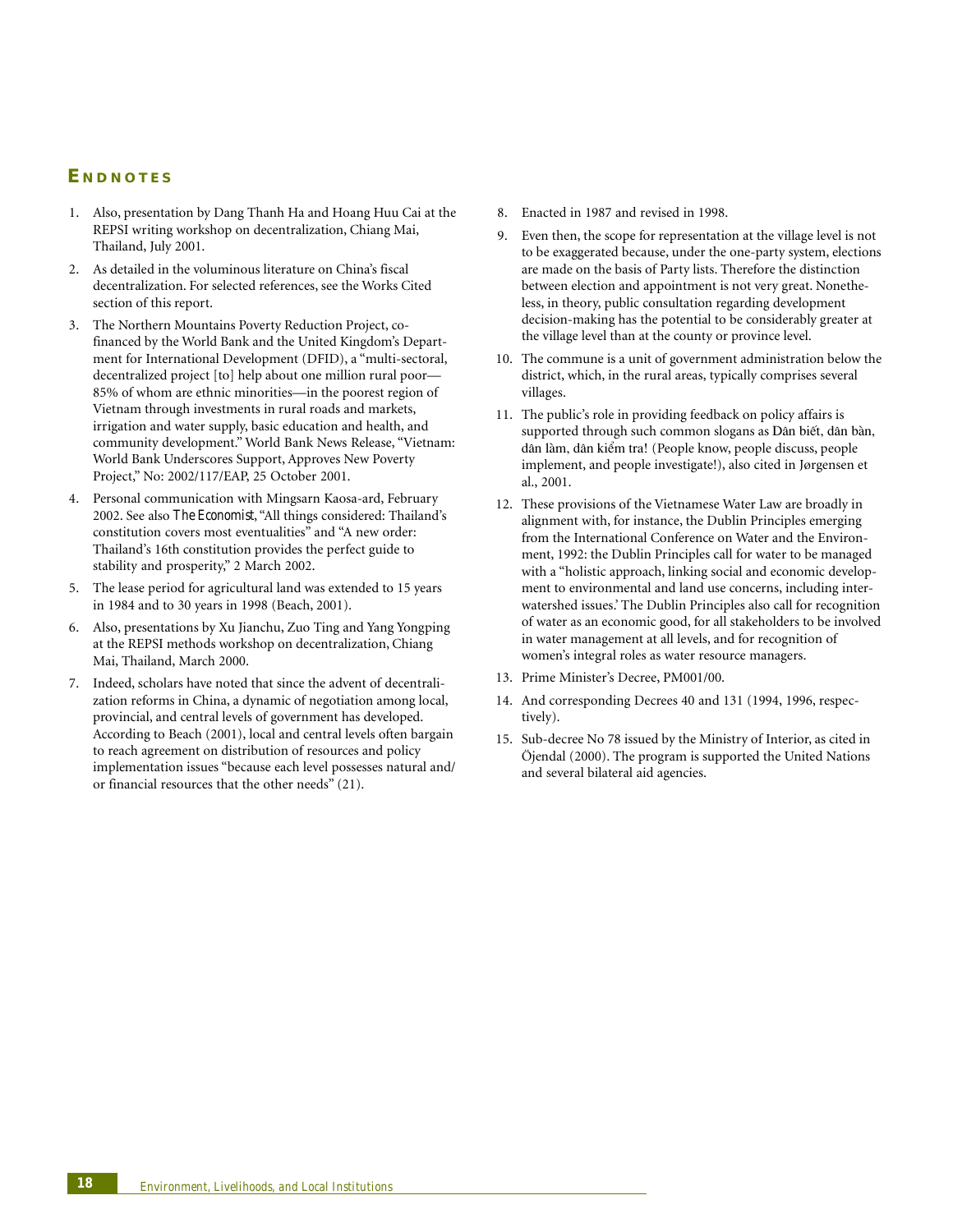## Endnotes

1. Also, presentation by Dang Thanh Ha and Hoang Huu Cai at the REPSI writing workshop on decentralization, Chiang Mai, Thailand, July 2001.
2. As detailed in the voluminous literature on China's fiscal decentralization. For selected references, see the Works Cited section of this report.
3. The Northern Mountains Poverty Reduction Project, co-financed by the World Bank and the United Kingdom's Department for International Development (DFID), a "multi-sectoral, decentralized project [to] help about one million rural poor—85% of whom are ethnic minorities—in the poorest region of Vietnam through investments in rural roads and markets, irrigation and water supply, basic education and health, and community development." World Bank News Release, "Vietnam: World Bank Underscores Support, Approves New Poverty Project," No: 2002/117/EAP, 25 October 2001.
4. Personal communication with Mingsarn Kaosa-ard, February 2002. See also *The Economist*, "All things considered: Thailand's constitution covers most eventualities" and "A new order: Thailand's 16th constitution provides the perfect guide to stability and prosperity," 2 March 2002.
5. The lease period for agricultural land was extended to 15 years in 1984 and to 30 years in 1998 (Beach, 2001).
6. Also, presentations by Xu Jianchu, Zuo Ting and Yang Yongping at the REPSI methods workshop on decentralization, Chiang Mai, Thailand, March 2000.
7. Indeed, scholars have noted that since the advent of decentralization reforms in China, a dynamic of negotiation among local, provincial, and central levels of government has developed. According to Beach (2001), local and central levels often bargain to reach agreement on distribution of resources and policy implementation issues "because each level possesses natural and/or financial resources that the other needs" (21).
8. Enacted in 1987 and revised in 1998.
9. Even then, the scope for representation at the village level is not to be exaggerated because, under the one-party system, elections are made on the basis of Party lists. Therefore the distinction between election and appointment is not very great. Nonetheless, in theory, public consultation regarding development decision-making has the potential to be considerably greater at the village level than at the county or province level.
10. The commune is a unit of government administration below the district, which, in the rural areas, typically comprises several villages.
11. The public's role in providing feedback on policy affairs is supported through such common slogans as Dân biết, dân bàn, dân làm, dân kiểm tra! (People know, people discuss, people implement, and people investigate!), also cited in Jørgensen et al., 2001.
12. These provisions of the Vietnamese Water Law are broadly in alignment with, for instance, the Dublin Principles emerging from the International Conference on Water and the Environment, 1992: the Dublin Principles call for water to be managed with a "holistic approach, linking social and economic development to environmental and land use concerns, including inter-watershed issues.' The Dublin Principles also call for recognition of water as an economic good, for all stakeholders to be involved in water management at all levels, and for recognition of women's integral roles as water resource managers.
13. Prime Minister's Decree, PM001/00.
14. And corresponding Decrees 40 and 131 (1994, 1996, respectively).
15. Sub-decree No 78 issued by the Ministry of Interior, as cited in Öjendal (2000). The program is supported the United Nations and several bilateral aid agencies.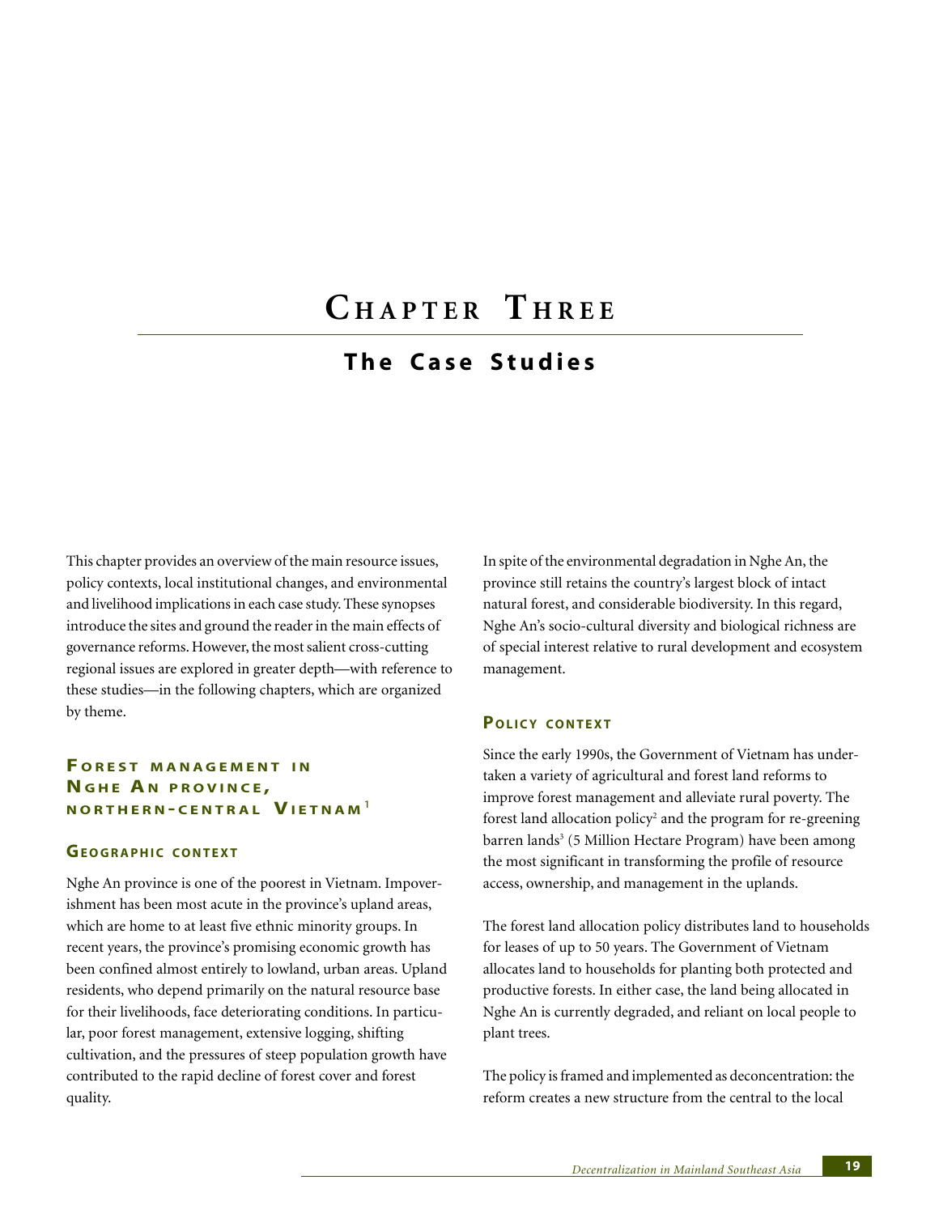# Chapter Three

## The Case Studies

This chapter provides an overview of the main resource issues, policy contexts, local institutional changes, and environmental and livelihood implications in each case study. These synopses introduce the sites and ground the reader in the main effects of governance reforms. However, the most salient cross-cutting regional issues are explored in greater depth—with reference to these studies—in the following chapters, which are organized by theme.

### Forest management in Nghe An province, northern-central Vietnam[1]

#### Geographic context

Nghe An province is one of the poorest in Vietnam. Impoverishment has been most acute in the province's upland areas, which are home to at least five ethnic minority groups. In recent years, the province's promising economic growth has been confined almost entirely to lowland, urban areas. Upland residents, who depend primarily on the natural resource base for their livelihoods, face deteriorating conditions. In particular, poor forest management, extensive logging, shifting cultivation, and the pressures of steep population growth have contributed to the rapid decline of forest cover and forest quality.

In spite of the environmental degradation in Nghe An, the province still retains the country's largest block of intact natural forest, and considerable biodiversity. In this regard, Nghe An's socio-cultural diversity and biological richness are of special interest relative to rural development and ecosystem management.

#### Policy context

Since the early 1990s, the Government of Vietnam has undertaken a variety of agricultural and forest land reforms to improve forest management and alleviate rural poverty. The forest land allocation policy[2] and the program for re-greening barren lands[3] (5 Million Hectare Program) have been among the most significant in transforming the profile of resource access, ownership, and management in the uplands.

The forest land allocation policy distributes land to households for leases of up to 50 years. The Government of Vietnam allocates land to households for planting both protected and productive forests. In either case, the land being allocated in Nghe An is currently degraded, and reliant on local people to plant trees.

The policy is framed and implemented as deconcentration: the reform creates a new structure from the central to the local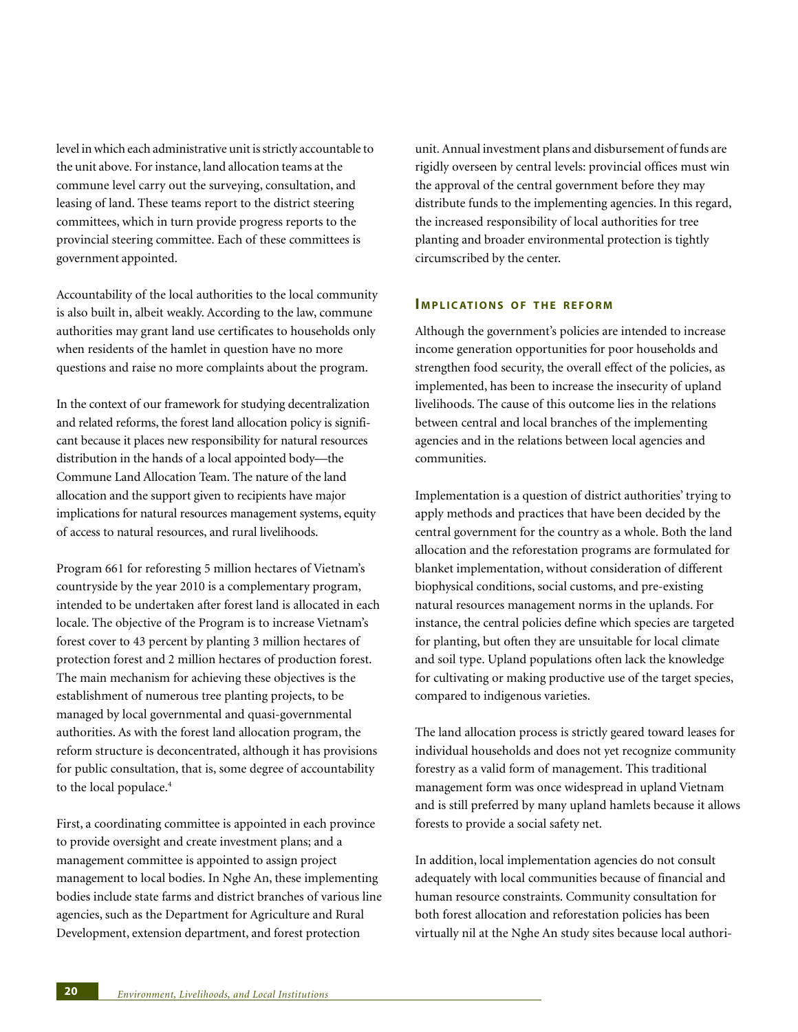level in which each administrative unit is strictly accountable to the unit above. For instance, land allocation teams at the commune level carry out the surveying, consultation, and leasing of land. These teams report to the district steering committees, which in turn provide progress reports to the provincial steering committee. Each of these committees is government appointed.

Accountability of the local authorities to the local community is also built in, albeit weakly. According to the law, commune authorities may grant land use certificates to households only when residents of the hamlet in question have no more questions and raise no more complaints about the program.

In the context of our framework for studying decentralization and related reforms, the forest land allocation policy is significant because it places new responsibility for natural resources distribution in the hands of a local appointed body—the Commune Land Allocation Team. The nature of the land allocation and the support given to recipients have major implications for natural resources management systems, equity of access to natural resources, and rural livelihoods.

Program 661 for reforesting 5 million hectares of Vietnam's countryside by the year 2010 is a complementary program, intended to be undertaken after forest land is allocated in each locale. The objective of the Program is to increase Vietnam's forest cover to 43 percent by planting 3 million hectares of protection forest and 2 million hectares of production forest. The main mechanism for achieving these objectives is the establishment of numerous tree planting projects, to be managed by local governmental and quasi-governmental authorities. As with the forest land allocation program, the reform structure is deconcentrated, although it has provisions for public consultation, that is, some degree of accountability to the local populace.[4]

First, a coordinating committee is appointed in each province to provide oversight and create investment plans; and a management committee is appointed to assign project management to local bodies. In Nghe An, these implementing bodies include state farms and district branches of various line agencies, such as the Department for Agriculture and Rural Development, extension department, and forest protection unit. Annual investment plans and disbursement of funds are rigidly overseen by central levels: provincial offices must win the approval of the central government before they may distribute funds to the implementing agencies. In this regard, the increased responsibility of local authorities for tree planting and broader environmental protection is tightly circumscribed by the center.

## Implications of the reform

Although the government's policies are intended to increase income generation opportunities for poor households and strengthen food security, the overall effect of the policies, as implemented, has been to increase the insecurity of upland livelihoods. The cause of this outcome lies in the relations between central and local branches of the implementing agencies and in the relations between local agencies and communities.

Implementation is a question of district authorities' trying to apply methods and practices that have been decided by the central government for the country as a whole. Both the land allocation and the reforestation programs are formulated for blanket implementation, without consideration of different biophysical conditions, social customs, and pre-existing natural resources management norms in the uplands. For instance, the central policies define which species are targeted for planting, but often they are unsuitable for local climate and soil type. Upland populations often lack the knowledge for cultivating or making productive use of the target species, compared to indigenous varieties.

The land allocation process is strictly geared toward leases for individual households and does not yet recognize community forestry as a valid form of management. This traditional management form was once widespread in upland Vietnam and is still preferred by many upland hamlets because it allows forests to provide a social safety net.

In addition, local implementation agencies do not consult adequately with local communities because of financial and human resource constraints. Community consultation for both forest allocation and reforestation policies has been virtually nil at the Nghe An study sites because local authori-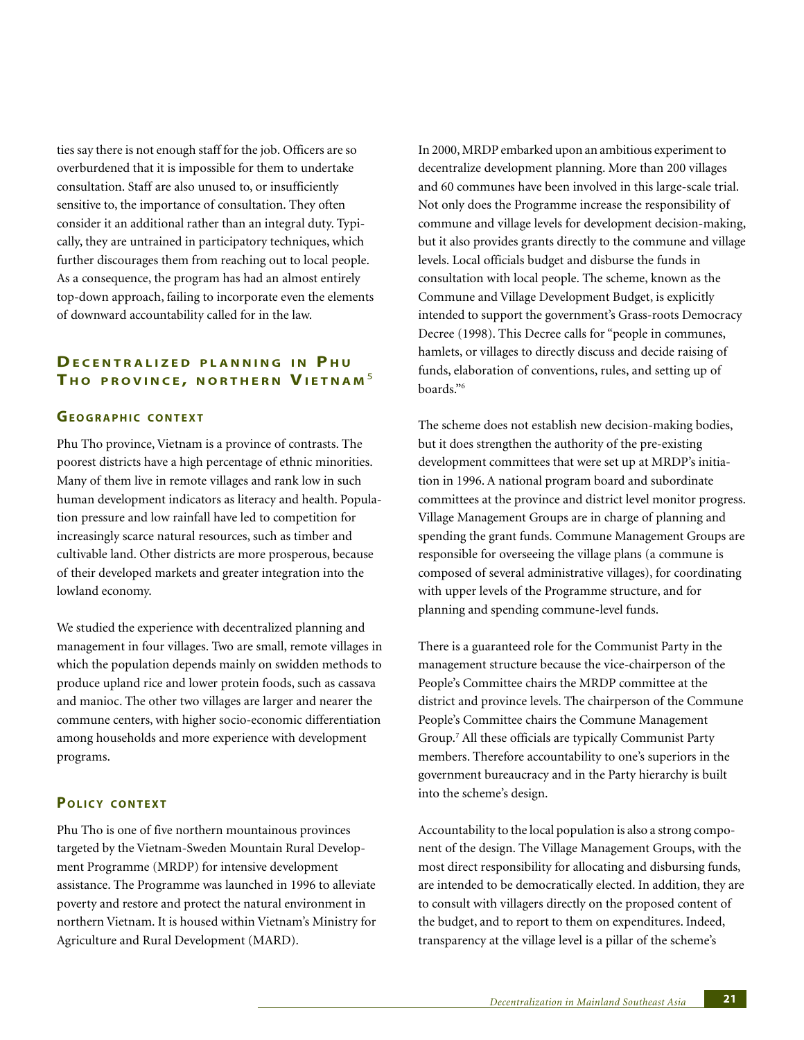ties say there is not enough staff for the job. Officers are so overburdened that it is impossible for them to undertake consultation. Staff are also unused to, or insufficiently sensitive to, the importance of consultation. They often consider it an additional rather than an integral duty. Typically, they are untrained in participatory techniques, which further discourages them from reaching out to local people. As a consequence, the program has had an almost entirely top-down approach, failing to incorporate even the elements of downward accountability called for in the law.

## Decentralized planning in Phu Tho province, northern Vietnam[5]

### Geographic context

Phu Tho province, Vietnam is a province of contrasts. The poorest districts have a high percentage of ethnic minorities. Many of them live in remote villages and rank low in such human development indicators as literacy and health. Population pressure and low rainfall have led to competition for increasingly scarce natural resources, such as timber and cultivable land. Other districts are more prosperous, because of their developed markets and greater integration into the lowland economy.

We studied the experience with decentralized planning and management in four villages. Two are small, remote villages in which the population depends mainly on swidden methods to produce upland rice and lower protein foods, such as cassava and manioc. The other two villages are larger and nearer the commune centers, with higher socio-economic differentiation among households and more experience with development programs.

### Policy context

Phu Tho is one of five northern mountainous provinces targeted by the Vietnam-Sweden Mountain Rural Development Programme (MRDP) for intensive development assistance. The Programme was launched in 1996 to alleviate poverty and restore and protect the natural environment in northern Vietnam. It is housed within Vietnam's Ministry for Agriculture and Rural Development (MARD).

In 2000, MRDP embarked upon an ambitious experiment to decentralize development planning. More than 200 villages and 60 communes have been involved in this large-scale trial. Not only does the Programme increase the responsibility of commune and village levels for development decision-making, but it also provides grants directly to the commune and village levels. Local officials budget and disburse the funds in consultation with local people. The scheme, known as the Commune and Village Development Budget, is explicitly intended to support the government's Grass-roots Democracy Decree (1998). This Decree calls for "people in communes, hamlets, or villages to directly discuss and decide raising of funds, elaboration of conventions, rules, and setting up of boards."[6]

The scheme does not establish new decision-making bodies, but it does strengthen the authority of the pre-existing development committees that were set up at MRDP's initiation in 1996. A national program board and subordinate committees at the province and district level monitor progress. Village Management Groups are in charge of planning and spending the grant funds. Commune Management Groups are responsible for overseeing the village plans (a commune is composed of several administrative villages), for coordinating with upper levels of the Programme structure, and for planning and spending commune-level funds.

There is a guaranteed role for the Communist Party in the management structure because the vice-chairperson of the People's Committee chairs the MRDP committee at the district and province levels. The chairperson of the Commune People's Committee chairs the Commune Management Group.[7] All these officials are typically Communist Party members. Therefore accountability to one's superiors in the government bureaucracy and in the Party hierarchy is built into the scheme's design.

Accountability to the local population is also a strong component of the design. The Village Management Groups, with the most direct responsibility for allocating and disbursing funds, are intended to be democratically elected. In addition, they are to consult with villagers directly on the proposed content of the budget, and to report to them on expenditures. Indeed, transparency at the village level is a pillar of the scheme's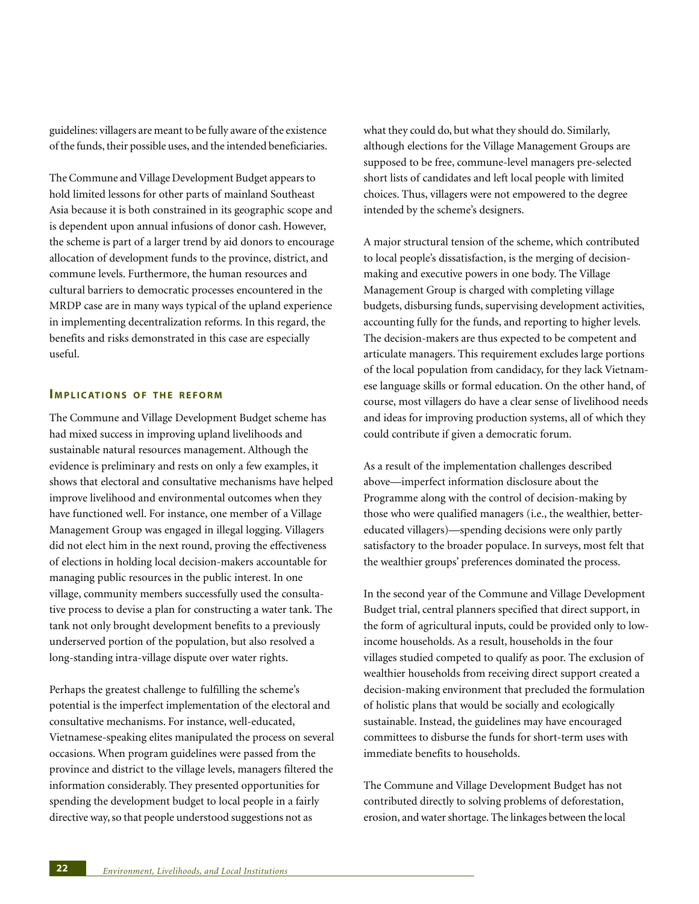guidelines: villagers are meant to be fully aware of the existence of the funds, their possible uses, and the intended beneficiaries.

The Commune and Village Development Budget appears to hold limited lessons for other parts of mainland Southeast Asia because it is both constrained in its geographic scope and is dependent upon annual infusions of donor cash. However, the scheme is part of a larger trend by aid donors to encourage allocation of development funds to the province, district, and commune levels. Furthermore, the human resources and cultural barriers to democratic processes encountered in the MRDP case are in many ways typical of the upland experience in implementing decentralization reforms. In this regard, the benefits and risks demonstrated in this case are especially useful.

### Implications of the reform

The Commune and Village Development Budget scheme has had mixed success in improving upland livelihoods and sustainable natural resources management. Although the evidence is preliminary and rests on only a few examples, it shows that electoral and consultative mechanisms have helped improve livelihood and environmental outcomes when they have functioned well. For instance, one member of a Village Management Group was engaged in illegal logging. Villagers did not elect him in the next round, proving the effectiveness of elections in holding local decision-makers accountable for managing public resources in the public interest. In one village, community members successfully used the consultative process to devise a plan for constructing a water tank. The tank not only brought development benefits to a previously underserved portion of the population, but also resolved a long-standing intra-village dispute over water rights.

Perhaps the greatest challenge to fulfilling the scheme's potential is the imperfect implementation of the electoral and consultative mechanisms. For instance, well-educated, Vietnamese-speaking elites manipulated the process on several occasions. When program guidelines were passed from the province and district to the village levels, managers filtered the information considerably. They presented opportunities for spending the development budget to local people in a fairly directive way, so that people understood suggestions not as what they could do, but what they should do. Similarly, although elections for the Village Management Groups are supposed to be free, commune-level managers pre-selected short lists of candidates and left local people with limited choices. Thus, villagers were not empowered to the degree intended by the scheme's designers.

A major structural tension of the scheme, which contributed to local people's dissatisfaction, is the merging of decision-making and executive powers in one body. The Village Management Group is charged with completing village budgets, disbursing funds, supervising development activities, accounting fully for the funds, and reporting to higher levels. The decision-makers are thus expected to be competent and articulate managers. This requirement excludes large portions of the local population from candidacy, for they lack Vietnamese language skills or formal education. On the other hand, of course, most villagers do have a clear sense of livelihood needs and ideas for improving production systems, all of which they could contribute if given a democratic forum.

As a result of the implementation challenges described above—imperfect information disclosure about the Programme along with the control of decision-making by those who were qualified managers (i.e., the wealthier, better-educated villagers)—spending decisions were only partly satisfactory to the broader populace. In surveys, most felt that the wealthier groups' preferences dominated the process.

In the second year of the Commune and Village Development Budget trial, central planners specified that direct support, in the form of agricultural inputs, could be provided only to low-income households. As a result, households in the four villages studied competed to qualify as poor. The exclusion of wealthier households from receiving direct support created a decision-making environment that precluded the formulation of holistic plans that would be socially and ecologically sustainable. Instead, the guidelines may have encouraged committees to disburse the funds for short-term uses with immediate benefits to households.

The Commune and Village Development Budget has not contributed directly to solving problems of deforestation, erosion, and water shortage. The linkages between the local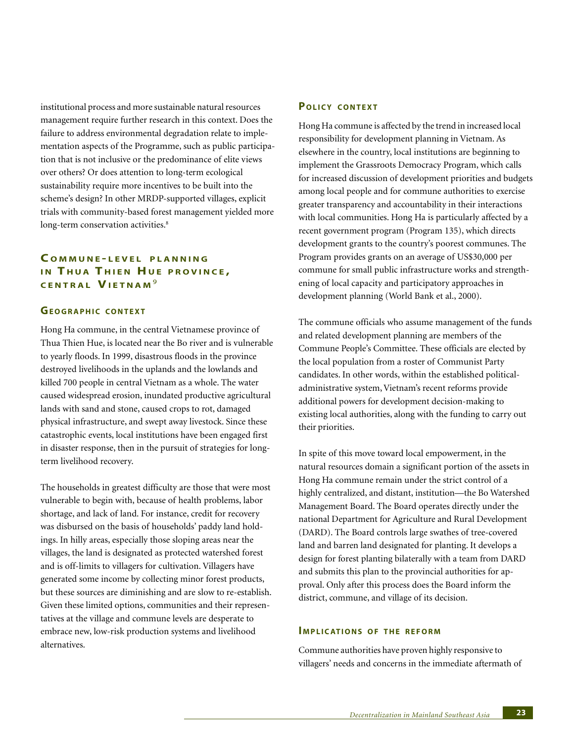institutional process and more sustainable natural resources management require further research in this context. Does the failure to address environmental degradation relate to implementation aspects of the Programme, such as public participation that is not inclusive or the predominance of elite views over others? Or does attention to long-term ecological sustainability require more incentives to be built into the scheme's design? In other MRDP-supported villages, explicit trials with community-based forest management yielded more long-term conservation activities.[8]

## Commune-level planning in Thua Thien Hue province, central Vietnam[9]

### Geographic context

Hong Ha commune, in the central Vietnamese province of Thua Thien Hue, is located near the Bo river and is vulnerable to yearly floods. In 1999, disastrous floods in the province destroyed livelihoods in the uplands and the lowlands and killed 700 people in central Vietnam as a whole. The water caused widespread erosion, inundated productive agricultural lands with sand and stone, caused crops to rot, damaged physical infrastructure, and swept away livestock. Since these catastrophic events, local institutions have been engaged first in disaster response, then in the pursuit of strategies for long-term livelihood recovery.

The households in greatest difficulty are those that were most vulnerable to begin with, because of health problems, labor shortage, and lack of land. For instance, credit for recovery was disbursed on the basis of households' paddy land holdings. In hilly areas, especially those sloping areas near the villages, the land is designated as protected watershed forest and is off-limits to villagers for cultivation. Villagers have generated some income by collecting minor forest products, but these sources are diminishing and are slow to re-establish. Given these limited options, communities and their representatives at the village and commune levels are desperate to embrace new, low-risk production systems and livelihood alternatives.

### Policy context

Hong Ha commune is affected by the trend in increased local responsibility for development planning in Vietnam. As elsewhere in the country, local institutions are beginning to implement the Grassroots Democracy Program, which calls for increased discussion of development priorities and budgets among local people and for commune authorities to exercise greater transparency and accountability in their interactions with local communities. Hong Ha is particularly affected by a recent government program (Program 135), which directs development grants to the country's poorest communes. The Program provides grants on an average of US$30,000 per commune for small public infrastructure works and strengthening of local capacity and participatory approaches in development planning (World Bank et al., 2000).

The commune officials who assume management of the funds and related development planning are members of the Commune People's Committee. These officials are elected by the local population from a roster of Communist Party candidates. In other words, within the established political-administrative system, Vietnam's recent reforms provide additional powers for development decision-making to existing local authorities, along with the funding to carry out their priorities.

In spite of this move toward local empowerment, in the natural resources domain a significant portion of the assets in Hong Ha commune remain under the strict control of a highly centralized, and distant, institution—the Bo Watershed Management Board. The Board operates directly under the national Department for Agriculture and Rural Development (DARD). The Board controls large swathes of tree-covered land and barren land designated for planting. It develops a design for forest planting bilaterally with a team from DARD and submits this plan to the provincial authorities for approval. Only after this process does the Board inform the district, commune, and village of its decision.

### Implications of the reform

Commune authorities have proven highly responsive to villagers' needs and concerns in the immediate aftermath of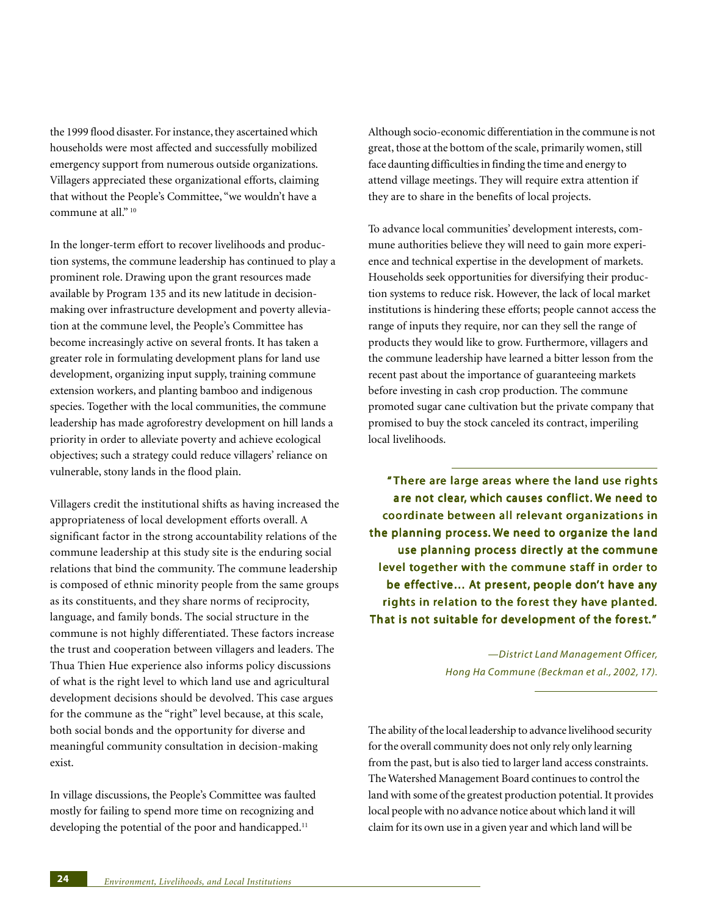the 1999 flood disaster. For instance, they ascertained which households were most affected and successfully mobilized emergency support from numerous outside organizations. Villagers appreciated these organizational efforts, claiming that without the People's Committee, "we wouldn't have a commune at all." [10]

In the longer-term effort to recover livelihoods and production systems, the commune leadership has continued to play a prominent role. Drawing upon the grant resources made available by Program 135 and its new latitude in decision-making over infrastructure development and poverty alleviation at the commune level, the People's Committee has become increasingly active on several fronts. It has taken a greater role in formulating development plans for land use development, organizing input supply, training commune extension workers, and planting bamboo and indigenous species. Together with the local communities, the commune leadership has made agroforestry development on hill lands a priority in order to alleviate poverty and achieve ecological objectives; such a strategy could reduce villagers' reliance on vulnerable, stony lands in the flood plain.

Villagers credit the institutional shifts as having increased the appropriateness of local development efforts overall. A significant factor in the strong accountability relations of the commune leadership at this study site is the enduring social relations that bind the community. The commune leadership is composed of ethnic minority people from the same groups as its constituents, and they share norms of reciprocity, language, and family bonds. The social structure in the commune is not highly differentiated. These factors increase the trust and cooperation between villagers and leaders. The Thua Thien Hue experience also informs policy discussions of what is the right level to which land use and agricultural development decisions should be devolved. This case argues for the commune as the "right" level because, at this scale, both social bonds and the opportunity for diverse and meaningful community consultation in decision-making exist.

In village discussions, the People's Committee was faulted mostly for failing to spend more time on recognizing and developing the potential of the poor and handicapped.[11]

Although socio-economic differentiation in the commune is not great, those at the bottom of the scale, primarily women, still face daunting difficulties in finding the time and energy to attend village meetings. They will require extra attention if they are to share in the benefits of local projects.

To advance local communities' development interests, commune authorities believe they will need to gain more experience and technical expertise in the development of markets. Households seek opportunities for diversifying their production systems to reduce risk. However, the lack of local market institutions is hindering these efforts; people cannot access the range of inputs they require, nor can they sell the range of products they would like to grow. Furthermore, villagers and the commune leadership have learned a bitter lesson from the recent past about the importance of guaranteeing markets before investing in cash crop production. The commune promoted sugar cane cultivation but the private company that promised to buy the stock canceled its contract, imperiling local livelihoods.

> **"There are large areas where the land use rights are not clear, which causes conflict. We need to coordinate between all relevant organizations in the planning process. We need to organize the land use planning process directly at the commune level together with the commune staff in order to be effective... At present, people don't have any rights in relation to the forest they have planted. That is not suitable for development of the forest."**
>
> *—District Land Management Officer, Hong Ha Commune (Beckman et al., 2002, 17).*

The ability of the local leadership to advance livelihood security for the overall community does not only rely only learning from the past, but is also tied to larger land access constraints. The Watershed Management Board continues to control the land with some of the greatest production potential. It provides local people with no advance notice about which land it will claim for its own use in a given year and which land will be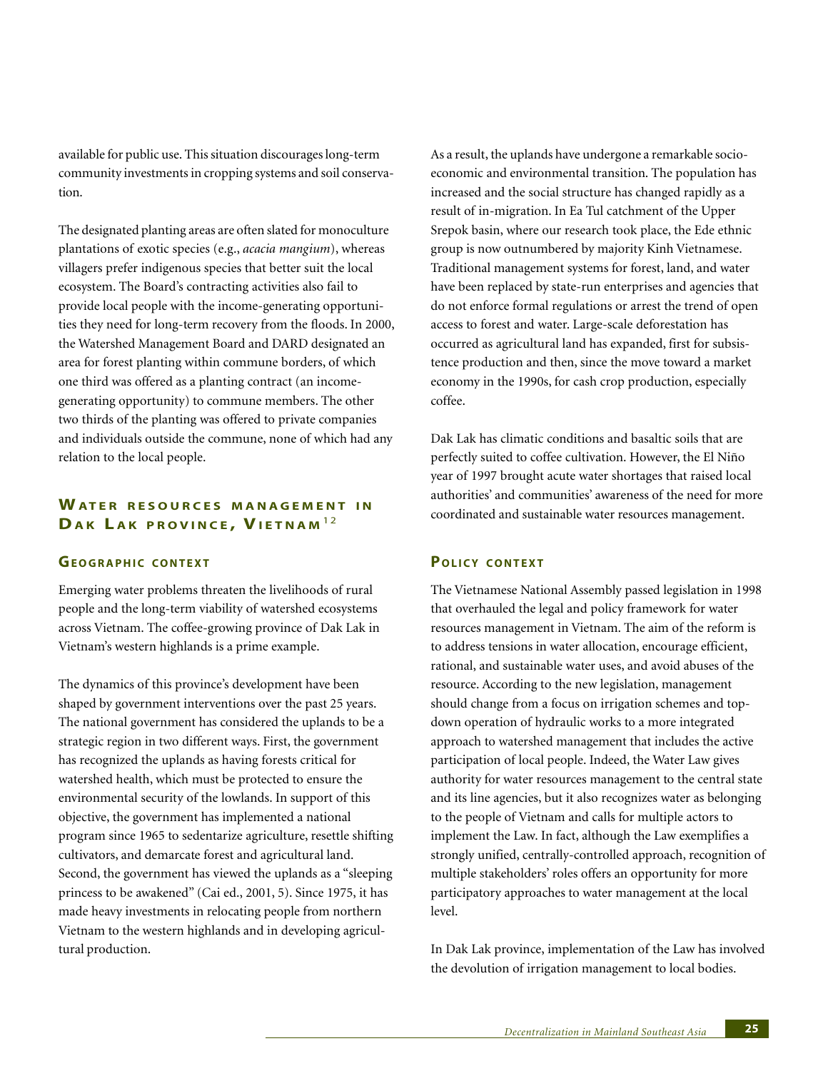available for public use. This situation discourages long-term community investments in cropping systems and soil conservation.

The designated planting areas are often slated for monoculture plantations of exotic species (e.g., *acacia mangium*), whereas villagers prefer indigenous species that better suit the local ecosystem. The Board's contracting activities also fail to provide local people with the income-generating opportunities they need for long-term recovery from the floods. In 2000, the Watershed Management Board and DARD designated an area for forest planting within commune borders, of which one third was offered as a planting contract (an income-generating opportunity) to commune members. The other two thirds of the planting was offered to private companies and individuals outside the commune, none of which had any relation to the local people.

## Water resources management in Dak Lak province, Vietnam[12]

### Geographic context

Emerging water problems threaten the livelihoods of rural people and the long-term viability of watershed ecosystems across Vietnam. The coffee-growing province of Dak Lak in Vietnam's western highlands is a prime example.

The dynamics of this province's development have been shaped by government interventions over the past 25 years. The national government has considered the uplands to be a strategic region in two different ways. First, the government has recognized the uplands as having forests critical for watershed health, which must be protected to ensure the environmental security of the lowlands. In support of this objective, the government has implemented a national program since 1965 to sedentarize agriculture, resettle shifting cultivators, and demarcate forest and agricultural land. Second, the government has viewed the uplands as a "sleeping princess to be awakened" (Cai ed., 2001, 5). Since 1975, it has made heavy investments in relocating people from northern Vietnam to the western highlands and in developing agricultural production.

As a result, the uplands have undergone a remarkable socio-economic and environmental transition. The population has increased and the social structure has changed rapidly as a result of in-migration. In Ea Tul catchment of the Upper Srepok basin, where our research took place, the Ede ethnic group is now outnumbered by majority Kinh Vietnamese. Traditional management systems for forest, land, and water have been replaced by state-run enterprises and agencies that do not enforce formal regulations or arrest the trend of open access to forest and water. Large-scale deforestation has occurred as agricultural land has expanded, first for subsistence production and then, since the move toward a market economy in the 1990s, for cash crop production, especially coffee.

Dak Lak has climatic conditions and basaltic soils that are perfectly suited to coffee cultivation. However, the El Niño year of 1997 brought acute water shortages that raised local authorities' and communities' awareness of the need for more coordinated and sustainable water resources management.

### Policy context

The Vietnamese National Assembly passed legislation in 1998 that overhauled the legal and policy framework for water resources management in Vietnam. The aim of the reform is to address tensions in water allocation, encourage efficient, rational, and sustainable water uses, and avoid abuses of the resource. According to the new legislation, management should change from a focus on irrigation schemes and top-down operation of hydraulic works to a more integrated approach to watershed management that includes the active participation of local people. Indeed, the Water Law gives authority for water resources management to the central state and its line agencies, but it also recognizes water as belonging to the people of Vietnam and calls for multiple actors to implement the Law. In fact, although the Law exemplifies a strongly unified, centrally-controlled approach, recognition of multiple stakeholders' roles offers an opportunity for more participatory approaches to water management at the local level.

In Dak Lak province, implementation of the Law has involved the devolution of irrigation management to local bodies.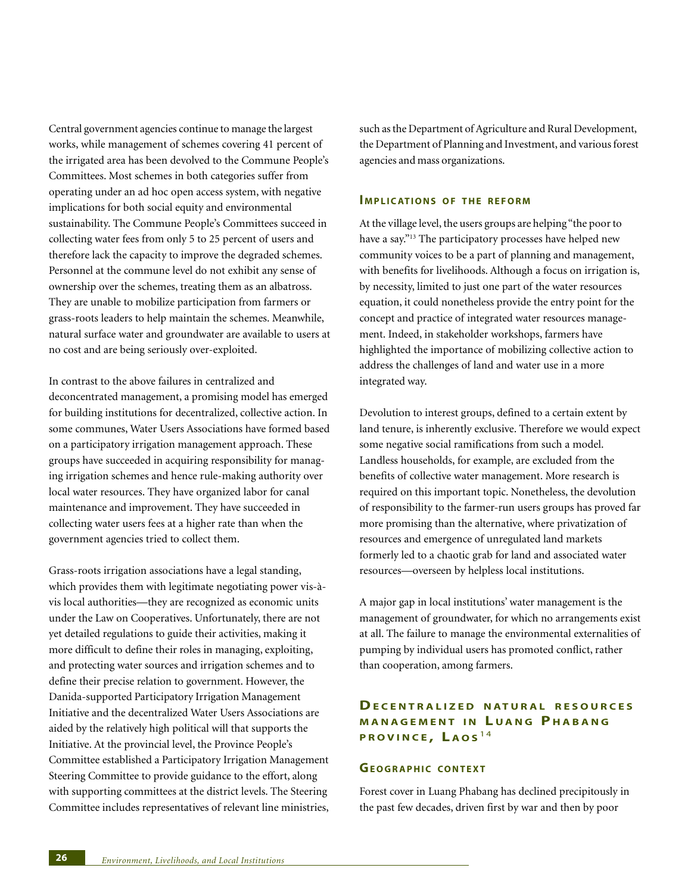Central government agencies continue to manage the largest works, while management of schemes covering 41 percent of the irrigated area has been devolved to the Commune People's Committees. Most schemes in both categories suffer from operating under an ad hoc open access system, with negative implications for both social equity and environmental sustainability. The Commune People's Committees succeed in collecting water fees from only 5 to 25 percent of users and therefore lack the capacity to improve the degraded schemes. Personnel at the commune level do not exhibit any sense of ownership over the schemes, treating them as an albatross. They are unable to mobilize participation from farmers or grass-roots leaders to help maintain the schemes. Meanwhile, natural surface water and groundwater are available to users at no cost and are being seriously over-exploited.

In contrast to the above failures in centralized and deconcentrated management, a promising model has emerged for building institutions for decentralized, collective action. In some communes, Water Users Associations have formed based on a participatory irrigation management approach. These groups have succeeded in acquiring responsibility for managing irrigation schemes and hence rule-making authority over local water resources. They have organized labor for canal maintenance and improvement. They have succeeded in collecting water users fees at a higher rate than when the government agencies tried to collect them.

Grass-roots irrigation associations have a legal standing, which provides them with legitimate negotiating power vis-à-vis local authorities—they are recognized as economic units under the Law on Cooperatives. Unfortunately, there are not yet detailed regulations to guide their activities, making it more difficult to define their roles in managing, exploiting, and protecting water sources and irrigation schemes and to define their precise relation to government. However, the Danida-supported Participatory Irrigation Management Initiative and the decentralized Water Users Associations are aided by the relatively high political will that supports the Initiative. At the provincial level, the Province People's Committee established a Participatory Irrigation Management Steering Committee to provide guidance to the effort, along with supporting committees at the district levels. The Steering Committee includes representatives of relevant line ministries, such as the Department of Agriculture and Rural Development, the Department of Planning and Investment, and various forest agencies and mass organizations.

### Implications of the reform

At the village level, the users groups are helping "the poor to have a say."[13] The participatory processes have helped new community voices to be a part of planning and management, with benefits for livelihoods. Although a focus on irrigation is, by necessity, limited to just one part of the water resources equation, it could nonetheless provide the entry point for the concept and practice of integrated water resources management. Indeed, in stakeholder workshops, farmers have highlighted the importance of mobilizing collective action to address the challenges of land and water use in a more integrated way.

Devolution to interest groups, defined to a certain extent by land tenure, is inherently exclusive. Therefore we would expect some negative social ramifications from such a model. Landless households, for example, are excluded from the benefits of collective water management. More research is required on this important topic. Nonetheless, the devolution of responsibility to the farmer-run users groups has proved far more promising than the alternative, where privatization of resources and emergence of unregulated land markets formerly led to a chaotic grab for land and associated water resources—overseen by helpless local institutions.

A major gap in local institutions' water management is the management of groundwater, for which no arrangements exist at all. The failure to manage the environmental externalities of pumping by individual users has promoted conflict, rather than cooperation, among farmers.

## Decentralized natural resources management in Luang Phabang province, Laos[14]

### Geographic context

Forest cover in Luang Phabang has declined precipitously in the past few decades, driven first by war and then by poor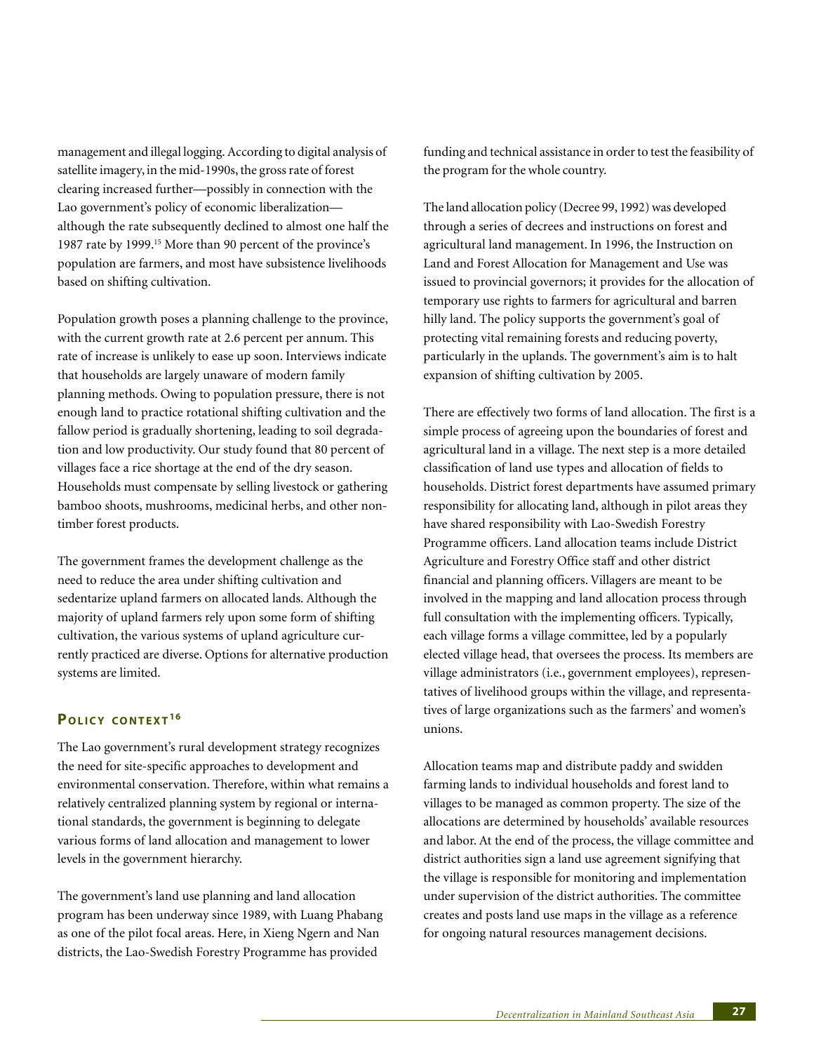management and illegal logging. According to digital analysis of satellite imagery, in the mid-1990s, the gross rate of forest clearing increased further—possibly in connection with the Lao government's policy of economic liberalization—although the rate subsequently declined to almost one half the 1987 rate by 1999.[15] More than 90 percent of the province's population are farmers, and most have subsistence livelihoods based on shifting cultivation.

Population growth poses a planning challenge to the province, with the current growth rate at 2.6 percent per annum. This rate of increase is unlikely to ease up soon. Interviews indicate that households are largely unaware of modern family planning methods. Owing to population pressure, there is not enough land to practice rotational shifting cultivation and the fallow period is gradually shortening, leading to soil degradation and low productivity. Our study found that 80 percent of villages face a rice shortage at the end of the dry season. Households must compensate by selling livestock or gathering bamboo shoots, mushrooms, medicinal herbs, and other non-timber forest products.

The government frames the development challenge as the need to reduce the area under shifting cultivation and sedentarize upland farmers on allocated lands. Although the majority of upland farmers rely upon some form of shifting cultivation, the various systems of upland agriculture currently practiced are diverse. Options for alternative production systems are limited.

## Policy context[16]

The Lao government's rural development strategy recognizes the need for site-specific approaches to development and environmental conservation. Therefore, within what remains a relatively centralized planning system by regional or international standards, the government is beginning to delegate various forms of land allocation and management to lower levels in the government hierarchy.

The government's land use planning and land allocation program has been underway since 1989, with Luang Phabang as one of the pilot focal areas. Here, in Xieng Ngern and Nan districts, the Lao-Swedish Forestry Programme has provided funding and technical assistance in order to test the feasibility of the program for the whole country.

The land allocation policy (Decree 99, 1992) was developed through a series of decrees and instructions on forest and agricultural land management. In 1996, the Instruction on Land and Forest Allocation for Management and Use was issued to provincial governors; it provides for the allocation of temporary use rights to farmers for agricultural and barren hilly land. The policy supports the government's goal of protecting vital remaining forests and reducing poverty, particularly in the uplands. The government's aim is to halt expansion of shifting cultivation by 2005.

There are effectively two forms of land allocation. The first is a simple process of agreeing upon the boundaries of forest and agricultural land in a village. The next step is a more detailed classification of land use types and allocation of fields to households. District forest departments have assumed primary responsibility for allocating land, although in pilot areas they have shared responsibility with Lao-Swedish Forestry Programme officers. Land allocation teams include District Agriculture and Forestry Office staff and other district financial and planning officers. Villagers are meant to be involved in the mapping and land allocation process through full consultation with the implementing officers. Typically, each village forms a village committee, led by a popularly elected village head, that oversees the process. Its members are village administrators (i.e., government employees), representatives of livelihood groups within the village, and representatives of large organizations such as the farmers' and women's unions.

Allocation teams map and distribute paddy and swidden farming lands to individual households and forest land to villages to be managed as common property. The size of the allocations are determined by households' available resources and labor. At the end of the process, the village committee and district authorities sign a land use agreement signifying that the village is responsible for monitoring and implementation under supervision of the district authorities. The committee creates and posts land use maps in the village as a reference for ongoing natural resources management decisions.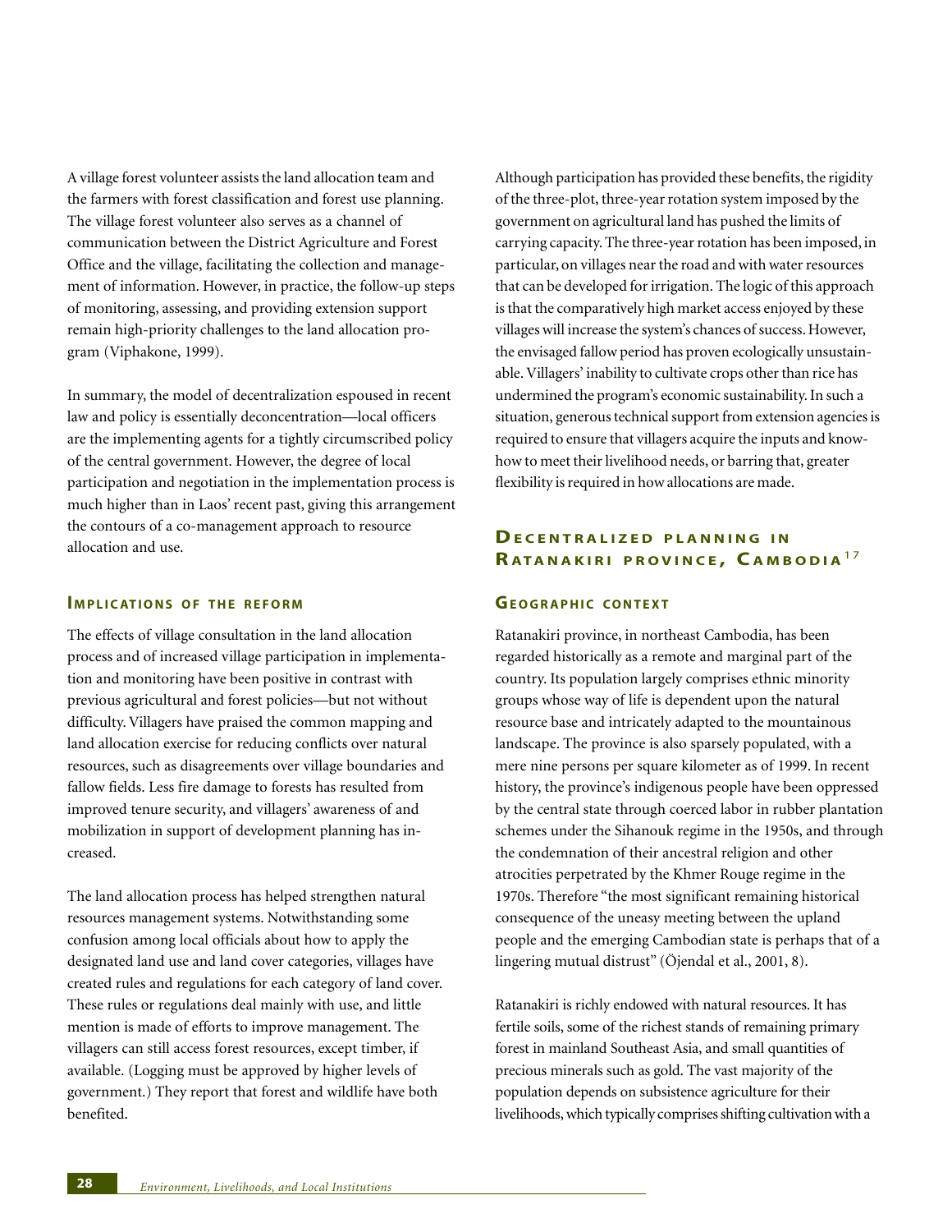A village forest volunteer assists the land allocation team and the farmers with forest classification and forest use planning. The village forest volunteer also serves as a channel of communication between the District Agriculture and Forest Office and the village, facilitating the collection and management of information. However, in practice, the follow-up steps of monitoring, assessing, and providing extension support remain high-priority challenges to the land allocation program (Viphakone, 1999).

In summary, the model of decentralization espoused in recent law and policy is essentially deconcentration—local officers are the implementing agents for a tightly circumscribed policy of the central government. However, the degree of local participation and negotiation in the implementation process is much higher than in Laos' recent past, giving this arrangement the contours of a co-management approach to resource allocation and use.

### Implications of the reform

The effects of village consultation in the land allocation process and of increased village participation in implementation and monitoring have been positive in contrast with previous agricultural and forest policies—but not without difficulty. Villagers have praised the common mapping and land allocation exercise for reducing conflicts over natural resources, such as disagreements over village boundaries and fallow fields. Less fire damage to forests has resulted from improved tenure security, and villagers' awareness of and mobilization in support of development planning has increased.

The land allocation process has helped strengthen natural resources management systems. Notwithstanding some confusion among local officials about how to apply the designated land use and land cover categories, villages have created rules and regulations for each category of land cover. These rules or regulations deal mainly with use, and little mention is made of efforts to improve management. The villagers can still access forest resources, except timber, if available. (Logging must be approved by higher levels of government.) They report that forest and wildlife have both benefited.

Although participation has provided these benefits, the rigidity of the three-plot, three-year rotation system imposed by the government on agricultural land has pushed the limits of carrying capacity. The three-year rotation has been imposed, in particular, on villages near the road and with water resources that can be developed for irrigation. The logic of this approach is that the comparatively high market access enjoyed by these villages will increase the system's chances of success. However, the envisaged fallow period has proven ecologically unsustainable. Villagers' inability to cultivate crops other than rice has undermined the program's economic sustainability. In such a situation, generous technical support from extension agencies is required to ensure that villagers acquire the inputs and know-how to meet their livelihood needs, or barring that, greater flexibility is required in how allocations are made.

## Decentralized planning in Ratanakiri province, Cambodia[17]

### Geographic context

Ratanakiri province, in northeast Cambodia, has been regarded historically as a remote and marginal part of the country. Its population largely comprises ethnic minority groups whose way of life is dependent upon the natural resource base and intricately adapted to the mountainous landscape. The province is also sparsely populated, with a mere nine persons per square kilometer as of 1999. In recent history, the province's indigenous people have been oppressed by the central state through coerced labor in rubber plantation schemes under the Sihanouk regime in the 1950s, and through the condemnation of their ancestral religion and other atrocities perpetrated by the Khmer Rouge regime in the 1970s. Therefore "the most significant remaining historical consequence of the uneasy meeting between the upland people and the emerging Cambodian state is perhaps that of a lingering mutual distrust" (Öjendal et al., 2001, 8).

Ratanakiri is richly endowed with natural resources. It has fertile soils, some of the richest stands of remaining primary forest in mainland Southeast Asia, and small quantities of precious minerals such as gold. The vast majority of the population depends on subsistence agriculture for their livelihoods, which typically comprises shifting cultivation with a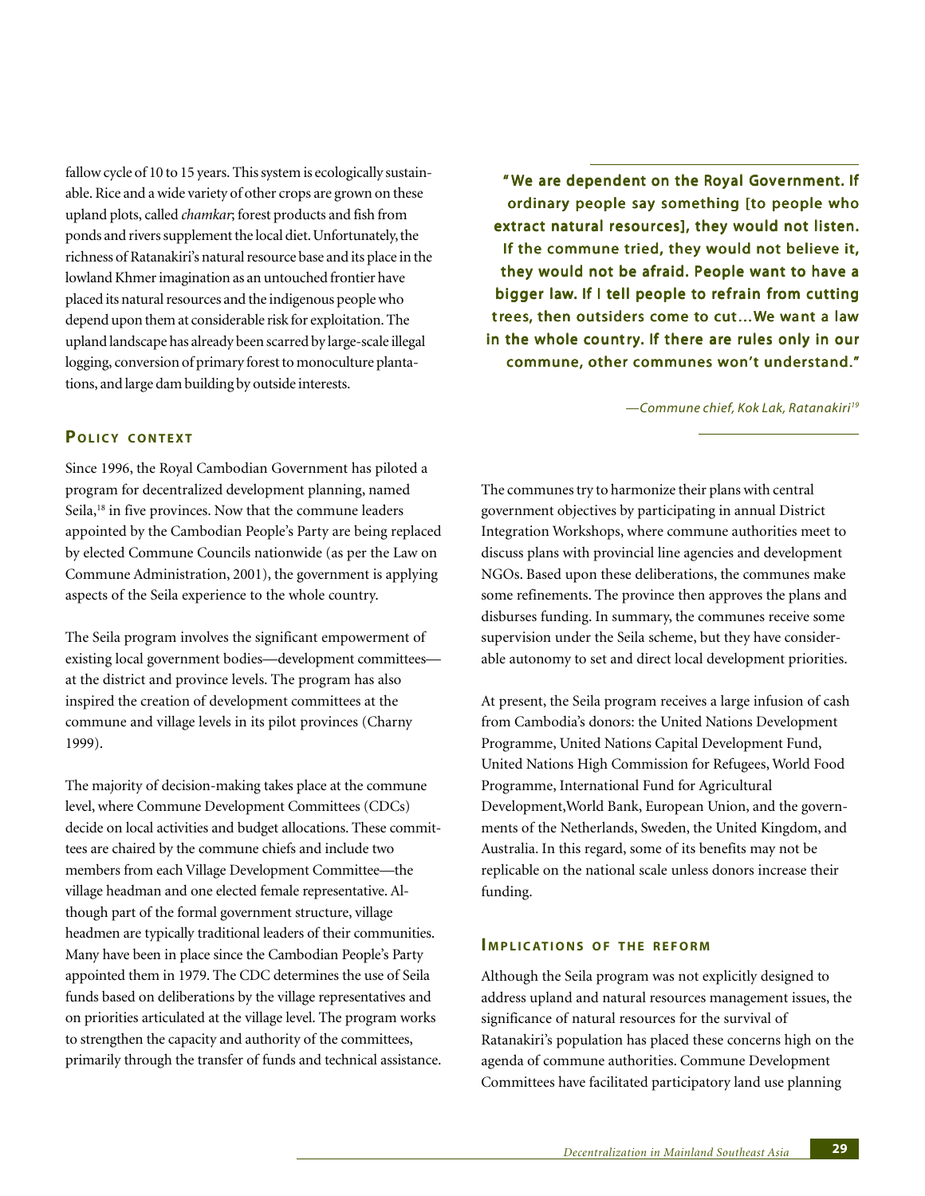fallow cycle of 10 to 15 years. This system is ecologically sustainable. Rice and a wide variety of other crops are grown on these upland plots, called *chamkar*; forest products and fish from ponds and rivers supplement the local diet. Unfortunately, the richness of Ratanakiri's natural resource base and its place in the lowland Khmer imagination as an untouched frontier have placed its natural resources and the indigenous people who depend upon them at considerable risk for exploitation. The upland landscape has already been scarred by large-scale illegal logging, conversion of primary forest to monoculture plantations, and large dam building by outside interests.

> **"We are dependent on the Royal Government. If ordinary people say something [to people who extract natural resources], they would not listen. If the commune tried, they would not believe it, they would not be afraid. People want to have a bigger law. If I tell people to refrain from cutting trees, then outsiders come to cut…We want a law in the whole country. If there are rules only in our commune, other communes won't understand."**
>
> *—Commune chief, Kok Lak, Ratanakiri*[19]

### Policy context

Since 1996, the Royal Cambodian Government has piloted a program for decentralized development planning, named Seila,[18] in five provinces. Now that the commune leaders appointed by the Cambodian People's Party are being replaced by elected Commune Councils nationwide (as per the Law on Commune Administration, 2001), the government is applying aspects of the Seila experience to the whole country.

The Seila program involves the significant empowerment of existing local government bodies—development committees—at the district and province levels. The program has also inspired the creation of development committees at the commune and village levels in its pilot provinces (Charny 1999).

The majority of decision-making takes place at the commune level, where Commune Development Committees (CDCs) decide on local activities and budget allocations. These committees are chaired by the commune chiefs and include two members from each Village Development Committee—the village headman and one elected female representative. Although part of the formal government structure, village headmen are typically traditional leaders of their communities. Many have been in place since the Cambodian People's Party appointed them in 1979. The CDC determines the use of Seila funds based on deliberations by the village representatives and on priorities articulated at the village level. The program works to strengthen the capacity and authority of the committees, primarily through the transfer of funds and technical assistance.

The communes try to harmonize their plans with central government objectives by participating in annual District Integration Workshops, where commune authorities meet to discuss plans with provincial line agencies and development NGOs. Based upon these deliberations, the communes make some refinements. The province then approves the plans and disburses funding. In summary, the communes receive some supervision under the Seila scheme, but they have considerable autonomy to set and direct local development priorities.

At present, the Seila program receives a large infusion of cash from Cambodia's donors: the United Nations Development Programme, United Nations Capital Development Fund, United Nations High Commission for Refugees, World Food Programme, International Fund for Agricultural Development, World Bank, European Union, and the governments of the Netherlands, Sweden, the United Kingdom, and Australia. In this regard, some of its benefits may not be replicable on the national scale unless donors increase their funding.

### Implications of the reform

Although the Seila program was not explicitly designed to address upland and natural resources management issues, the significance of natural resources for the survival of Ratanakiri's population has placed these concerns high on the agenda of commune authorities. Commune Development Committees have facilitated participatory land use planning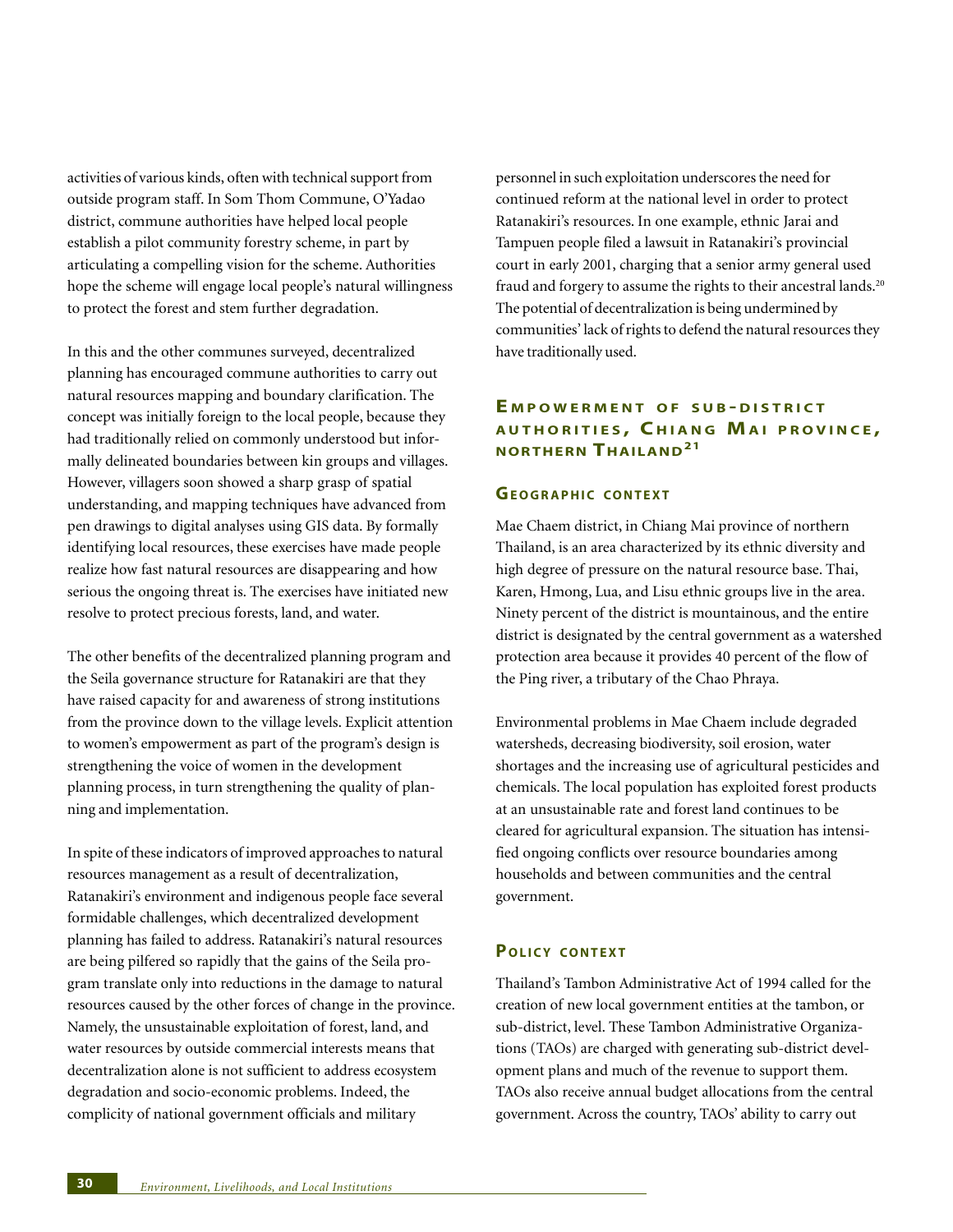activities of various kinds, often with technical support from outside program staff. In Som Thom Commune, O'Yadao district, commune authorities have helped local people establish a pilot community forestry scheme, in part by articulating a compelling vision for the scheme. Authorities hope the scheme will engage local people's natural willingness to protect the forest and stem further degradation.

In this and the other communes surveyed, decentralized planning has encouraged commune authorities to carry out natural resources mapping and boundary clarification. The concept was initially foreign to the local people, because they had traditionally relied on commonly understood but informally delineated boundaries between kin groups and villages. However, villagers soon showed a sharp grasp of spatial understanding, and mapping techniques have advanced from pen drawings to digital analyses using GIS data. By formally identifying local resources, these exercises have made people realize how fast natural resources are disappearing and how serious the ongoing threat is. The exercises have initiated new resolve to protect precious forests, land, and water.

The other benefits of the decentralized planning program and the Seila governance structure for Ratanakiri are that they have raised capacity for and awareness of strong institutions from the province down to the village levels. Explicit attention to women's empowerment as part of the program's design is strengthening the voice of women in the development planning process, in turn strengthening the quality of planning and implementation.

In spite of these indicators of improved approaches to natural resources management as a result of decentralization, Ratanakiri's environment and indigenous people face several formidable challenges, which decentralized development planning has failed to address. Ratanakiri's natural resources are being pilfered so rapidly that the gains of the Seila program translate only into reductions in the damage to natural resources caused by the other forces of change in the province. Namely, the unsustainable exploitation of forest, land, and water resources by outside commercial interests means that decentralization alone is not sufficient to address ecosystem degradation and socio-economic problems. Indeed, the complicity of national government officials and military personnel in such exploitation underscores the need for continued reform at the national level in order to protect Ratanakiri's resources. In one example, ethnic Jarai and Tampuen people filed a lawsuit in Ratanakiri's provincial court in early 2001, charging that a senior army general used fraud and forgery to assume the rights to their ancestral lands.[20] The potential of decentralization is being undermined by communities' lack of rights to defend the natural resources they have traditionally used.

## Empowerment of sub-district authorities, Chiang Mai province, northern Thailand[21]

### Geographic context

Mae Chaem district, in Chiang Mai province of northern Thailand, is an area characterized by its ethnic diversity and high degree of pressure on the natural resource base. Thai, Karen, Hmong, Lua, and Lisu ethnic groups live in the area. Ninety percent of the district is mountainous, and the entire district is designated by the central government as a watershed protection area because it provides 40 percent of the flow of the Ping river, a tributary of the Chao Phraya.

Environmental problems in Mae Chaem include degraded watersheds, decreasing biodiversity, soil erosion, water shortages and the increasing use of agricultural pesticides and chemicals. The local population has exploited forest products at an unsustainable rate and forest land continues to be cleared for agricultural expansion. The situation has intensified ongoing conflicts over resource boundaries among households and between communities and the central government.

### Policy context

Thailand's Tambon Administrative Act of 1994 called for the creation of new local government entities at the tambon, or sub-district, level. These Tambon Administrative Organizations (TAOs) are charged with generating sub-district development plans and much of the revenue to support them. TAOs also receive annual budget allocations from the central government. Across the country, TAOs' ability to carry out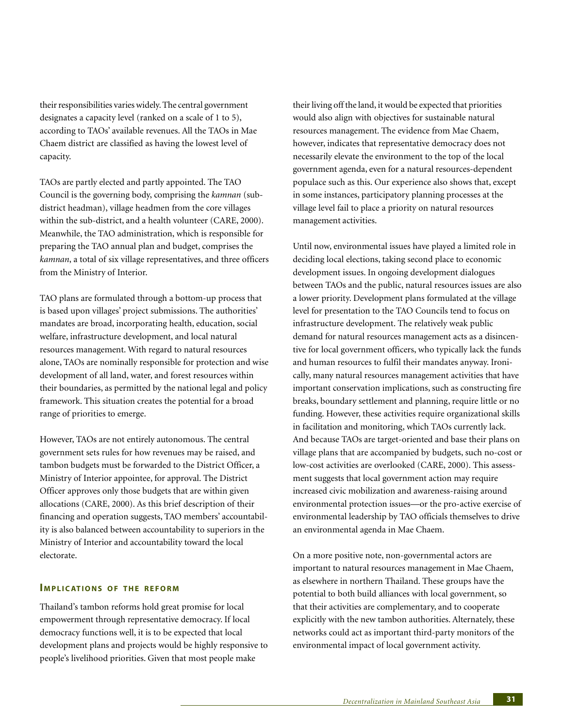their responsibilities varies widely. The central government designates a capacity level (ranked on a scale of 1 to 5), according to TAOs' available revenues. All the TAOs in Mae Chaem district are classified as having the lowest level of capacity.

TAOs are partly elected and partly appointed. The TAO Council is the governing body, comprising the *kamnan* (sub-district headman), village headmen from the core villages within the sub-district, and a health volunteer (CARE, 2000). Meanwhile, the TAO administration, which is responsible for preparing the TAO annual plan and budget, comprises the *kamnan*, a total of six village representatives, and three officers from the Ministry of Interior.

TAO plans are formulated through a bottom-up process that is based upon villages' project submissions. The authorities' mandates are broad, incorporating health, education, social welfare, infrastructure development, and local natural resources management. With regard to natural resources alone, TAOs are nominally responsible for protection and wise development of all land, water, and forest resources within their boundaries, as permitted by the national legal and policy framework. This situation creates the potential for a broad range of priorities to emerge.

However, TAOs are not entirely autonomous. The central government sets rules for how revenues may be raised, and tambon budgets must be forwarded to the District Officer, a Ministry of Interior appointee, for approval. The District Officer approves only those budgets that are within given allocations (CARE, 2000). As this brief description of their financing and operation suggests, TAO members' accountability is also balanced between accountability to superiors in the Ministry of Interior and accountability toward the local electorate.

### Implications of the reform

Thailand's tambon reforms hold great promise for local empowerment through representative democracy. If local democracy functions well, it is to be expected that local development plans and projects would be highly responsive to people's livelihood priorities. Given that most people make their living off the land, it would be expected that priorities would also align with objectives for sustainable natural resources management. The evidence from Mae Chaem, however, indicates that representative democracy does not necessarily elevate the environment to the top of the local government agenda, even for a natural resources-dependent populace such as this. Our experience also shows that, except in some instances, participatory planning processes at the village level fail to place a priority on natural resources management activities.

Until now, environmental issues have played a limited role in deciding local elections, taking second place to economic development issues. In ongoing development dialogues between TAOs and the public, natural resources issues are also a lower priority. Development plans formulated at the village level for presentation to the TAO Councils tend to focus on infrastructure development. The relatively weak public demand for natural resources management acts as a disincentive for local government officers, who typically lack the funds and human resources to fulfil their mandates anyway. Ironically, many natural resources management activities that have important conservation implications, such as constructing fire breaks, boundary settlement and planning, require little or no funding. However, these activities require organizational skills in facilitation and monitoring, which TAOs currently lack. And because TAOs are target-oriented and base their plans on village plans that are accompanied by budgets, such no-cost or low-cost activities are overlooked (CARE, 2000). This assessment suggests that local government action may require increased civic mobilization and awareness-raising around environmental protection issues—or the pro-active exercise of environmental leadership by TAO officials themselves to drive an environmental agenda in Mae Chaem.

On a more positive note, non-governmental actors are important to natural resources management in Mae Chaem, as elsewhere in northern Thailand. These groups have the potential to both build alliances with local government, so that their activities are complementary, and to cooperate explicitly with the new tambon authorities. Alternately, these networks could act as important third-party monitors of the environmental impact of local government activity.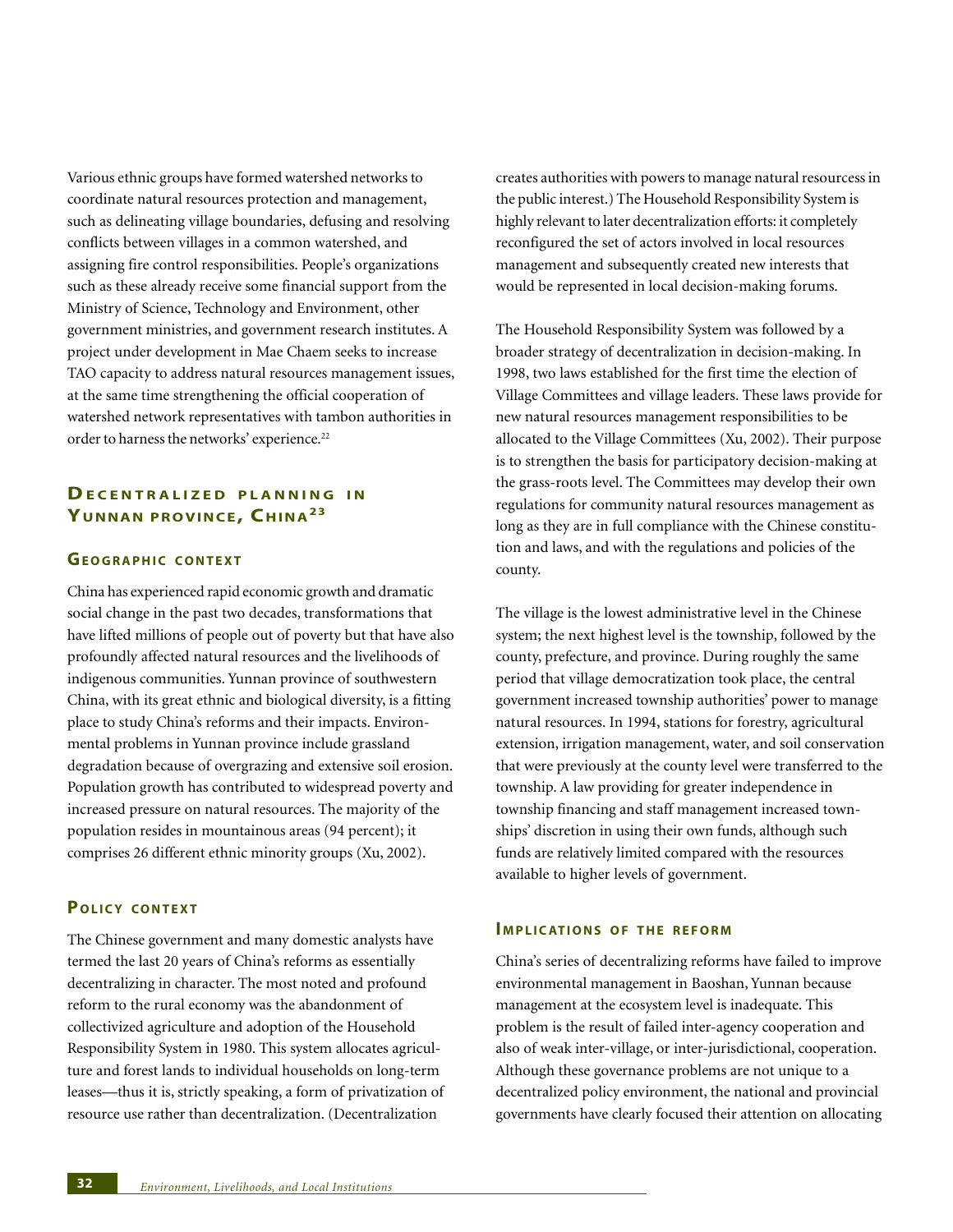Various ethnic groups have formed watershed networks to coordinate natural resources protection and management, such as delineating village boundaries, defusing and resolving conflicts between villages in a common watershed, and assigning fire control responsibilities. People's organizations such as these already receive some financial support from the Ministry of Science, Technology and Environment, other government ministries, and government research institutes. A project under development in Mae Chaem seeks to increase TAO capacity to address natural resources management issues, at the same time strengthening the official cooperation of watershed network representatives with tambon authorities in order to harness the networks' experience.[22]

## Decentralized planning in Yunnan province, China[23]

### Geographic context

China has experienced rapid economic growth and dramatic social change in the past two decades, transformations that have lifted millions of people out of poverty but that have also profoundly affected natural resources and the livelihoods of indigenous communities. Yunnan province of southwestern China, with its great ethnic and biological diversity, is a fitting place to study China's reforms and their impacts. Environmental problems in Yunnan province include grassland degradation because of overgrazing and extensive soil erosion. Population growth has contributed to widespread poverty and increased pressure on natural resources. The majority of the population resides in mountainous areas (94 percent); it comprises 26 different ethnic minority groups (Xu, 2002).

### Policy context

The Chinese government and many domestic analysts have termed the last 20 years of China's reforms as essentially decentralizing in character. The most noted and profound reform to the rural economy was the abandonment of collectivized agriculture and adoption of the Household Responsibility System in 1980. This system allocates agriculture and forest lands to individual households on long-term leases—thus it is, strictly speaking, a form of privatization of resource use rather than decentralization. (Decentralization creates authorities with powers to manage natural resourcess in the public interest.) The Household Responsibility System is highly relevant to later decentralization efforts: it completely reconfigured the set of actors involved in local resources management and subsequently created new interests that would be represented in local decision-making forums.

The Household Responsibility System was followed by a broader strategy of decentralization in decision-making. In 1998, two laws established for the first time the election of Village Committees and village leaders. These laws provide for new natural resources management responsibilities to be allocated to the Village Committees (Xu, 2002). Their purpose is to strengthen the basis for participatory decision-making at the grass-roots level. The Committees may develop their own regulations for community natural resources management as long as they are in full compliance with the Chinese constitution and laws, and with the regulations and policies of the county.

The village is the lowest administrative level in the Chinese system; the next highest level is the township, followed by the county, prefecture, and province. During roughly the same period that village democratization took place, the central government increased township authorities' power to manage natural resources. In 1994, stations for forestry, agricultural extension, irrigation management, water, and soil conservation that were previously at the county level were transferred to the township. A law providing for greater independence in township financing and staff management increased townships' discretion in using their own funds, although such funds are relatively limited compared with the resources available to higher levels of government.

### Implications of the reform

China's series of decentralizing reforms have failed to improve environmental management in Baoshan, Yunnan because management at the ecosystem level is inadequate. This problem is the result of failed inter-agency cooperation and also of weak inter-village, or inter-jurisdictional, cooperation. Although these governance problems are not unique to a decentralized policy environment, the national and provincial governments have clearly focused their attention on allocating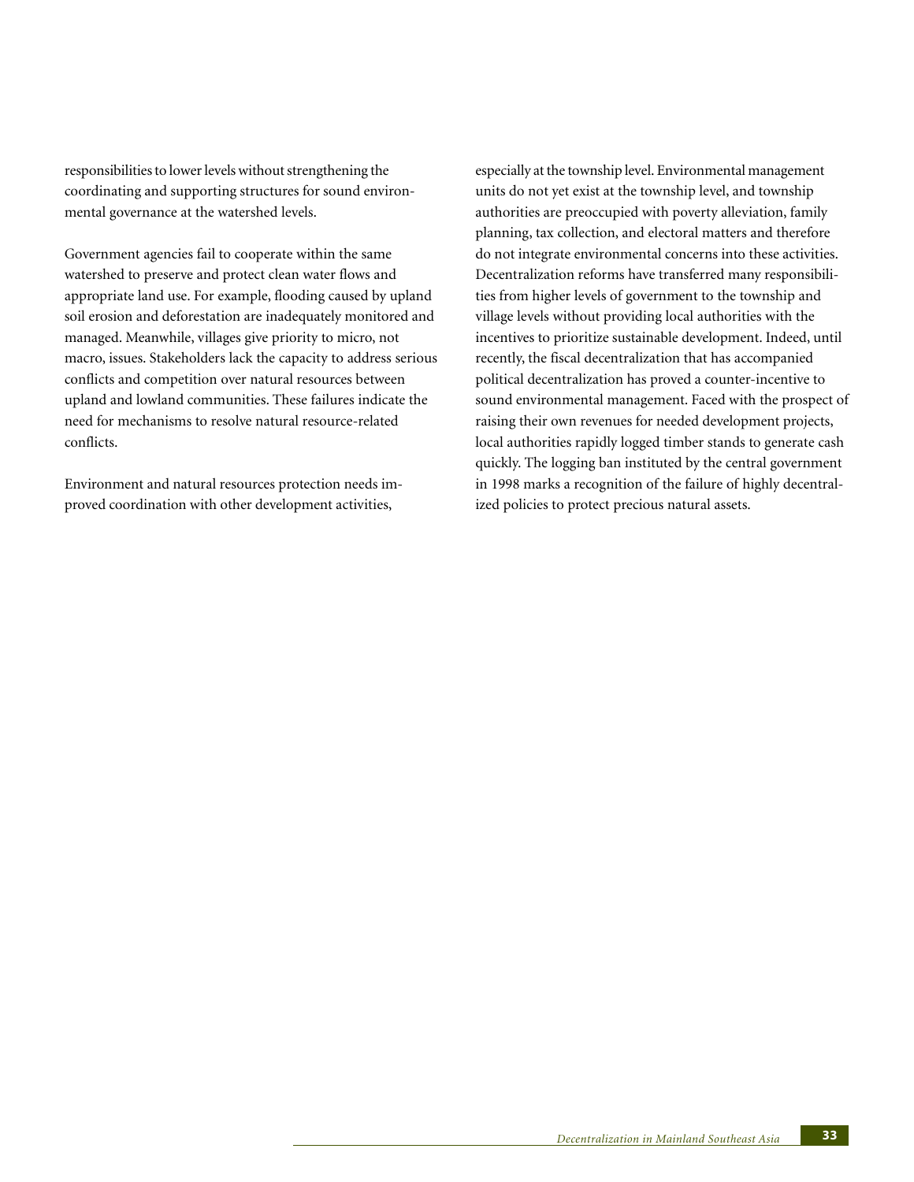responsibilities to lower levels without strengthening the coordinating and supporting structures for sound environmental governance at the watershed levels.

Government agencies fail to cooperate within the same watershed to preserve and protect clean water flows and appropriate land use. For example, flooding caused by upland soil erosion and deforestation are inadequately monitored and managed. Meanwhile, villages give priority to micro, not macro, issues. Stakeholders lack the capacity to address serious conflicts and competition over natural resources between upland and lowland communities. These failures indicate the need for mechanisms to resolve natural resource-related conflicts.

Environment and natural resources protection needs improved coordination with other development activities, especially at the township level. Environmental management units do not yet exist at the township level, and township authorities are preoccupied with poverty alleviation, family planning, tax collection, and electoral matters and therefore do not integrate environmental concerns into these activities. Decentralization reforms have transferred many responsibilities from higher levels of government to the township and village levels without providing local authorities with the incentives to prioritize sustainable development. Indeed, until recently, the fiscal decentralization that has accompanied political decentralization has proved a counter-incentive to sound environmental management. Faced with the prospect of raising their own revenues for needed development projects, local authorities rapidly logged timber stands to generate cash quickly. The logging ban instituted by the central government in 1998 marks a recognition of the failure of highly decentralized policies to protect precious natural assets.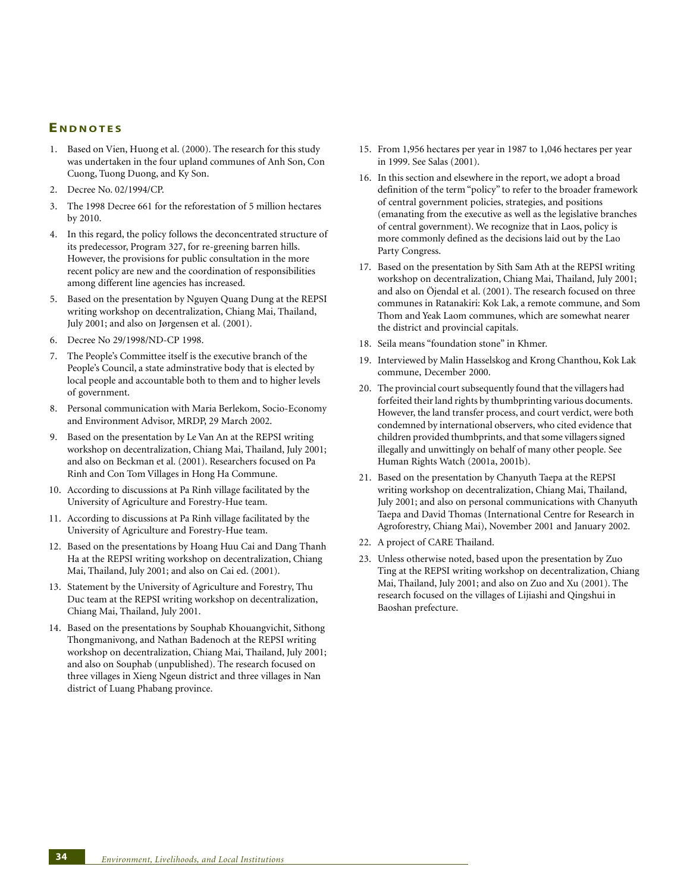## Endnotes

1. Based on Vien, Huong et al. (2000). The research for this study was undertaken in the four upland communes of Anh Son, Con Cuong, Tuong Duong, and Ky Son.
2. Decree No. 02/1994/CP.
3. The 1998 Decree 661 for the reforestation of 5 million hectares by 2010.
4. In this regard, the policy follows the deconcentrated structure of its predecessor, Program 327, for re-greening barren hills. However, the provisions for public consultation in the more recent policy are new and the coordination of responsibilities among different line agencies has increased.
5. Based on the presentation by Nguyen Quang Dung at the REPSI writing workshop on decentralization, Chiang Mai, Thailand, July 2001; and also on Jørgensen et al. (2001).
6. Decree No 29/1998/ND-CP 1998.
7. The People's Committee itself is the executive branch of the People's Council, a state adminstrative body that is elected by local people and accountable both to them and to higher levels of government.
8. Personal communication with Maria Berlekom, Socio-Economy and Environment Advisor, MRDP, 29 March 2002.
9. Based on the presentation by Le Van An at the REPSI writing workshop on decentralization, Chiang Mai, Thailand, July 2001; and also on Beckman et al. (2001). Researchers focused on Pa Rinh and Con Tom Villages in Hong Ha Commune.
10. According to discussions at Pa Rinh village facilitated by the University of Agriculture and Forestry-Hue team.
11. According to discussions at Pa Rinh village facilitated by the University of Agriculture and Forestry-Hue team.
12. Based on the presentations by Hoang Huu Cai and Dang Thanh Ha at the REPSI writing workshop on decentralization, Chiang Mai, Thailand, July 2001; and also on Cai ed. (2001).
13. Statement by the University of Agriculture and Forestry, Thu Duc team at the REPSI writing workshop on decentralization, Chiang Mai, Thailand, July 2001.
14. Based on the presentations by Souphab Khouangvichit, Sithong Thongmanivong, and Nathan Badenoch at the REPSI writing workshop on decentralization, Chiang Mai, Thailand, July 2001; and also on Souphab (unpublished). The research focused on three villages in Xieng Ngeun district and three villages in Nan district of Luang Phabang province.
15. From 1,956 hectares per year in 1987 to 1,046 hectares per year in 1999. See Salas (2001).
16. In this section and elsewhere in the report, we adopt a broad definition of the term "policy" to refer to the broader framework of central government policies, strategies, and positions (emanating from the executive as well as the legislative branches of central government). We recognize that in Laos, policy is more commonly defined as the decisions laid out by the Lao Party Congress.
17. Based on the presentation by Sith Sam Ath at the REPSI writing workshop on decentralization, Chiang Mai, Thailand, July 2001; and also on Öjendal et al. (2001). The research focused on three communes in Ratanakiri: Kok Lak, a remote commune, and Som Thom and Yeak Laom communes, which are somewhat nearer the district and provincial capitals.
18. Seila means "foundation stone" in Khmer.
19. Interviewed by Malin Hasselskog and Krong Chanthou, Kok Lak commune, December 2000.
20. The provincial court subsequently found that the villagers had forfeited their land rights by thumbprinting various documents. However, the land transfer process, and court verdict, were both condemned by international observers, who cited evidence that children provided thumbprints, and that some villagers signed illegally and unwittingly on behalf of many other people. See Human Rights Watch (2001a, 2001b).
21. Based on the presentation by Chanyuth Taepa at the REPSI writing workshop on decentralization, Chiang Mai, Thailand, July 2001; and also on personal communications with Chanyuth Taepa and David Thomas (International Centre for Research in Agroforestry, Chiang Mai), November 2001 and January 2002.
22. A project of CARE Thailand.
23. Unless otherwise noted, based upon the presentation by Zuo Ting at the REPSI writing workshop on decentralization, Chiang Mai, Thailand, July 2001; and also on Zuo and Xu (2001). The research focused on the villages of Lijiashi and Qingshui in Baoshan prefecture.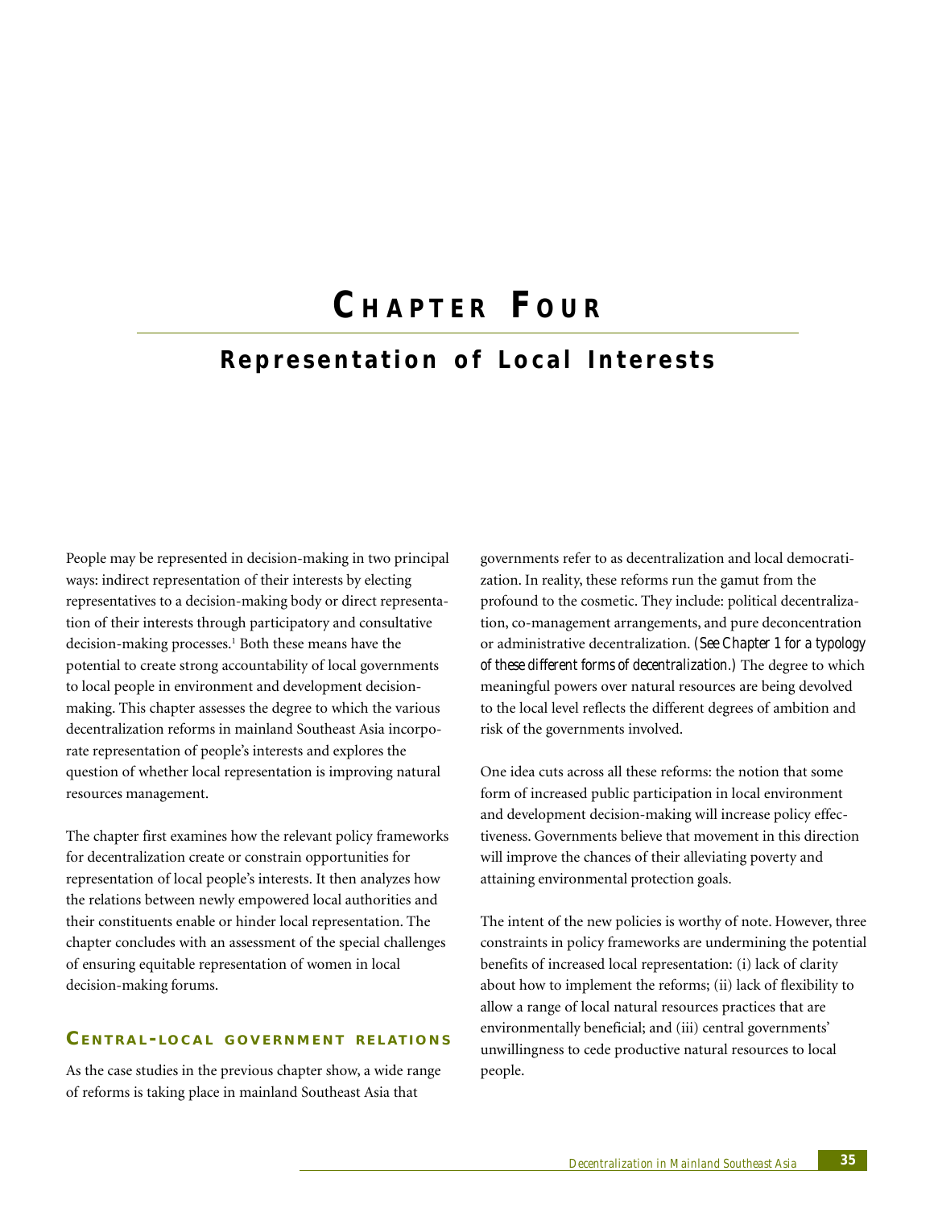# Chapter Four

## Representation of Local Interests

People may be represented in decision-making in two principal ways: indirect representation of their interests by electing representatives to a decision-making body or direct representation of their interests through participatory and consultative decision-making processes.[1] Both these means have the potential to create strong accountability of local governments to local people in environment and development decision-making. This chapter assesses the degree to which the various decentralization reforms in mainland Southeast Asia incorporate representation of people's interests and explores the question of whether local representation is improving natural resources management.

The chapter first examines how the relevant policy frameworks for decentralization create or constrain opportunities for representation of local people's interests. It then analyzes how the relations between newly empowered local authorities and their constituents enable or hinder local representation. The chapter concludes with an assessment of the special challenges of ensuring equitable representation of women in local decision-making forums.

### Central-local government relations

As the case studies in the previous chapter show, a wide range of reforms is taking place in mainland Southeast Asia that governments refer to as decentralization and local democratization. In reality, these reforms run the gamut from the profound to the cosmetic. They include: political decentralization, co-management arrangements, and pure deconcentration or administrative decentralization. *(See Chapter 1 for a typology of these different forms of decentralization.)* The degree to which meaningful powers over natural resources are being devolved to the local level reflects the different degrees of ambition and risk of the governments involved.

One idea cuts across all these reforms: the notion that some form of increased public participation in local environment and development decision-making will increase policy effectiveness. Governments believe that movement in this direction will improve the chances of their alleviating poverty and attaining environmental protection goals.

The intent of the new policies is worthy of note. However, three constraints in policy frameworks are undermining the potential benefits of increased local representation: (i) lack of clarity about how to implement the reforms; (ii) lack of flexibility to allow a range of local natural resources practices that are environmentally beneficial; and (iii) central governments' unwillingness to cede productive natural resources to local people.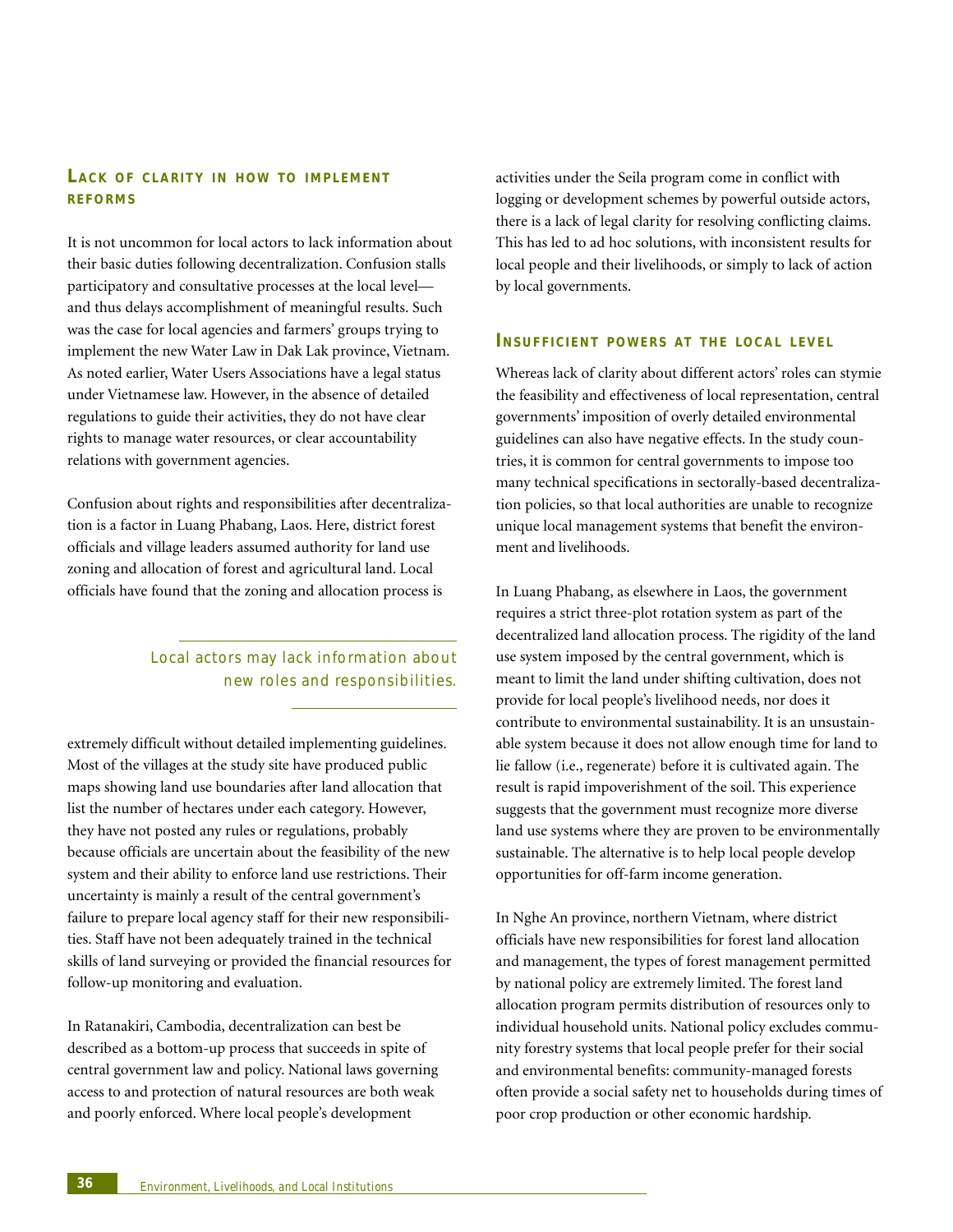### Lack of clarity in how to implement reforms

It is not uncommon for local actors to lack information about their basic duties following decentralization. Confusion stalls participatory and consultative processes at the local level—and thus delays accomplishment of meaningful results. Such was the case for local agencies and farmers' groups trying to implement the new Water Law in Dak Lak province, Vietnam. As noted earlier, Water Users Associations have a legal status under Vietnamese law. However, in the absence of detailed regulations to guide their activities, they do not have clear rights to manage water resources, or clear accountability relations with government agencies.

Confusion about rights and responsibilities after decentralization is a factor in Luang Phabang, Laos. Here, district forest officials and village leaders assumed authority for land use zoning and allocation of forest and agricultural land. Local officials have found that the zoning and allocation process is extremely difficult without detailed implementing guidelines. Most of the villages at the study site have produced public maps showing land use boundaries after land allocation that list the number of hectares under each category. However, they have not posted any rules or regulations, probably because officials are uncertain about the feasibility of the new system and their ability to enforce land use restrictions. Their uncertainty is mainly a result of the central government's failure to prepare local agency staff for their new responsibilities. Staff have not been adequately trained in the technical skills of land surveying or provided the financial resources for follow-up monitoring and evaluation.

> *Local actors may lack information about new roles and responsibilities.*

In Ratanakiri, Cambodia, decentralization can best be described as a bottom-up process that succeeds in spite of central government law and policy. National laws governing access to and protection of natural resources are both weak and poorly enforced. Where local people's development activities under the Seila program come in conflict with logging or development schemes by powerful outside actors, there is a lack of legal clarity for resolving conflicting claims. This has led to ad hoc solutions, with inconsistent results for local people and their livelihoods, or simply to lack of action by local governments.

### Insufficient powers at the local level

Whereas lack of clarity about different actors' roles can stymie the feasibility and effectiveness of local representation, central governments' imposition of overly detailed environmental guidelines can also have negative effects. In the study countries, it is common for central governments to impose too many technical specifications in sectorally-based decentralization policies, so that local authorities are unable to recognize unique local management systems that benefit the environment and livelihoods.

In Luang Phabang, as elsewhere in Laos, the government requires a strict three-plot rotation system as part of the decentralized land allocation process. The rigidity of the land use system imposed by the central government, which is meant to limit the land under shifting cultivation, does not provide for local people's livelihood needs, nor does it contribute to environmental sustainability. It is an unsustainable system because it does not allow enough time for land to lie fallow (i.e., regenerate) before it is cultivated again. The result is rapid impoverishment of the soil. This experience suggests that the government must recognize more diverse land use systems where they are proven to be environmentally sustainable. The alternative is to help local people develop opportunities for off-farm income generation.

In Nghe An province, northern Vietnam, where district officials have new responsibilities for forest land allocation and management, the types of forest management permitted by national policy are extremely limited. The forest land allocation program permits distribution of resources only to individual household units. National policy excludes community forestry systems that local people prefer for their social and environmental benefits: community-managed forests often provide a social safety net to households during times of poor crop production or other economic hardship.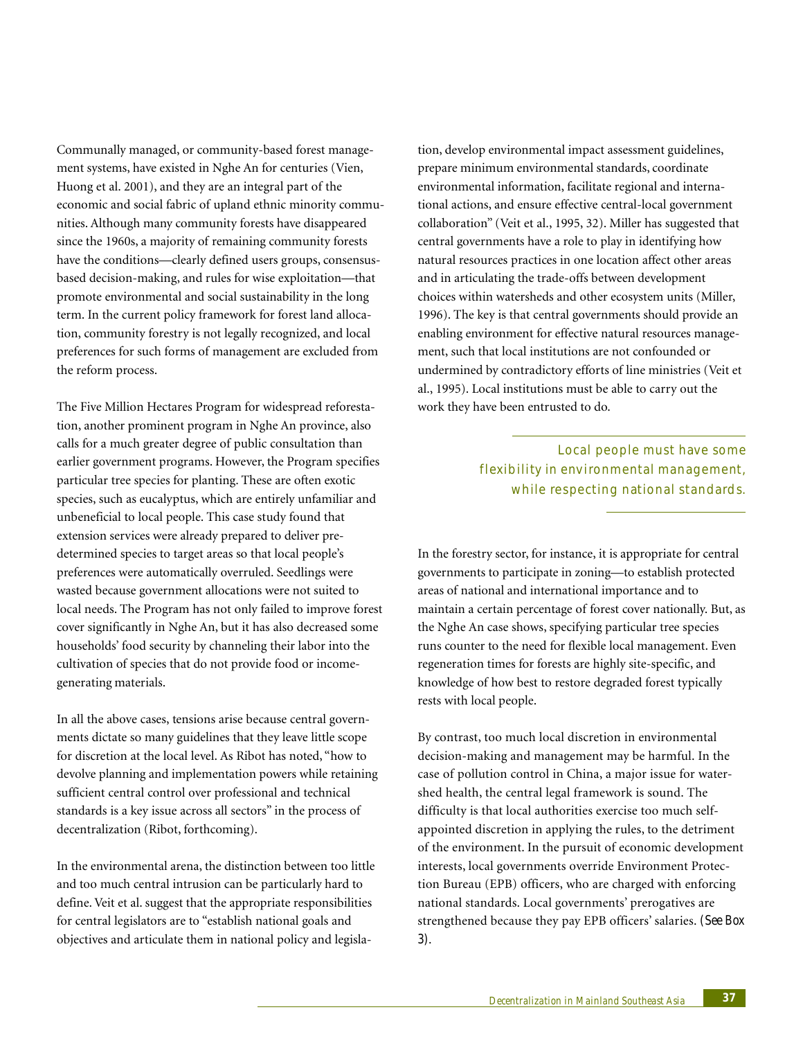Communally managed, or community-based forest management systems, have existed in Nghe An for centuries (Vien, Huong et al. 2001), and they are an integral part of the economic and social fabric of upland ethnic minority communities. Although many community forests have disappeared since the 1960s, a majority of remaining community forests have the conditions—clearly defined users groups, consensus-based decision-making, and rules for wise exploitation—that promote environmental and social sustainability in the long term. In the current policy framework for forest land allocation, community forestry is not legally recognized, and local preferences for such forms of management are excluded from the reform process.

The Five Million Hectares Program for widespread reforestation, another prominent program in Nghe An province, also calls for a much greater degree of public consultation than earlier government programs. However, the Program specifies particular tree species for planting. These are often exotic species, such as eucalyptus, which are entirely unfamiliar and unbeneficial to local people. This case study found that extension services were already prepared to deliver pre-determined species to target areas so that local people's preferences were automatically overruled. Seedlings were wasted because government allocations were not suited to local needs. The Program has not only failed to improve forest cover significantly in Nghe An, but it has also decreased some households' food security by channeling their labor into the cultivation of species that do not provide food or income-generating materials.

In all the above cases, tensions arise because central governments dictate so many guidelines that they leave little scope for discretion at the local level. As Ribot has noted, "how to devolve planning and implementation powers while retaining sufficient central control over professional and technical standards is a key issue across all sectors" in the process of decentralization (Ribot, forthcoming).

In the environmental arena, the distinction between too little and too much central intrusion can be particularly hard to define. Veit et al. suggest that the appropriate responsibilities for central legislators are to "establish national goals and objectives and articulate them in national policy and legislation, develop environmental impact assessment guidelines, prepare minimum environmental standards, coordinate environmental information, facilitate regional and international actions, and ensure effective central-local government collaboration" (Veit et al., 1995, 32). Miller has suggested that central governments have a role to play in identifying how natural resources practices in one location affect other areas and in articulating the trade-offs between development choices within watersheds and other ecosystem units (Miller, 1996). The key is that central governments should provide an enabling environment for effective natural resources management, such that local institutions are not confounded or undermined by contradictory efforts of line ministries (Veit et al., 1995). Local institutions must be able to carry out the work they have been entrusted to do.

> *Local people must have some flexibility in environmental management, while respecting national standards.*

In the forestry sector, for instance, it is appropriate for central governments to participate in zoning—to establish protected areas of national and international importance and to maintain a certain percentage of forest cover nationally. But, as the Nghe An case shows, specifying particular tree species runs counter to the need for flexible local management. Even regeneration times for forests are highly site-specific, and knowledge of how best to restore degraded forest typically rests with local people.

By contrast, too much local discretion in environmental decision-making and management may be harmful. In the case of pollution control in China, a major issue for watershed health, the central legal framework is sound. The difficulty is that local authorities exercise too much self-appointed discretion in applying the rules, to the detriment of the environment. In the pursuit of economic development interests, local governments override Environment Protection Bureau (EPB) officers, who are charged with enforcing national standards. Local governments' prerogatives are strengthened because they pay EPB officers' salaries. (*See Box 3*).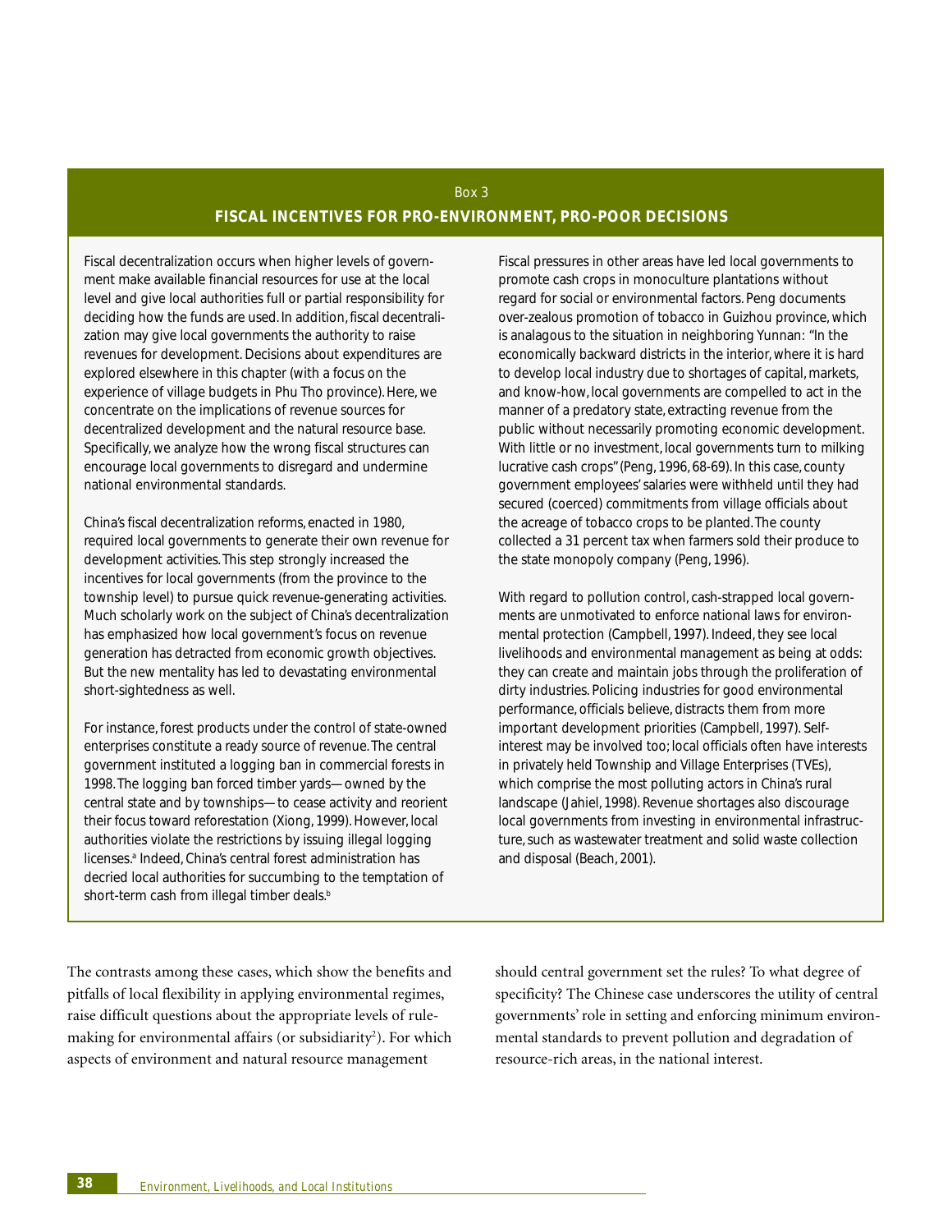Box 3

## FISCAL INCENTIVES FOR PRO-ENVIRONMENT, PRO-POOR DECISIONS

Fiscal decentralization occurs when higher levels of government make available financial resources for use at the local level and give local authorities full or partial responsibility for deciding how the funds are used. In addition, fiscal decentralization may give local governments the authority to raise revenues for development. Decisions about expenditures are explored elsewhere in this chapter (with a focus on the experience of village budgets in Phu Tho province). Here, we concentrate on the implications of revenue sources for decentralized development and the natural resource base. Specifically, we analyze how the wrong fiscal structures can encourage local governments to disregard and undermine national environmental standards.

China's fiscal decentralization reforms, enacted in 1980, required local governments to generate their own revenue for development activities. This step strongly increased the incentives for local governments (from the province to the township level) to pursue quick revenue-generating activities. Much scholarly work on the subject of China's decentralization has emphasized how local government's focus on revenue generation has detracted from economic growth objectives. But the new mentality has led to devastating environmental short-sightedness as well.

For instance, forest products under the control of state-owned enterprises constitute a ready source of revenue. The central government instituted a logging ban in commercial forests in 1998. The logging ban forced timber yards—owned by the central state and by townships—to cease activity and reorient their focus toward reforestation (Xiong, 1999). However, local authorities violate the restrictions by issuing illegal logging licenses.[a] Indeed, China's central forest administration has decried local authorities for succumbing to the temptation of short-term cash from illegal timber deals.[b]

Fiscal pressures in other areas have led local governments to promote cash crops in monoculture plantations without regard for social or environmental factors. Peng documents over-zealous promotion of tobacco in Guizhou province, which is analagous to the situation in neighboring Yunnan: "In the economically backward districts in the interior, where it is hard to develop local industry due to shortages of capital, markets, and know-how, local governments are compelled to act in the manner of a predatory state, extracting revenue from the public without necessarily promoting economic development. With little or no investment, local governments turn to milking lucrative cash crops" (Peng, 1996, 68-69). In this case, county government employees' salaries were withheld until they had secured (coerced) commitments from village officials about the acreage of tobacco crops to be planted. The county collected a 31 percent tax when farmers sold their produce to the state monopoly company (Peng, 1996).

With regard to pollution control, cash-strapped local governments are unmotivated to enforce national laws for environmental protection (Campbell, 1997). Indeed, they see local livelihoods and environmental management as being at odds: they can create and maintain jobs through the proliferation of dirty industries. Policing industries for good environmental performance, officials believe, distracts them from more important development priorities (Campbell, 1997). Self-interest may be involved too; local officials often have interests in privately held Township and Village Enterprises (TVEs), which comprise the most polluting actors in China's rural landscape (Jahiel, 1998). Revenue shortages also discourage local governments from investing in environmental infrastructure, such as wastewater treatment and solid waste collection and disposal (Beach, 2001).

---

The contrasts among these cases, which show the benefits and pitfalls of local flexibility in applying environmental regimes, raise difficult questions about the appropriate levels of rule-making for environmental affairs (or subsidiarity[2]). For which aspects of environment and natural resource management should central government set the rules? To what degree of specificity? The Chinese case underscores the utility of central governments' role in setting and enforcing minimum environmental standards to prevent pollution and degradation of resource-rich areas, in the national interest.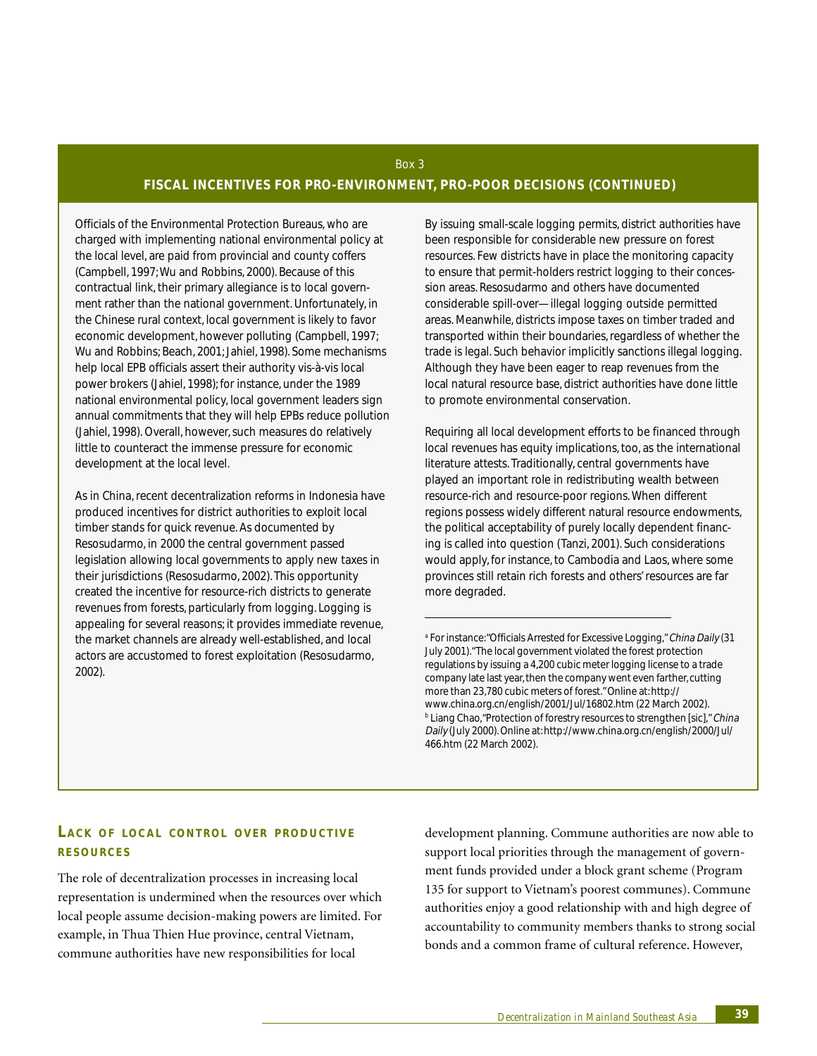## Box 3

### FISCAL INCENTIVES FOR PRO-ENVIRONMENT, PRO-POOR DECISIONS (CONTINUED)

Officials of the Environmental Protection Bureaus, who are charged with implementing national environmental policy at the local level, are paid from provincial and county coffers (Campbell, 1997; Wu and Robbins, 2000). Because of this contractual link, their primary allegiance is to local government rather than the national government. Unfortunately, in the Chinese rural context, local government is likely to favor economic development, however polluting (Campbell, 1997; Wu and Robbins; Beach, 2001; Jahiel, 1998). Some mechanisms help local EPB officials assert their authority vis-à-vis local power brokers (Jahiel, 1998); for instance, under the 1989 national environmental policy, local government leaders sign annual commitments that they will help EPBs reduce pollution (Jahiel, 1998). Overall, however, such measures do relatively little to counteract the immense pressure for economic development at the local level.

As in China, recent decentralization reforms in Indonesia have produced incentives for district authorities to exploit local timber stands for quick revenue. As documented by Resosudarmo, in 2000 the central government passed legislation allowing local governments to apply new taxes in their jurisdictions (Resosudarmo, 2002). This opportunity created the incentive for resource-rich districts to generate revenues from forests, particularly from logging. Logging is appealing for several reasons; it provides immediate revenue, the market channels are already well-established, and local actors are accustomed to forest exploitation (Resosudarmo, 2002).

By issuing small-scale logging permits, district authorities have been responsible for considerable new pressure on forest resources. Few districts have in place the monitoring capacity to ensure that permit-holders restrict logging to their concession areas. Resosudarmo and others have documented considerable spill-over—illegal logging outside permitted areas. Meanwhile, districts impose taxes on timber traded and transported within their boundaries, regardless of whether the trade is legal. Such behavior implicitly sanctions illegal logging. Although they have been eager to reap revenues from the local natural resource base, district authorities have done little to promote environmental conservation.

Requiring all local development efforts to be financed through local revenues has equity implications, too, as the international literature attests. Traditionally, central governments have played an important role in redistributing wealth between resource-rich and resource-poor regions. When different regions possess widely different natural resource endowments, the political acceptability of purely locally dependent financing is called into question (Tanzi, 2001). Such considerations would apply, for instance, to Cambodia and Laos, where some provinces still retain rich forests and others' resources are far more degraded.

---

[a] For instance: "Officials Arrested for Excessive Logging," *China Daily* (31 July 2001). "The local government violated the forest protection regulations by issuing a 4,200 cubic meter logging license to a trade company late last year, then the company went even farther, cutting more than 23,780 cubic meters of forest." Online at: http://www.china.org.cn/english/2001/Jul/16802.htm (22 March 2002).

[b] Liang Chao, "Protection of forestry resources to strengthen [sic]," *China Daily* (July 2000). Online at: http://www.china.org.cn/english/2000/Jul/466.htm (22 March 2002).

### LACK OF LOCAL CONTROL OVER PRODUCTIVE RESOURCES

The role of decentralization processes in increasing local representation is undermined when the resources over which local people assume decision-making powers are limited. For example, in Thua Thien Hue province, central Vietnam, commune authorities have new responsibilities for local development planning. Commune authorities are now able to support local priorities through the management of government funds provided under a block grant scheme (Program 135 for support to Vietnam's poorest communes). Commune authorities enjoy a good relationship with and high degree of accountability to community members thanks to strong social bonds and a common frame of cultural reference. However,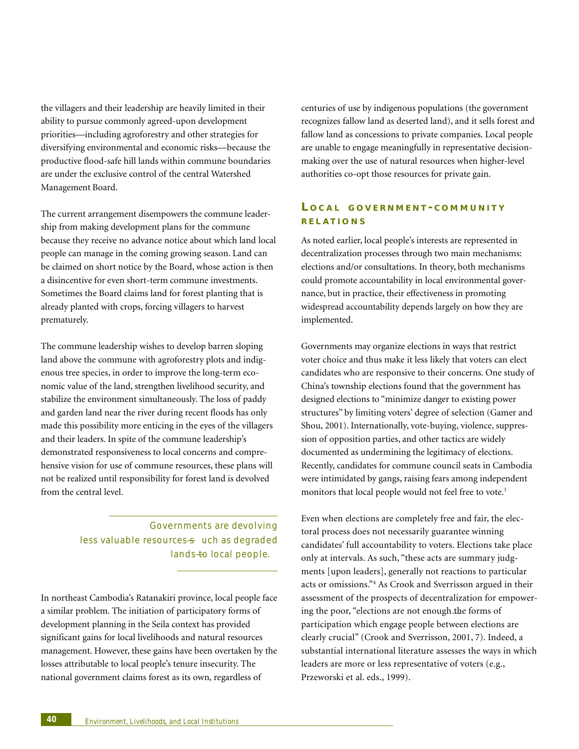the villagers and their leadership are heavily limited in their ability to pursue commonly agreed-upon development priorities—including agroforestry and other strategies for diversifying environmental and economic risks—because the productive flood-safe hill lands within commune boundaries are under the exclusive control of the central Watershed Management Board.

The current arrangement disempowers the commune leadership from making development plans for the commune because they receive no advance notice about which land local people can manage in the coming growing season. Land can be claimed on short notice by the Board, whose action is then a disincentive for even short-term commune investments. Sometimes the Board claims land for forest planting that is already planted with crops, forcing villagers to harvest prematurely.

The commune leadership wishes to develop barren sloping land above the commune with agroforestry plots and indigenous tree species, in order to improve the long-term economic value of the land, strengthen livelihood security, and stabilize the environment simultaneously. The loss of paddy and garden land near the river during recent floods has only made this possibility more enticing in the eyes of the villagers and their leaders. In spite of the commune leadership's demonstrated responsiveness to local concerns and comprehensive vision for use of commune resources, these plans will not be realized until responsibility for forest land is devolved from the central level.

> *Governments are devolving less valuable resources—such as degraded lands—to local people.*

In northeast Cambodia's Ratanakiri province, local people face a similar problem. The initiation of participatory forms of development planning in the Seila context has provided significant gains for local livelihoods and natural resources management. However, these gains have been overtaken by the losses attributable to local people's tenure insecurity. The national government claims forest as its own, regardless of centuries of use by indigenous populations (the government recognizes fallow land as deserted land), and it sells forest and fallow land as concessions to private companies. Local people are unable to engage meaningfully in representative decision-making over the use of natural resources when higher-level authorities co-opt those resources for private gain.

## Local government-community relations

As noted earlier, local people's interests are represented in decentralization processes through two main mechanisms: elections and/or consultations. In theory, both mechanisms could promote accountability in local environmental governance, but in practice, their effectiveness in promoting widespread accountability depends largely on how they are implemented.

Governments may organize elections in ways that restrict voter choice and thus make it less likely that voters can elect candidates who are responsive to their concerns. One study of China's township elections found that the government has designed elections to "minimize danger to existing power structures" by limiting voters' degree of selection (Gamer and Shou, 2001). Internationally, vote-buying, violence, suppression of opposition parties, and other tactics are widely documented as undermining the legitimacy of elections. Recently, candidates for commune council seats in Cambodia were intimidated by gangs, raising fears among independent monitors that local people would not feel free to vote.[3]

Even when elections are completely free and fair, the electoral process does not necessarily guarantee winning candidates' full accountability to voters. Elections take place only at intervals. As such, "these acts are summary judgments [upon leaders], generally not reactions to particular acts or omissions."[4] As Crook and Sverrisson argued in their assessment of the prospects of decentralization for empowering the poor, "elections are not enough...the forms of participation which engage people between elections are clearly crucial" (Crook and Sverrisson, 2001, 7). Indeed, a substantial international literature assesses the ways in which leaders are more or less representative of voters (e.g., Przeworski et al. eds., 1999).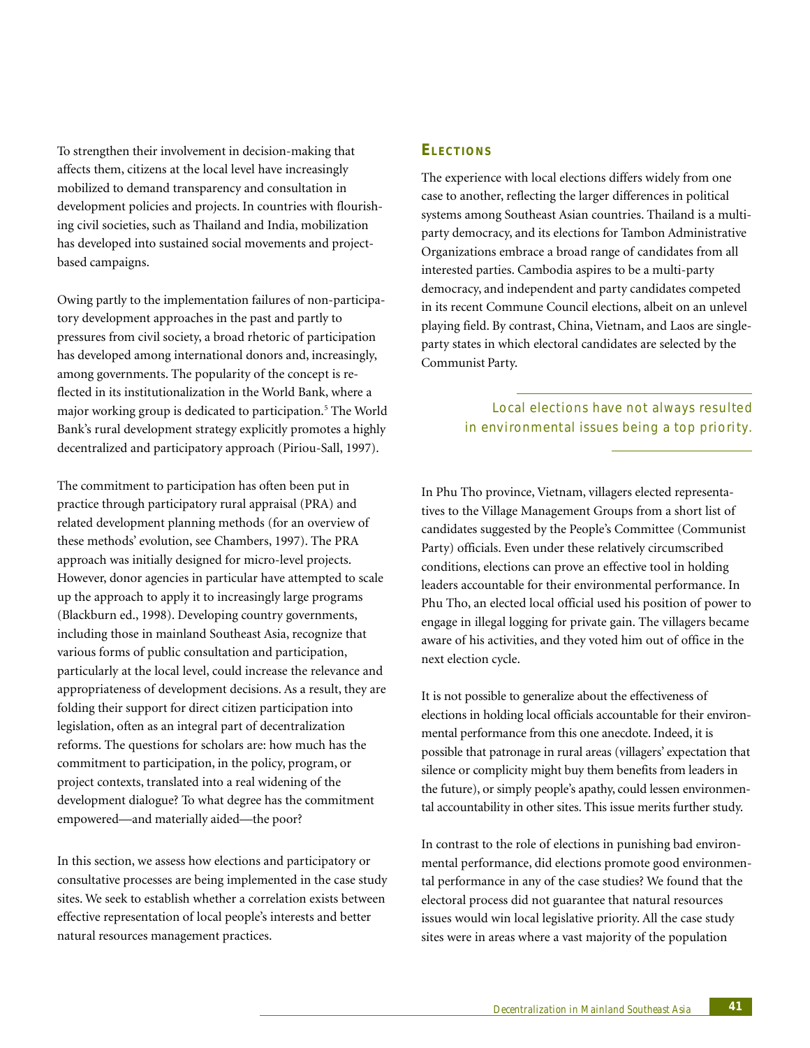To strengthen their involvement in decision-making that affects them, citizens at the local level have increasingly mobilized to demand transparency and consultation in development policies and projects. In countries with flourishing civil societies, such as Thailand and India, mobilization has developed into sustained social movements and project-based campaigns.

Owing partly to the implementation failures of non-participatory development approaches in the past and partly to pressures from civil society, a broad rhetoric of participation has developed among international donors and, increasingly, among governments. The popularity of the concept is reflected in its institutionalization in the World Bank, where a major working group is dedicated to participation.[5] The World Bank's rural development strategy explicitly promotes a highly decentralized and participatory approach (Piriou-Sall, 1997).

The commitment to participation has often been put in practice through participatory rural appraisal (PRA) and related development planning methods (for an overview of these methods' evolution, see Chambers, 1997). The PRA approach was initially designed for micro-level projects. However, donor agencies in particular have attempted to scale up the approach to apply it to increasingly large programs (Blackburn ed., 1998). Developing country governments, including those in mainland Southeast Asia, recognize that various forms of public consultation and participation, particularly at the local level, could increase the relevance and appropriateness of development decisions. As a result, they are folding their support for direct citizen participation into legislation, often as an integral part of decentralization reforms. The questions for scholars are: how much has the commitment to participation, in the policy, program, or project contexts, translated into a real widening of the development dialogue? To what degree has the commitment empowered—and materially aided—the poor?

In this section, we assess how elections and participatory or consultative processes are being implemented in the case study sites. We seek to establish whether a correlation exists between effective representation of local people's interests and better natural resources management practices.

### Elections

The experience with local elections differs widely from one case to another, reflecting the larger differences in political systems among Southeast Asian countries. Thailand is a multi-party democracy, and its elections for Tambon Administrative Organizations embrace a broad range of candidates from all interested parties. Cambodia aspires to be a multi-party democracy, and independent and party candidates competed in its recent Commune Council elections, albeit on an unlevel playing field. By contrast, China, Vietnam, and Laos are single-party states in which electoral candidates are selected by the Communist Party.

*Local elections have not always resulted in environmental issues being a top priority.*

In Phu Tho province, Vietnam, villagers elected representatives to the Village Management Groups from a short list of candidates suggested by the People's Committee (Communist Party) officials. Even under these relatively circumscribed conditions, elections can prove an effective tool in holding leaders accountable for their environmental performance. In Phu Tho, an elected local official used his position of power to engage in illegal logging for private gain. The villagers became aware of his activities, and they voted him out of office in the next election cycle.

It is not possible to generalize about the effectiveness of elections in holding local officials accountable for their environmental performance from this one anecdote. Indeed, it is possible that patronage in rural areas (villagers' expectation that silence or complicity might buy them benefits from leaders in the future), or simply people's apathy, could lessen environmental accountability in other sites. This issue merits further study.

In contrast to the role of elections in punishing bad environmental performance, did elections promote good environmental performance in any of the case studies? We found that the electoral process did not guarantee that natural resources issues would win local legislative priority. All the case study sites were in areas where a vast majority of the population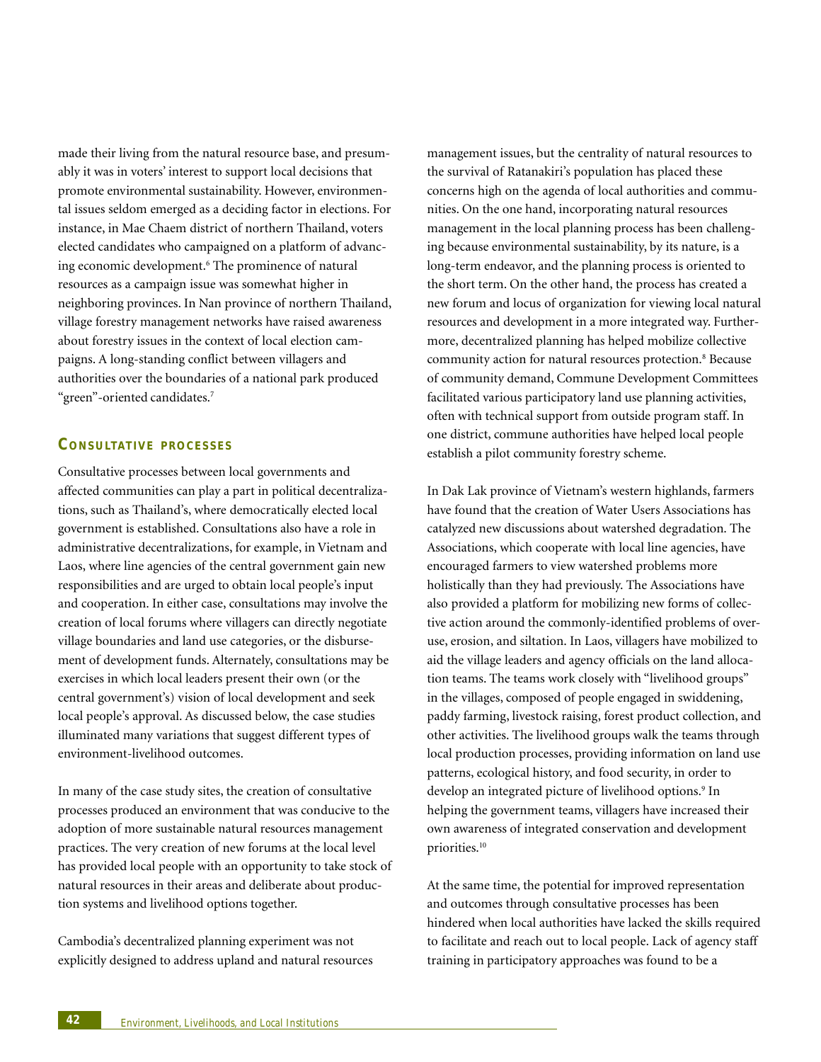made their living from the natural resource base, and presumably it was in voters' interest to support local decisions that promote environmental sustainability. However, environmental issues seldom emerged as a deciding factor in elections. For instance, in Mae Chaem district of northern Thailand, voters elected candidates who campaigned on a platform of advancing economic development.[6] The prominence of natural resources as a campaign issue was somewhat higher in neighboring provinces. In Nan province of northern Thailand, village forestry management networks have raised awareness about forestry issues in the context of local election campaigns. A long-standing conflict between villagers and authorities over the boundaries of a national park produced "green"-oriented candidates.[7]

### Consultative processes

Consultative processes between local governments and affected communities can play a part in political decentralizations, such as Thailand's, where democratically elected local government is established. Consultations also have a role in administrative decentralizations, for example, in Vietnam and Laos, where line agencies of the central government gain new responsibilities and are urged to obtain local people's input and cooperation. In either case, consultations may involve the creation of local forums where villagers can directly negotiate village boundaries and land use categories, or the disbursement of development funds. Alternately, consultations may be exercises in which local leaders present their own (or the central government's) vision of local development and seek local people's approval. As discussed below, the case studies illuminated many variations that suggest different types of environment-livelihood outcomes.

In many of the case study sites, the creation of consultative processes produced an environment that was conducive to the adoption of more sustainable natural resources management practices. The very creation of new forums at the local level has provided local people with an opportunity to take stock of natural resources in their areas and deliberate about production systems and livelihood options together.

Cambodia's decentralized planning experiment was not explicitly designed to address upland and natural resources management issues, but the centrality of natural resources to the survival of Ratanakiri's population has placed these concerns high on the agenda of local authorities and communities. On the one hand, incorporating natural resources management in the local planning process has been challenging because environmental sustainability, by its nature, is a long-term endeavor, and the planning process is oriented to the short term. On the other hand, the process has created a new forum and locus of organization for viewing local natural resources and development in a more integrated way. Furthermore, decentralized planning has helped mobilize collective community action for natural resources protection.[8] Because of community demand, Commune Development Committees facilitated various participatory land use planning activities, often with technical support from outside program staff. In one district, commune authorities have helped local people establish a pilot community forestry scheme.

In Dak Lak province of Vietnam's western highlands, farmers have found that the creation of Water Users Associations has catalyzed new discussions about watershed degradation. The Associations, which cooperate with local line agencies, have encouraged farmers to view watershed problems more holistically than they had previously. The Associations have also provided a platform for mobilizing new forms of collective action around the commonly-identified problems of overuse, erosion, and siltation. In Laos, villagers have mobilized to aid the village leaders and agency officials on the land allocation teams. The teams work closely with "livelihood groups" in the villages, composed of people engaged in swiddening, paddy farming, livestock raising, forest product collection, and other activities. The livelihood groups walk the teams through local production processes, providing information on land use patterns, ecological history, and food security, in order to develop an integrated picture of livelihood options.[9] In helping the government teams, villagers have increased their own awareness of integrated conservation and development priorities.[10]

At the same time, the potential for improved representation and outcomes through consultative processes has been hindered when local authorities have lacked the skills required to facilitate and reach out to local people. Lack of agency staff training in participatory approaches was found to be a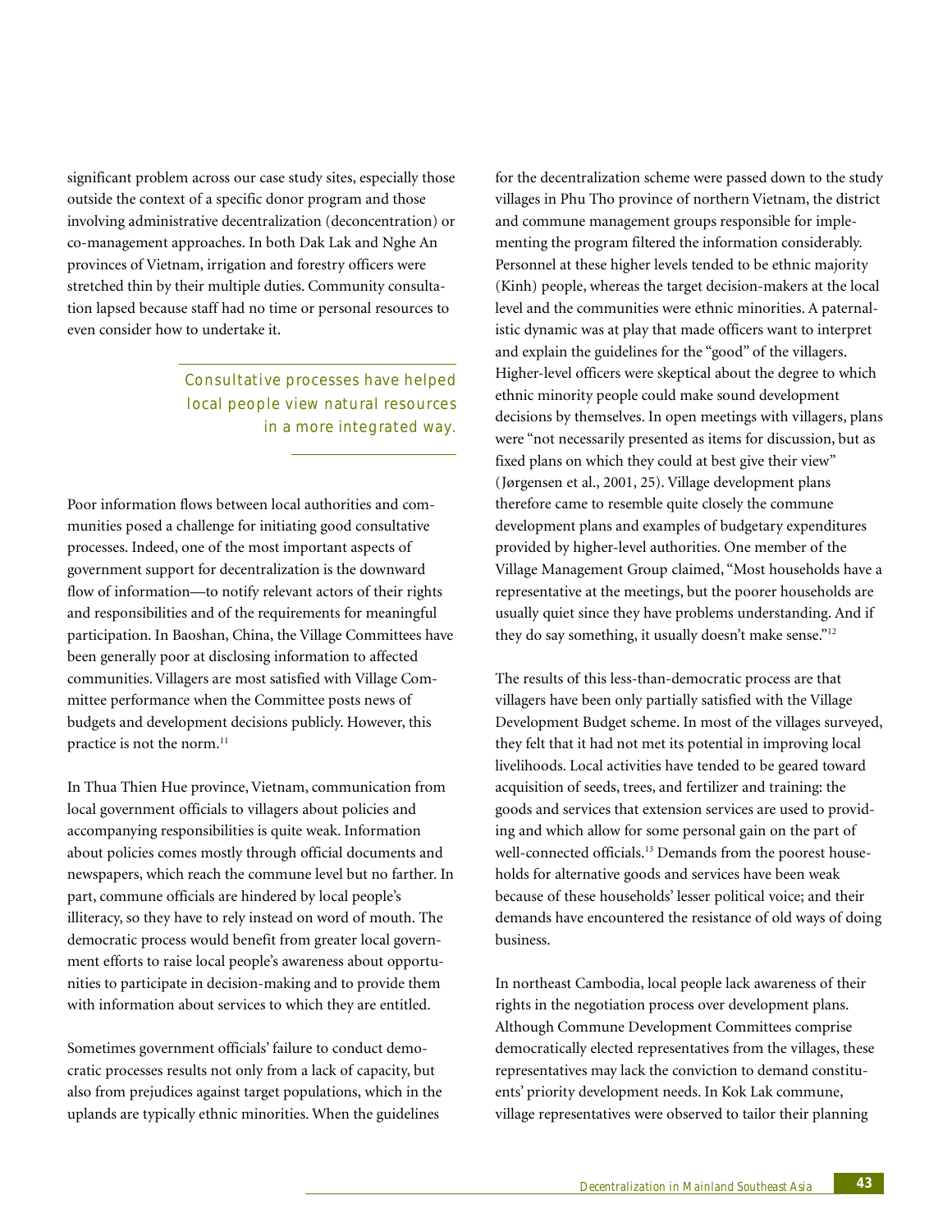significant problem across our case study sites, especially those outside the context of a specific donor program and those involving administrative decentralization (deconcentration) or co-management approaches. In both Dak Lak and Nghe An provinces of Vietnam, irrigation and forestry officers were stretched thin by their multiple duties. Community consultation lapsed because staff had no time or personal resources to even consider how to undertake it.

> *Consultative processes have helped local people view natural resources in a more integrated way.*

Poor information flows between local authorities and communities posed a challenge for initiating good consultative processes. Indeed, one of the most important aspects of government support for decentralization is the downward flow of information—to notify relevant actors of their rights and responsibilities and of the requirements for meaningful participation. In Baoshan, China, the Village Committees have been generally poor at disclosing information to affected communities. Villagers are most satisfied with Village Committee performance when the Committee posts news of budgets and development decisions publicly. However, this practice is not the norm.[11]

In Thua Thien Hue province, Vietnam, communication from local government officials to villagers about policies and accompanying responsibilities is quite weak. Information about policies comes mostly through official documents and newspapers, which reach the commune level but no farther. In part, commune officials are hindered by local people's illiteracy, so they have to rely instead on word of mouth. The democratic process would benefit from greater local government efforts to raise local people's awareness about opportunities to participate in decision-making and to provide them with information about services to which they are entitled.

Sometimes government officials' failure to conduct democratic processes results not only from a lack of capacity, but also from prejudices against target populations, which in the uplands are typically ethnic minorities. When the guidelines for the decentralization scheme were passed down to the study villages in Phu Tho province of northern Vietnam, the district and commune management groups responsible for implementing the program filtered the information considerably. Personnel at these higher levels tended to be ethnic majority (Kinh) people, whereas the target decision-makers at the local level and the communities were ethnic minorities. A paternalistic dynamic was at play that made officers want to interpret and explain the guidelines for the "good" of the villagers. Higher-level officers were skeptical about the degree to which ethnic minority people could make sound development decisions by themselves. In open meetings with villagers, plans were "not necessarily presented as items for discussion, but as fixed plans on which they could at best give their view" (Jørgensen et al., 2001, 25). Village development plans therefore came to resemble quite closely the commune development plans and examples of budgetary expenditures provided by higher-level authorities. One member of the Village Management Group claimed, "Most households have a representative at the meetings, but the poorer households are usually quiet since they have problems understanding. And if they do say something, it usually doesn't make sense."[12]

The results of this less-than-democratic process are that villagers have been only partially satisfied with the Village Development Budget scheme. In most of the villages surveyed, they felt that it had not met its potential in improving local livelihoods. Local activities have tended to be geared toward acquisition of seeds, trees, and fertilizer and training: the goods and services that extension services are used to providing and which allow for some personal gain on the part of well-connected officials.[13] Demands from the poorest households for alternative goods and services have been weak because of these households' lesser political voice; and their demands have encountered the resistance of old ways of doing business.

In northeast Cambodia, local people lack awareness of their rights in the negotiation process over development plans. Although Commune Development Committees comprise democratically elected representatives from the villages, these representatives may lack the conviction to demand constituents' priority development needs. In Kok Lak commune, village representatives were observed to tailor their planning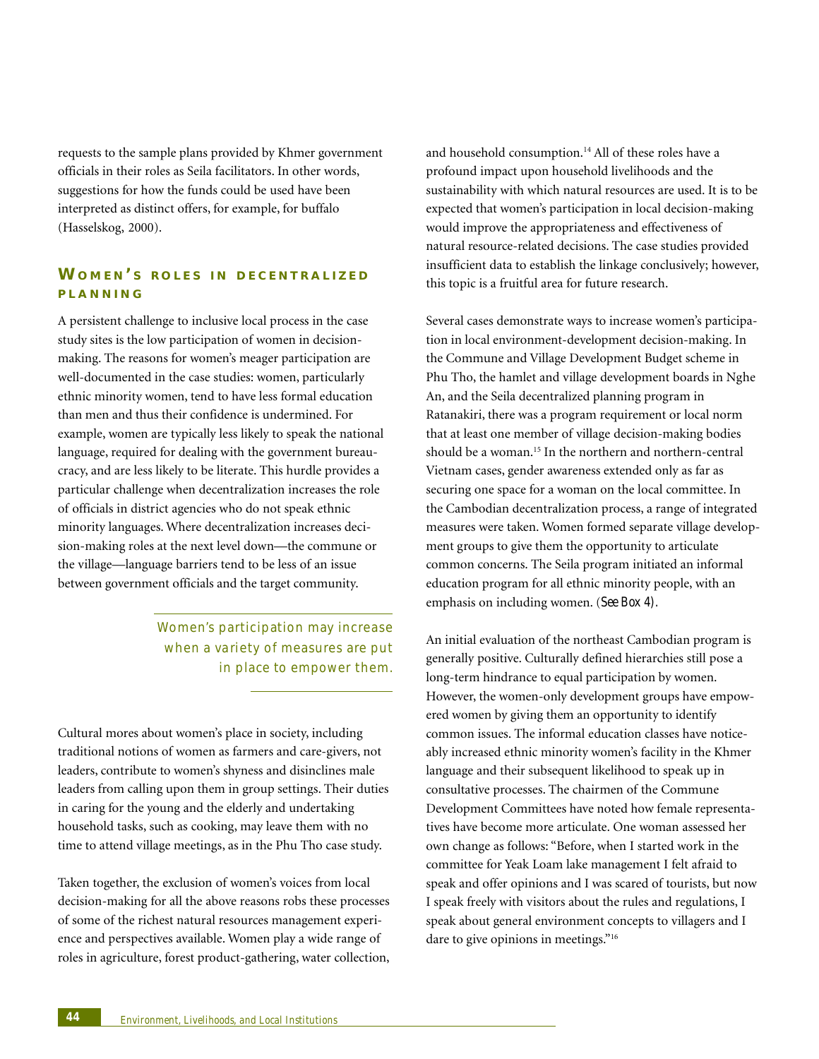requests to the sample plans provided by Khmer government officials in their roles as Seila facilitators. In other words, suggestions for how the funds could be used have been interpreted as distinct offers, for example, for buffalo (Hasselskog, 2000).

## Women's roles in decentralized planning

A persistent challenge to inclusive local process in the case study sites is the low participation of women in decision-making. The reasons for women's meager participation are well-documented in the case studies: women, particularly ethnic minority women, tend to have less formal education than men and thus their confidence is undermined. For example, women are typically less likely to speak the national language, required for dealing with the government bureaucracy, and are less likely to be literate. This hurdle provides a particular challenge when decentralization increases the role of officials in district agencies who do not speak ethnic minority languages. Where decentralization increases decision-making roles at the next level down—the commune or the village—language barriers tend to be less of an issue between government officials and the target community.

> *Women's participation may increase when a variety of measures are put in place to empower them.*

Cultural mores about women's place in society, including traditional notions of women as farmers and care-givers, not leaders, contribute to women's shyness and disinclines male leaders from calling upon them in group settings. Their duties in caring for the young and the elderly and undertaking household tasks, such as cooking, may leave them with no time to attend village meetings, as in the Phu Tho case study.

Taken together, the exclusion of women's voices from local decision-making for all the above reasons robs these processes of some of the richest natural resources management experience and perspectives available. Women play a wide range of roles in agriculture, forest product-gathering, water collection, and household consumption.[14] All of these roles have a profound impact upon household livelihoods and the sustainability with which natural resources are used. It is to be expected that women's participation in local decision-making would improve the appropriateness and effectiveness of natural resource-related decisions. The case studies provided insufficient data to establish the linkage conclusively; however, this topic is a fruitful area for future research.

Several cases demonstrate ways to increase women's participation in local environment-development decision-making. In the Commune and Village Development Budget scheme in Phu Tho, the hamlet and village development boards in Nghe An, and the Seila decentralized planning program in Ratanakiri, there was a program requirement or local norm that at least one member of village decision-making bodies should be a woman.[15] In the northern and northern-central Vietnam cases, gender awareness extended only as far as securing one space for a woman on the local committee. In the Cambodian decentralization process, a range of integrated measures were taken. Women formed separate village development groups to give them the opportunity to articulate common concerns. The Seila program initiated an informal education program for all ethnic minority people, with an emphasis on including women. (*See Box 4*).

An initial evaluation of the northeast Cambodian program is generally positive. Culturally defined hierarchies still pose a long-term hindrance to equal participation by women. However, the women-only development groups have empowered women by giving them an opportunity to identify common issues. The informal education classes have noticeably increased ethnic minority women's facility in the Khmer language and their subsequent likelihood to speak up in consultative processes. The chairmen of the Commune Development Committees have noted how female representatives have become more articulate. One woman assessed her own change as follows: "Before, when I started work in the committee for Yeak Loam lake management I felt afraid to speak and offer opinions and I was scared of tourists, but now I speak freely with visitors about the rules and regulations, I speak about general environment concepts to villagers and I dare to give opinions in meetings."[16]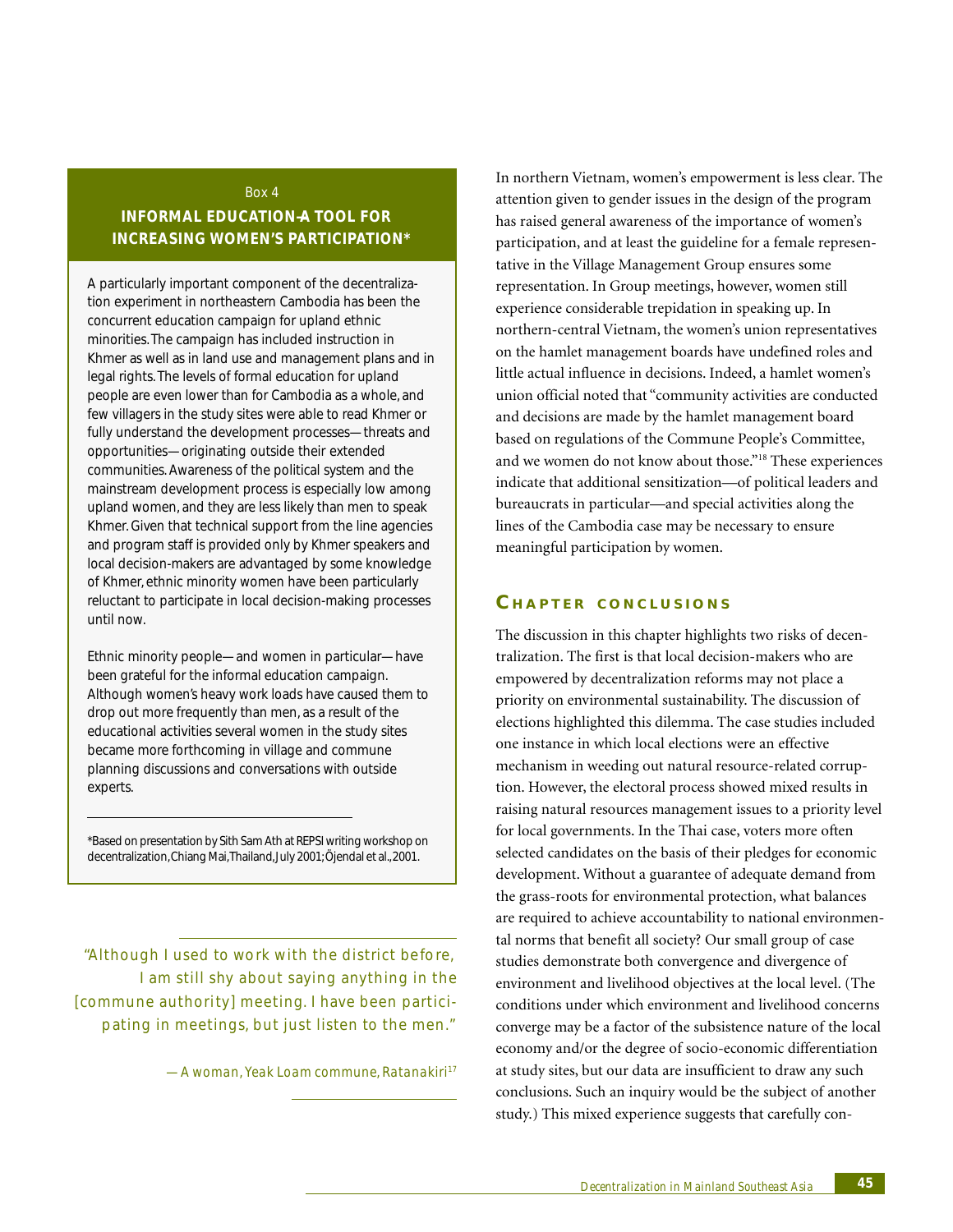Box 4

## INFORMAL EDUCATION—A TOOL FOR INCREASING WOMEN'S PARTICIPATION*

A particularly important component of the decentralization experiment in northeastern Cambodia has been the concurrent education campaign for upland ethnic minorities. The campaign has included instruction in Khmer as well as in land use and management plans and in legal rights. The levels of formal education for upland people are even lower than for Cambodia as a whole, and few villagers in the study sites were able to read Khmer or fully understand the development processes—threats and opportunities—originating outside their extended communities. Awareness of the political system and the mainstream development process is especially low among upland women, and they are less likely than men to speak Khmer. Given that technical support from the line agencies and program staff is provided only by Khmer speakers and local decision-makers are advantaged by some knowledge of Khmer, ethnic minority women have been particularly reluctant to participate in local decision-making processes until now.

Ethnic minority people—and women in particular—have been grateful for the informal education campaign. Although women's heavy work loads have caused them to drop out more frequently than men, as a result of the educational activities several women in the study sites became more forthcoming in village and commune planning discussions and conversations with outside experts.

\*Based on presentation by Sith Sam Ath at REPSI writing workshop on decentralization, Chiang Mai, Thailand, July 2001; Öjendal et al., 2001.

> "Although I used to work with the district before, I am still shy about saying anything in the [commune authority] meeting. I have been participating in meetings, but just listen to the men."
>
> —A woman, Yeak Loam commune, Ratanakiri[17]

In northern Vietnam, women's empowerment is less clear. The attention given to gender issues in the design of the program has raised general awareness of the importance of women's participation, and at least the guideline for a female representative in the Village Management Group ensures some representation. In Group meetings, however, women still experience considerable trepidation in speaking up. In northern-central Vietnam, the women's union representatives on the hamlet management boards have undefined roles and little actual influence in decisions. Indeed, a hamlet women's union official noted that "community activities are conducted and decisions are made by the hamlet management board based on regulations of the Commune People's Committee, and we women do not know about those."[18] These experiences indicate that additional sensitization—of political leaders and bureaucrats in particular—and special activities along the lines of the Cambodia case may be necessary to ensure meaningful participation by women.

## CHAPTER CONCLUSIONS

The discussion in this chapter highlights two risks of decentralization. The first is that local decision-makers who are empowered by decentralization reforms may not place a priority on environmental sustainability. The discussion of elections highlighted this dilemma. The case studies included one instance in which local elections were an effective mechanism in weeding out natural resource-related corruption. However, the electoral process showed mixed results in raising natural resources management issues to a priority level for local governments. In the Thai case, voters more often selected candidates on the basis of their pledges for economic development. Without a guarantee of adequate demand from the grass-roots for environmental protection, what balances are required to achieve accountability to national environmental norms that benefit all society? Our small group of case studies demonstrate both convergence and divergence of environment and livelihood objectives at the local level. (The conditions under which environment and livelihood concerns converge may be a factor of the subsistence nature of the local economy and/or the degree of socio-economic differentiation at study sites, but our data are insufficient to draw any such conclusions. Such an inquiry would be the subject of another study.) This mixed experience suggests that carefully con-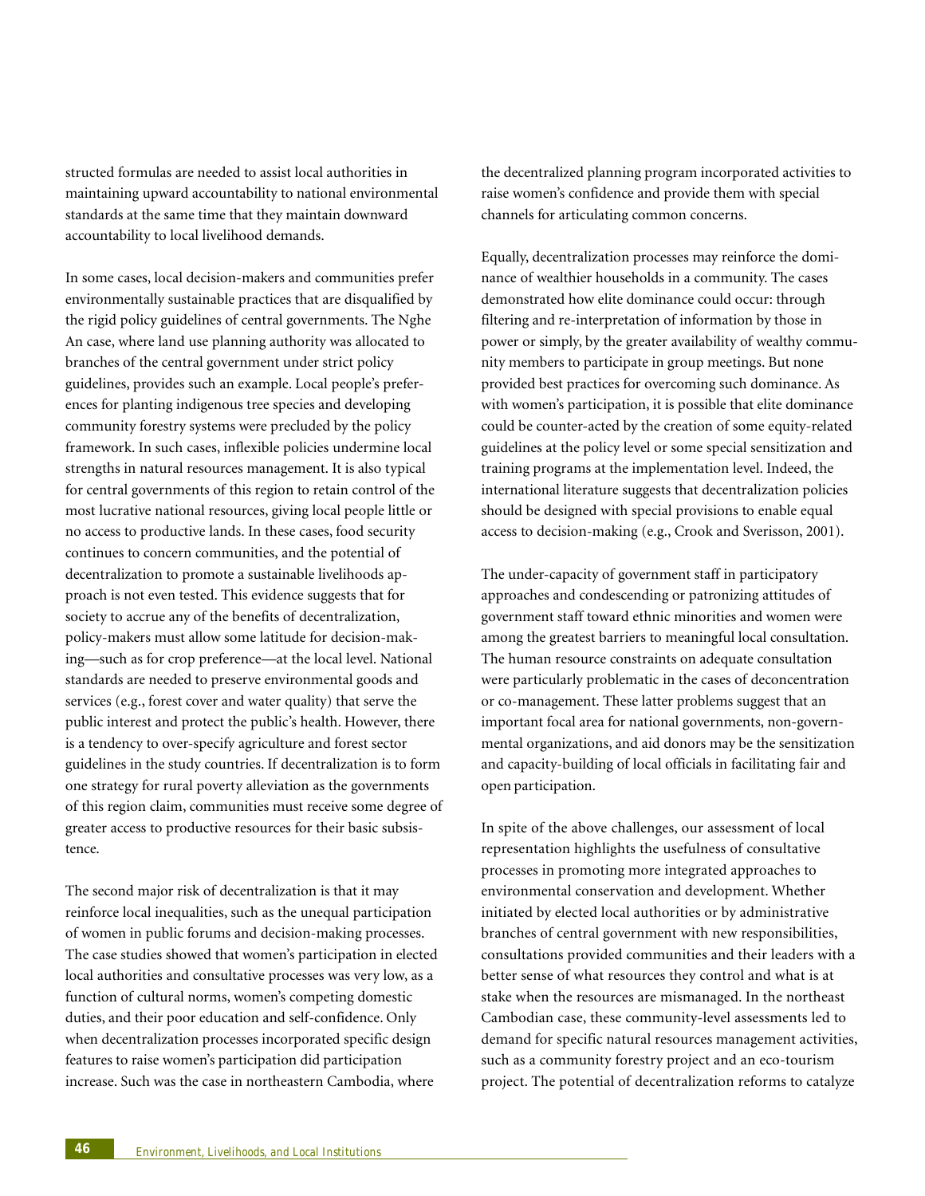structured formulas are needed to assist local authorities in maintaining upward accountability to national environmental standards at the same time that they maintain downward accountability to local livelihood demands.

In some cases, local decision-makers and communities prefer environmentally sustainable practices that are disqualified by the rigid policy guidelines of central governments. The Nghe An case, where land use planning authority was allocated to branches of the central government under strict policy guidelines, provides such an example. Local people's preferences for planting indigenous tree species and developing community forestry systems were precluded by the policy framework. In such cases, inflexible policies undermine local strengths in natural resources management. It is also typical for central governments of this region to retain control of the most lucrative national resources, giving local people little or no access to productive lands. In these cases, food security continues to concern communities, and the potential of decentralization to promote a sustainable livelihoods approach is not even tested. This evidence suggests that for society to accrue any of the benefits of decentralization, policy-makers must allow some latitude for decision-making—such as for crop preference—at the local level. National standards are needed to preserve environmental goods and services (e.g., forest cover and water quality) that serve the public interest and protect the public's health. However, there is a tendency to over-specify agriculture and forest sector guidelines in the study countries. If decentralization is to form one strategy for rural poverty alleviation as the governments of this region claim, communities must receive some degree of greater access to productive resources for their basic subsistence.

The second major risk of decentralization is that it may reinforce local inequalities, such as the unequal participation of women in public forums and decision-making processes. The case studies showed that women's participation in elected local authorities and consultative processes was very low, as a function of cultural norms, women's competing domestic duties, and their poor education and self-confidence. Only when decentralization processes incorporated specific design features to raise women's participation did participation increase. Such was the case in northeastern Cambodia, where the decentralized planning program incorporated activities to raise women's confidence and provide them with special channels for articulating common concerns.

Equally, decentralization processes may reinforce the dominance of wealthier households in a community. The cases demonstrated how elite dominance could occur: through filtering and re-interpretation of information by those in power or simply, by the greater availability of wealthy community members to participate in group meetings. But none provided best practices for overcoming such dominance. As with women's participation, it is possible that elite dominance could be counter-acted by the creation of some equity-related guidelines at the policy level or some special sensitization and training programs at the implementation level. Indeed, the international literature suggests that decentralization policies should be designed with special provisions to enable equal access to decision-making (e.g., Crook and Sverisson, 2001).

The under-capacity of government staff in participatory approaches and condescending or patronizing attitudes of government staff toward ethnic minorities and women were among the greatest barriers to meaningful local consultation. The human resource constraints on adequate consultation were particularly problematic in the cases of deconcentration or co-management. These latter problems suggest that an important focal area for national governments, non-governmental organizations, and aid donors may be the sensitization and capacity-building of local officials in facilitating fair and open participation.

In spite of the above challenges, our assessment of local representation highlights the usefulness of consultative processes in promoting more integrated approaches to environmental conservation and development. Whether initiated by elected local authorities or by administrative branches of central government with new responsibilities, consultations provided communities and their leaders with a better sense of what resources they control and what is at stake when the resources are mismanaged. In the northeast Cambodian case, these community-level assessments led to demand for specific natural resources management activities, such as a community forestry project and an eco-tourism project. The potential of decentralization reforms to catalyze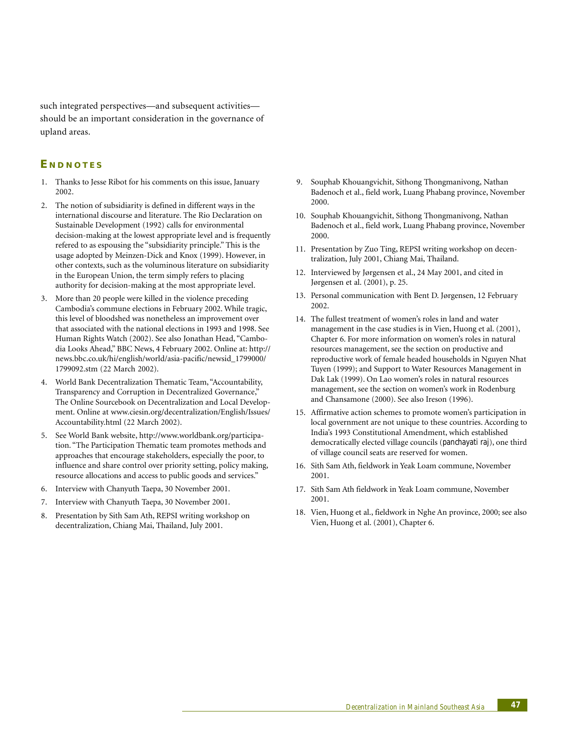such integrated perspectives—and subsequent activities—should be an important consideration in the governance of upland areas.

## ENDNOTES

1. Thanks to Jesse Ribot for his comments on this issue, January 2002.
2. The notion of subsidiarity is defined in different ways in the international discourse and literature. The Rio Declaration on Sustainable Development (1992) calls for environmental decision-making at the lowest appropriate level and is frequently refered to as espousing the "subsidiarity principle." This is the usage adopted by Meinzen-Dick and Knox (1999). However, in other contexts, such as the voluminous literature on subsidiarity in the European Union, the term simply refers to placing authority for decision-making at the most appropriate level.
3. More than 20 people were killed in the violence preceding Cambodia's commune elections in February 2002. While tragic, this level of bloodshed was nonetheless an improvement over that associated with the national elections in 1993 and 1998. See Human Rights Watch (2002). See also Jonathan Head, "Cambodia Looks Ahead," BBC News, 4 February 2002. Online at: http://news.bbc.co.uk/hi/english/world/asia-pacific/newsid_1799000/1799092.stm (22 March 2002).
4. World Bank Decentralization Thematic Team, "Accountability, Transparency and Corruption in Decentralized Governance," The Online Sourcebook on Decentralization and Local Development. Online at www.ciesin.org/decentralization/English/Issues/Accountability.html (22 March 2002).
5. See World Bank website, http://www.worldbank.org/participation. "The Participation Thematic team promotes methods and approaches that encourage stakeholders, especially the poor, to influence and share control over priority setting, policy making, resource allocations and access to public goods and services."
6. Interview with Chanyuth Taepa, 30 November 2001.
7. Interview with Chanyuth Taepa, 30 November 2001.
8. Presentation by Sith Sam Ath, REPSI writing workshop on decentralization, Chiang Mai, Thailand, July 2001.
9. Souphab Khouangvichit, Sithong Thongmanivong, Nathan Badenoch et al., field work, Luang Phabang province, November 2000.
10. Souphab Khouangvichit, Sithong Thongmanivong, Nathan Badenoch et al., field work, Luang Phabang province, November 2000.
11. Presentation by Zuo Ting, REPSI writing workshop on decentralization, July 2001, Chiang Mai, Thailand.
12. Interviewed by Jørgensen et al., 24 May 2001, and cited in Jørgensen et al. (2001), p. 25.
13. Personal communication with Bent D. Jørgensen, 12 February 2002.
14. The fullest treatment of women's roles in land and water management in the case studies is in Vien, Huong et al. (2001), Chapter 6. For more information on women's roles in natural resources management, see the section on productive and reproductive work of female headed households in Nguyen Nhat Tuyen (1999); and Support to Water Resources Management in Dak Lak (1999). On Lao women's roles in natural resources management, see the section on women's work in Rodenburg and Chansamone (2000). See also Ireson (1996).
15. Affirmative action schemes to promote women's participation in local government are not unique to these countries. According to India's 1993 Constitutional Amendment, which established democratically elected village councils (*panchayati raj*), one third of village council seats are reserved for women.
16. Sith Sam Ath, fieldwork in Yeak Loam commune, November 2001.
17. Sith Sam Ath fieldwork in Yeak Loam commune, November 2001.
18. Vien, Huong et al., fieldwork in Nghe An province, 2000; see also Vien, Huong et al. (2001), Chapter 6.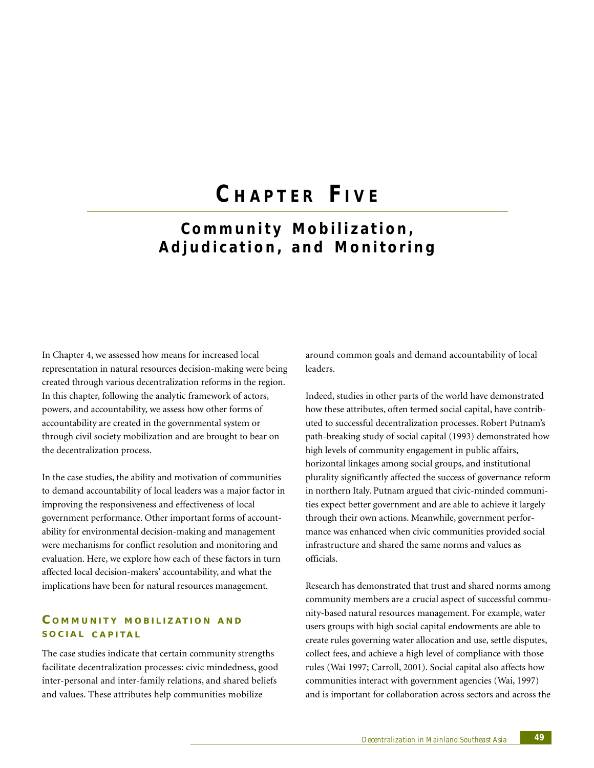# Chapter Five

## Community Mobilization, Adjudication, and Monitoring

In Chapter 4, we assessed how means for increased local representation in natural resources decision-making were being created through various decentralization reforms in the region. In this chapter, following the analytic framework of actors, powers, and accountability, we assess how other forms of accountability are created in the governmental system or through civil society mobilization and are brought to bear on the decentralization process.

In the case studies, the ability and motivation of communities to demand accountability of local leaders was a major factor in improving the responsiveness and effectiveness of local government performance. Other important forms of accountability for environmental decision-making and management were mechanisms for conflict resolution and monitoring and evaluation. Here, we explore how each of these factors in turn affected local decision-makers' accountability, and what the implications have been for natural resources management.

### Community mobilization and social capital

The case studies indicate that certain community strengths facilitate decentralization processes: civic mindedness, good inter-personal and inter-family relations, and shared beliefs and values. These attributes help communities mobilize around common goals and demand accountability of local leaders.

Indeed, studies in other parts of the world have demonstrated how these attributes, often termed social capital, have contributed to successful decentralization processes. Robert Putnam's path-breaking study of social capital (1993) demonstrated how high levels of community engagement in public affairs, horizontal linkages among social groups, and institutional plurality significantly affected the success of governance reform in northern Italy. Putnam argued that civic-minded communities expect better government and are able to achieve it largely through their own actions. Meanwhile, government performance was enhanced when civic communities provided social infrastructure and shared the same norms and values as officials.

Research has demonstrated that trust and shared norms among community members are a crucial aspect of successful community-based natural resources management. For example, water users groups with high social capital endowments are able to create rules governing water allocation and use, settle disputes, collect fees, and achieve a high level of compliance with those rules (Wai 1997; Carroll, 2001). Social capital also affects how communities interact with government agencies (Wai, 1997) and is important for collaboration across sectors and across the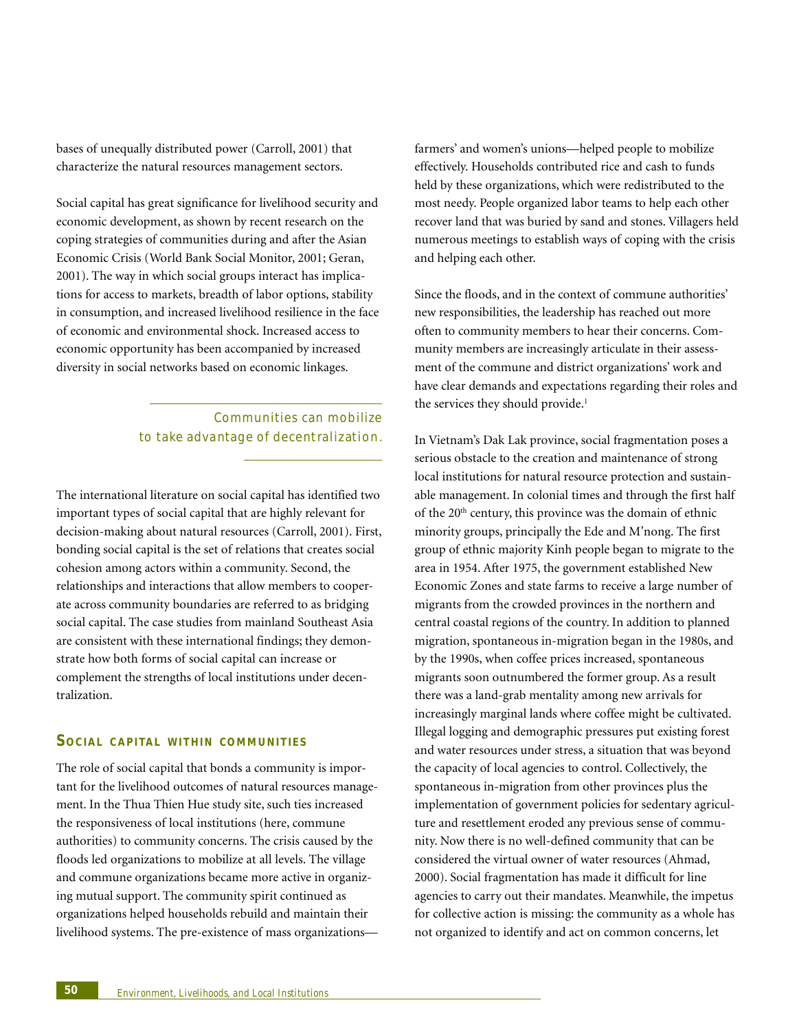bases of unequally distributed power (Carroll, 2001) that characterize the natural resources management sectors.

Social capital has great significance for livelihood security and economic development, as shown by recent research on the coping strategies of communities during and after the Asian Economic Crisis (World Bank Social Monitor, 2001; Geran, 2001). The way in which social groups interact has implications for access to markets, breadth of labor options, stability in consumption, and increased livelihood resilience in the face of economic and environmental shock. Increased access to economic opportunity has been accompanied by increased diversity in social networks based on economic linkages.

> Communities can mobilize to take advantage of decentralization.

The international literature on social capital has identified two important types of social capital that are highly relevant for decision-making about natural resources (Carroll, 2001). First, bonding social capital is the set of relations that creates social cohesion among actors within a community. Second, the relationships and interactions that allow members to cooperate across community boundaries are referred to as bridging social capital. The case studies from mainland Southeast Asia are consistent with these international findings; they demonstrate how both forms of social capital can increase or complement the strengths of local institutions under decentralization.

### Social capital within communities

The role of social capital that bonds a community is important for the livelihood outcomes of natural resources management. In the Thua Thien Hue study site, such ties increased the responsiveness of local institutions (here, commune authorities) to community concerns. The crisis caused by the floods led organizations to mobilize at all levels. The village and commune organizations became more active in organizing mutual support. The community spirit continued as organizations helped households rebuild and maintain their livelihood systems. The pre-existence of mass organizations—farmers' and women's unions—helped people to mobilize effectively. Households contributed rice and cash to funds held by these organizations, which were redistributed to the most needy. People organized labor teams to help each other recover land that was buried by sand and stones. Villagers held numerous meetings to establish ways of coping with the crisis and helping each other.

Since the floods, and in the context of commune authorities' new responsibilities, the leadership has reached out more often to community members to hear their concerns. Community members are increasingly articulate in their assessment of the commune and district organizations' work and have clear demands and expectations regarding their roles and the services they should provide.[1]

In Vietnam's Dak Lak province, social fragmentation poses a serious obstacle to the creation and maintenance of strong local institutions for natural resource protection and sustainable management. In colonial times and through the first half of the 20th century, this province was the domain of ethnic minority groups, principally the Ede and M'nong. The first group of ethnic majority Kinh people began to migrate to the area in 1954. After 1975, the government established New Economic Zones and state farms to receive a large number of migrants from the crowded provinces in the northern and central coastal regions of the country. In addition to planned migration, spontaneous in-migration began in the 1980s, and by the 1990s, when coffee prices increased, spontaneous migrants soon outnumbered the former group. As a result there was a land-grab mentality among new arrivals for increasingly marginal lands where coffee might be cultivated. Illegal logging and demographic pressures put existing forest and water resources under stress, a situation that was beyond the capacity of local agencies to control. Collectively, the spontaneous in-migration from other provinces plus the implementation of government policies for sedentary agriculture and resettlement eroded any previous sense of community. Now there is no well-defined community that can be considered the virtual owner of water resources (Ahmad, 2000). Social fragmentation has made it difficult for line agencies to carry out their mandates. Meanwhile, the impetus for collective action is missing: the community as a whole has not organized to identify and act on common concerns, let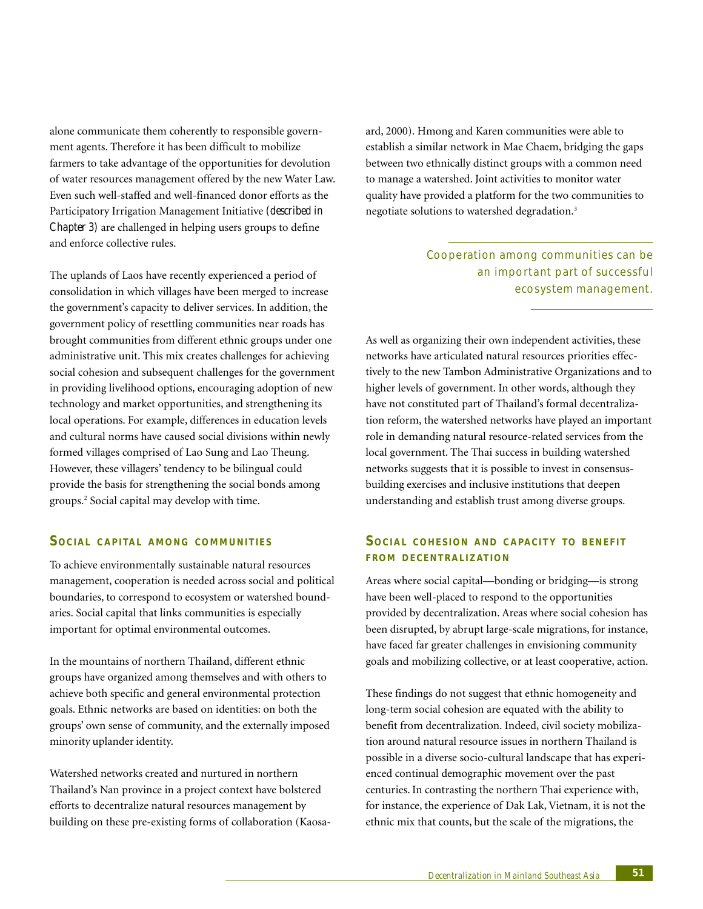alone communicate them coherently to responsible government agents. Therefore it has been difficult to mobilize farmers to take advantage of the opportunities for devolution of water resources management offered by the new Water Law. Even such well-staffed and well-financed donor efforts as the Participatory Irrigation Management Initiative (*described in Chapter 3*) are challenged in helping users groups to define and enforce collective rules.

The uplands of Laos have recently experienced a period of consolidation in which villages have been merged to increase the government's capacity to deliver services. In addition, the government policy of resettling communities near roads has brought communities from different ethnic groups under one administrative unit. This mix creates challenges for achieving social cohesion and subsequent challenges for the government in providing livelihood options, encouraging adoption of new technology and market opportunities, and strengthening its local operations. For example, differences in education levels and cultural norms have caused social divisions within newly formed villages comprised of Lao Sung and Lao Theung. However, these villagers' tendency to be bilingual could provide the basis for strengthening the social bonds among groups.[2] Social capital may develop with time.

## Social capital among communities

To achieve environmentally sustainable natural resources management, cooperation is needed across social and political boundaries, to correspond to ecosystem or watershed boundaries. Social capital that links communities is especially important for optimal environmental outcomes.

In the mountains of northern Thailand, different ethnic groups have organized among themselves and with others to achieve both specific and general environmental protection goals. Ethnic networks are based on identities: on both the groups' own sense of community, and the externally imposed minority uplander identity.

Watershed networks created and nurtured in northern Thailand's Nan province in a project context have bolstered efforts to decentralize natural resources management by building on these pre-existing forms of collaboration (Kaosa-ard, 2000). Hmong and Karen communities were able to establish a similar network in Mae Chaem, bridging the gaps between two ethnically distinct groups with a common need to manage a watershed. Joint activities to monitor water quality have provided a platform for the two communities to negotiate solutions to watershed degradation.[3]

*Cooperation among communities can be an important part of successful ecosystem management.*

As well as organizing their own independent activities, these networks have articulated natural resources priorities effectively to the new Tambon Administrative Organizations and to higher levels of government. In other words, although they have not constituted part of Thailand's formal decentralization reform, the watershed networks have played an important role in demanding natural resource-related services from the local government. The Thai success in building watershed networks suggests that it is possible to invest in consensus-building exercises and inclusive institutions that deepen understanding and establish trust among diverse groups.

## Social cohesion and capacity to benefit from decentralization

Areas where social capital—bonding or bridging—is strong have been well-placed to respond to the opportunities provided by decentralization. Areas where social cohesion has been disrupted, by abrupt large-scale migrations, for instance, have faced far greater challenges in envisioning community goals and mobilizing collective, or at least cooperative, action.

These findings do not suggest that ethnic homogeneity and long-term social cohesion are equated with the ability to benefit from decentralization. Indeed, civil society mobilization around natural resource issues in northern Thailand is possible in a diverse socio-cultural landscape that has experienced continual demographic movement over the past centuries. In contrasting the northern Thai experience with, for instance, the experience of Dak Lak, Vietnam, it is not the ethnic mix that counts, but the scale of the migrations, the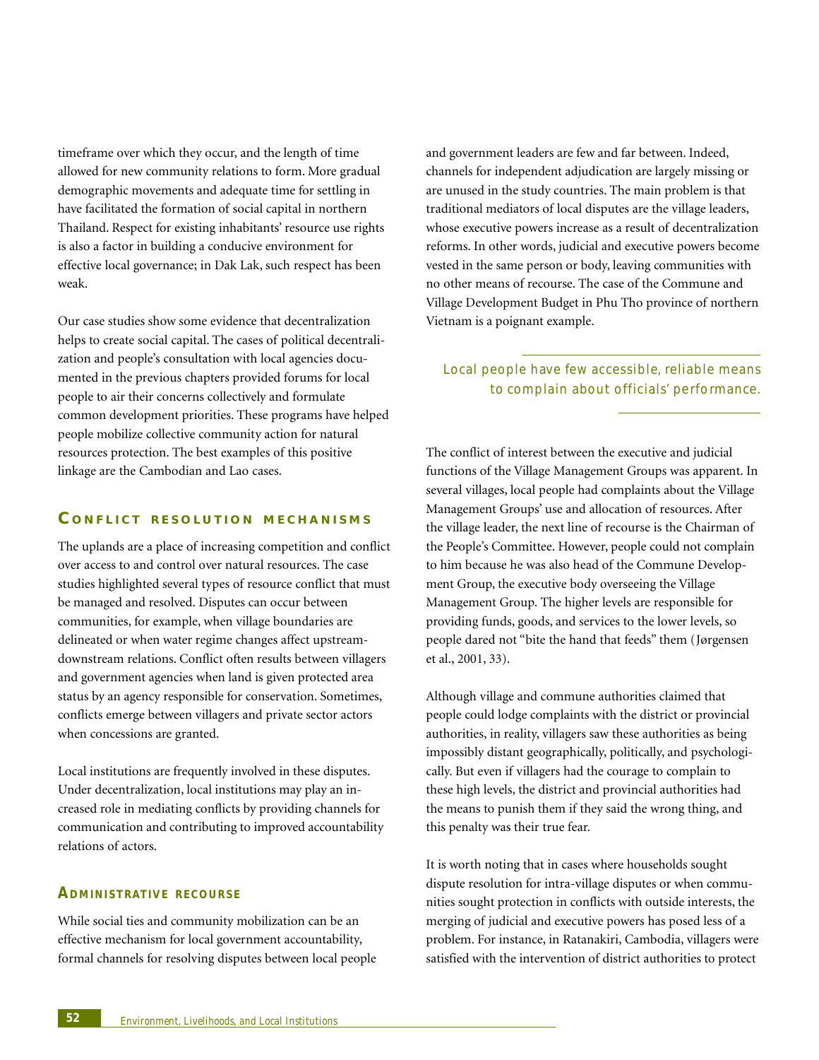timeframe over which they occur, and the length of time allowed for new community relations to form. More gradual demographic movements and adequate time for settling in have facilitated the formation of social capital in northern Thailand. Respect for existing inhabitants' resource use rights is also a factor in building a conducive environment for effective local governance; in Dak Lak, such respect has been weak.

Our case studies show some evidence that decentralization helps to create social capital. The cases of political decentralization and people's consultation with local agencies documented in the previous chapters provided forums for local people to air their concerns collectively and formulate common development priorities. These programs have helped people mobilize collective community action for natural resources protection. The best examples of this positive linkage are the Cambodian and Lao cases.

## Conflict resolution mechanisms

The uplands are a place of increasing competition and conflict over access to and control over natural resources. The case studies highlighted several types of resource conflict that must be managed and resolved. Disputes can occur between communities, for example, when village boundaries are delineated or when water regime changes affect upstream-downstream relations. Conflict often results between villagers and government agencies when land is given protected area status by an agency responsible for conservation. Sometimes, conflicts emerge between villagers and private sector actors when concessions are granted.

Local institutions are frequently involved in these disputes. Under decentralization, local institutions may play an increased role in mediating conflicts by providing channels for communication and contributing to improved accountability relations of actors.

### Administrative recourse

While social ties and community mobilization can be an effective mechanism for local government accountability, formal channels for resolving disputes between local people and government leaders are few and far between. Indeed, channels for independent adjudication are largely missing or are unused in the study countries. The main problem is that traditional mediators of local disputes are the village leaders, whose executive powers increase as a result of decentralization reforms. In other words, judicial and executive powers become vested in the same person or body, leaving communities with no other means of recourse. The case of the Commune and Village Development Budget in Phu Tho province of northern Vietnam is a poignant example.

*Local people have few accessible, reliable means to complain about officials' performance.*

The conflict of interest between the executive and judicial functions of the Village Management Groups was apparent. In several villages, local people had complaints about the Village Management Groups' use and allocation of resources. After the village leader, the next line of recourse is the Chairman of the People's Committee. However, people could not complain to him because he was also head of the Commune Development Group, the executive body overseeing the Village Management Group. The higher levels are responsible for providing funds, goods, and services to the lower levels, so people dared not "bite the hand that feeds" them (Jørgensen et al., 2001, 33).

Although village and commune authorities claimed that people could lodge complaints with the district or provincial authorities, in reality, villagers saw these authorities as being impossibly distant geographically, politically, and psychologically. But even if villagers had the courage to complain to these high levels, the district and provincial authorities had the means to punish them if they said the wrong thing, and this penalty was their true fear.

It is worth noting that in cases where households sought dispute resolution for intra-village disputes or when communities sought protection in conflicts with outside interests, the merging of judicial and executive powers has posed less of a problem. For instance, in Ratanakiri, Cambodia, villagers were satisfied with the intervention of district authorities to protect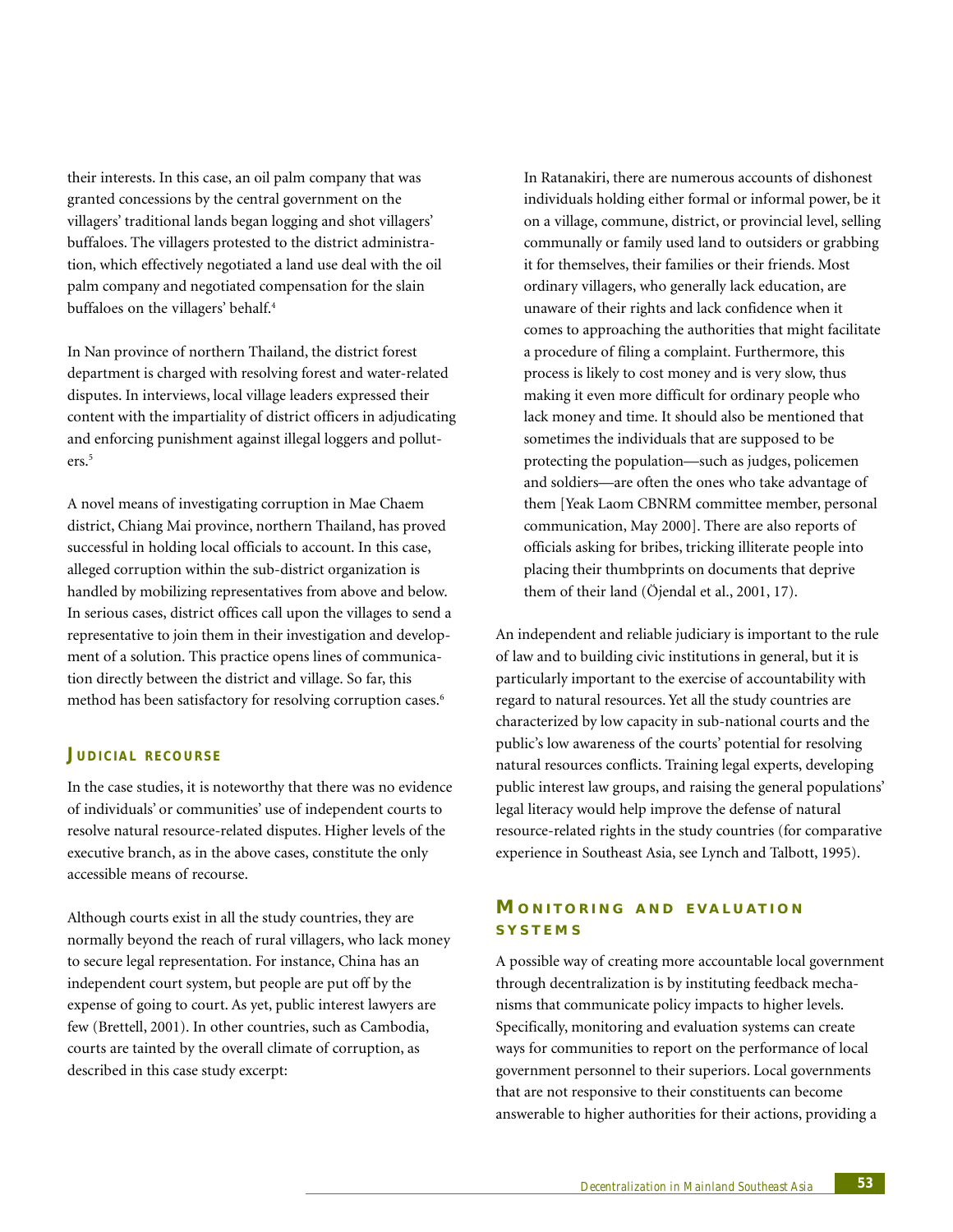their interests. In this case, an oil palm company that was granted concessions by the central government on the villagers' traditional lands began logging and shot villagers' buffaloes. The villagers protested to the district administration, which effectively negotiated a land use deal with the oil palm company and negotiated compensation for the slain buffaloes on the villagers' behalf.[4]

In Nan province of northern Thailand, the district forest department is charged with resolving forest and water-related disputes. In interviews, local village leaders expressed their content with the impartiality of district officers in adjudicating and enforcing punishment against illegal loggers and polluters.[5]

A novel means of investigating corruption in Mae Chaem district, Chiang Mai province, northern Thailand, has proved successful in holding local officials to account. In this case, alleged corruption within the sub-district organization is handled by mobilizing representatives from above and below. In serious cases, district offices call upon the villages to send a representative to join them in their investigation and development of a solution. This practice opens lines of communication directly between the district and village. So far, this method has been satisfactory for resolving corruption cases.[6]

### Judicial recourse

In the case studies, it is noteworthy that there was no evidence of individuals' or communities' use of independent courts to resolve natural resource-related disputes. Higher levels of the executive branch, as in the above cases, constitute the only accessible means of recourse.

Although courts exist in all the study countries, they are normally beyond the reach of rural villagers, who lack money to secure legal representation. For instance, China has an independent court system, but people are put off by the expense of going to court. As yet, public interest lawyers are few (Brettell, 2001). In other countries, such as Cambodia, courts are tainted by the overall climate of corruption, as described in this case study excerpt:

> In Ratanakiri, there are numerous accounts of dishonest individuals holding either formal or informal power, be it on a village, commune, district, or provincial level, selling communally or family used land to outsiders or grabbing it for themselves, their families or their friends. Most ordinary villagers, who generally lack education, are unaware of their rights and lack confidence when it comes to approaching the authorities that might facilitate a procedure of filing a complaint. Furthermore, this process is likely to cost money and is very slow, thus making it even more difficult for ordinary people who lack money and time. It should also be mentioned that sometimes the individuals that are supposed to be protecting the population—such as judges, policemen and soldiers—are often the ones who take advantage of them [Yeak Laom CBNRM committee member, personal communication, May 2000]. There are also reports of officials asking for bribes, tricking illiterate people into placing their thumbprints on documents that deprive them of their land (Öjendal et al., 2001, 17).

An independent and reliable judiciary is important to the rule of law and to building civic institutions in general, but it is particularly important to the exercise of accountability with regard to natural resources. Yet all the study countries are characterized by low capacity in sub-national courts and the public's low awareness of the courts' potential for resolving natural resources conflicts. Training legal experts, developing public interest law groups, and raising the general populations' legal literacy would help improve the defense of natural resource-related rights in the study countries (for comparative experience in Southeast Asia, see Lynch and Talbott, 1995).

### Monitoring and evaluation systems

A possible way of creating more accountable local government through decentralization is by instituting feedback mechanisms that communicate policy impacts to higher levels. Specifically, monitoring and evaluation systems can create ways for communities to report on the performance of local government personnel to their superiors. Local governments that are not responsive to their constituents can become answerable to higher authorities for their actions, providing a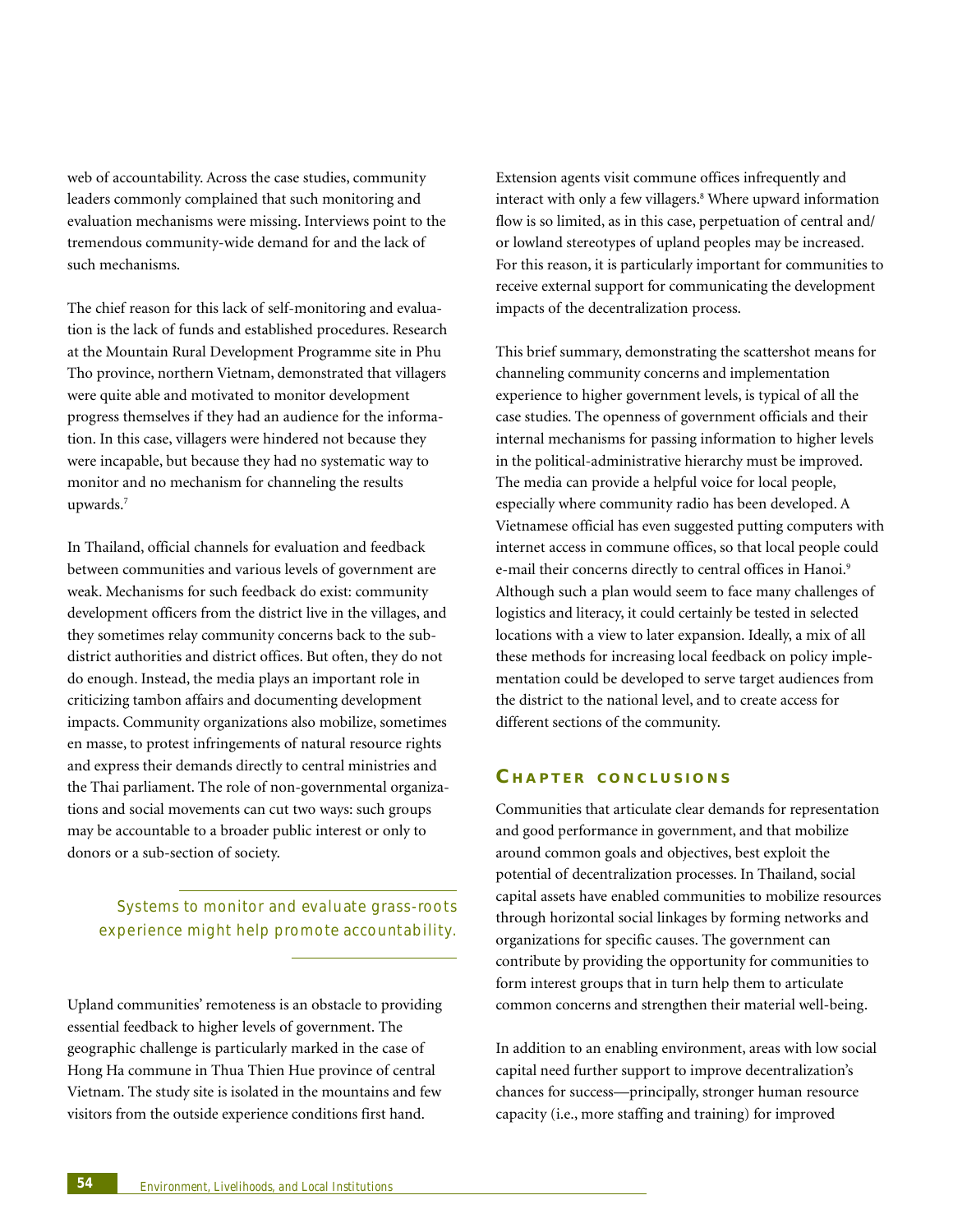web of accountability. Across the case studies, community leaders commonly complained that such monitoring and evaluation mechanisms were missing. Interviews point to the tremendous community-wide demand for and the lack of such mechanisms.

The chief reason for this lack of self-monitoring and evaluation is the lack of funds and established procedures. Research at the Mountain Rural Development Programme site in Phu Tho province, northern Vietnam, demonstrated that villagers were quite able and motivated to monitor development progress themselves if they had an audience for the information. In this case, villagers were hindered not because they were incapable, but because they had no systematic way to monitor and no mechanism for channeling the results upwards.[7]

In Thailand, official channels for evaluation and feedback between communities and various levels of government are weak. Mechanisms for such feedback do exist: community development officers from the district live in the villages, and they sometimes relay community concerns back to the sub-district authorities and district offices. But often, they do not do enough. Instead, the media plays an important role in criticizing tambon affairs and documenting development impacts. Community organizations also mobilize, sometimes en masse, to protest infringements of natural resource rights and express their demands directly to central ministries and the Thai parliament. The role of non-governmental organizations and social movements can cut two ways: such groups may be accountable to a broader public interest or only to donors or a sub-section of society.

*Systems to monitor and evaluate grass-roots experience might help promote accountability.*

Upland communities' remoteness is an obstacle to providing essential feedback to higher levels of government. The geographic challenge is particularly marked in the case of Hong Ha commune in Thua Thien Hue province of central Vietnam. The study site is isolated in the mountains and few visitors from the outside experience conditions first hand. Extension agents visit commune offices infrequently and interact with only a few villagers.[8] Where upward information flow is so limited, as in this case, perpetuation of central and/or lowland stereotypes of upland peoples may be increased. For this reason, it is particularly important for communities to receive external support for communicating the development impacts of the decentralization process.

This brief summary, demonstrating the scattershot means for channeling community concerns and implementation experience to higher government levels, is typical of all the case studies. The openness of government officials and their internal mechanisms for passing information to higher levels in the political-administrative hierarchy must be improved. The media can provide a helpful voice for local people, especially where community radio has been developed. A Vietnamese official has even suggested putting computers with internet access in commune offices, so that local people could e-mail their concerns directly to central offices in Hanoi.[9] Although such a plan would seem to face many challenges of logistics and literacy, it could certainly be tested in selected locations with a view to later expansion. Ideally, a mix of all these methods for increasing local feedback on policy implementation could be developed to serve target audiences from the district to the national level, and to create access for different sections of the community.

## Chapter conclusions

Communities that articulate clear demands for representation and good performance in government, and that mobilize around common goals and objectives, best exploit the potential of decentralization processes. In Thailand, social capital assets have enabled communities to mobilize resources through horizontal social linkages by forming networks and organizations for specific causes. The government can contribute by providing the opportunity for communities to form interest groups that in turn help them to articulate common concerns and strengthen their material well-being.

In addition to an enabling environment, areas with low social capital need further support to improve decentralization's chances for success—principally, stronger human resource capacity (i.e., more staffing and training) for improved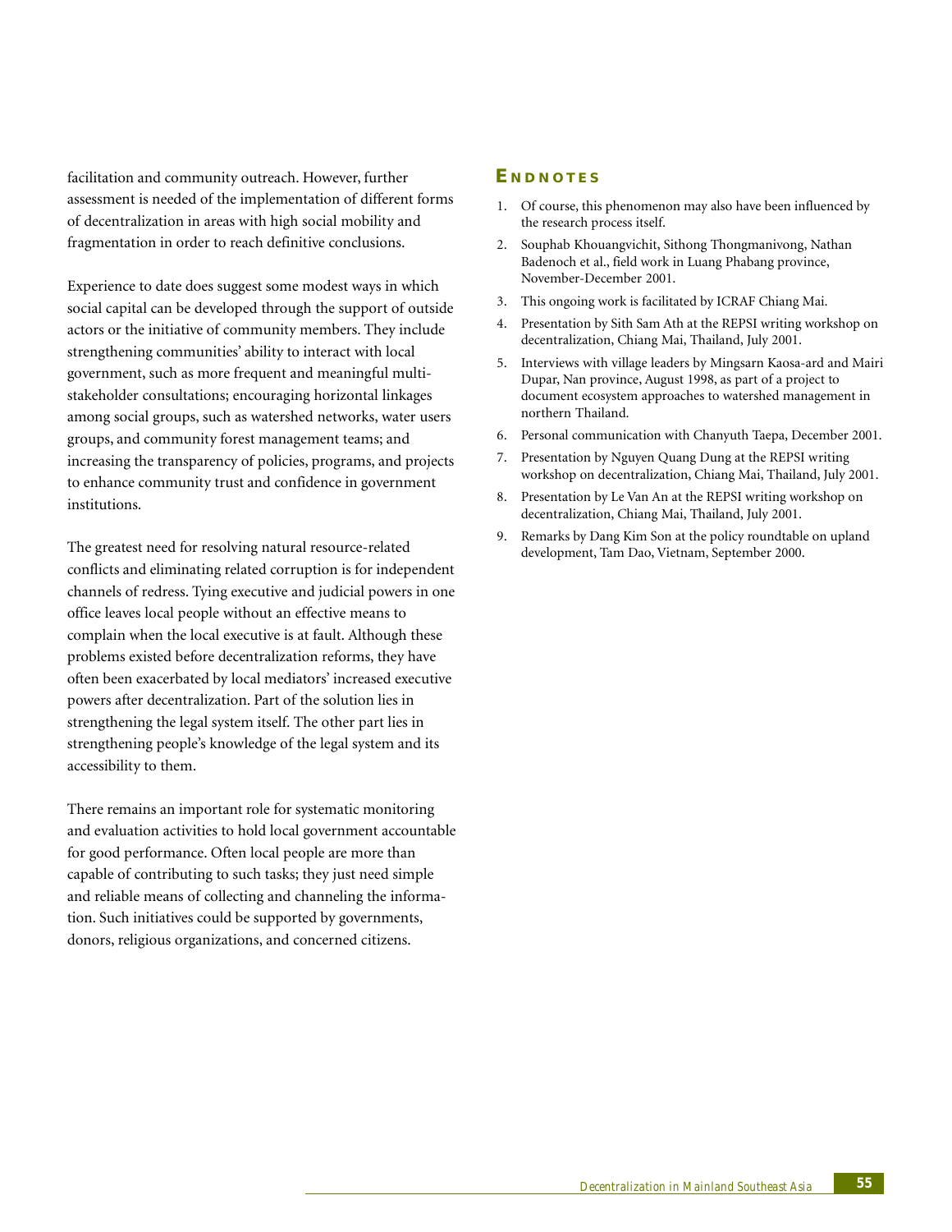facilitation and community outreach. However, further assessment is needed of the implementation of different forms of decentralization in areas with high social mobility and fragmentation in order to reach definitive conclusions.

Experience to date does suggest some modest ways in which social capital can be developed through the support of outside actors or the initiative of community members. They include strengthening communities' ability to interact with local government, such as more frequent and meaningful multi-stakeholder consultations; encouraging horizontal linkages among social groups, such as watershed networks, water users groups, and community forest management teams; and increasing the transparency of policies, programs, and projects to enhance community trust and confidence in government institutions.

The greatest need for resolving natural resource-related conflicts and eliminating related corruption is for independent channels of redress. Tying executive and judicial powers in one office leaves local people without an effective means to complain when the local executive is at fault. Although these problems existed before decentralization reforms, they have often been exacerbated by local mediators' increased executive powers after decentralization. Part of the solution lies in strengthening the legal system itself. The other part lies in strengthening people's knowledge of the legal system and its accessibility to them.

There remains an important role for systematic monitoring and evaluation activities to hold local government accountable for good performance. Often local people are more than capable of contributing to such tasks; they just need simple and reliable means of collecting and channeling the information. Such initiatives could be supported by governments, donors, religious organizations, and concerned citizens.

## Endnotes

1. Of course, this phenomenon may also have been influenced by the research process itself.
2. Souphab Khouangvichit, Sithong Thongmanivong, Nathan Badenoch et al., field work in Luang Phabang province, November-December 2001.
3. This ongoing work is facilitated by ICRAF Chiang Mai.
4. Presentation by Sith Sam Ath at the REPSI writing workshop on decentralization, Chiang Mai, Thailand, July 2001.
5. Interviews with village leaders by Mingsarn Kaosa-ard and Mairi Dupar, Nan province, August 1998, as part of a project to document ecosystem approaches to watershed management in northern Thailand.
6. Personal communication with Chanyuth Taepa, December 2001.
7. Presentation by Nguyen Quang Dung at the REPSI writing workshop on decentralization, Chiang Mai, Thailand, July 2001.
8. Presentation by Le Van An at the REPSI writing workshop on decentralization, Chiang Mai, Thailand, July 2001.
9. Remarks by Dang Kim Son at the policy roundtable on upland development, Tam Dao, Vietnam, September 2000.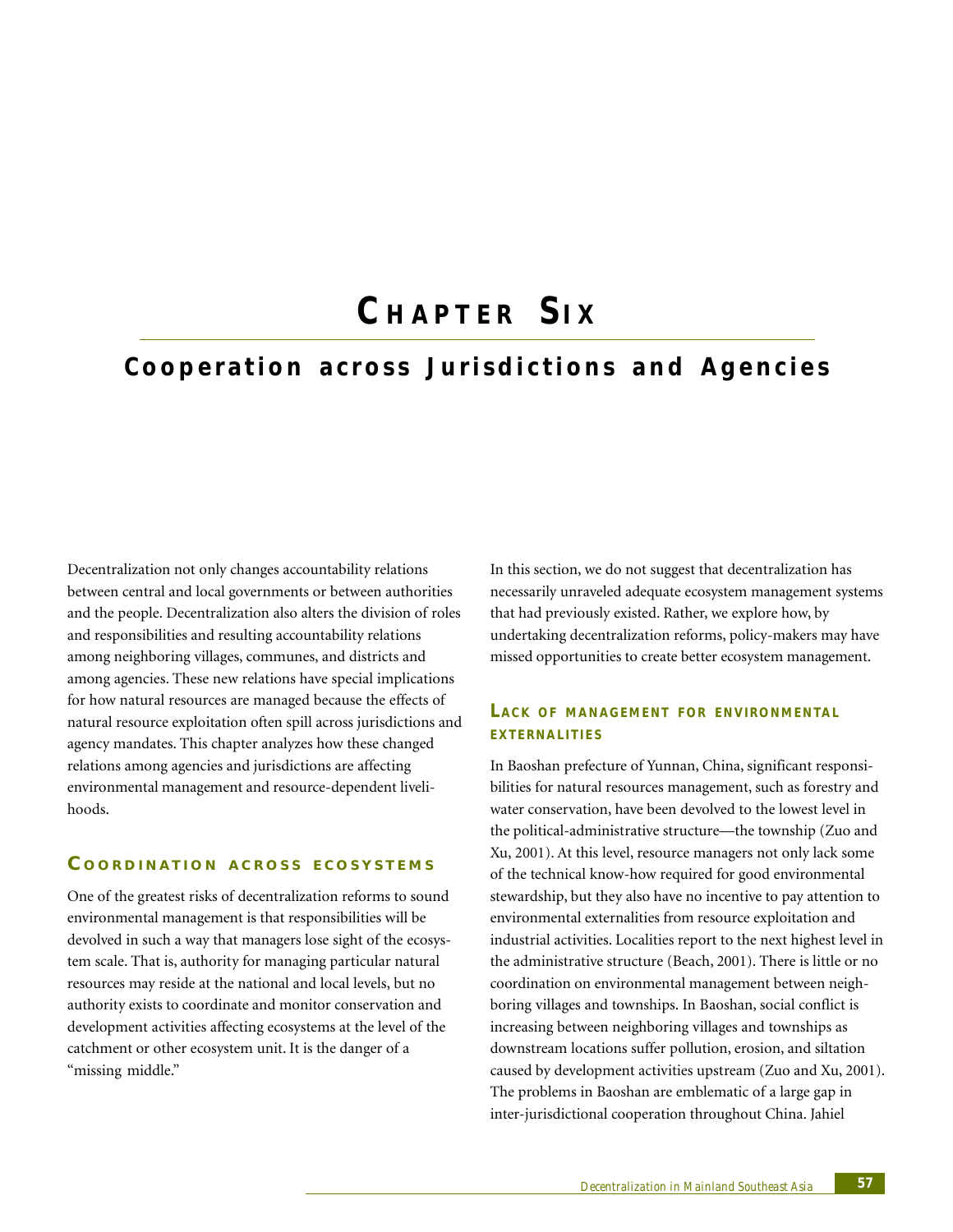# Chapter Six

## Cooperation across Jurisdictions and Agencies

Decentralization not only changes accountability relations between central and local governments or between authorities and the people. Decentralization also alters the division of roles and responsibilities and resulting accountability relations among neighboring villages, communes, and districts and among agencies. These new relations have special implications for how natural resources are managed because the effects of natural resource exploitation often spill across jurisdictions and agency mandates. This chapter analyzes how these changed relations among agencies and jurisdictions are affecting environmental management and resource-dependent livelihoods.

### Coordination across ecosystems

One of the greatest risks of decentralization reforms to sound environmental management is that responsibilities will be devolved in such a way that managers lose sight of the ecosystem scale. That is, authority for managing particular natural resources may reside at the national and local levels, but no authority exists to coordinate and monitor conservation and development activities affecting ecosystems at the level of the catchment or other ecosystem unit. It is the danger of a "missing middle."

In this section, we do not suggest that decentralization has necessarily unraveled adequate ecosystem management systems that had previously existed. Rather, we explore how, by undertaking decentralization reforms, policy-makers may have missed opportunities to create better ecosystem management.

### Lack of management for environmental externalities

In Baoshan prefecture of Yunnan, China, significant responsibilities for natural resources management, such as forestry and water conservation, have been devolved to the lowest level in the political-administrative structure—the township (Zuo and Xu, 2001). At this level, resource managers not only lack some of the technical know-how required for good environmental stewardship, but they also have no incentive to pay attention to environmental externalities from resource exploitation and industrial activities. Localities report to the next highest level in the administrative structure (Beach, 2001). There is little or no coordination on environmental management between neighboring villages and townships. In Baoshan, social conflict is increasing between neighboring villages and townships as downstream locations suffer pollution, erosion, and siltation caused by development activities upstream (Zuo and Xu, 2001). The problems in Baoshan are emblematic of a large gap in inter-jurisdictional cooperation throughout China. Jahiel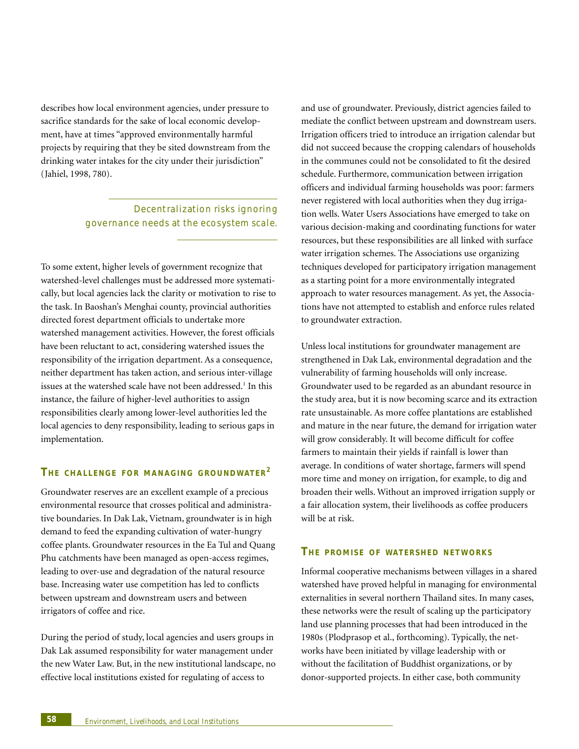describes how local environment agencies, under pressure to sacrifice standards for the sake of local economic development, have at times "approved environmentally harmful projects by requiring that they be sited downstream from the drinking water intakes for the city under their jurisdiction" (Jahiel, 1998, 780).

> Decentralization risks ignoring governance needs at the ecosystem scale.

To some extent, higher levels of government recognize that watershed-level challenges must be addressed more systematically, but local agencies lack the clarity or motivation to rise to the task. In Baoshan's Menghai county, provincial authorities directed forest department officials to undertake more watershed management activities. However, the forest officials have been reluctant to act, considering watershed issues the responsibility of the irrigation department. As a consequence, neither department has taken action, and serious inter-village issues at the watershed scale have not been addressed.[1] In this instance, the failure of higher-level authorities to assign responsibilities clearly among lower-level authorities led the local agencies to deny responsibility, leading to serious gaps in implementation.

## The challenge for managing groundwater[2]

Groundwater reserves are an excellent example of a precious environmental resource that crosses political and administrative boundaries. In Dak Lak, Vietnam, groundwater is in high demand to feed the expanding cultivation of water-hungry coffee plants. Groundwater resources in the Ea Tul and Quang Phu catchments have been managed as open-access regimes, leading to over-use and degradation of the natural resource base. Increasing water use competition has led to conflicts between upstream and downstream users and between irrigators of coffee and rice.

During the period of study, local agencies and users groups in Dak Lak assumed responsibility for water management under the new Water Law. But, in the new institutional landscape, no effective local institutions existed for regulating of access to and use of groundwater. Previously, district agencies failed to mediate the conflict between upstream and downstream users. Irrigation officers tried to introduce an irrigation calendar but did not succeed because the cropping calendars of households in the communes could not be consolidated to fit the desired schedule. Furthermore, communication between irrigation officers and individual farming households was poor: farmers never registered with local authorities when they dug irrigation wells. Water Users Associations have emerged to take on various decision-making and coordinating functions for water resources, but these responsibilities are all linked with surface water irrigation schemes. The Associations use organizing techniques developed for participatory irrigation management as a starting point for a more environmentally integrated approach to water resources management. As yet, the Associations have not attempted to establish and enforce rules related to groundwater extraction.

Unless local institutions for groundwater management are strengthened in Dak Lak, environmental degradation and the vulnerability of farming households will only increase. Groundwater used to be regarded as an abundant resource in the study area, but it is now becoming scarce and its extraction rate unsustainable. As more coffee plantations are established and mature in the near future, the demand for irrigation water will grow considerably. It will become difficult for coffee farmers to maintain their yields if rainfall is lower than average. In conditions of water shortage, farmers will spend more time and money on irrigation, for example, to dig and broaden their wells. Without an improved irrigation supply or a fair allocation system, their livelihoods as coffee producers will be at risk.

## The promise of watershed networks

Informal cooperative mechanisms between villages in a shared watershed have proved helpful in managing for environmental externalities in several northern Thailand sites. In many cases, these networks were the result of scaling up the participatory land use planning processes that had been introduced in the 1980s (Plodprasop et al., forthcoming). Typically, the networks have been initiated by village leadership with or without the facilitation of Buddhist organizations, or by donor-supported projects. In either case, both community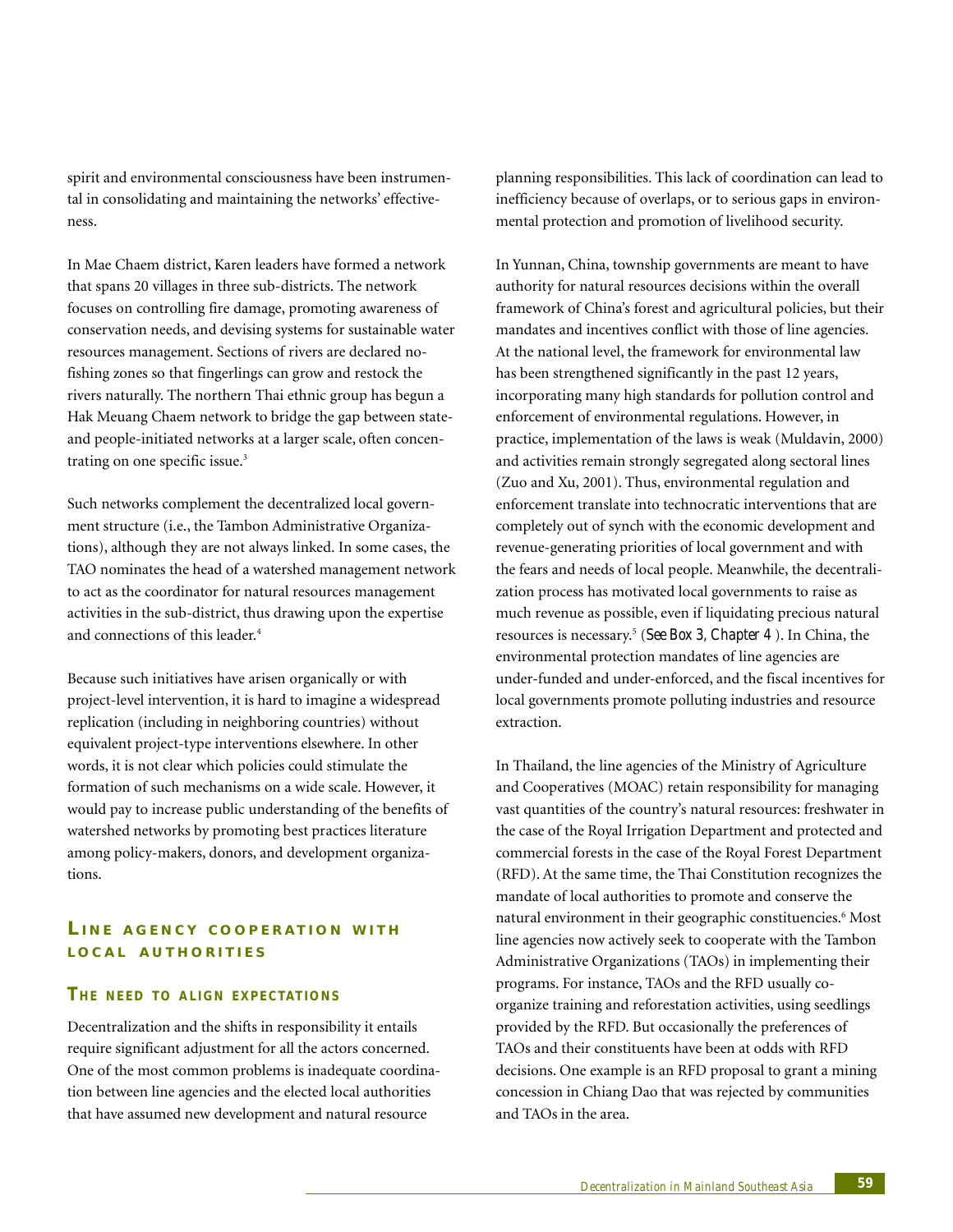spirit and environmental consciousness have been instrumental in consolidating and maintaining the networks' effectiveness.

In Mae Chaem district, Karen leaders have formed a network that spans 20 villages in three sub-districts. The network focuses on controlling fire damage, promoting awareness of conservation needs, and devising systems for sustainable water resources management. Sections of rivers are declared no-fishing zones so that fingerlings can grow and restock the rivers naturally. The northern Thai ethnic group has begun a Hak Meuang Chaem network to bridge the gap between state- and people-initiated networks at a larger scale, often concentrating on one specific issue.[3]

Such networks complement the decentralized local government structure (i.e., the Tambon Administrative Organizations), although they are not always linked. In some cases, the TAO nominates the head of a watershed management network to act as the coordinator for natural resources management activities in the sub-district, thus drawing upon the expertise and connections of this leader.[4]

Because such initiatives have arisen organically or with project-level intervention, it is hard to imagine a widespread replication (including in neighboring countries) without equivalent project-type interventions elsewhere. In other words, it is not clear which policies could stimulate the formation of such mechanisms on a wide scale. However, it would pay to increase public understanding of the benefits of watershed networks by promoting best practices literature among policy-makers, donors, and development organizations.

## Line agency cooperation with local authorities

### The need to align expectations

Decentralization and the shifts in responsibility it entails require significant adjustment for all the actors concerned. One of the most common problems is inadequate coordination between line agencies and the elected local authorities that have assumed new development and natural resource planning responsibilities. This lack of coordination can lead to inefficiency because of overlaps, or to serious gaps in environmental protection and promotion of livelihood security.

In Yunnan, China, township governments are meant to have authority for natural resources decisions within the overall framework of China's forest and agricultural policies, but their mandates and incentives conflict with those of line agencies. At the national level, the framework for environmental law has been strengthened significantly in the past 12 years, incorporating many high standards for pollution control and enforcement of environmental regulations. However, in practice, implementation of the laws is weak (Muldavin, 2000) and activities remain strongly segregated along sectoral lines (Zuo and Xu, 2001). Thus, environmental regulation and enforcement translate into technocratic interventions that are completely out of synch with the economic development and revenue-generating priorities of local government and with the fears and needs of local people. Meanwhile, the decentralization process has motivated local governments to raise as much revenue as possible, even if liquidating precious natural resources is necessary.[5] (*See Box 3, Chapter 4*). In China, the environmental protection mandates of line agencies are under-funded and under-enforced, and the fiscal incentives for local governments promote polluting industries and resource extraction.

In Thailand, the line agencies of the Ministry of Agriculture and Cooperatives (MOAC) retain responsibility for managing vast quantities of the country's natural resources: freshwater in the case of the Royal Irrigation Department and protected and commercial forests in the case of the Royal Forest Department (RFD). At the same time, the Thai Constitution recognizes the mandate of local authorities to promote and conserve the natural environment in their geographic constituencies.[6] Most line agencies now actively seek to cooperate with the Tambon Administrative Organizations (TAOs) in implementing their programs. For instance, TAOs and the RFD usually co-organize training and reforestation activities, using seedlings provided by the RFD. But occasionally the preferences of TAOs and their constituents have been at odds with RFD decisions. One example is an RFD proposal to grant a mining concession in Chiang Dao that was rejected by communities and TAOs in the area.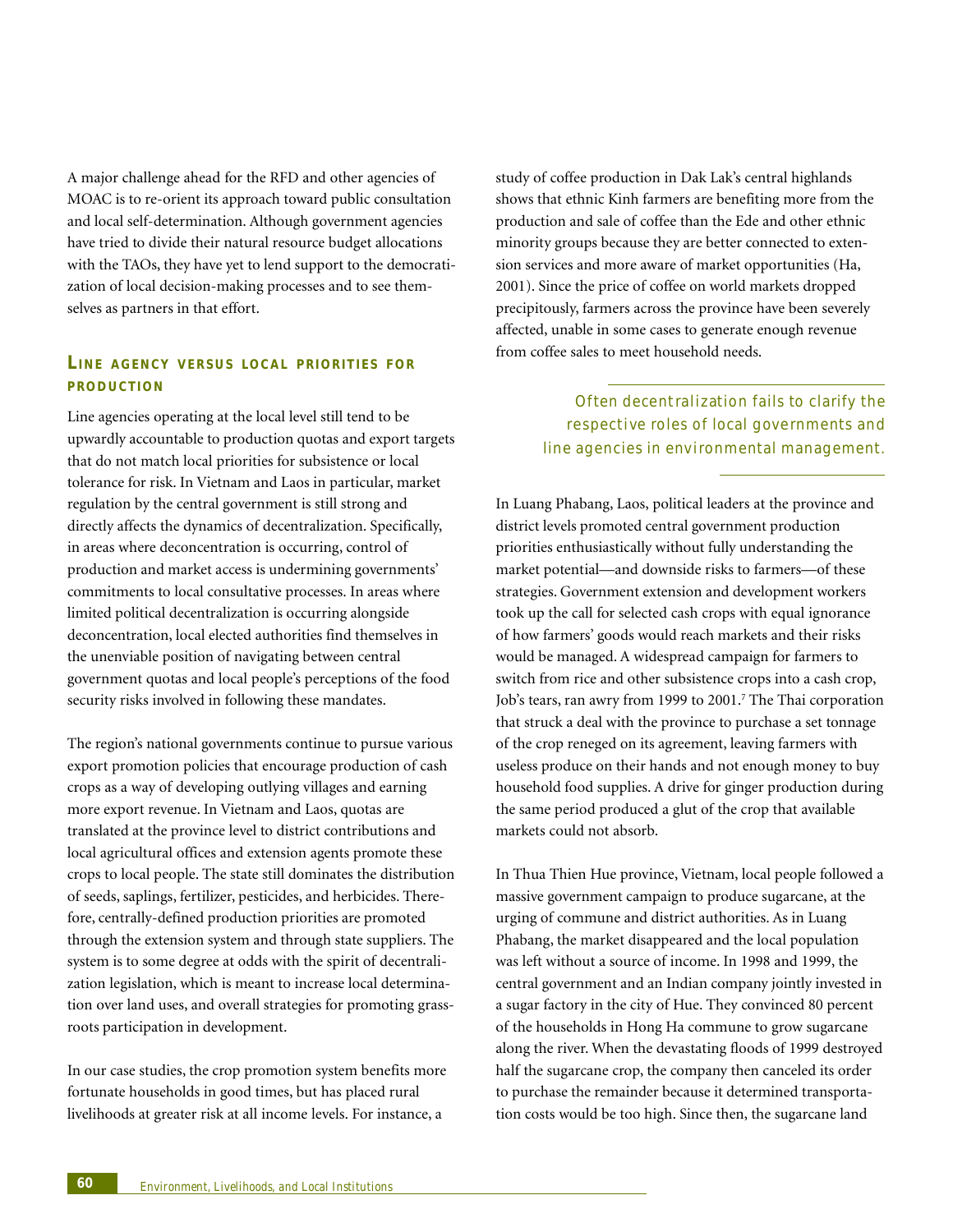A major challenge ahead for the RFD and other agencies of MOAC is to re-orient its approach toward public consultation and local self-determination. Although government agencies have tried to divide their natural resource budget allocations with the TAOs, they have yet to lend support to the democratization of local decision-making processes and to see themselves as partners in that effort.

## Line agency versus local priorities for production

Line agencies operating at the local level still tend to be upwardly accountable to production quotas and export targets that do not match local priorities for subsistence or local tolerance for risk. In Vietnam and Laos in particular, market regulation by the central government is still strong and directly affects the dynamics of decentralization. Specifically, in areas where deconcentration is occurring, control of production and market access is undermining governments' commitments to local consultative processes. In areas where limited political decentralization is occurring alongside deconcentration, local elected authorities find themselves in the unenviable position of navigating between central government quotas and local people's perceptions of the food security risks involved in following these mandates.

The region's national governments continue to pursue various export promotion policies that encourage production of cash crops as a way of developing outlying villages and earning more export revenue. In Vietnam and Laos, quotas are translated at the province level to district contributions and local agricultural offices and extension agents promote these crops to local people. The state still dominates the distribution of seeds, saplings, fertilizer, pesticides, and herbicides. Therefore, centrally-defined production priorities are promoted through the extension system and through state suppliers. The system is to some degree at odds with the spirit of decentralization legislation, which is meant to increase local determination over land uses, and overall strategies for promoting grassroots participation in development.

In our case studies, the crop promotion system benefits more fortunate households in good times, but has placed rural livelihoods at greater risk at all income levels. For instance, a study of coffee production in Dak Lak's central highlands shows that ethnic Kinh farmers are benefiting more from the production and sale of coffee than the Ede and other ethnic minority groups because they are better connected to extension services and more aware of market opportunities (Ha, 2001). Since the price of coffee on world markets dropped precipitously, farmers across the province have been severely affected, unable in some cases to generate enough revenue from coffee sales to meet household needs.

> *Often decentralization fails to clarify the respective roles of local governments and line agencies in environmental management.*

In Luang Phabang, Laos, political leaders at the province and district levels promoted central government production priorities enthusiastically without fully understanding the market potential—and downside risks to farmers—of these strategies. Government extension and development workers took up the call for selected cash crops with equal ignorance of how farmers' goods would reach markets and their risks would be managed. A widespread campaign for farmers to switch from rice and other subsistence crops into a cash crop, Job's tears, ran awry from 1999 to 2001.[7] The Thai corporation that struck a deal with the province to purchase a set tonnage of the crop reneged on its agreement, leaving farmers with useless produce on their hands and not enough money to buy household food supplies. A drive for ginger production during the same period produced a glut of the crop that available markets could not absorb.

In Thua Thien Hue province, Vietnam, local people followed a massive government campaign to produce sugarcane, at the urging of commune and district authorities. As in Luang Phabang, the market disappeared and the local population was left without a source of income. In 1998 and 1999, the central government and an Indian company jointly invested in a sugar factory in the city of Hue. They convinced 80 percent of the households in Hong Ha commune to grow sugarcane along the river. When the devastating floods of 1999 destroyed half the sugarcane crop, the company then canceled its order to purchase the remainder because it determined transportation costs would be too high. Since then, the sugarcane land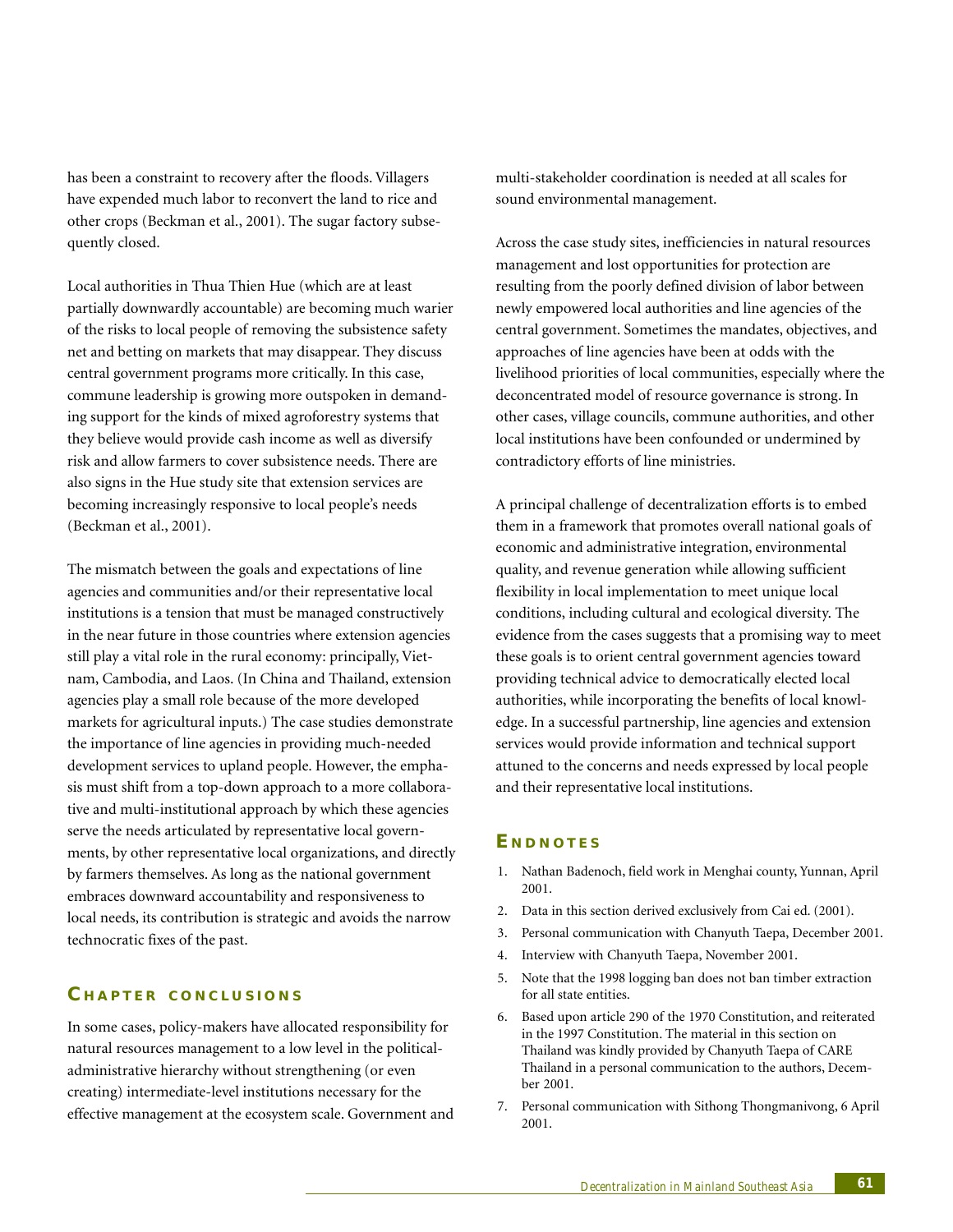has been a constraint to recovery after the floods. Villagers have expended much labor to reconvert the land to rice and other crops (Beckman et al., 2001). The sugar factory subsequently closed.

Local authorities in Thua Thien Hue (which are at least partially downwardly accountable) are becoming much warier of the risks to local people of removing the subsistence safety net and betting on markets that may disappear. They discuss central government programs more critically. In this case, commune leadership is growing more outspoken in demanding support for the kinds of mixed agroforestry systems that they believe would provide cash income as well as diversify risk and allow farmers to cover subsistence needs. There are also signs in the Hue study site that extension services are becoming increasingly responsive to local people's needs (Beckman et al., 2001).

The mismatch between the goals and expectations of line agencies and communities and/or their representative local institutions is a tension that must be managed constructively in the near future in those countries where extension agencies still play a vital role in the rural economy: principally, Vietnam, Cambodia, and Laos. (In China and Thailand, extension agencies play a small role because of the more developed markets for agricultural inputs.) The case studies demonstrate the importance of line agencies in providing much-needed development services to upland people. However, the emphasis must shift from a top-down approach to a more collaborative and multi-institutional approach by which these agencies serve the needs articulated by representative local governments, by other representative local organizations, and directly by farmers themselves. As long as the national government embraces downward accountability and responsiveness to local needs, its contribution is strategic and avoids the narrow technocratic fixes of the past.

## Chapter conclusions

In some cases, policy-makers have allocated responsibility for natural resources management to a low level in the political-administrative hierarchy without strengthening (or even creating) intermediate-level institutions necessary for the effective management at the ecosystem scale. Government and multi-stakeholder coordination is needed at all scales for sound environmental management.

Across the case study sites, inefficiencies in natural resources management and lost opportunities for protection are resulting from the poorly defined division of labor between newly empowered local authorities and line agencies of the central government. Sometimes the mandates, objectives, and approaches of line agencies have been at odds with the livelihood priorities of local communities, especially where the deconcentrated model of resource governance is strong. In other cases, village councils, commune authorities, and other local institutions have been confounded or undermined by contradictory efforts of line ministries.

A principal challenge of decentralization efforts is to embed them in a framework that promotes overall national goals of economic and administrative integration, environmental quality, and revenue generation while allowing sufficient flexibility in local implementation to meet unique local conditions, including cultural and ecological diversity. The evidence from the cases suggests that a promising way to meet these goals is to orient central government agencies toward providing technical advice to democratically elected local authorities, while incorporating the benefits of local knowledge. In a successful partnership, line agencies and extension services would provide information and technical support attuned to the concerns and needs expressed by local people and their representative local institutions.

## Endnotes

1. Nathan Badenoch, field work in Menghai county, Yunnan, April 2001.
2. Data in this section derived exclusively from Cai ed. (2001).
3. Personal communication with Chanyuth Taepa, December 2001.
4. Interview with Chanyuth Taepa, November 2001.
5. Note that the 1998 logging ban does not ban timber extraction for all state entities.
6. Based upon article 290 of the 1970 Constitution, and reiterated in the 1997 Constitution. The material in this section on Thailand was kindly provided by Chanyuth Taepa of CARE Thailand in a personal communication to the authors, December 2001.
7. Personal communication with Sithong Thongmanivong, 6 April 2001.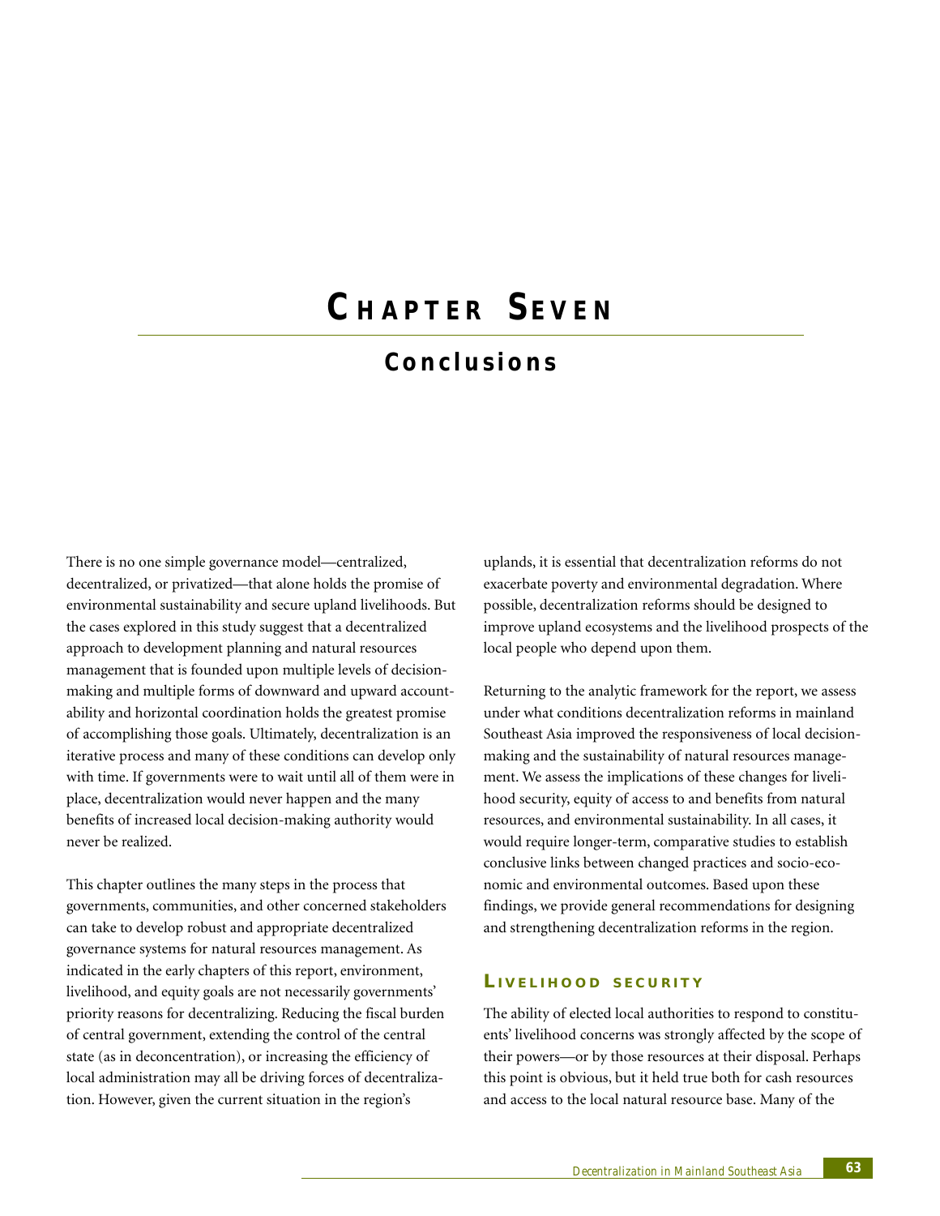# Chapter Seven

## Conclusions

There is no one simple governance model—centralized, decentralized, or privatized—that alone holds the promise of environmental sustainability and secure upland livelihoods. But the cases explored in this study suggest that a decentralized approach to development planning and natural resources management that is founded upon multiple levels of decision-making and multiple forms of downward and upward accountability and horizontal coordination holds the greatest promise of accomplishing those goals. Ultimately, decentralization is an iterative process and many of these conditions can develop only with time. If governments were to wait until all of them were in place, decentralization would never happen and the many benefits of increased local decision-making authority would never be realized.

This chapter outlines the many steps in the process that governments, communities, and other concerned stakeholders can take to develop robust and appropriate decentralized governance systems for natural resources management. As indicated in the early chapters of this report, environment, livelihood, and equity goals are not necessarily governments' priority reasons for decentralizing. Reducing the fiscal burden of central government, extending the control of the central state (as in deconcentration), or increasing the efficiency of local administration may all be driving forces of decentralization. However, given the current situation in the region's uplands, it is essential that decentralization reforms do not exacerbate poverty and environmental degradation. Where possible, decentralization reforms should be designed to improve upland ecosystems and the livelihood prospects of the local people who depend upon them.

Returning to the analytic framework for the report, we assess under what conditions decentralization reforms in mainland Southeast Asia improved the responsiveness of local decision-making and the sustainability of natural resources management. We assess the implications of these changes for livelihood security, equity of access to and benefits from natural resources, and environmental sustainability. In all cases, it would require longer-term, comparative studies to establish conclusive links between changed practices and socio-economic and environmental outcomes. Based upon these findings, we provide general recommendations for designing and strengthening decentralization reforms in the region.

### Livelihood security

The ability of elected local authorities to respond to constituents' livelihood concerns was strongly affected by the scope of their powers—or by those resources at their disposal. Perhaps this point is obvious, but it held true both for cash resources and access to the local natural resource base. Many of the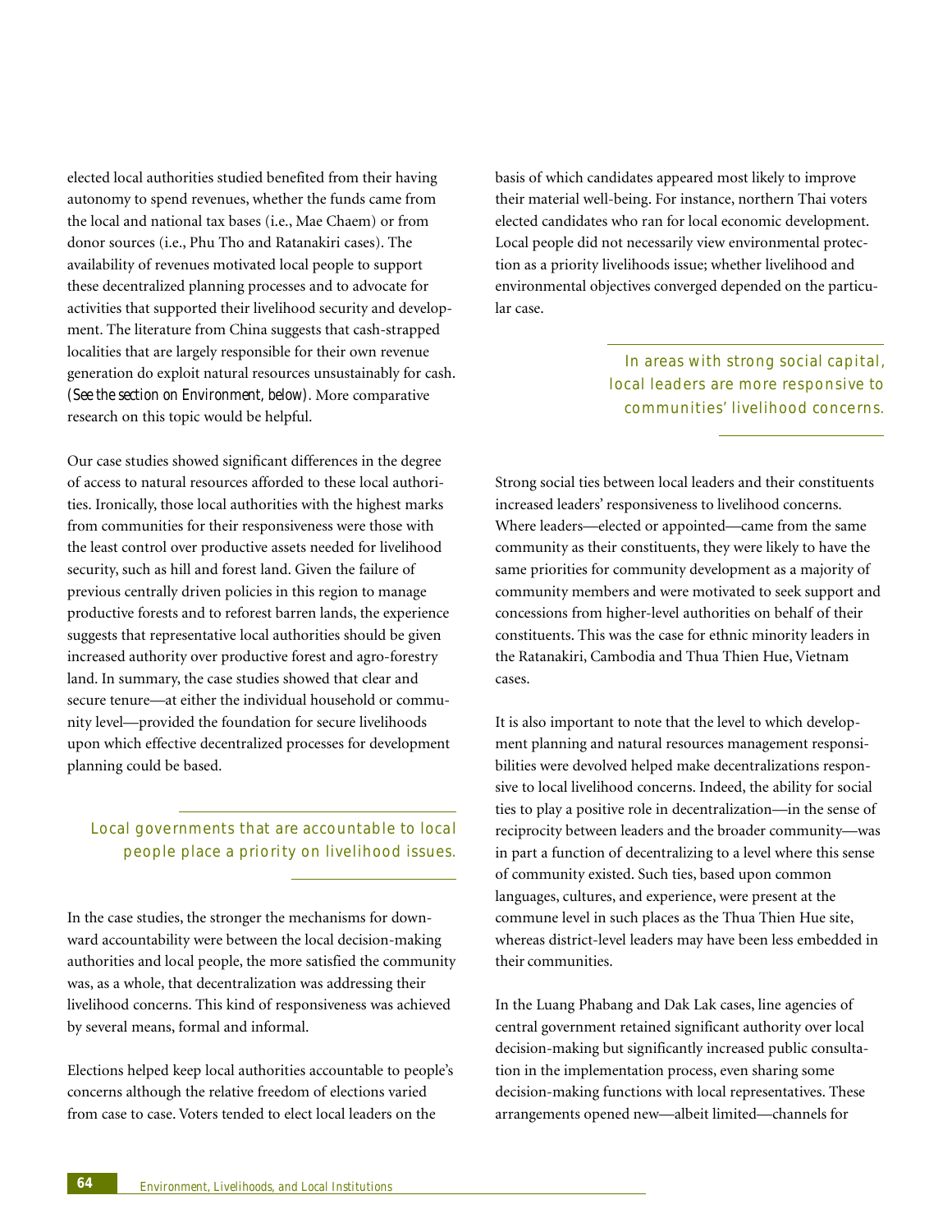elected local authorities studied benefited from their having autonomy to spend revenues, whether the funds came from the local and national tax bases (i.e., Mae Chaem) or from donor sources (i.e., Phu Tho and Ratanakiri cases). The availability of revenues motivated local people to support these decentralized planning processes and to advocate for activities that supported their livelihood security and development. The literature from China suggests that cash-strapped localities that are largely responsible for their own revenue generation do exploit natural resources unsustainably for cash. *(See the section on Environment, below)*. More comparative research on this topic would be helpful.

Our case studies showed significant differences in the degree of access to natural resources afforded to these local authorities. Ironically, those local authorities with the highest marks from communities for their responsiveness were those with the least control over productive assets needed for livelihood security, such as hill and forest land. Given the failure of previous centrally driven policies in this region to manage productive forests and to reforest barren lands, the experience suggests that representative local authorities should be given increased authority over productive forest and agro-forestry land. In summary, the case studies showed that clear and secure tenure—at either the individual household or community level—provided the foundation for secure livelihoods upon which effective decentralized processes for development planning could be based.

### Local governments that are accountable to local people place a priority on livelihood issues.

In the case studies, the stronger the mechanisms for downward accountability were between the local decision-making authorities and local people, the more satisfied the community was, as a whole, that decentralization was addressing their livelihood concerns. This kind of responsiveness was achieved by several means, formal and informal.

Elections helped keep local authorities accountable to people's concerns although the relative freedom of elections varied from case to case. Voters tended to elect local leaders on the basis of which candidates appeared most likely to improve their material well-being. For instance, northern Thai voters elected candidates who ran for local economic development. Local people did not necessarily view environmental protection as a priority livelihoods issue; whether livelihood and environmental objectives converged depended on the particular case.

### In areas with strong social capital, local leaders are more responsive to communities' livelihood concerns.

Strong social ties between local leaders and their constituents increased leaders' responsiveness to livelihood concerns. Where leaders—elected or appointed—came from the same community as their constituents, they were likely to have the same priorities for community development as a majority of community members and were motivated to seek support and concessions from higher-level authorities on behalf of their constituents. This was the case for ethnic minority leaders in the Ratanakiri, Cambodia and Thua Thien Hue, Vietnam cases.

It is also important to note that the level to which development planning and natural resources management responsibilities were devolved helped make decentralizations responsive to local livelihood concerns. Indeed, the ability for social ties to play a positive role in decentralization—in the sense of reciprocity between leaders and the broader community—was in part a function of decentralizing to a level where this sense of community existed. Such ties, based upon common languages, cultures, and experience, were present at the commune level in such places as the Thua Thien Hue site, whereas district-level leaders may have been less embedded in their communities.

In the Luang Phabang and Dak Lak cases, line agencies of central government retained significant authority over local decision-making but significantly increased public consultation in the implementation process, even sharing some decision-making functions with local representatives. These arrangements opened new—albeit limited—channels for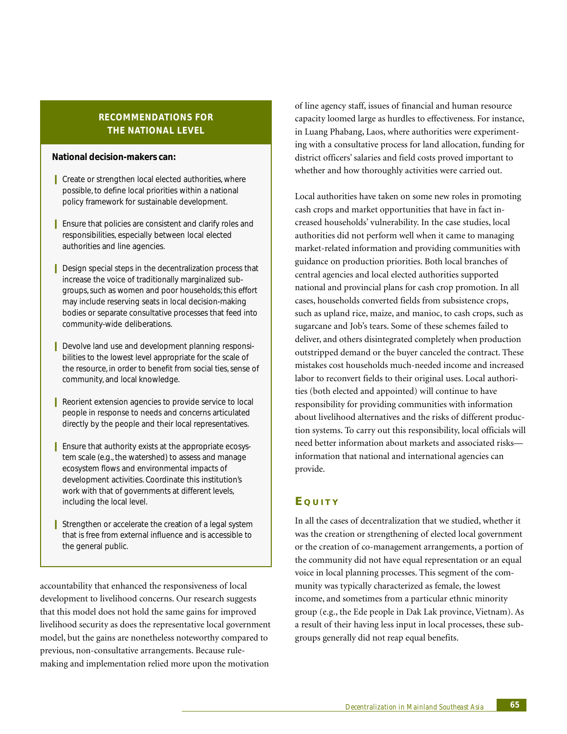## RECOMMENDATIONS FOR THE NATIONAL LEVEL

**National decision-makers can:**

- Create or strengthen local elected authorities, where possible, to define local priorities within a national policy framework for sustainable development.
- Ensure that policies are consistent and clarify roles and responsibilities, especially between local elected authorities and line agencies.
- Design special steps in the decentralization process that increase the voice of traditionally marginalized subgroups, such as women and poor households; this effort may include reserving seats in local decision-making bodies or separate consultative processes that feed into community-wide deliberations.
- Devolve land use and development planning responsibilities to the lowest level appropriate for the scale of the resource, in order to benefit from social ties, sense of community, and local knowledge.
- Reorient extension agencies to provide service to local people in response to needs and concerns articulated directly by the people and their local representatives.
- Ensure that authority exists at the appropriate ecosystem scale (e.g., the watershed) to assess and manage ecosystem flows and environmental impacts of development activities. Coordinate this institution's work with that of governments at different levels, including the local level.
- Strengthen or accelerate the creation of a legal system that is free from external influence and is accessible to the general public.

accountability that enhanced the responsiveness of local development to livelihood concerns. Our research suggests that this model does not hold the same gains for improved livelihood security as does the representative local government model, but the gains are nonetheless noteworthy compared to previous, non-consultative arrangements. Because rule-making and implementation relied more upon the motivation of line agency staff, issues of financial and human resource capacity loomed large as hurdles to effectiveness. For instance, in Luang Phabang, Laos, where authorities were experimenting with a consultative process for land allocation, funding for district officers' salaries and field costs proved important to whether and how thoroughly activities were carried out.

Local authorities have taken on some new roles in promoting cash crops and market opportunities that have in fact increased households' vulnerability. In the case studies, local authorities did not perform well when it came to managing market-related information and providing communities with guidance on production priorities. Both local branches of central agencies and local elected authorities supported national and provincial plans for cash crop promotion. In all cases, households converted fields from subsistence crops, such as upland rice, maize, and manioc, to cash crops, such as sugarcane and Job's tears. Some of these schemes failed to deliver, and others disintegrated completely when production outstripped demand or the buyer canceled the contract. These mistakes cost households much-needed income and increased labor to reconvert fields to their original uses. Local authorities (both elected and appointed) will continue to have responsibility for providing communities with information about livelihood alternatives and the risks of different production systems. To carry out this responsibility, local officials will need better information about markets and associated risks—information that national and international agencies can provide.

## EQUITY

In all the cases of decentralization that we studied, whether it was the creation or strengthening of elected local government or the creation of co-management arrangements, a portion of the community did not have equal representation or an equal voice in local planning processes. This segment of the community was typically characterized as female, the lowest income, and sometimes from a particular ethnic minority group (e.g., the Ede people in Dak Lak province, Vietnam). As a result of their having less input in local processes, these subgroups generally did not reap equal benefits.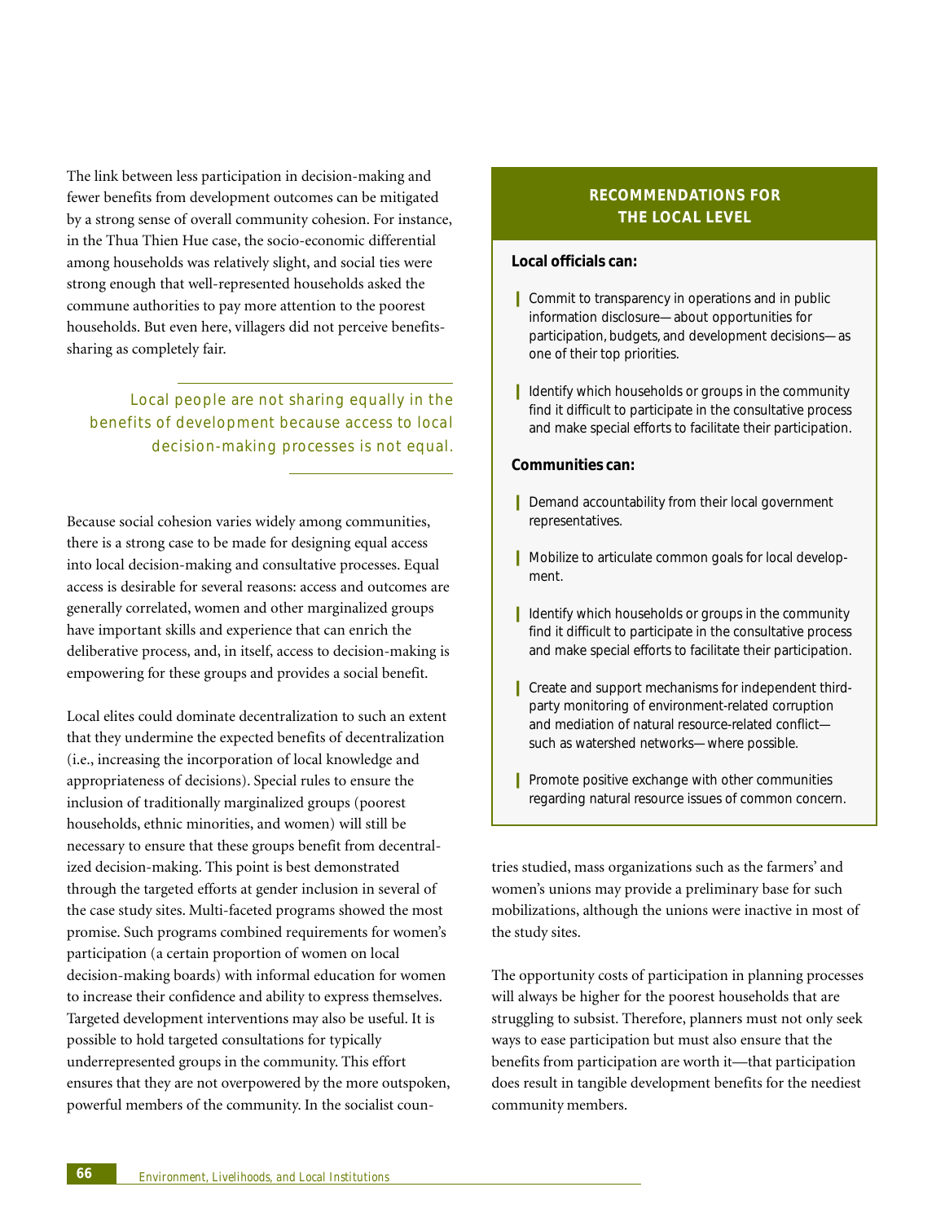The link between less participation in decision-making and fewer benefits from development outcomes can be mitigated by a strong sense of overall community cohesion. For instance, in the Thua Thien Hue case, the socio-economic differential among households was relatively slight, and social ties were strong enough that well-represented households asked the commune authorities to pay more attention to the poorest households. But even here, villagers did not perceive benefits-sharing as completely fair.

> Local people are not sharing equally in the benefits of development because access to local decision-making processes is not equal.

Because social cohesion varies widely among communities, there is a strong case to be made for designing equal access into local decision-making and consultative processes. Equal access is desirable for several reasons: access and outcomes are generally correlated, women and other marginalized groups have important skills and experience that can enrich the deliberative process, and, in itself, access to decision-making is empowering for these groups and provides a social benefit.

Local elites could dominate decentralization to such an extent that they undermine the expected benefits of decentralization (i.e., increasing the incorporation of local knowledge and appropriateness of decisions). Special rules to ensure the inclusion of traditionally marginalized groups (poorest households, ethnic minorities, and women) will still be necessary to ensure that these groups benefit from decentralized decision-making. This point is best demonstrated through the targeted efforts at gender inclusion in several of the case study sites. Multi-faceted programs showed the most promise. Such programs combined requirements for women's participation (a certain proportion of women on local decision-making boards) with informal education for women to increase their confidence and ability to express themselves. Targeted development interventions may also be useful. It is possible to hold targeted consultations for typically underrepresented groups in the community. This effort ensures that they are not overpowered by the more outspoken, powerful members of the community. In the socialist countries studied, mass organizations such as the farmers' and women's unions may provide a preliminary base for such mobilizations, although the unions were inactive in most of the study sites.

The opportunity costs of participation in planning processes will always be higher for the poorest households that are struggling to subsist. Therefore, planners must not only seek ways to ease participation but must also ensure that the benefits from participation are worth it—that participation does result in tangible development benefits for the neediest community members.

## RECOMMENDATIONS FOR THE LOCAL LEVEL

**Local officials can:**

- Commit to transparency in operations and in public information disclosure—about opportunities for participation, budgets, and development decisions—as one of their top priorities.
- Identify which households or groups in the community find it difficult to participate in the consultative process and make special efforts to facilitate their participation.

**Communities can:**

- Demand accountability from their local government representatives.
- Mobilize to articulate common goals for local development.
- Identify which households or groups in the community find it difficult to participate in the consultative process and make special efforts to facilitate their participation.
- Create and support mechanisms for independent third-party monitoring of environment-related corruption and mediation of natural resource-related conflict—such as watershed networks—where possible.
- Promote positive exchange with other communities regarding natural resource issues of common concern.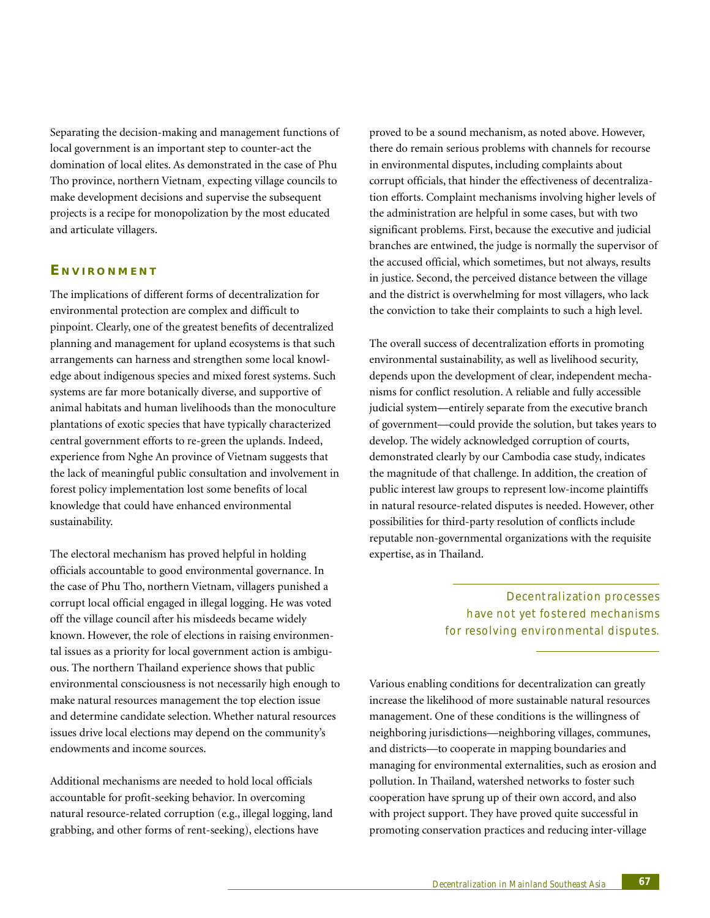Separating the decision-making and management functions of local government is an important step to counter-act the domination of local elites. As demonstrated in the case of Phu Tho province, northern Vietnam, expecting village councils to make development decisions and supervise the subsequent projects is a recipe for monopolization by the most educated and articulate villagers.

## Environment

The implications of different forms of decentralization for environmental protection are complex and difficult to pinpoint. Clearly, one of the greatest benefits of decentralized planning and management for upland ecosystems is that such arrangements can harness and strengthen some local knowledge about indigenous species and mixed forest systems. Such systems are far more botanically diverse, and supportive of animal habitats and human livelihoods than the monoculture plantations of exotic species that have typically characterized central government efforts to re-green the uplands. Indeed, experience from Nghe An province of Vietnam suggests that the lack of meaningful public consultation and involvement in forest policy implementation lost some benefits of local knowledge that could have enhanced environmental sustainability.

The electoral mechanism has proved helpful in holding officials accountable to good environmental governance. In the case of Phu Tho, northern Vietnam, villagers punished a corrupt local official engaged in illegal logging. He was voted off the village council after his misdeeds became widely known. However, the role of elections in raising environmental issues as a priority for local government action is ambiguous. The northern Thailand experience shows that public environmental consciousness is not necessarily high enough to make natural resources management the top election issue and determine candidate selection. Whether natural resources issues drive local elections may depend on the community's endowments and income sources.

Additional mechanisms are needed to hold local officials accountable for profit-seeking behavior. In overcoming natural resource-related corruption (e.g., illegal logging, land grabbing, and other forms of rent-seeking), elections have proved to be a sound mechanism, as noted above. However, there do remain serious problems with channels for recourse in environmental disputes, including complaints about corrupt officials, that hinder the effectiveness of decentralization efforts. Complaint mechanisms involving higher levels of the administration are helpful in some cases, but with two significant problems. First, because the executive and judicial branches are entwined, the judge is normally the supervisor of the accused official, which sometimes, but not always, results in justice. Second, the perceived distance between the village and the district is overwhelming for most villagers, who lack the conviction to take their complaints to such a high level.

The overall success of decentralization efforts in promoting environmental sustainability, as well as livelihood security, depends upon the development of clear, independent mechanisms for conflict resolution. A reliable and fully accessible judicial system—entirely separate from the executive branch of government—could provide the solution, but takes years to develop. The widely acknowledged corruption of courts, demonstrated clearly by our Cambodia case study, indicates the magnitude of that challenge. In addition, the creation of public interest law groups to represent low-income plaintiffs in natural resource-related disputes is needed. However, other possibilities for third-party resolution of conflicts include reputable non-governmental organizations with the requisite expertise, as in Thailand.

> Decentralization processes have not yet fostered mechanisms for resolving environmental disputes.

Various enabling conditions for decentralization can greatly increase the likelihood of more sustainable natural resources management. One of these conditions is the willingness of neighboring jurisdictions—neighboring villages, communes, and districts—to cooperate in mapping boundaries and managing for environmental externalities, such as erosion and pollution. In Thailand, watershed networks to foster such cooperation have sprung up of their own accord, and also with project support. They have proved quite successful in promoting conservation practices and reducing inter-village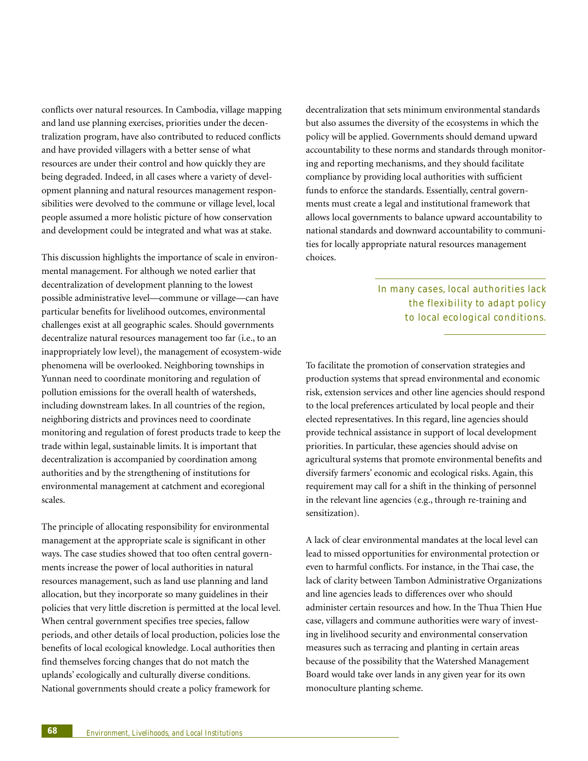conflicts over natural resources. In Cambodia, village mapping and land use planning exercises, priorities under the decentralization program, have also contributed to reduced conflicts and have provided villagers with a better sense of what resources are under their control and how quickly they are being degraded. Indeed, in all cases where a variety of development planning and natural resources management responsibilities were devolved to the commune or village level, local people assumed a more holistic picture of how conservation and development could be integrated and what was at stake.

This discussion highlights the importance of scale in environmental management. For although we noted earlier that decentralization of development planning to the lowest possible administrative level—commune or village—can have particular benefits for livelihood outcomes, environmental challenges exist at all geographic scales. Should governments decentralize natural resources management too far (i.e., to an inappropriately low level), the management of ecosystem-wide phenomena will be overlooked. Neighboring townships in Yunnan need to coordinate monitoring and regulation of pollution emissions for the overall health of watersheds, including downstream lakes. In all countries of the region, neighboring districts and provinces need to coordinate monitoring and regulation of forest products trade to keep the trade within legal, sustainable limits. It is important that decentralization is accompanied by coordination among authorities and by the strengthening of institutions for environmental management at catchment and ecoregional scales.

The principle of allocating responsibility for environmental management at the appropriate scale is significant in other ways. The case studies showed that too often central governments increase the power of local authorities in natural resources management, such as land use planning and land allocation, but they incorporate so many guidelines in their policies that very little discretion is permitted at the local level. When central government specifies tree species, fallow periods, and other details of local production, policies lose the benefits of local ecological knowledge. Local authorities then find themselves forcing changes that do not match the uplands' ecologically and culturally diverse conditions. National governments should create a policy framework for decentralization that sets minimum environmental standards but also assumes the diversity of the ecosystems in which the policy will be applied. Governments should demand upward accountability to these norms and standards through monitoring and reporting mechanisms, and they should facilitate compliance by providing local authorities with sufficient funds to enforce the standards. Essentially, central governments must create a legal and institutional framework that allows local governments to balance upward accountability to national standards and downward accountability to communities for locally appropriate natural resources management choices.

*In many cases, local authorities lack the flexibility to adapt policy to local ecological conditions.*

To facilitate the promotion of conservation strategies and production systems that spread environmental and economic risk, extension services and other line agencies should respond to the local preferences articulated by local people and their elected representatives. In this regard, line agencies should provide technical assistance in support of local development priorities. In particular, these agencies should advise on agricultural systems that promote environmental benefits and diversify farmers' economic and ecological risks. Again, this requirement may call for a shift in the thinking of personnel in the relevant line agencies (e.g., through re-training and sensitization).

A lack of clear environmental mandates at the local level can lead to missed opportunities for environmental protection or even to harmful conflicts. For instance, in the Thai case, the lack of clarity between Tambon Administrative Organizations and line agencies leads to differences over who should administer certain resources and how. In the Thua Thien Hue case, villagers and commune authorities were wary of investing in livelihood security and environmental conservation measures such as terracing and planting in certain areas because of the possibility that the Watershed Management Board would take over lands in any given year for its own monoculture planting scheme.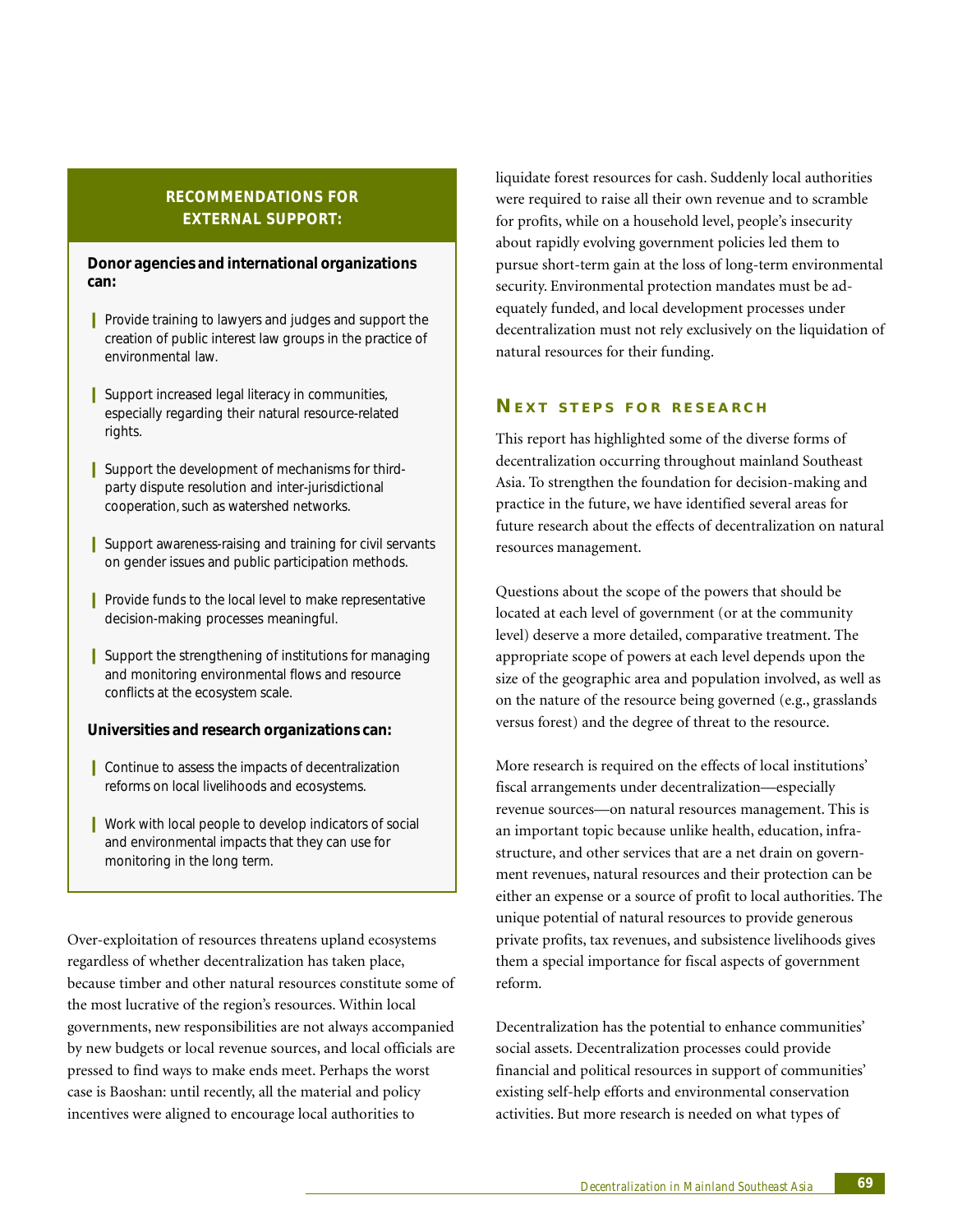## RECOMMENDATIONS FOR EXTERNAL SUPPORT:

**Donor agencies and international organizations can:**

- Provide training to lawyers and judges and support the creation of public interest law groups in the practice of environmental law.
- Support increased legal literacy in communities, especially regarding their natural resource-related rights.
- Support the development of mechanisms for third-party dispute resolution and inter-jurisdictional cooperation, such as watershed networks.
- Support awareness-raising and training for civil servants on gender issues and public participation methods.
- Provide funds to the local level to make representative decision-making processes meaningful.
- Support the strengthening of institutions for managing and monitoring environmental flows and resource conflicts at the ecosystem scale.

**Universities and research organizations can:**

- Continue to assess the impacts of decentralization reforms on local livelihoods and ecosystems.
- Work with local people to develop indicators of social and environmental impacts that they can use for monitoring in the long term.

Over-exploitation of resources threatens upland ecosystems regardless of whether decentralization has taken place, because timber and other natural resources constitute some of the most lucrative of the region's resources. Within local governments, new responsibilities are not always accompanied by new budgets or local revenue sources, and local officials are pressed to find ways to make ends meet. Perhaps the worst case is Baoshan: until recently, all the material and policy incentives were aligned to encourage local authorities to liquidate forest resources for cash. Suddenly local authorities were required to raise all their own revenue and to scramble for profits, while on a household level, people's insecurity about rapidly evolving government policies led them to pursue short-term gain at the loss of long-term environmental security. Environmental protection mandates must be adequately funded, and local development processes under decentralization must not rely exclusively on the liquidation of natural resources for their funding.

## NEXT STEPS FOR RESEARCH

This report has highlighted some of the diverse forms of decentralization occurring throughout mainland Southeast Asia. To strengthen the foundation for decision-making and practice in the future, we have identified several areas for future research about the effects of decentralization on natural resources management.

Questions about the scope of the powers that should be located at each level of government (or at the community level) deserve a more detailed, comparative treatment. The appropriate scope of powers at each level depends upon the size of the geographic area and population involved, as well as on the nature of the resource being governed (e.g., grasslands versus forest) and the degree of threat to the resource.

More research is required on the effects of local institutions' fiscal arrangements under decentralization—especially revenue sources—on natural resources management. This is an important topic because unlike health, education, infrastructure, and other services that are a net drain on government revenues, natural resources and their protection can be either an expense or a source of profit to local authorities. The unique potential of natural resources to provide generous private profits, tax revenues, and subsistence livelihoods gives them a special importance for fiscal aspects of government reform.

Decentralization has the potential to enhance communities' social assets. Decentralization processes could provide financial and political resources in support of communities' existing self-help efforts and environmental conservation activities. But more research is needed on what types of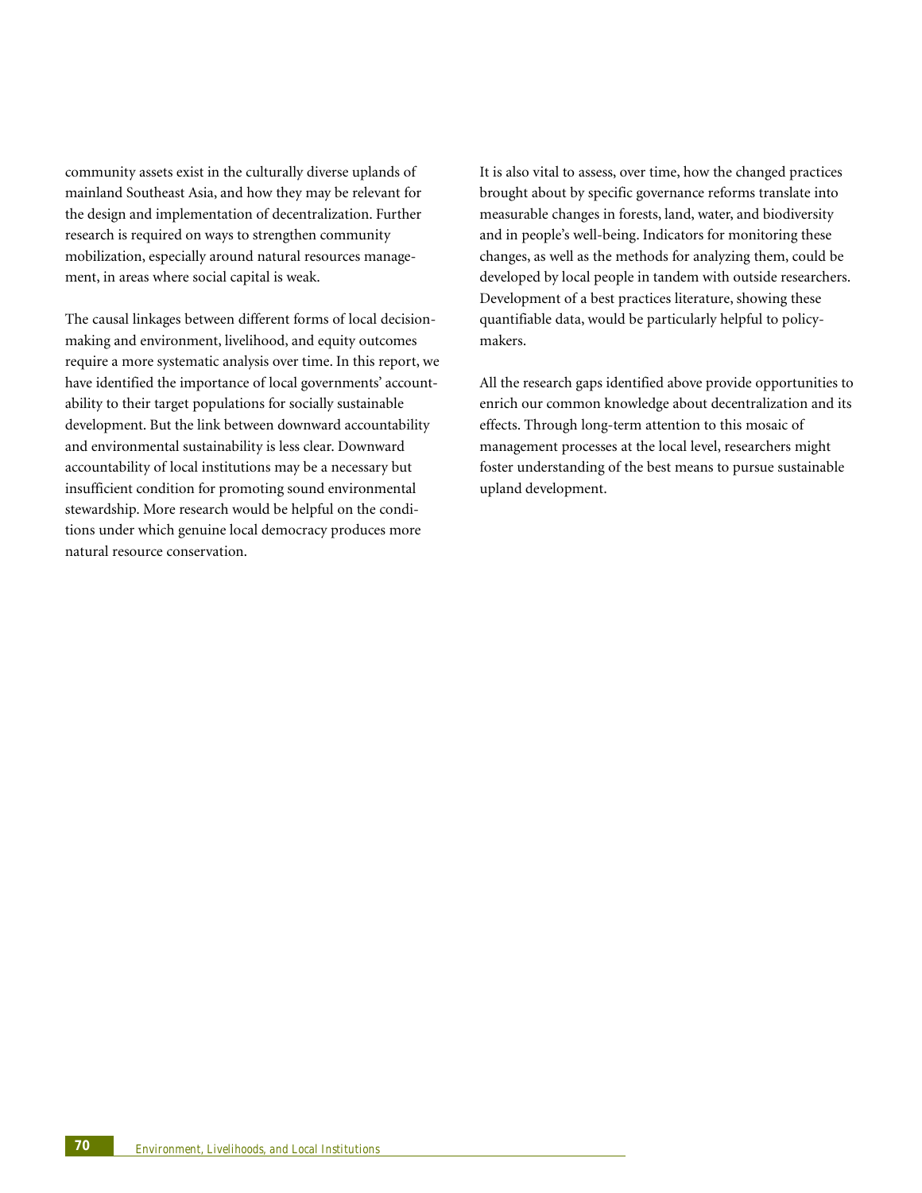community assets exist in the culturally diverse uplands of mainland Southeast Asia, and how they may be relevant for the design and implementation of decentralization. Further research is required on ways to strengthen community mobilization, especially around natural resources management, in areas where social capital is weak.

The causal linkages between different forms of local decision-making and environment, livelihood, and equity outcomes require a more systematic analysis over time. In this report, we have identified the importance of local governments' accountability to their target populations for socially sustainable development. But the link between downward accountability and environmental sustainability is less clear. Downward accountability of local institutions may be a necessary but insufficient condition for promoting sound environmental stewardship. More research would be helpful on the conditions under which genuine local democracy produces more natural resource conservation.

It is also vital to assess, over time, how the changed practices brought about by specific governance reforms translate into measurable changes in forests, land, water, and biodiversity and in people's well-being. Indicators for monitoring these changes, as well as the methods for analyzing them, could be developed by local people in tandem with outside researchers. Development of a best practices literature, showing these quantifiable data, would be particularly helpful to policymakers.

All the research gaps identified above provide opportunities to enrich our common knowledge about decentralization and its effects. Through long-term attention to this mosaic of management processes at the local level, researchers might foster understanding of the best means to pursue sustainable upland development.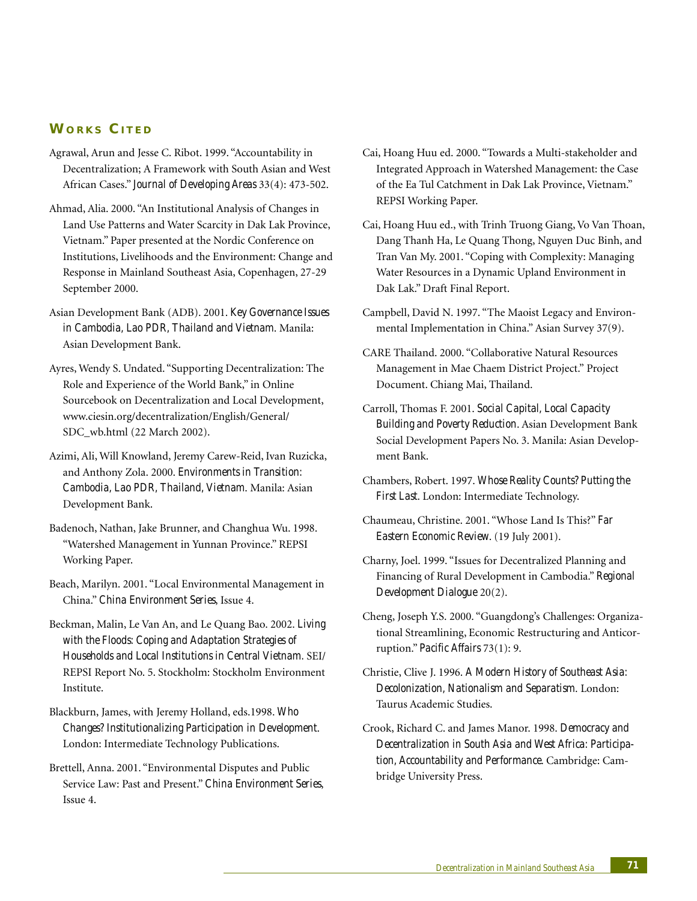## Works Cited

Agrawal, Arun and Jesse C. Ribot. 1999. "Accountability in Decentralization; A Framework with South Asian and West African Cases." *Journal of Developing Areas* 33(4): 473-502.

Ahmad, Alia. 2000. "An Institutional Analysis of Changes in Land Use Patterns and Water Scarcity in Dak Lak Province, Vietnam." Paper presented at the Nordic Conference on Institutions, Livelihoods and the Environment: Change and Response in Mainland Southeast Asia, Copenhagen, 27-29 September 2000.

Asian Development Bank (ADB). 2001. *Key Governance Issues in Cambodia, Lao PDR, Thailand and Vietnam*. Manila: Asian Development Bank.

Ayres, Wendy S. Undated. "Supporting Decentralization: The Role and Experience of the World Bank," in Online Sourcebook on Decentralization and Local Development, www.ciesin.org/decentralization/English/General/SDC_wb.html (22 March 2002).

Azimi, Ali, Will Knowland, Jeremy Carew-Reid, Ivan Ruzicka, and Anthony Zola. 2000. *Environments in Transition: Cambodia, Lao PDR, Thailand, Vietnam*. Manila: Asian Development Bank.

Badenoch, Nathan, Jake Brunner, and Changhua Wu. 1998. "Watershed Management in Yunnan Province." REPSI Working Paper.

Beach, Marilyn. 2001. "Local Environmental Management in China." *China Environment Series*, Issue 4.

Beckman, Malin, Le Van An, and Le Quang Bao. 2002. *Living with the Floods: Coping and Adaptation Strategies of Households and Local Institutions in Central Vietnam*. SEI/REPSI Report No. 5. Stockholm: Stockholm Environment Institute.

Blackburn, James, with Jeremy Holland, eds.1998. *Who Changes? Institutionalizing Participation in Development*. London: Intermediate Technology Publications.

Brettell, Anna. 2001. "Environmental Disputes and Public Service Law: Past and Present." *China Environment Series*, Issue 4.

Cai, Hoang Huu ed. 2000. "Towards a Multi-stakeholder and Integrated Approach in Watershed Management: the Case of the Ea Tul Catchment in Dak Lak Province, Vietnam." REPSI Working Paper.

Cai, Hoang Huu ed., with Trinh Truong Giang, Vo Van Thoan, Dang Thanh Ha, Le Quang Thong, Nguyen Duc Binh, and Tran Van My. 2001. "Coping with Complexity: Managing Water Resources in a Dynamic Upland Environment in Dak Lak." Draft Final Report.

Campbell, David N. 1997. "The Maoist Legacy and Environmental Implementation in China." Asian Survey 37(9).

CARE Thailand. 2000. "Collaborative Natural Resources Management in Mae Chaem District Project." Project Document. Chiang Mai, Thailand.

Carroll, Thomas F. 2001. *Social Capital, Local Capacity Building and Poverty Reduction*. Asian Development Bank Social Development Papers No. 3. Manila: Asian Development Bank.

Chambers, Robert. 1997. *Whose Reality Counts? Putting the First Last*. London: Intermediate Technology.

Chaumeau, Christine. 2001. "Whose Land Is This?" *Far Eastern Economic Review*. (19 July 2001).

Charny, Joel. 1999. "Issues for Decentralized Planning and Financing of Rural Development in Cambodia." *Regional Development Dialogue* 20(2).

Cheng, Joseph Y.S. 2000. "Guangdong's Challenges: Organizational Streamlining, Economic Restructuring and Anticorruption." *Pacific Affairs* 73(1): 9.

Christie, Clive J. 1996. *A Modern History of Southeast Asia: Decolonization, Nationalism and Separatism*. London: Taurus Academic Studies.

Crook, Richard C. and James Manor. 1998. *Democracy and Decentralization in South Asia and West Africa: Participation, Accountability and Performance*. Cambridge: Cambridge University Press.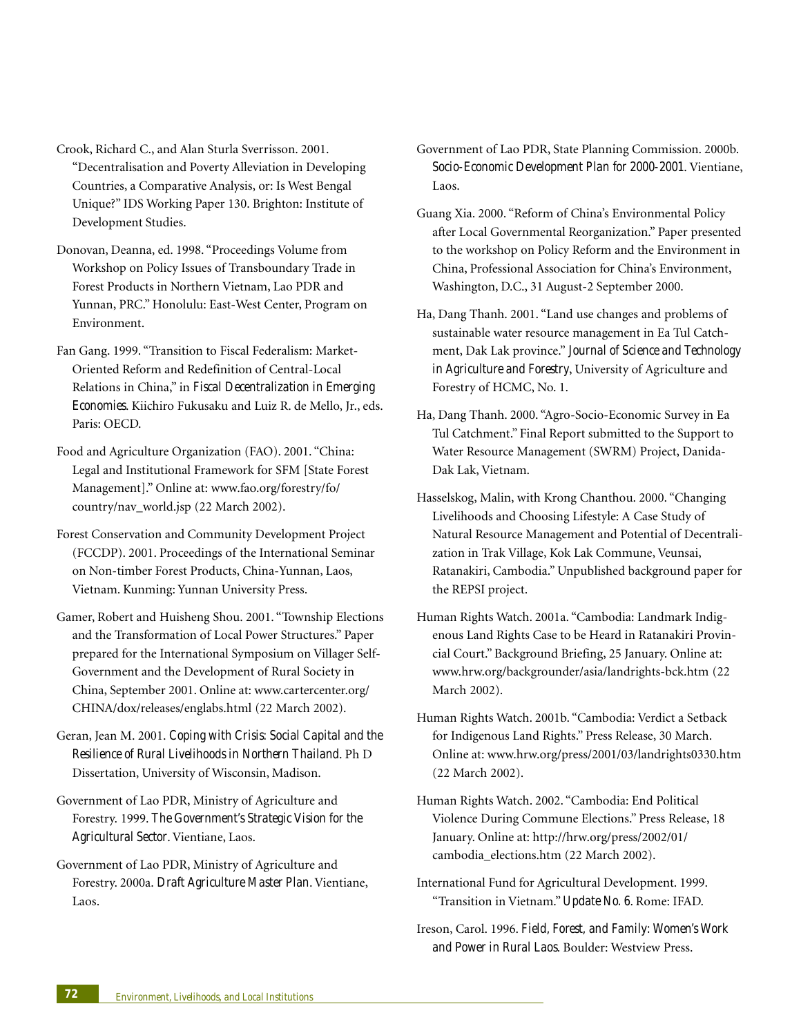Crook, Richard C., and Alan Sturla Sverrisson. 2001. "Decentralisation and Poverty Alleviation in Developing Countries, a Comparative Analysis, or: Is West Bengal Unique?" IDS Working Paper 130. Brighton: Institute of Development Studies.

Donovan, Deanna, ed. 1998. "Proceedings Volume from Workshop on Policy Issues of Transboundary Trade in Forest Products in Northern Vietnam, Lao PDR and Yunnan, PRC." Honolulu: East-West Center, Program on Environment.

Fan Gang. 1999. "Transition to Fiscal Federalism: Market-Oriented Reform and Redefinition of Central-Local Relations in China," in *Fiscal Decentralization in Emerging Economies*. Kiichiro Fukusaku and Luiz R. de Mello, Jr., eds. Paris: OECD.

Food and Agriculture Organization (FAO). 2001. "China: Legal and Institutional Framework for SFM [State Forest Management]." Online at: www.fao.org/forestry/fo/country/nav_world.jsp (22 March 2002).

Forest Conservation and Community Development Project (FCCDP). 2001. Proceedings of the International Seminar on Non-timber Forest Products, China-Yunnan, Laos, Vietnam. Kunming: Yunnan University Press.

Gamer, Robert and Huisheng Shou. 2001. "Township Elections and the Transformation of Local Power Structures." Paper prepared for the International Symposium on Villager Self-Government and the Development of Rural Society in China, September 2001. Online at: www.cartercenter.org/CHINA/dox/releases/englabs.html (22 March 2002).

Geran, Jean M. 2001. *Coping with Crisis: Social Capital and the Resilience of Rural Livelihoods in Northern Thailand*. Ph D Dissertation, University of Wisconsin, Madison.

Government of Lao PDR, Ministry of Agriculture and Forestry. 1999. *The Government's Strategic Vision for the Agricultural Sector*. Vientiane, Laos.

Government of Lao PDR, Ministry of Agriculture and Forestry. 2000a. *Draft Agriculture Master Plan*. Vientiane, Laos.

Government of Lao PDR, State Planning Commission. 2000b. *Socio-Economic Development Plan for 2000-2001*. Vientiane, Laos.

Guang Xia. 2000. "Reform of China's Environmental Policy after Local Governmental Reorganization." Paper presented to the workshop on Policy Reform and the Environment in China, Professional Association for China's Environment, Washington, D.C., 31 August-2 September 2000.

Ha, Dang Thanh. 2001. "Land use changes and problems of sustainable water resource management in Ea Tul Catchment, Dak Lak province." *Journal of Science and Technology in Agriculture and Forestry*, University of Agriculture and Forestry of HCMC, No. 1.

Ha, Dang Thanh. 2000. "Agro-Socio-Economic Survey in Ea Tul Catchment." Final Report submitted to the Support to Water Resource Management (SWRM) Project, Danida-Dak Lak, Vietnam.

Hasselskog, Malin, with Krong Chanthou. 2000. "Changing Livelihoods and Choosing Lifestyle: A Case Study of Natural Resource Management and Potential of Decentralization in Trak Village, Kok Lak Commune, Veunsai, Ratanakiri, Cambodia." Unpublished background paper for the REPSI project.

Human Rights Watch. 2001a. "Cambodia: Landmark Indigenous Land Rights Case to be Heard in Ratanakiri Provincial Court." Background Briefing, 25 January. Online at: www.hrw.org/backgrounder/asia/landrights-bck.htm (22 March 2002).

Human Rights Watch. 2001b. "Cambodia: Verdict a Setback for Indigenous Land Rights." Press Release, 30 March. Online at: www.hrw.org/press/2001/03/landrights0330.htm (22 March 2002).

Human Rights Watch. 2002. "Cambodia: End Political Violence During Commune Elections." Press Release, 18 January. Online at: http://hrw.org/press/2002/01/cambodia_elections.htm (22 March 2002).

International Fund for Agricultural Development. 1999. "Transition in Vietnam." *Update No. 6*. Rome: IFAD.

Ireson, Carol. 1996. *Field, Forest, and Family: Women's Work and Power in Rural Laos*. Boulder: Westview Press.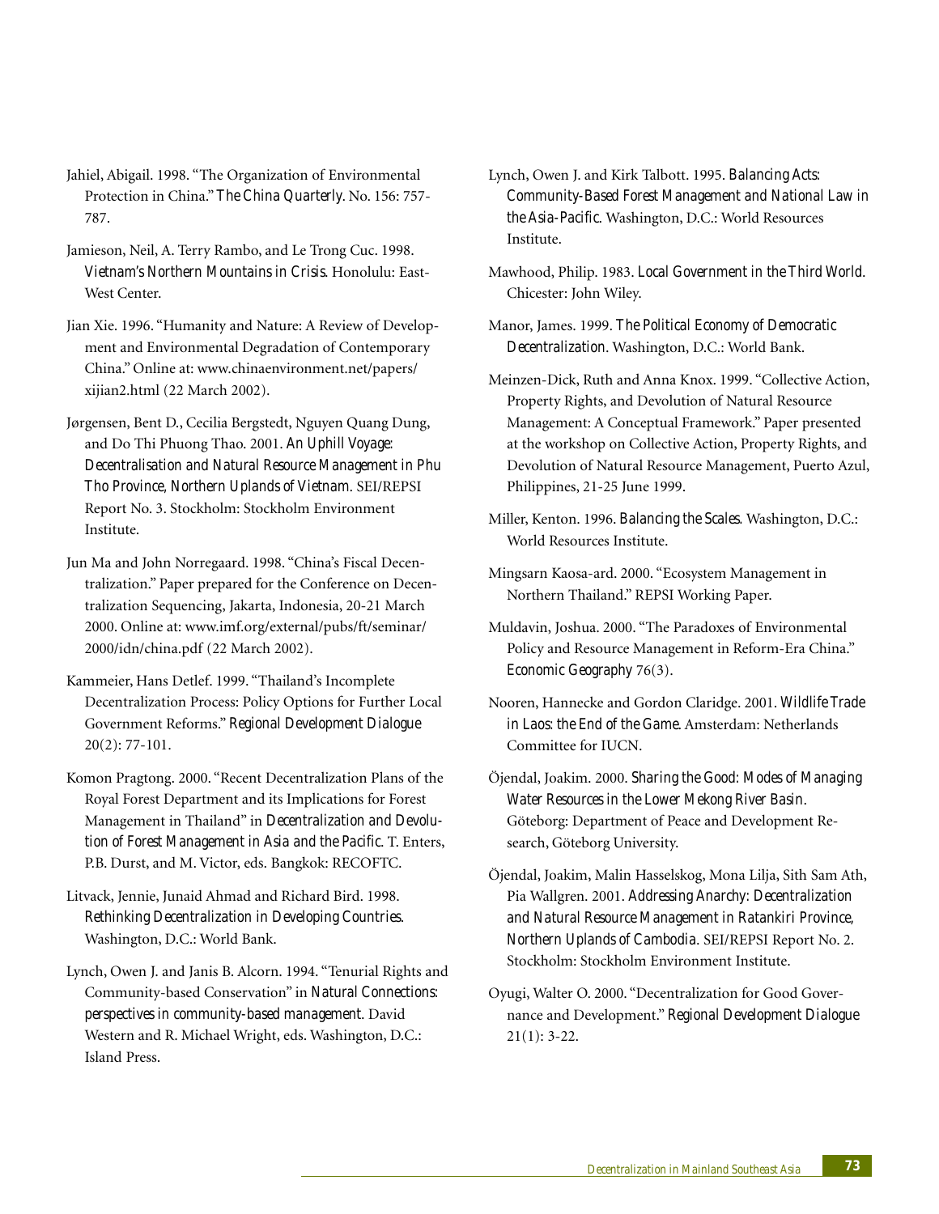Jahiel, Abigail. 1998. "The Organization of Environmental Protection in China." *The China Quarterly*. No. 156: 757-787.

Jamieson, Neil, A. Terry Rambo, and Le Trong Cuc. 1998. *Vietnam's Northern Mountains in Crisis*. Honolulu: East-West Center.

Jian Xie. 1996. "Humanity and Nature: A Review of Development and Environmental Degradation of Contemporary China." Online at: www.chinaenvironment.net/papers/xijian2.html (22 March 2002).

Jørgensen, Bent D., Cecilia Bergstedt, Nguyen Quang Dung, and Do Thi Phuong Thao. 2001. *An Uphill Voyage: Decentralisation and Natural Resource Management in Phu Tho Province, Northern Uplands of Vietnam*. SEI/REPSI Report No. 3. Stockholm: Stockholm Environment Institute.

Jun Ma and John Norregaard. 1998. "China's Fiscal Decentralization." Paper prepared for the Conference on Decentralization Sequencing, Jakarta, Indonesia, 20-21 March 2000. Online at: www.imf.org/external/pubs/ft/seminar/2000/idn/china.pdf (22 March 2002).

Kammeier, Hans Detlef. 1999. "Thailand's Incomplete Decentralization Process: Policy Options for Further Local Government Reforms." *Regional Development Dialogue* 20(2): 77-101.

Komon Pragtong. 2000. "Recent Decentralization Plans of the Royal Forest Department and its Implications for Forest Management in Thailand" in *Decentralization and Devolution of Forest Management in Asia and the Pacific*. T. Enters, P.B. Durst, and M. Victor, eds. Bangkok: RECOFTC.

Litvack, Jennie, Junaid Ahmad and Richard Bird. 1998. *Rethinking Decentralization in Developing Countries*. Washington, D.C.: World Bank.

Lynch, Owen J. and Janis B. Alcorn. 1994. "Tenurial Rights and Community-based Conservation" in *Natural Connections: perspectives in community-based management*. David Western and R. Michael Wright, eds. Washington, D.C.: Island Press.

Lynch, Owen J. and Kirk Talbott. 1995. *Balancing Acts: Community-Based Forest Management and National Law in the Asia-Pacific*. Washington, D.C.: World Resources Institute.

Mawhood, Philip. 1983. *Local Government in the Third World*. Chicester: John Wiley.

Manor, James. 1999. *The Political Economy of Democratic Decentralization*. Washington, D.C.: World Bank.

Meinzen-Dick, Ruth and Anna Knox. 1999. "Collective Action, Property Rights, and Devolution of Natural Resource Management: A Conceptual Framework." Paper presented at the workshop on Collective Action, Property Rights, and Devolution of Natural Resource Management, Puerto Azul, Philippines, 21-25 June 1999.

Miller, Kenton. 1996. *Balancing the Scales*. Washington, D.C.: World Resources Institute.

Mingsarn Kaosa-ard. 2000. "Ecosystem Management in Northern Thailand." REPSI Working Paper.

Muldavin, Joshua. 2000. "The Paradoxes of Environmental Policy and Resource Management in Reform-Era China." *Economic Geography* 76(3).

Nooren, Hannecke and Gordon Claridge. 2001. *Wildlife Trade in Laos: the End of the Game*. Amsterdam: Netherlands Committee for IUCN.

Öjendal, Joakim. 2000. *Sharing the Good: Modes of Managing Water Resources in the Lower Mekong River Basin*. Göteborg: Department of Peace and Development Research, Göteborg University.

Öjendal, Joakim, Malin Hasselskog, Mona Lilja, Sith Sam Ath, Pia Wallgren. 2001. *Addressing Anarchy: Decentralization and Natural Resource Management in Ratankiri Province, Northern Uplands of Cambodia*. SEI/REPSI Report No. 2. Stockholm: Stockholm Environment Institute.

Oyugi, Walter O. 2000. "Decentralization for Good Governance and Development." *Regional Development Dialogue* 21(1): 3-22.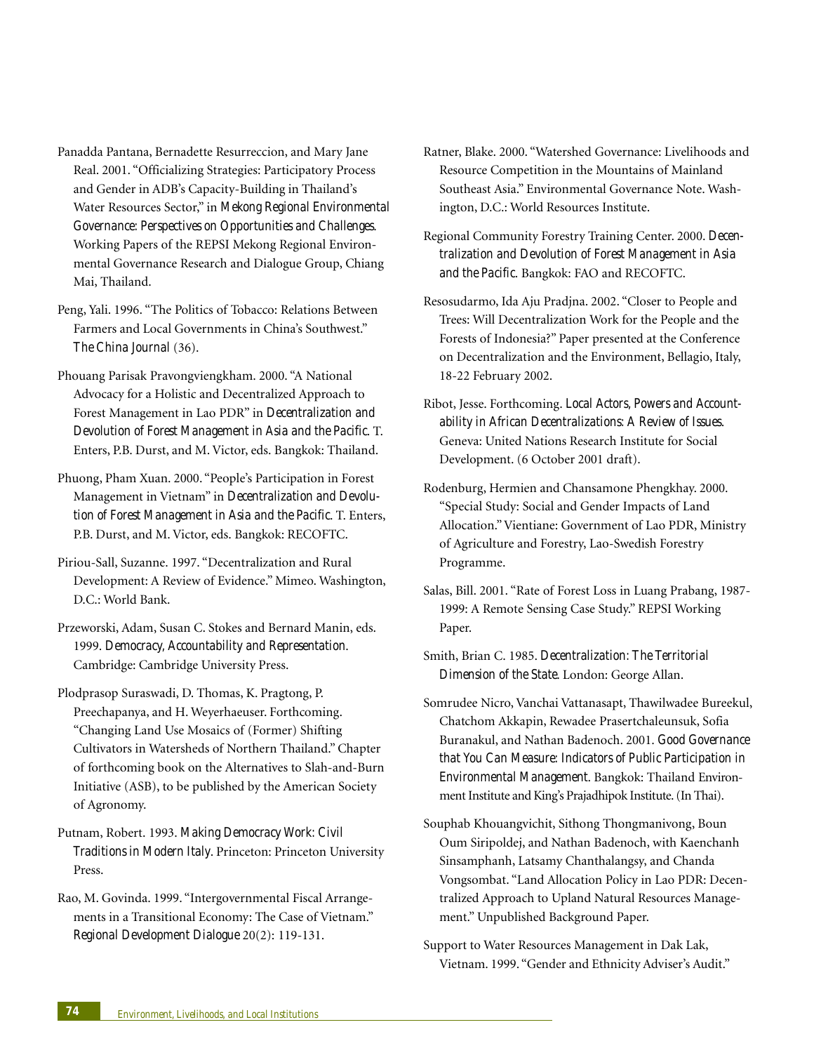Panadda Pantana, Bernadette Resurreccion, and Mary Jane Real. 2001. "Officializing Strategies: Participatory Process and Gender in ADB's Capacity-Building in Thailand's Water Resources Sector," in *Mekong Regional Environmental Governance: Perspectives on Opportunities and Challenges.* Working Papers of the REPSI Mekong Regional Environmental Governance Research and Dialogue Group, Chiang Mai, Thailand.

Peng, Yali. 1996. "The Politics of Tobacco: Relations Between Farmers and Local Governments in China's Southwest." *The China Journal* (36).

Phouang Parisak Pravongviengkham. 2000. "A National Advocacy for a Holistic and Decentralized Approach to Forest Management in Lao PDR" in *Decentralization and Devolution of Forest Management in Asia and the Pacific.* T. Enters, P.B. Durst, and M. Victor, eds. Bangkok: Thailand.

Phuong, Pham Xuan. 2000. "People's Participation in Forest Management in Vietnam" in *Decentralization and Devolution of Forest Management in Asia and the Pacific.* T. Enters, P.B. Durst, and M. Victor, eds. Bangkok: RECOFTC.

Piriou-Sall, Suzanne. 1997. "Decentralization and Rural Development: A Review of Evidence." Mimeo. Washington, D.C.: World Bank.

Przeworski, Adam, Susan C. Stokes and Bernard Manin, eds. 1999. *Democracy, Accountability and Representation.* Cambridge: Cambridge University Press.

Plodprasop Suraswadi, D. Thomas, K. Pragtong, P. Preechapanya, and H. Weyerhaeuser. Forthcoming. "Changing Land Use Mosaics of (Former) Shifting Cultivators in Watersheds of Northern Thailand." Chapter of forthcoming book on the Alternatives to Slah-and-Burn Initiative (ASB), to be published by the American Society of Agronomy.

Putnam, Robert. 1993. *Making Democracy Work: Civil Traditions in Modern Italy.* Princeton: Princeton University Press.

Rao, M. Govinda. 1999. "Intergovernmental Fiscal Arrangements in a Transitional Economy: The Case of Vietnam." *Regional Development Dialogue* 20(2): 119-131.

Ratner, Blake. 2000. "Watershed Governance: Livelihoods and Resource Competition in the Mountains of Mainland Southeast Asia." Environmental Governance Note. Washington, D.C.: World Resources Institute.

Regional Community Forestry Training Center. 2000. *Decentralization and Devolution of Forest Management in Asia and the Pacific.* Bangkok: FAO and RECOFTC.

Resosudarmo, Ida Aju Pradjna. 2002. "Closer to People and Trees: Will Decentralization Work for the People and the Forests of Indonesia?" Paper presented at the Conference on Decentralization and the Environment, Bellagio, Italy, 18-22 February 2002.

Ribot, Jesse. Forthcoming. *Local Actors, Powers and Accountability in African Decentralizations: A Review of Issues.* Geneva: United Nations Research Institute for Social Development. (6 October 2001 draft).

Rodenburg, Hermien and Chansamone Phengkhay. 2000. "Special Study: Social and Gender Impacts of Land Allocation." Vientiane: Government of Lao PDR, Ministry of Agriculture and Forestry, Lao-Swedish Forestry Programme.

Salas, Bill. 2001. "Rate of Forest Loss in Luang Prabang, 1987-1999: A Remote Sensing Case Study." REPSI Working Paper.

Smith, Brian C. 1985. *Decentralization: The Territorial Dimension of the State.* London: George Allan.

Somrudee Nicro, Vanchai Vattanasapt, Thawilwadee Bureekul, Chatchom Akkapin, Rewadee Prasertchaleunsuk, Sofia Buranakul, and Nathan Badenoch. 2001. *Good Governance that You Can Measure: Indicators of Public Participation in Environmental Management.* Bangkok: Thailand Environment Institute and King's Prajadhipok Institute. (In Thai).

Souphab Khouangvichit, Sithong Thongmanivong, Boun Oum Siripoldej, and Nathan Badenoch, with Kaenchanh Sinsamphanh, Latsamy Chanthalangsy, and Chanda Vongsombat. "Land Allocation Policy in Lao PDR: Decentralized Approach to Upland Natural Resources Management." Unpublished Background Paper.

Support to Water Resources Management in Dak Lak, Vietnam. 1999. "Gender and Ethnicity Adviser's Audit."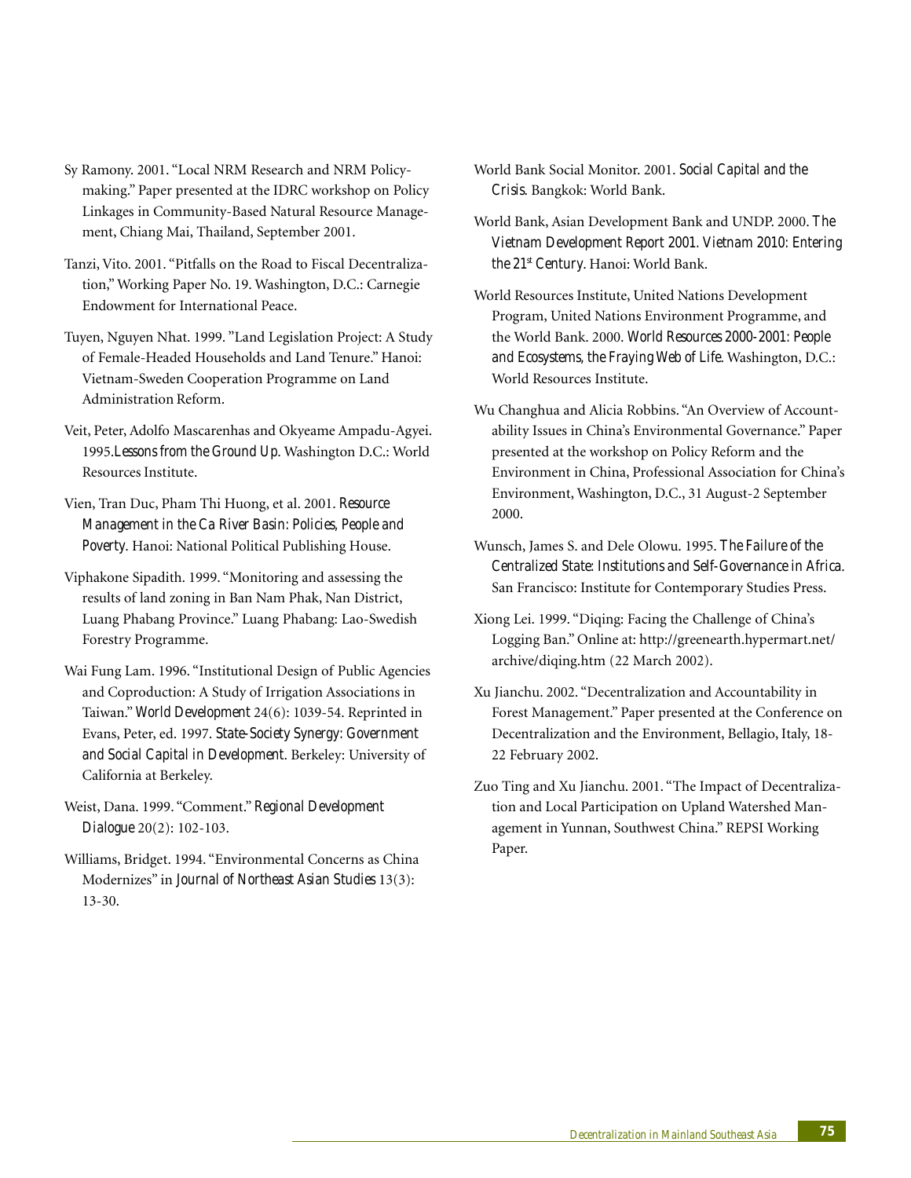Sy Ramony. 2001. "Local NRM Research and NRM Policy-making." Paper presented at the IDRC workshop on Policy Linkages in Community-Based Natural Resource Management, Chiang Mai, Thailand, September 2001.

Tanzi, Vito. 2001. "Pitfalls on the Road to Fiscal Decentralization," Working Paper No. 19. Washington, D.C.: Carnegie Endowment for International Peace.

Tuyen, Nguyen Nhat. 1999. "Land Legislation Project: A Study of Female-Headed Households and Land Tenure." Hanoi: Vietnam-Sweden Cooperation Programme on Land Administration Reform.

Veit, Peter, Adolfo Mascarenhas and Okyeame Ampadu-Agyei. 1995.*Lessons from the Ground Up*. Washington D.C.: World Resources Institute.

Vien, Tran Duc, Pham Thi Huong, et al. 2001. *Resource Management in the Ca River Basin: Policies, People and Poverty*. Hanoi: National Political Publishing House.

Viphakone Sipadith. 1999. "Monitoring and assessing the results of land zoning in Ban Nam Phak, Nan District, Luang Phabang Province." Luang Phabang: Lao-Swedish Forestry Programme.

Wai Fung Lam. 1996. "Institutional Design of Public Agencies and Coproduction: A Study of Irrigation Associations in Taiwan." *World Development* 24(6): 1039-54. Reprinted in Evans, Peter, ed. 1997. *State-Society Synergy: Government and Social Capital in Development*. Berkeley: University of California at Berkeley.

Weist, Dana. 1999. "Comment." *Regional Development Dialogue* 20(2): 102-103.

Williams, Bridget. 1994. "Environmental Concerns as China Modernizes" in *Journal of Northeast Asian Studies* 13(3): 13-30.

World Bank Social Monitor. 2001. *Social Capital and the Crisis*. Bangkok: World Bank.

World Bank, Asian Development Bank and UNDP. 2000. *The Vietnam Development Report 2001. Vietnam 2010: Entering the 21st Century*. Hanoi: World Bank.

World Resources Institute, United Nations Development Program, United Nations Environment Programme, and the World Bank. 2000. *World Resources 2000-2001: People and Ecosystems, the Fraying Web of Life*. Washington, D.C.: World Resources Institute.

Wu Changhua and Alicia Robbins. "An Overview of Accountability Issues in China's Environmental Governance." Paper presented at the workshop on Policy Reform and the Environment in China, Professional Association for China's Environment, Washington, D.C., 31 August-2 September 2000.

Wunsch, James S. and Dele Olowu. 1995. *The Failure of the Centralized State: Institutions and Self-Governance in Africa*. San Francisco: Institute for Contemporary Studies Press.

Xiong Lei. 1999. "Diqing: Facing the Challenge of China's Logging Ban." Online at: http://greenearth.hypermart.net/archive/diqing.htm (22 March 2002).

Xu Jianchu. 2002. "Decentralization and Accountability in Forest Management." Paper presented at the Conference on Decentralization and the Environment, Bellagio, Italy, 18-22 February 2002.

Zuo Ting and Xu Jianchu. 2001. "The Impact of Decentralization and Local Participation on Upland Watershed Management in Yunnan, Southwest China." REPSI Working Paper.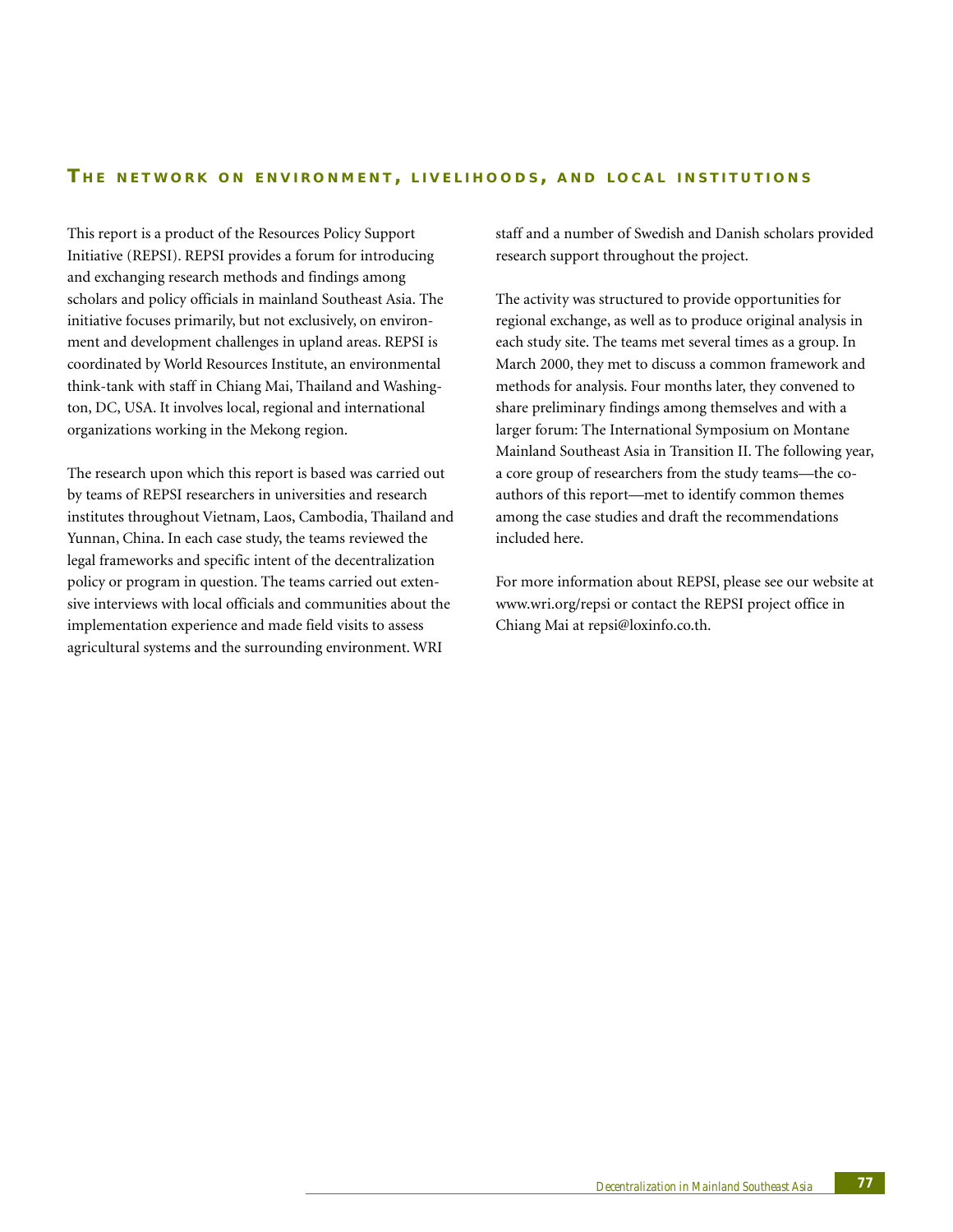## The network on environment, livelihoods, and local institutions

This report is a product of the Resources Policy Support Initiative (REPSI). REPSI provides a forum for introducing and exchanging research methods and findings among scholars and policy officials in mainland Southeast Asia. The initiative focuses primarily, but not exclusively, on environment and development challenges in upland areas. REPSI is coordinated by World Resources Institute, an environmental think-tank with staff in Chiang Mai, Thailand and Washington, DC, USA. It involves local, regional and international organizations working in the Mekong region.

The research upon which this report is based was carried out by teams of REPSI researchers in universities and research institutes throughout Vietnam, Laos, Cambodia, Thailand and Yunnan, China. In each case study, the teams reviewed the legal frameworks and specific intent of the decentralization policy or program in question. The teams carried out extensive interviews with local officials and communities about the implementation experience and made field visits to assess agricultural systems and the surrounding environment. WRI staff and a number of Swedish and Danish scholars provided research support throughout the project.

The activity was structured to provide opportunities for regional exchange, as well as to produce original analysis in each study site. The teams met several times as a group. In March 2000, they met to discuss a common framework and methods for analysis. Four months later, they convened to share preliminary findings among themselves and with a larger forum: The International Symposium on Montane Mainland Southeast Asia in Transition II. The following year, a core group of researchers from the study teams—the co-authors of this report—met to identify common themes among the case studies and draft the recommendations included here.

For more information about REPSI, please see our website at www.wri.org/repsi or contact the REPSI project office in Chiang Mai at repsi@loxinfo.co.th.